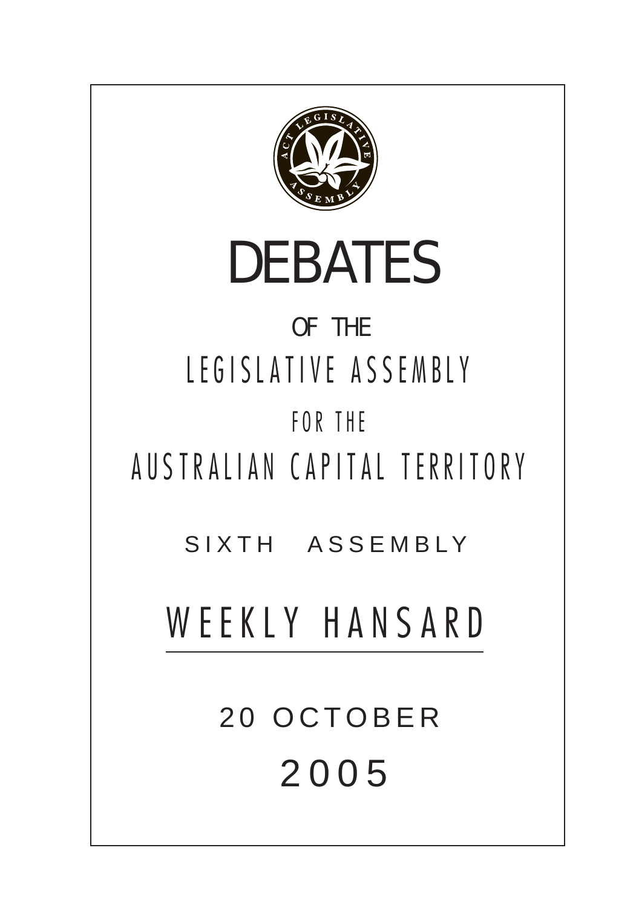# DEBATES

OF THE

LEGISLATIVE ASSEMBLY

FOR THE

AUSTRALIAN CAPITAL TERRITORY

SIXTH ASSEMBLY

## WEEKLY HANSARD

20 OCTOBER

2005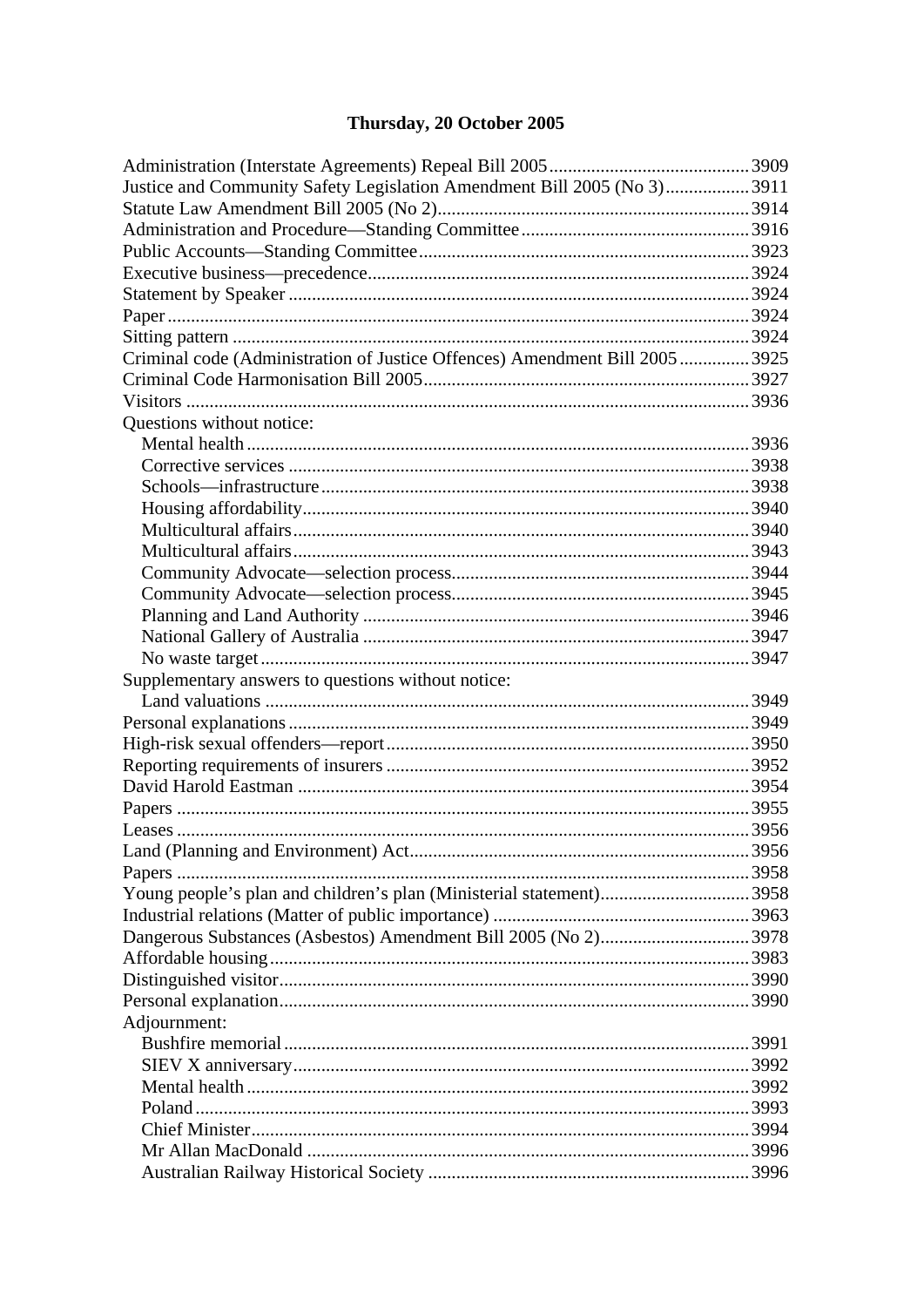**Thursday, 20 October 2005**

| | |
|---|---|
| Administration (Interstate Agreements) Repeal Bill 2005 | 3909 |
| Justice and Community Safety Legislation Amendment Bill 2005 (No 3) | 3911 |
| Statute Law Amendment Bill 2005 (No 2) | 3914 |
| Administration and Procedure—Standing Committee | 3916 |
| Public Accounts—Standing Committee | 3923 |
| Executive business—precedence | 3924 |
| Statement by Speaker | 3924 |
| Paper | 3924 |
| Sitting pattern | 3924 |
| Criminal code (Administration of Justice Offences) Amendment Bill 2005 | 3925 |
| Criminal Code Harmonisation Bill 2005 | 3927 |
| Visitors | 3936 |
| Questions without notice: | |
| Mental health | 3936 |
| Corrective services | 3938 |
| Schools—infrastructure | 3938 |
| Housing affordability | 3940 |
| Multicultural affairs | 3940 |
| Multicultural affairs | 3943 |
| Community Advocate—selection process | 3944 |
| Community Advocate—selection process | 3945 |
| Planning and Land Authority | 3946 |
| National Gallery of Australia | 3947 |
| No waste target | 3947 |
| Supplementary answers to questions without notice: | |
| Land valuations | 3949 |
| Personal explanations | 3949 |
| High-risk sexual offenders—report | 3950 |
| Reporting requirements of insurers | 3952 |
| David Harold Eastman | 3954 |
| Papers | 3955 |
| Leases | 3956 |
| Land (Planning and Environment) Act | 3956 |
| Papers | 3958 |
| Young people's plan and children's plan (Ministerial statement) | 3958 |
| Industrial relations (Matter of public importance) | 3963 |
| Dangerous Substances (Asbestos) Amendment Bill 2005 (No 2) | 3978 |
| Affordable housing | 3983 |
| Distinguished visitor | 3990 |
| Personal explanation | 3990 |
| Adjournment: | |
| Bushfire memorial | 3991 |
| SIEV X anniversary | 3992 |
| Mental health | 3992 |
| Poland | 3993 |
| Chief Minister | 3994 |
| Mr Allan MacDonald | 3996 |
| Australian Railway Historical Society | 3996 |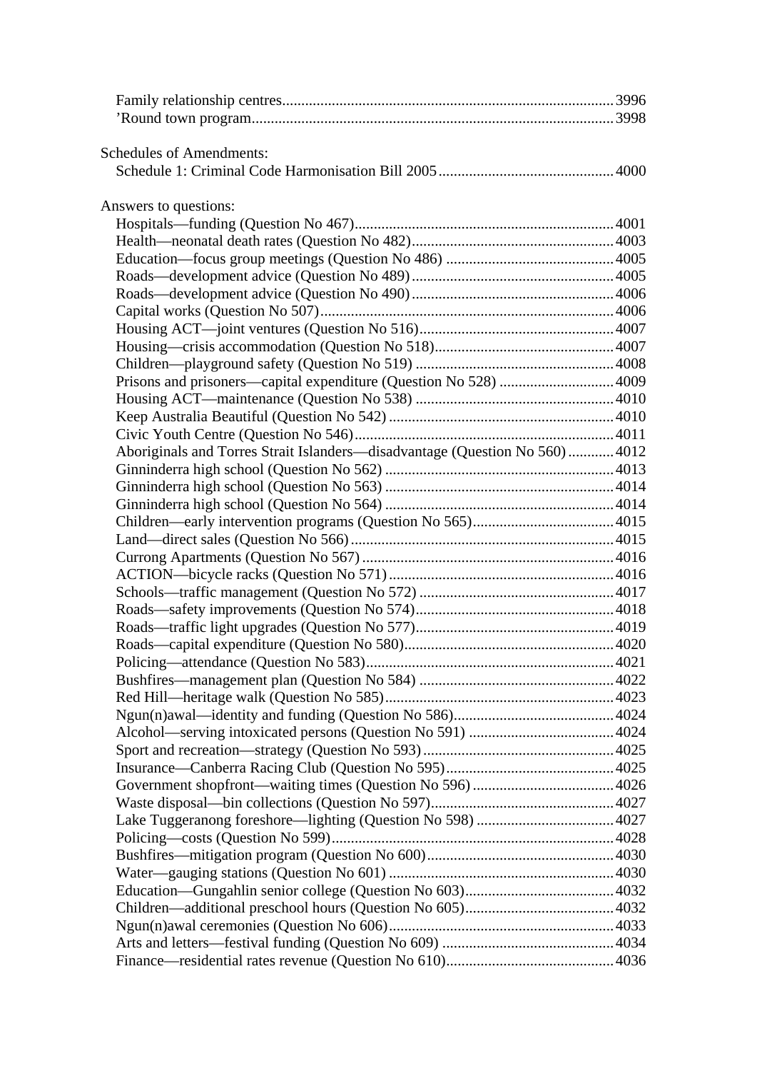Family relationship centres.......................................................................................3996
’Round town program..............................................................................................3998

Schedules of Amendments:
Schedule 1: Criminal Code Harmonisation Bill 2005..............................................4000

Answers to questions:
Hospitals—funding (Question No 467)....................................................................4001
Health—neonatal death rates (Question No 482).....................................................4003
Education—focus group meetings (Question No 486) ............................................4005
Roads—development advice (Question No 489).....................................................4005
Roads—development advice (Question No 490).....................................................4006
Capital works (Question No 507).............................................................................4006
Housing ACT—joint ventures (Question No 516)...................................................4007
Housing—crisis accommodation (Question No 518)...............................................4007
Children—playground safety (Question No 519) ....................................................4008
Prisons and prisoners—capital expenditure (Question No 528) ..............................4009
Housing ACT—maintenance (Question No 538) ....................................................4010
Keep Australia Beautiful (Question No 542) ...........................................................4010
Civic Youth Centre (Question No 546)....................................................................4011
Aboriginals and Torres Strait Islanders—disadvantage (Question No 560) ............4012
Ginninderra high school (Question No 562) ............................................................4013
Ginninderra high school (Question No 563) ............................................................4014
Ginninderra high school (Question No 564) ............................................................4014
Children—early intervention programs (Question No 565).....................................4015
Land—direct sales (Question No 566).....................................................................4015
Currong Apartments (Question No 567)..................................................................4016
ACTION—bicycle racks (Question No 571)...........................................................4016
Schools—traffic management (Question No 572) ...................................................4017
Roads—safety improvements (Question No 574)....................................................4018
Roads—traffic light upgrades (Question No 577)....................................................4019
Roads—capital expenditure (Question No 580).......................................................4020
Policing—attendance (Question No 583).................................................................4021
Bushfires—management plan (Question No 584) ...................................................4022
Red Hill—heritage walk (Question No 585)............................................................4023
Ngun(n)awal—identity and funding (Question No 586)..........................................4024
Alcohol—serving intoxicated persons (Question No 591) ......................................4024
Sport and recreation—strategy (Question No 593)..................................................4025
Insurance—Canberra Racing Club (Question No 595)............................................4025
Government shopfront—waiting times (Question No 596) .....................................4026
Waste disposal—bin collections (Question No 597)................................................4027
Lake Tuggeranong foreshore—lighting (Question No 598) ....................................4027
Policing—costs (Question No 599)..........................................................................4028
Bushfires—mitigation program (Question No 600).................................................4030
Water—gauging stations (Question No 601) ...........................................................4030
Education—Gungahlin senior college (Question No 603).......................................4032
Children—additional preschool hours (Question No 605).......................................4032
Ngun(n)awal ceremonies (Question No 606)...........................................................4033
Arts and letters—festival funding (Question No 609) .............................................4034
Finance—residential rates revenue (Question No 610)............................................4036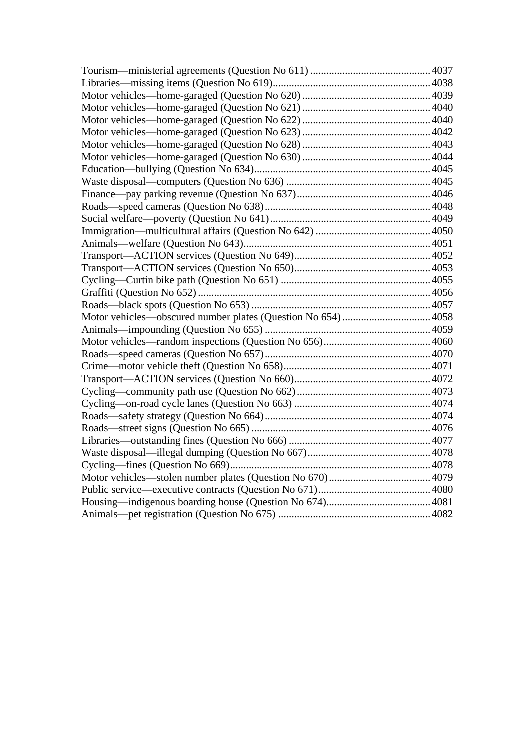Tourism—ministerial agreements (Question No 611) ............................................ 4037
Libraries—missing items (Question No 619)........................................................ 4038
Motor vehicles—home-garaged (Question No 620) ................................................ 4039
Motor vehicles—home-garaged (Question No 621) ................................................ 4040
Motor vehicles—home-garaged (Question No 622) ................................................ 4040
Motor vehicles—home-garaged (Question No 623) ................................................ 4042
Motor vehicles—home-garaged (Question No 628) ................................................ 4043
Motor vehicles—home-garaged (Question No 630) ................................................ 4044
Education—bullying (Question No 634).................................................................. 4045
Waste disposal—computers (Question No 636) ...................................................... 4045
Finance—pay parking revenue (Question No 637).................................................. 4046
Roads—speed cameras (Question No 638).............................................................. 4048
Social welfare—poverty (Question No 641)............................................................ 4049
Immigration—multicultural affairs (Question No 642) ........................................... 4050
Animals—welfare (Question No 643)...................................................................... 4051
Transport—ACTION services (Question No 649)................................................... 4052
Transport—ACTION services (Question No 650)................................................... 4053
Cycling—Curtin bike path (Question No 651) ........................................................ 4055
Graffiti (Question No 652) ....................................................................................... 4056
Roads—black spots (Question No 653) ................................................................... 4057
Motor vehicles—obscured number plates (Question No 654) ................................. 4058
Animals—impounding (Question No 655) .............................................................. 4059
Motor vehicles—random inspections (Question No 656)........................................ 4060
Roads—speed cameras (Question No 657).............................................................. 4070
Crime—motor vehicle theft (Question No 658)....................................................... 4071
Transport—ACTION services (Question No 660)................................................... 4072
Cycling—community path use (Question No 662).................................................. 4073
Cycling—on-road cycle lanes (Question No 663) ................................................... 4074
Roads—safety strategy (Question No 664).............................................................. 4074
Roads—street signs (Question No 665) ................................................................... 4076
Libraries—outstanding fines (Question No 666) ..................................................... 4077
Waste disposal—illegal dumping (Question No 667).............................................. 4078
Cycling—fines (Question No 669)........................................................................... 4078
Motor vehicles—stolen number plates (Question No 670)...................................... 4079
Public service—executive contracts (Question No 671).......................................... 4080
Housing—indigenous boarding house (Question No 674)....................................... 4081
Animals—pet registration (Question No 675) ......................................................... 4082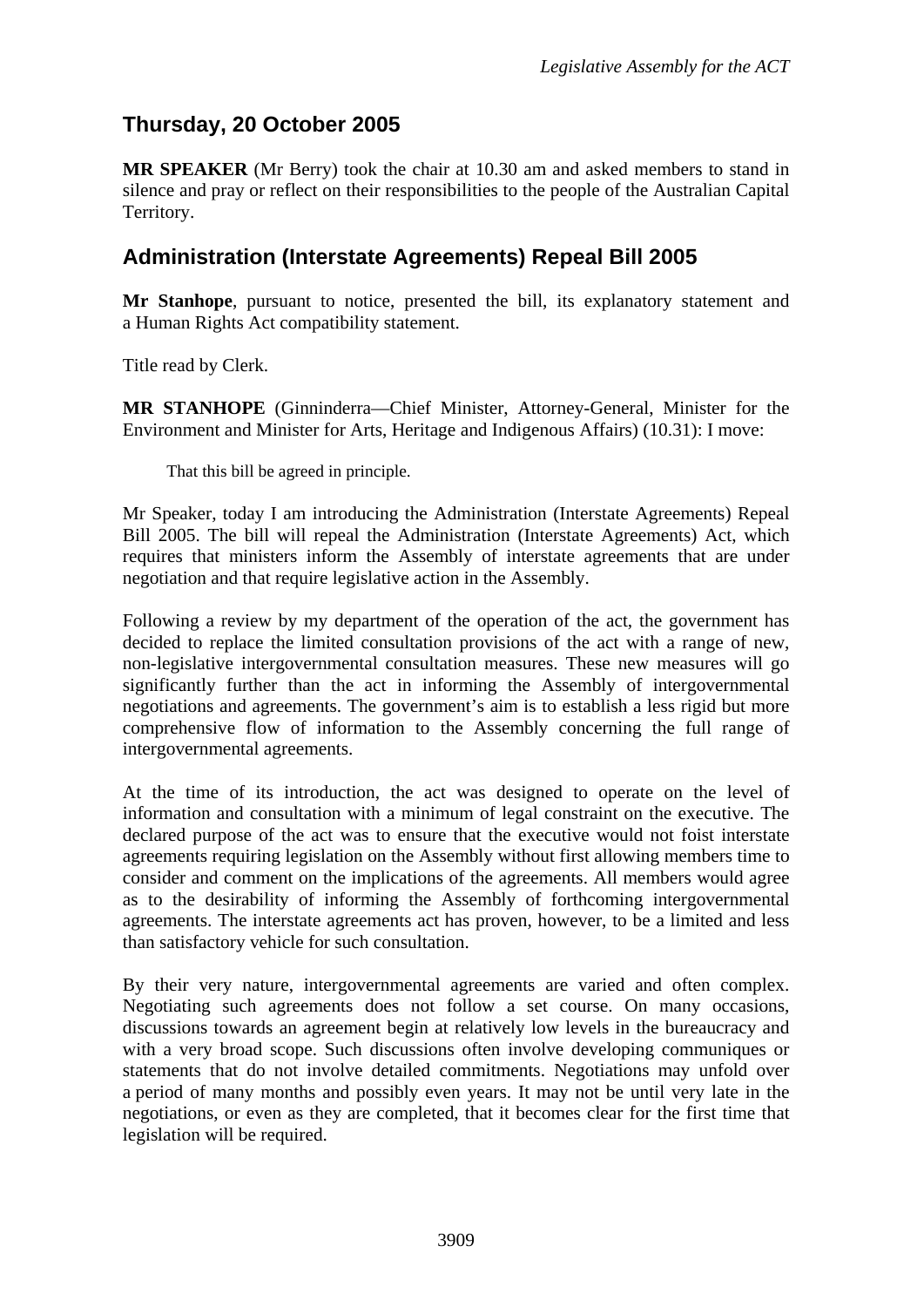## Thursday, 20 October 2005

**MR SPEAKER** (Mr Berry) took the chair at 10.30 am and asked members to stand in silence and pray or reflect on their responsibilities to the people of the Australian Capital Territory.

## Administration (Interstate Agreements) Repeal Bill 2005

**Mr Stanhope**, pursuant to notice, presented the bill, its explanatory statement and a Human Rights Act compatibility statement.

Title read by Clerk.

**MR STANHOPE** (Ginninderra—Chief Minister, Attorney-General, Minister for the Environment and Minister for Arts, Heritage and Indigenous Affairs) (10.31): I move:

> That this bill be agreed in principle.

Mr Speaker, today I am introducing the Administration (Interstate Agreements) Repeal Bill 2005. The bill will repeal the Administration (Interstate Agreements) Act, which requires that ministers inform the Assembly of interstate agreements that are under negotiation and that require legislative action in the Assembly.

Following a review by my department of the operation of the act, the government has decided to replace the limited consultation provisions of the act with a range of new, non-legislative intergovernmental consultation measures. These new measures will go significantly further than the act in informing the Assembly of intergovernmental negotiations and agreements. The government's aim is to establish a less rigid but more comprehensive flow of information to the Assembly concerning the full range of intergovernmental agreements.

At the time of its introduction, the act was designed to operate on the level of information and consultation with a minimum of legal constraint on the executive. The declared purpose of the act was to ensure that the executive would not foist interstate agreements requiring legislation on the Assembly without first allowing members time to consider and comment on the implications of the agreements. All members would agree as to the desirability of informing the Assembly of forthcoming intergovernmental agreements. The interstate agreements act has proven, however, to be a limited and less than satisfactory vehicle for such consultation.

By their very nature, intergovernmental agreements are varied and often complex. Negotiating such agreements does not follow a set course. On many occasions, discussions towards an agreement begin at relatively low levels in the bureaucracy and with a very broad scope. Such discussions often involve developing communiques or statements that do not involve detailed commitments. Negotiations may unfold over a period of many months and possibly even years. It may not be until very late in the negotiations, or even as they are completed, that it becomes clear for the first time that legislation will be required.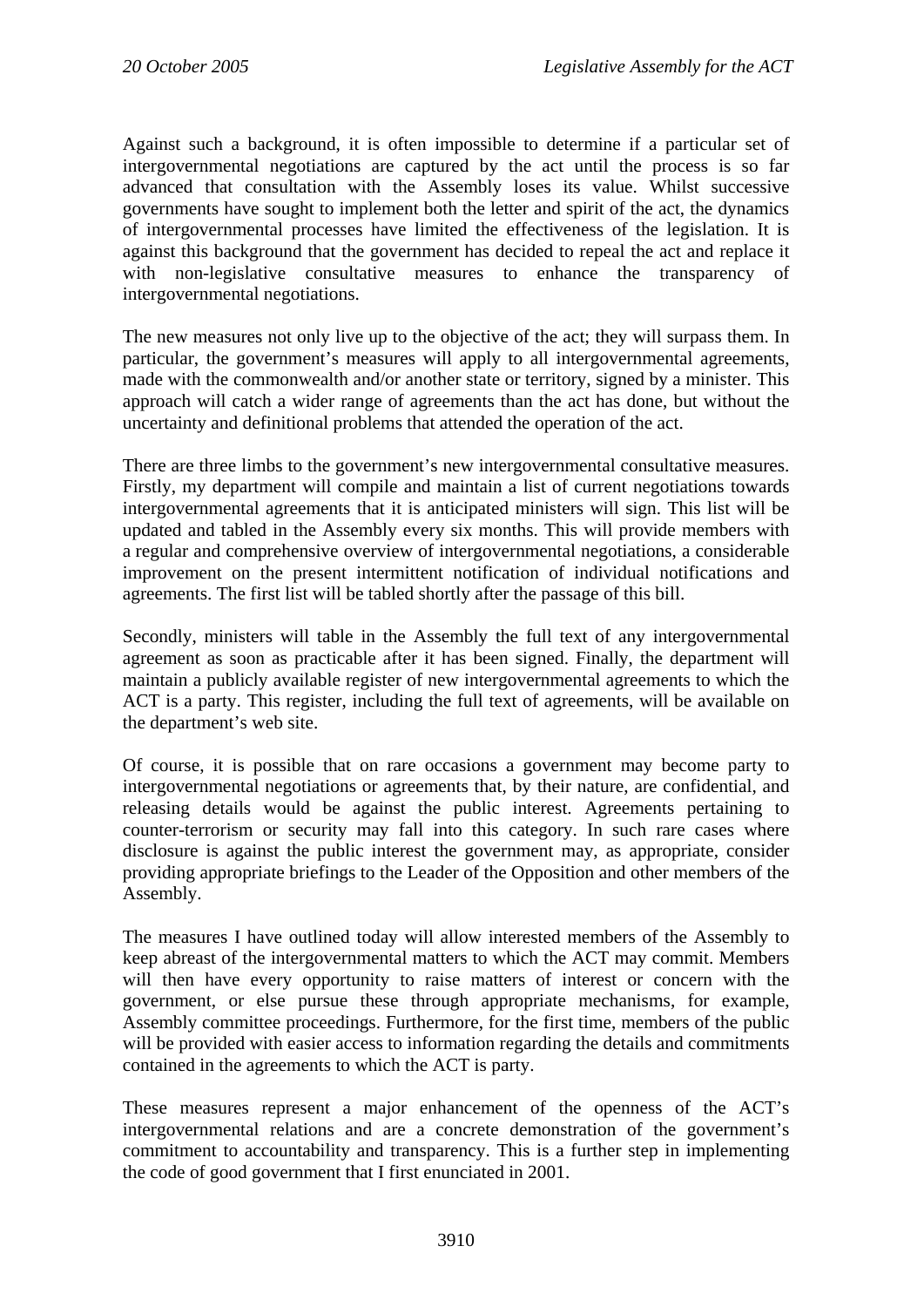Against such a background, it is often impossible to determine if a particular set of intergovernmental negotiations are captured by the act until the process is so far advanced that consultation with the Assembly loses its value. Whilst successive governments have sought to implement both the letter and spirit of the act, the dynamics of intergovernmental processes have limited the effectiveness of the legislation. It is against this background that the government has decided to repeal the act and replace it with non-legislative consultative measures to enhance the transparency of intergovernmental negotiations.

The new measures not only live up to the objective of the act; they will surpass them. In particular, the government's measures will apply to all intergovernmental agreements, made with the commonwealth and/or another state or territory, signed by a minister. This approach will catch a wider range of agreements than the act has done, but without the uncertainty and definitional problems that attended the operation of the act.

There are three limbs to the government's new intergovernmental consultative measures. Firstly, my department will compile and maintain a list of current negotiations towards intergovernmental agreements that it is anticipated ministers will sign. This list will be updated and tabled in the Assembly every six months. This will provide members with a regular and comprehensive overview of intergovernmental negotiations, a considerable improvement on the present intermittent notification of individual notifications and agreements. The first list will be tabled shortly after the passage of this bill.

Secondly, ministers will table in the Assembly the full text of any intergovernmental agreement as soon as practicable after it has been signed. Finally, the department will maintain a publicly available register of new intergovernmental agreements to which the ACT is a party. This register, including the full text of agreements, will be available on the department's web site.

Of course, it is possible that on rare occasions a government may become party to intergovernmental negotiations or agreements that, by their nature, are confidential, and releasing details would be against the public interest. Agreements pertaining to counter-terrorism or security may fall into this category. In such rare cases where disclosure is against the public interest the government may, as appropriate, consider providing appropriate briefings to the Leader of the Opposition and other members of the Assembly.

The measures I have outlined today will allow interested members of the Assembly to keep abreast of the intergovernmental matters to which the ACT may commit. Members will then have every opportunity to raise matters of interest or concern with the government, or else pursue these through appropriate mechanisms, for example, Assembly committee proceedings. Furthermore, for the first time, members of the public will be provided with easier access to information regarding the details and commitments contained in the agreements to which the ACT is party.

These measures represent a major enhancement of the openness of the ACT's intergovernmental relations and are a concrete demonstration of the government's commitment to accountability and transparency. This is a further step in implementing the code of good government that I first enunciated in 2001.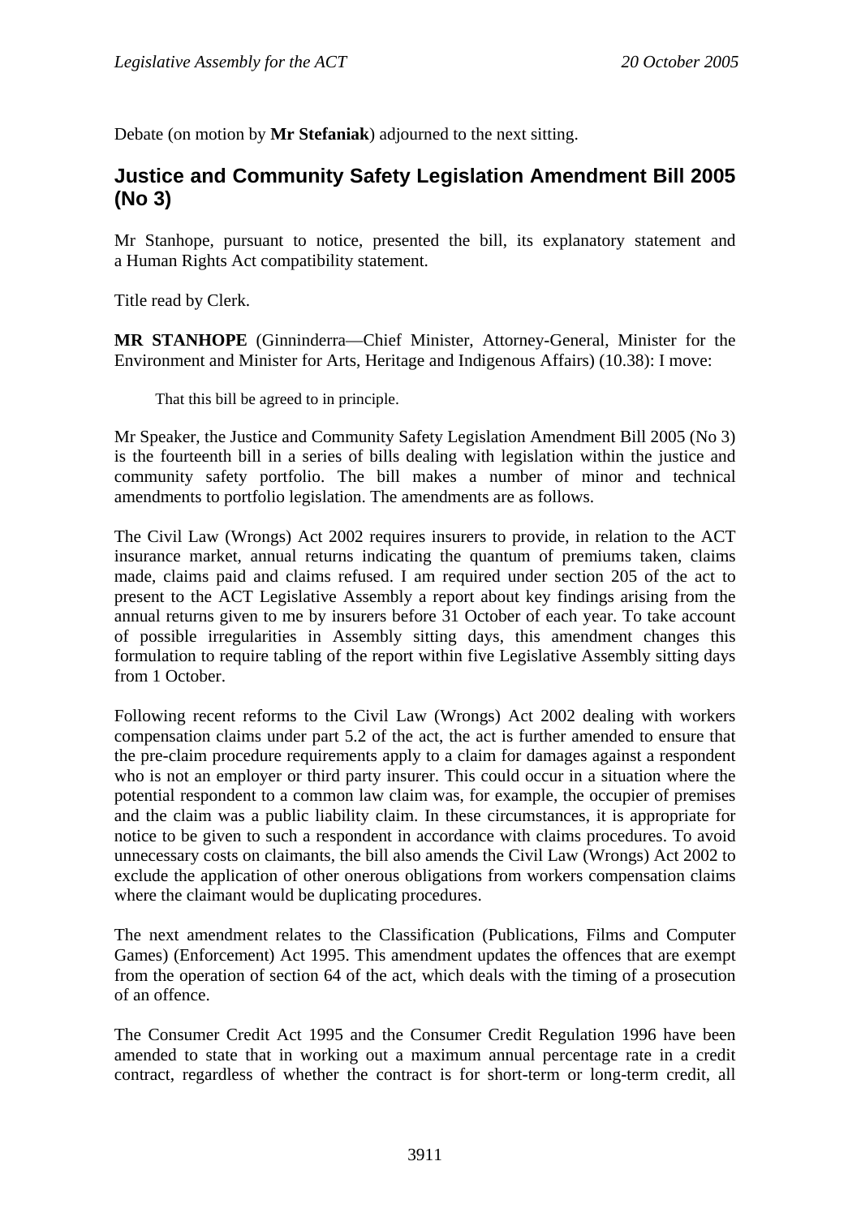Debate (on motion by **Mr Stefaniak**) adjourned to the next sitting.

## Justice and Community Safety Legislation Amendment Bill 2005 (No 3)

Mr Stanhope, pursuant to notice, presented the bill, its explanatory statement and a Human Rights Act compatibility statement.

Title read by Clerk.

**MR STANHOPE** (Ginninderra—Chief Minister, Attorney-General, Minister for the Environment and Minister for Arts, Heritage and Indigenous Affairs) (10.38): I move:

> That this bill be agreed to in principle.

Mr Speaker, the Justice and Community Safety Legislation Amendment Bill 2005 (No 3) is the fourteenth bill in a series of bills dealing with legislation within the justice and community safety portfolio. The bill makes a number of minor and technical amendments to portfolio legislation. The amendments are as follows.

The Civil Law (Wrongs) Act 2002 requires insurers to provide, in relation to the ACT insurance market, annual returns indicating the quantum of premiums taken, claims made, claims paid and claims refused. I am required under section 205 of the act to present to the ACT Legislative Assembly a report about key findings arising from the annual returns given to me by insurers before 31 October of each year. To take account of possible irregularities in Assembly sitting days, this amendment changes this formulation to require tabling of the report within five Legislative Assembly sitting days from 1 October.

Following recent reforms to the Civil Law (Wrongs) Act 2002 dealing with workers compensation claims under part 5.2 of the act, the act is further amended to ensure that the pre-claim procedure requirements apply to a claim for damages against a respondent who is not an employer or third party insurer. This could occur in a situation where the potential respondent to a common law claim was, for example, the occupier of premises and the claim was a public liability claim. In these circumstances, it is appropriate for notice to be given to such a respondent in accordance with claims procedures. To avoid unnecessary costs on claimants, the bill also amends the Civil Law (Wrongs) Act 2002 to exclude the application of other onerous obligations from workers compensation claims where the claimant would be duplicating procedures.

The next amendment relates to the Classification (Publications, Films and Computer Games) (Enforcement) Act 1995. This amendment updates the offences that are exempt from the operation of section 64 of the act, which deals with the timing of a prosecution of an offence.

The Consumer Credit Act 1995 and the Consumer Credit Regulation 1996 have been amended to state that in working out a maximum annual percentage rate in a credit contract, regardless of whether the contract is for short-term or long-term credit, all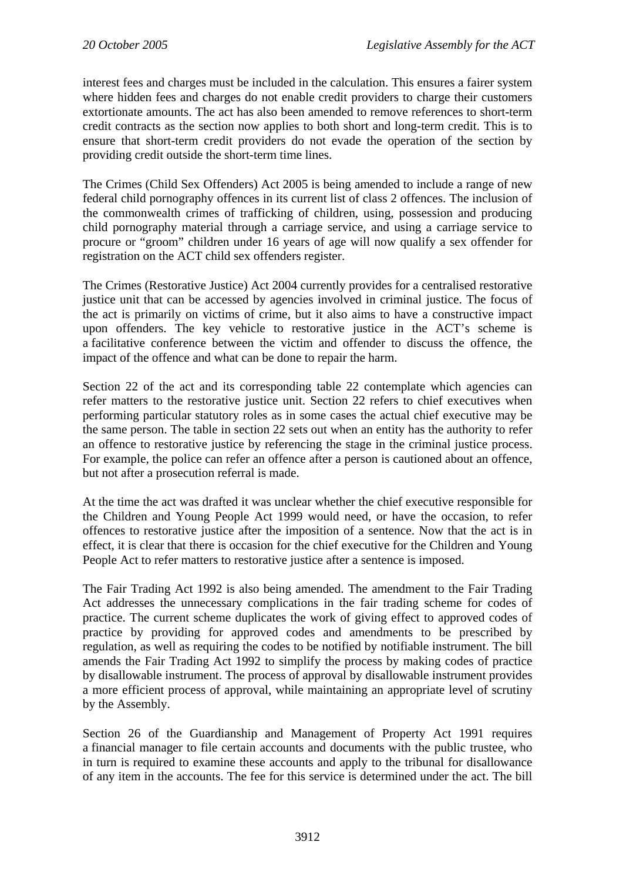interest fees and charges must be included in the calculation. This ensures a fairer system where hidden fees and charges do not enable credit providers to charge their customers extortionate amounts. The act has also been amended to remove references to short-term credit contracts as the section now applies to both short and long-term credit. This is to ensure that short-term credit providers do not evade the operation of the section by providing credit outside the short-term time lines.

The Crimes (Child Sex Offenders) Act 2005 is being amended to include a range of new federal child pornography offences in its current list of class 2 offences. The inclusion of the commonwealth crimes of trafficking of children, using, possession and producing child pornography material through a carriage service, and using a carriage service to procure or "groom" children under 16 years of age will now qualify a sex offender for registration on the ACT child sex offenders register.

The Crimes (Restorative Justice) Act 2004 currently provides for a centralised restorative justice unit that can be accessed by agencies involved in criminal justice. The focus of the act is primarily on victims of crime, but it also aims to have a constructive impact upon offenders. The key vehicle to restorative justice in the ACT's scheme is a facilitative conference between the victim and offender to discuss the offence, the impact of the offence and what can be done to repair the harm.

Section 22 of the act and its corresponding table 22 contemplate which agencies can refer matters to the restorative justice unit. Section 22 refers to chief executives when performing particular statutory roles as in some cases the actual chief executive may be the same person. The table in section 22 sets out when an entity has the authority to refer an offence to restorative justice by referencing the stage in the criminal justice process. For example, the police can refer an offence after a person is cautioned about an offence, but not after a prosecution referral is made.

At the time the act was drafted it was unclear whether the chief executive responsible for the Children and Young People Act 1999 would need, or have the occasion, to refer offences to restorative justice after the imposition of a sentence. Now that the act is in effect, it is clear that there is occasion for the chief executive for the Children and Young People Act to refer matters to restorative justice after a sentence is imposed.

The Fair Trading Act 1992 is also being amended. The amendment to the Fair Trading Act addresses the unnecessary complications in the fair trading scheme for codes of practice. The current scheme duplicates the work of giving effect to approved codes of practice by providing for approved codes and amendments to be prescribed by regulation, as well as requiring the codes to be notified by notifiable instrument. The bill amends the Fair Trading Act 1992 to simplify the process by making codes of practice by disallowable instrument. The process of approval by disallowable instrument provides a more efficient process of approval, while maintaining an appropriate level of scrutiny by the Assembly.

Section 26 of the Guardianship and Management of Property Act 1991 requires a financial manager to file certain accounts and documents with the public trustee, who in turn is required to examine these accounts and apply to the tribunal for disallowance of any item in the accounts. The fee for this service is determined under the act. The bill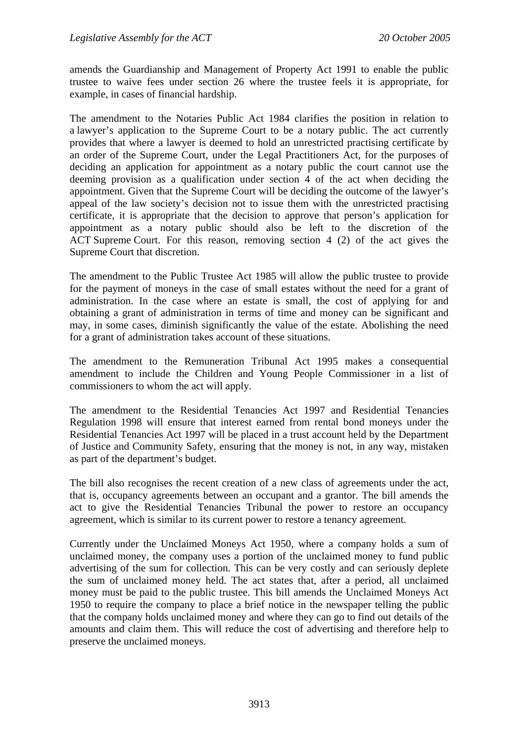amends the Guardianship and Management of Property Act 1991 to enable the public trustee to waive fees under section 26 where the trustee feels it is appropriate, for example, in cases of financial hardship.

The amendment to the Notaries Public Act 1984 clarifies the position in relation to a lawyer's application to the Supreme Court to be a notary public. The act currently provides that where a lawyer is deemed to hold an unrestricted practising certificate by an order of the Supreme Court, under the Legal Practitioners Act, for the purposes of deciding an application for appointment as a notary public the court cannot use the deeming provision as a qualification under section 4 of the act when deciding the appointment. Given that the Supreme Court will be deciding the outcome of the lawyer's appeal of the law society's decision not to issue them with the unrestricted practising certificate, it is appropriate that the decision to approve that person's application for appointment as a notary public should also be left to the discretion of the ACT Supreme Court. For this reason, removing section 4 (2) of the act gives the Supreme Court that discretion.

The amendment to the Public Trustee Act 1985 will allow the public trustee to provide for the payment of moneys in the case of small estates without the need for a grant of administration. In the case where an estate is small, the cost of applying for and obtaining a grant of administration in terms of time and money can be significant and may, in some cases, diminish significantly the value of the estate. Abolishing the need for a grant of administration takes account of these situations.

The amendment to the Remuneration Tribunal Act 1995 makes a consequential amendment to include the Children and Young People Commissioner in a list of commissioners to whom the act will apply.

The amendment to the Residential Tenancies Act 1997 and Residential Tenancies Regulation 1998 will ensure that interest earned from rental bond moneys under the Residential Tenancies Act 1997 will be placed in a trust account held by the Department of Justice and Community Safety, ensuring that the money is not, in any way, mistaken as part of the department's budget.

The bill also recognises the recent creation of a new class of agreements under the act, that is, occupancy agreements between an occupant and a grantor. The bill amends the act to give the Residential Tenancies Tribunal the power to restore an occupancy agreement, which is similar to its current power to restore a tenancy agreement.

Currently under the Unclaimed Moneys Act 1950, where a company holds a sum of unclaimed money, the company uses a portion of the unclaimed money to fund public advertising of the sum for collection. This can be very costly and can seriously deplete the sum of unclaimed money held. The act states that, after a period, all unclaimed money must be paid to the public trustee. This bill amends the Unclaimed Moneys Act 1950 to require the company to place a brief notice in the newspaper telling the public that the company holds unclaimed money and where they can go to find out details of the amounts and claim them. This will reduce the cost of advertising and therefore help to preserve the unclaimed moneys.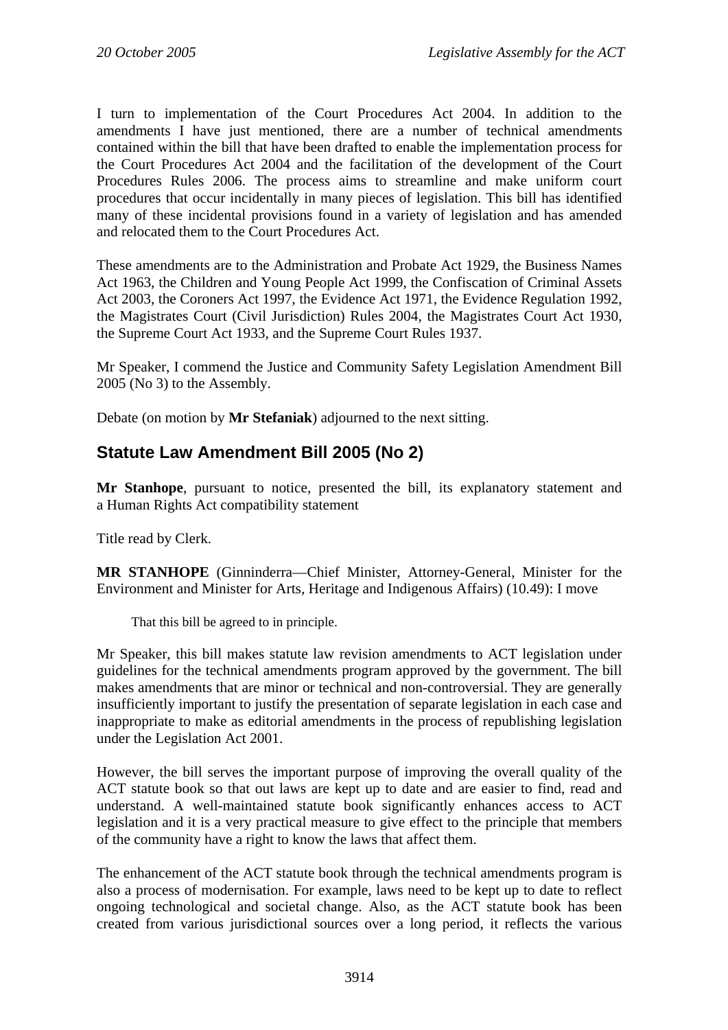I turn to implementation of the Court Procedures Act 2004. In addition to the amendments I have just mentioned, there are a number of technical amendments contained within the bill that have been drafted to enable the implementation process for the Court Procedures Act 2004 and the facilitation of the development of the Court Procedures Rules 2006. The process aims to streamline and make uniform court procedures that occur incidentally in many pieces of legislation. This bill has identified many of these incidental provisions found in a variety of legislation and has amended and relocated them to the Court Procedures Act.

These amendments are to the Administration and Probate Act 1929, the Business Names Act 1963, the Children and Young People Act 1999, the Confiscation of Criminal Assets Act 2003, the Coroners Act 1997, the Evidence Act 1971, the Evidence Regulation 1992, the Magistrates Court (Civil Jurisdiction) Rules 2004, the Magistrates Court Act 1930, the Supreme Court Act 1933, and the Supreme Court Rules 1937.

Mr Speaker, I commend the Justice and Community Safety Legislation Amendment Bill 2005 (No 3) to the Assembly.

Debate (on motion by **Mr Stefaniak**) adjourned to the next sitting.

## Statute Law Amendment Bill 2005 (No 2)

**Mr Stanhope**, pursuant to notice, presented the bill, its explanatory statement and a Human Rights Act compatibility statement

Title read by Clerk.

**MR STANHOPE** (Ginninderra—Chief Minister, Attorney-General, Minister for the Environment and Minister for Arts, Heritage and Indigenous Affairs) (10.49): I move

> That this bill be agreed to in principle.

Mr Speaker, this bill makes statute law revision amendments to ACT legislation under guidelines for the technical amendments program approved by the government. The bill makes amendments that are minor or technical and non-controversial. They are generally insufficiently important to justify the presentation of separate legislation in each case and inappropriate to make as editorial amendments in the process of republishing legislation under the Legislation Act 2001.

However, the bill serves the important purpose of improving the overall quality of the ACT statute book so that out laws are kept up to date and are easier to find, read and understand. A well-maintained statute book significantly enhances access to ACT legislation and it is a very practical measure to give effect to the principle that members of the community have a right to know the laws that affect them.

The enhancement of the ACT statute book through the technical amendments program is also a process of modernisation. For example, laws need to be kept up to date to reflect ongoing technological and societal change. Also, as the ACT statute book has been created from various jurisdictional sources over a long period, it reflects the various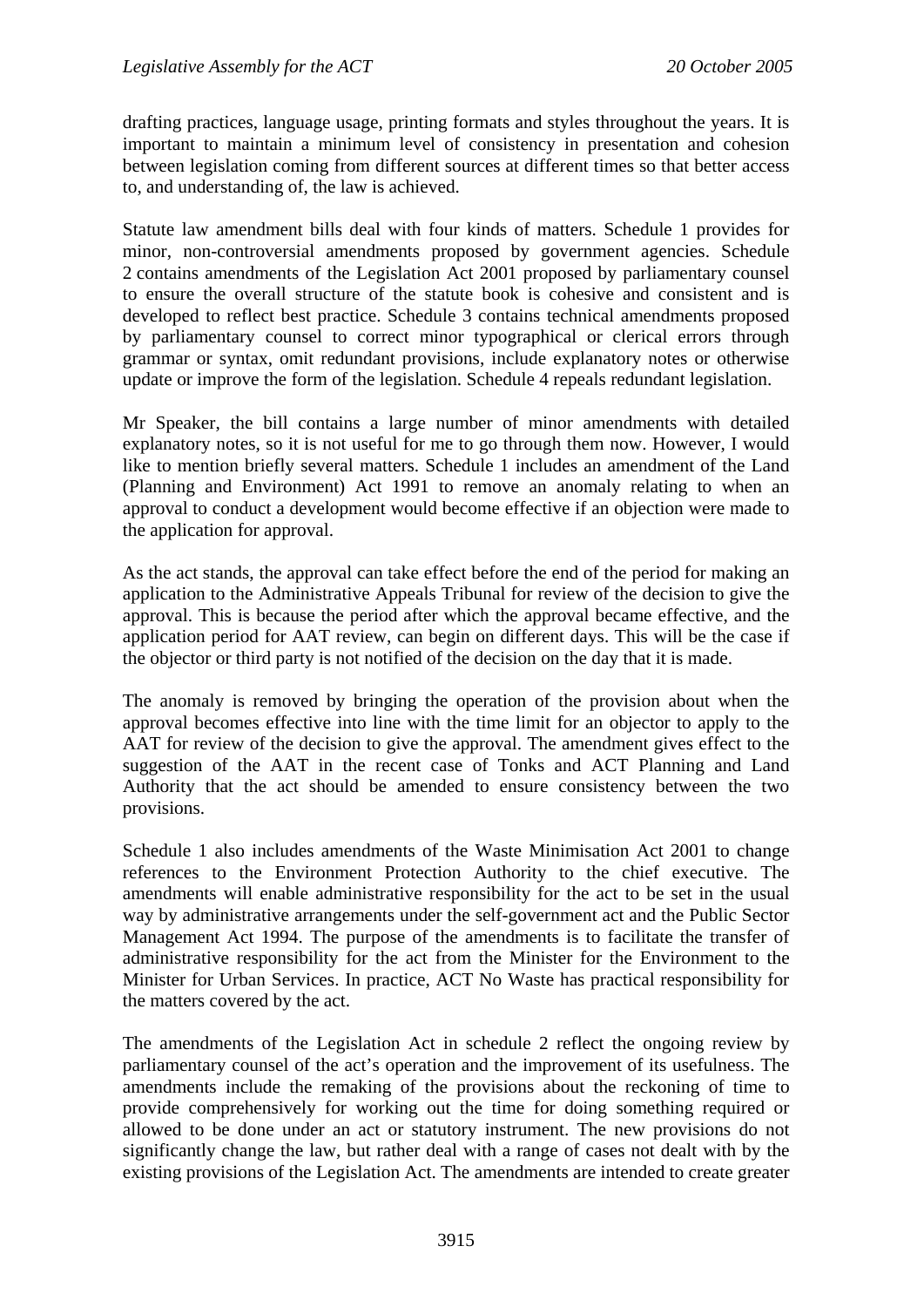drafting practices, language usage, printing formats and styles throughout the years. It is important to maintain a minimum level of consistency in presentation and cohesion between legislation coming from different sources at different times so that better access to, and understanding of, the law is achieved.

Statute law amendment bills deal with four kinds of matters. Schedule 1 provides for minor, non-controversial amendments proposed by government agencies. Schedule 2 contains amendments of the Legislation Act 2001 proposed by parliamentary counsel to ensure the overall structure of the statute book is cohesive and consistent and is developed to reflect best practice. Schedule 3 contains technical amendments proposed by parliamentary counsel to correct minor typographical or clerical errors through grammar or syntax, omit redundant provisions, include explanatory notes or otherwise update or improve the form of the legislation. Schedule 4 repeals redundant legislation.

Mr Speaker, the bill contains a large number of minor amendments with detailed explanatory notes, so it is not useful for me to go through them now. However, I would like to mention briefly several matters. Schedule 1 includes an amendment of the Land (Planning and Environment) Act 1991 to remove an anomaly relating to when an approval to conduct a development would become effective if an objection were made to the application for approval.

As the act stands, the approval can take effect before the end of the period for making an application to the Administrative Appeals Tribunal for review of the decision to give the approval. This is because the period after which the approval became effective, and the application period for AAT review, can begin on different days. This will be the case if the objector or third party is not notified of the decision on the day that it is made.

The anomaly is removed by bringing the operation of the provision about when the approval becomes effective into line with the time limit for an objector to apply to the AAT for review of the decision to give the approval. The amendment gives effect to the suggestion of the AAT in the recent case of Tonks and ACT Planning and Land Authority that the act should be amended to ensure consistency between the two provisions.

Schedule 1 also includes amendments of the Waste Minimisation Act 2001 to change references to the Environment Protection Authority to the chief executive. The amendments will enable administrative responsibility for the act to be set in the usual way by administrative arrangements under the self-government act and the Public Sector Management Act 1994. The purpose of the amendments is to facilitate the transfer of administrative responsibility for the act from the Minister for the Environment to the Minister for Urban Services. In practice, ACT No Waste has practical responsibility for the matters covered by the act.

The amendments of the Legislation Act in schedule 2 reflect the ongoing review by parliamentary counsel of the act's operation and the improvement of its usefulness. The amendments include the remaking of the provisions about the reckoning of time to provide comprehensively for working out the time for doing something required or allowed to be done under an act or statutory instrument. The new provisions do not significantly change the law, but rather deal with a range of cases not dealt with by the existing provisions of the Legislation Act. The amendments are intended to create greater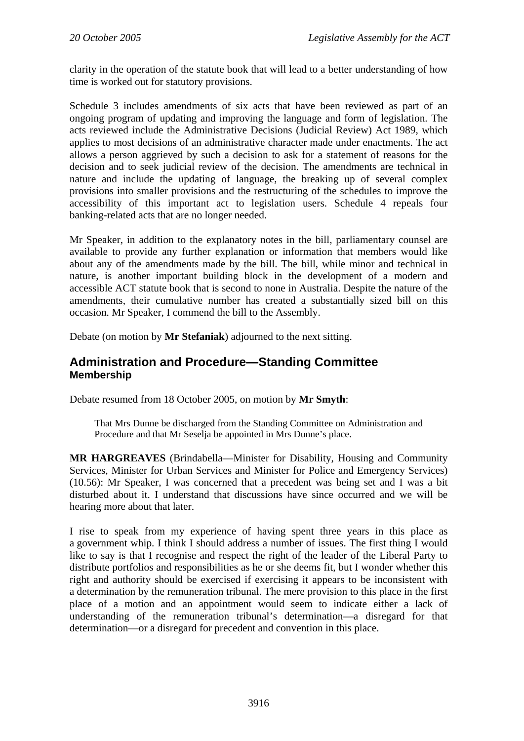clarity in the operation of the statute book that will lead to a better understanding of how time is worked out for statutory provisions.

Schedule 3 includes amendments of six acts that have been reviewed as part of an ongoing program of updating and improving the language and form of legislation. The acts reviewed include the Administrative Decisions (Judicial Review) Act 1989, which applies to most decisions of an administrative character made under enactments. The act allows a person aggrieved by such a decision to ask for a statement of reasons for the decision and to seek judicial review of the decision. The amendments are technical in nature and include the updating of language, the breaking up of several complex provisions into smaller provisions and the restructuring of the schedules to improve the accessibility of this important act to legislation users. Schedule 4 repeals four banking-related acts that are no longer needed.

Mr Speaker, in addition to the explanatory notes in the bill, parliamentary counsel are available to provide any further explanation or information that members would like about any of the amendments made by the bill. The bill, while minor and technical in nature, is another important building block in the development of a modern and accessible ACT statute book that is second to none in Australia. Despite the nature of the amendments, their cumulative number has created a substantially sized bill on this occasion. Mr Speaker, I commend the bill to the Assembly.

Debate (on motion by **Mr Stefaniak**) adjourned to the next sitting.

## Administration and Procedure—Standing Committee
### Membership

Debate resumed from 18 October 2005, on motion by **Mr Smyth**:

> That Mrs Dunne be discharged from the Standing Committee on Administration and Procedure and that Mr Seselja be appointed in Mrs Dunne's place.

**MR HARGREAVES** (Brindabella—Minister for Disability, Housing and Community Services, Minister for Urban Services and Minister for Police and Emergency Services) (10.56): Mr Speaker, I was concerned that a precedent was being set and I was a bit disturbed about it. I understand that discussions have since occurred and we will be hearing more about that later.

I rise to speak from my experience of having spent three years in this place as a government whip. I think I should address a number of issues. The first thing I would like to say is that I recognise and respect the right of the leader of the Liberal Party to distribute portfolios and responsibilities as he or she deems fit, but I wonder whether this right and authority should be exercised if exercising it appears to be inconsistent with a determination by the remuneration tribunal. The mere provision to this place in the first place of a motion and an appointment would seem to indicate either a lack of understanding of the remuneration tribunal's determination—a disregard for that determination—or a disregard for precedent and convention in this place.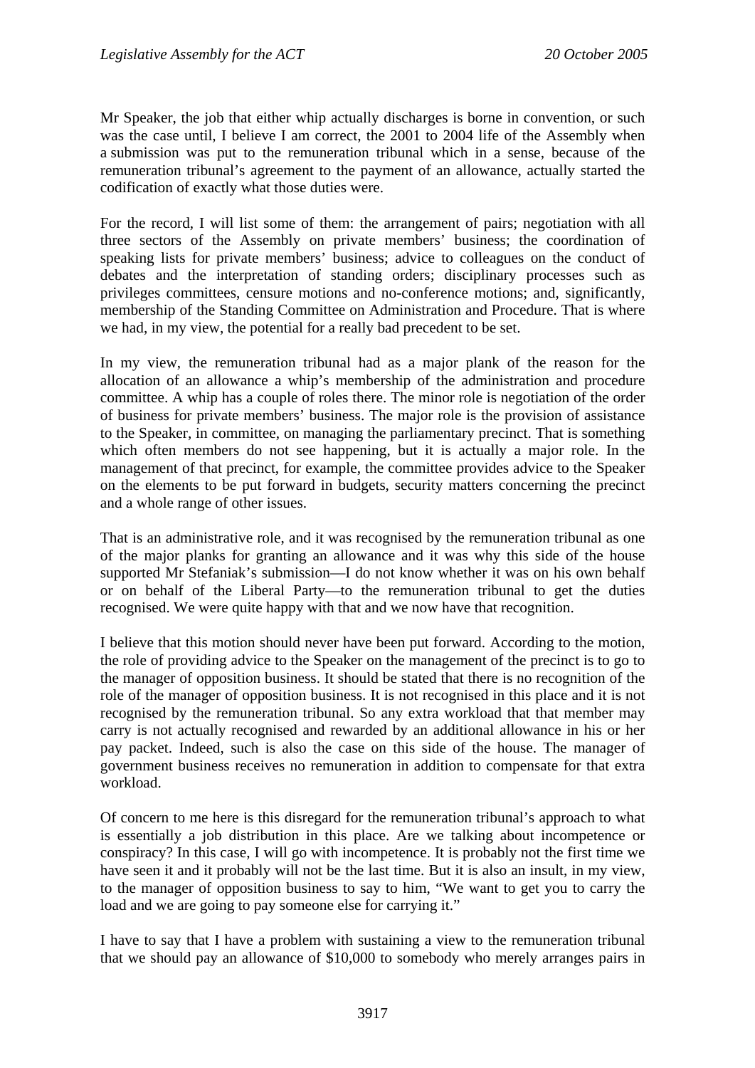Mr Speaker, the job that either whip actually discharges is borne in convention, or such was the case until, I believe I am correct, the 2001 to 2004 life of the Assembly when a submission was put to the remuneration tribunal which in a sense, because of the remuneration tribunal's agreement to the payment of an allowance, actually started the codification of exactly what those duties were.

For the record, I will list some of them: the arrangement of pairs; negotiation with all three sectors of the Assembly on private members' business; the coordination of speaking lists for private members' business; advice to colleagues on the conduct of debates and the interpretation of standing orders; disciplinary processes such as privileges committees, censure motions and no-conference motions; and, significantly, membership of the Standing Committee on Administration and Procedure. That is where we had, in my view, the potential for a really bad precedent to be set.

In my view, the remuneration tribunal had as a major plank of the reason for the allocation of an allowance a whip's membership of the administration and procedure committee. A whip has a couple of roles there. The minor role is negotiation of the order of business for private members' business. The major role is the provision of assistance to the Speaker, in committee, on managing the parliamentary precinct. That is something which often members do not see happening, but it is actually a major role. In the management of that precinct, for example, the committee provides advice to the Speaker on the elements to be put forward in budgets, security matters concerning the precinct and a whole range of other issues.

That is an administrative role, and it was recognised by the remuneration tribunal as one of the major planks for granting an allowance and it was why this side of the house supported Mr Stefaniak's submission—I do not know whether it was on his own behalf or on behalf of the Liberal Party—to the remuneration tribunal to get the duties recognised. We were quite happy with that and we now have that recognition.

I believe that this motion should never have been put forward. According to the motion, the role of providing advice to the Speaker on the management of the precinct is to go to the manager of opposition business. It should be stated that there is no recognition of the role of the manager of opposition business. It is not recognised in this place and it is not recognised by the remuneration tribunal. So any extra workload that that member may carry is not actually recognised and rewarded by an additional allowance in his or her pay packet. Indeed, such is also the case on this side of the house. The manager of government business receives no remuneration in addition to compensate for that extra workload.

Of concern to me here is this disregard for the remuneration tribunal's approach to what is essentially a job distribution in this place. Are we talking about incompetence or conspiracy? In this case, I will go with incompetence. It is probably not the first time we have seen it and it probably will not be the last time. But it is also an insult, in my view, to the manager of opposition business to say to him, "We want to get you to carry the load and we are going to pay someone else for carrying it."

I have to say that I have a problem with sustaining a view to the remuneration tribunal that we should pay an allowance of $10,000 to somebody who merely arranges pairs in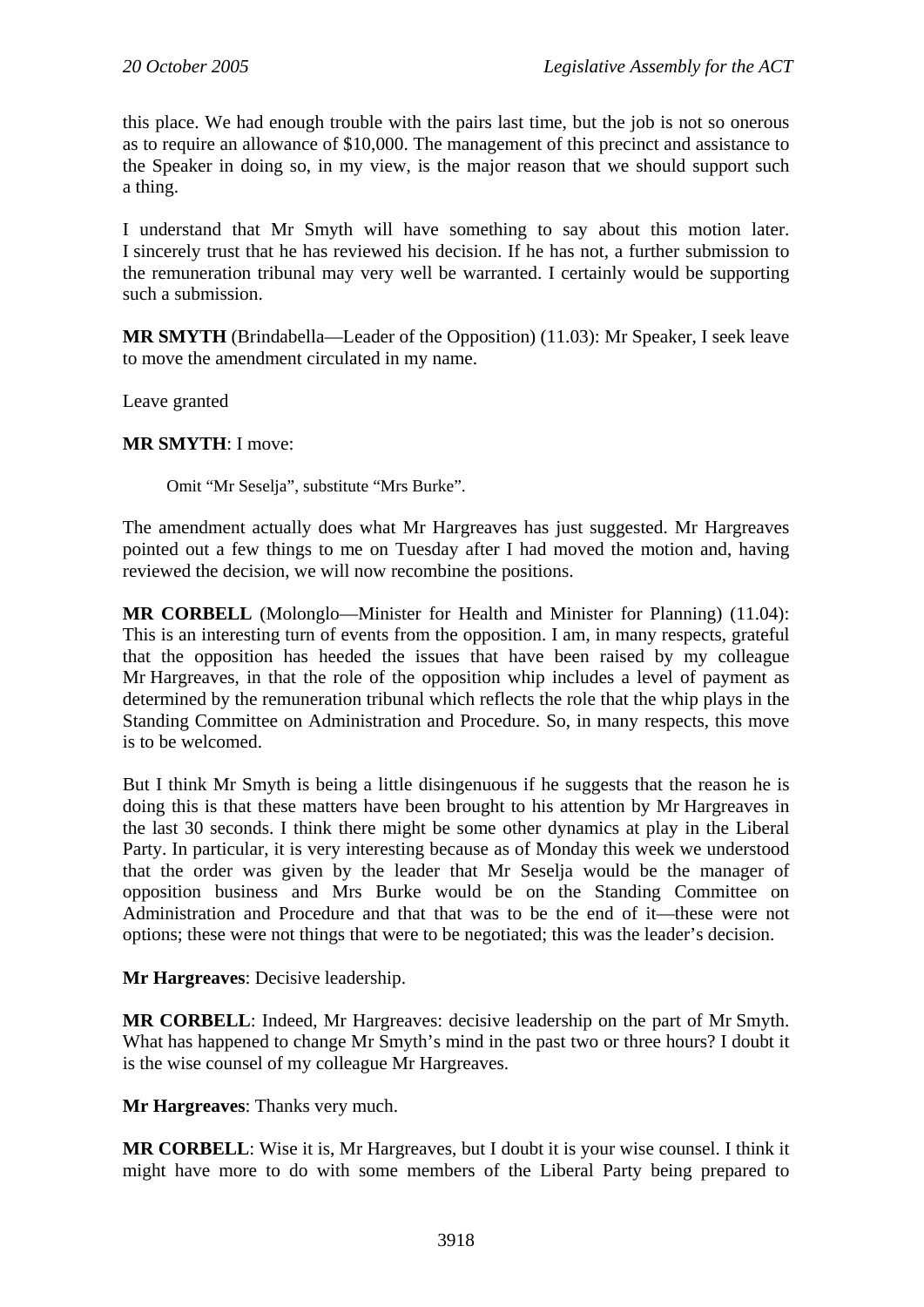this place. We had enough trouble with the pairs last time, but the job is not so onerous as to require an allowance of $10,000. The management of this precinct and assistance to the Speaker in doing so, in my view, is the major reason that we should support such a thing.

I understand that Mr Smyth will have something to say about this motion later. I sincerely trust that he has reviewed his decision. If he has not, a further submission to the remuneration tribunal may very well be warranted. I certainly would be supporting such a submission.

**MR SMYTH** (Brindabella—Leader of the Opposition) (11.03): Mr Speaker, I seek leave to move the amendment circulated in my name.

Leave granted

**MR SMYTH**: I move:

> Omit "Mr Seselja", substitute "Mrs Burke".

The amendment actually does what Mr Hargreaves has just suggested. Mr Hargreaves pointed out a few things to me on Tuesday after I had moved the motion and, having reviewed the decision, we will now recombine the positions.

**MR CORBELL** (Molonglo—Minister for Health and Minister for Planning) (11.04): This is an interesting turn of events from the opposition. I am, in many respects, grateful that the opposition has heeded the issues that have been raised by my colleague Mr Hargreaves, in that the role of the opposition whip includes a level of payment as determined by the remuneration tribunal which reflects the role that the whip plays in the Standing Committee on Administration and Procedure. So, in many respects, this move is to be welcomed.

But I think Mr Smyth is being a little disingenuous if he suggests that the reason he is doing this is that these matters have been brought to his attention by Mr Hargreaves in the last 30 seconds. I think there might be some other dynamics at play in the Liberal Party. In particular, it is very interesting because as of Monday this week we understood that the order was given by the leader that Mr Seselja would be the manager of opposition business and Mrs Burke would be on the Standing Committee on Administration and Procedure and that that was to be the end of it—these were not options; these were not things that were to be negotiated; this was the leader's decision.

**Mr Hargreaves**: Decisive leadership.

**MR CORBELL**: Indeed, Mr Hargreaves: decisive leadership on the part of Mr Smyth. What has happened to change Mr Smyth's mind in the past two or three hours? I doubt it is the wise counsel of my colleague Mr Hargreaves.

**Mr Hargreaves**: Thanks very much.

**MR CORBELL**: Wise it is, Mr Hargreaves, but I doubt it is your wise counsel. I think it might have more to do with some members of the Liberal Party being prepared to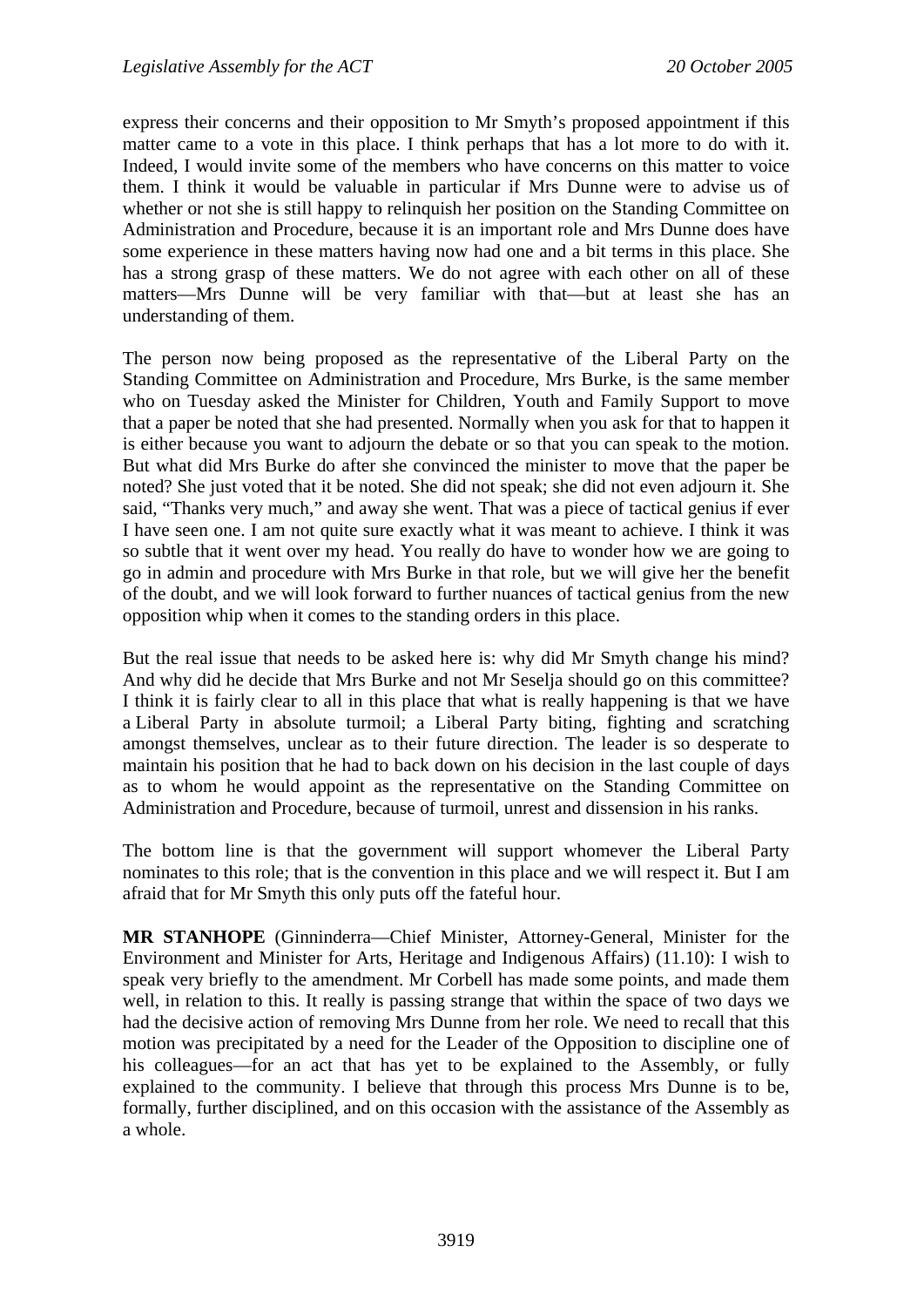express their concerns and their opposition to Mr Smyth's proposed appointment if this matter came to a vote in this place. I think perhaps that has a lot more to do with it. Indeed, I would invite some of the members who have concerns on this matter to voice them. I think it would be valuable in particular if Mrs Dunne were to advise us of whether or not she is still happy to relinquish her position on the Standing Committee on Administration and Procedure, because it is an important role and Mrs Dunne does have some experience in these matters having now had one and a bit terms in this place. She has a strong grasp of these matters. We do not agree with each other on all of these matters—Mrs Dunne will be very familiar with that—but at least she has an understanding of them.

The person now being proposed as the representative of the Liberal Party on the Standing Committee on Administration and Procedure, Mrs Burke, is the same member who on Tuesday asked the Minister for Children, Youth and Family Support to move that a paper be noted that she had presented. Normally when you ask for that to happen it is either because you want to adjourn the debate or so that you can speak to the motion. But what did Mrs Burke do after she convinced the minister to move that the paper be noted? She just voted that it be noted. She did not speak; she did not even adjourn it. She said, "Thanks very much," and away she went. That was a piece of tactical genius if ever I have seen one. I am not quite sure exactly what it was meant to achieve. I think it was so subtle that it went over my head. You really do have to wonder how we are going to go in admin and procedure with Mrs Burke in that role, but we will give her the benefit of the doubt, and we will look forward to further nuances of tactical genius from the new opposition whip when it comes to the standing orders in this place.

But the real issue that needs to be asked here is: why did Mr Smyth change his mind? And why did he decide that Mrs Burke and not Mr Seselja should go on this committee? I think it is fairly clear to all in this place that what is really happening is that we have a Liberal Party in absolute turmoil; a Liberal Party biting, fighting and scratching amongst themselves, unclear as to their future direction. The leader is so desperate to maintain his position that he had to back down on his decision in the last couple of days as to whom he would appoint as the representative on the Standing Committee on Administration and Procedure, because of turmoil, unrest and dissension in his ranks.

The bottom line is that the government will support whomever the Liberal Party nominates to this role; that is the convention in this place and we will respect it. But I am afraid that for Mr Smyth this only puts off the fateful hour.

**MR STANHOPE** (Ginninderra—Chief Minister, Attorney-General, Minister for the Environment and Minister for Arts, Heritage and Indigenous Affairs) (11.10): I wish to speak very briefly to the amendment. Mr Corbell has made some points, and made them well, in relation to this. It really is passing strange that within the space of two days we had the decisive action of removing Mrs Dunne from her role. We need to recall that this motion was precipitated by a need for the Leader of the Opposition to discipline one of his colleagues—for an act that has yet to be explained to the Assembly, or fully explained to the community. I believe that through this process Mrs Dunne is to be, formally, further disciplined, and on this occasion with the assistance of the Assembly as a whole.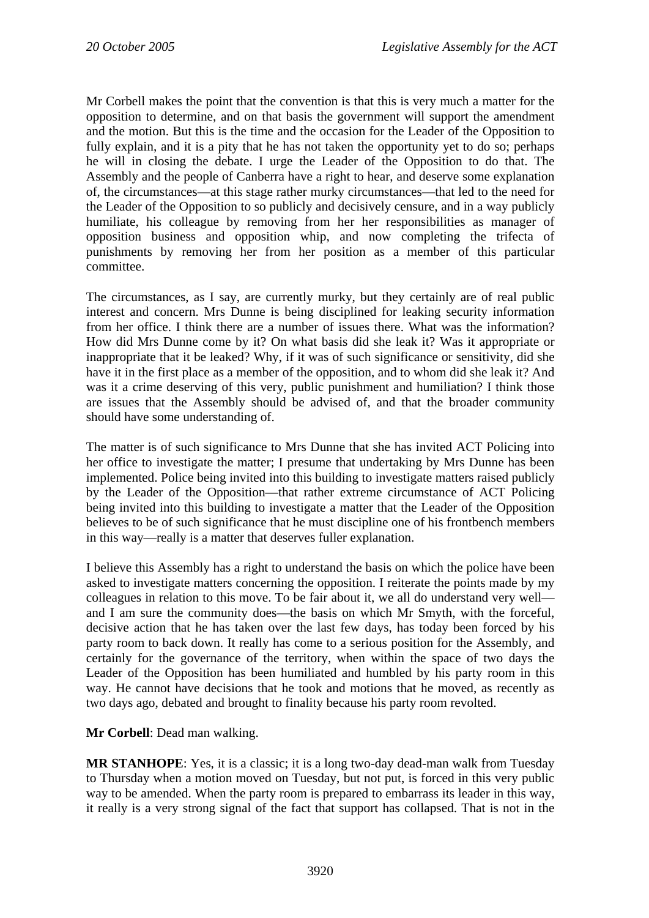Mr Corbell makes the point that the convention is that this is very much a matter for the opposition to determine, and on that basis the government will support the amendment and the motion. But this is the time and the occasion for the Leader of the Opposition to fully explain, and it is a pity that he has not taken the opportunity yet to do so; perhaps he will in closing the debate. I urge the Leader of the Opposition to do that. The Assembly and the people of Canberra have a right to hear, and deserve some explanation of, the circumstances—at this stage rather murky circumstances—that led to the need for the Leader of the Opposition to so publicly and decisively censure, and in a way publicly humiliate, his colleague by removing from her her responsibilities as manager of opposition business and opposition whip, and now completing the trifecta of punishments by removing her from her position as a member of this particular committee.

The circumstances, as I say, are currently murky, but they certainly are of real public interest and concern. Mrs Dunne is being disciplined for leaking security information from her office. I think there are a number of issues there. What was the information? How did Mrs Dunne come by it? On what basis did she leak it? Was it appropriate or inappropriate that it be leaked? Why, if it was of such significance or sensitivity, did she have it in the first place as a member of the opposition, and to whom did she leak it? And was it a crime deserving of this very, public punishment and humiliation? I think those are issues that the Assembly should be advised of, and that the broader community should have some understanding of.

The matter is of such significance to Mrs Dunne that she has invited ACT Policing into her office to investigate the matter; I presume that undertaking by Mrs Dunne has been implemented. Police being invited into this building to investigate matters raised publicly by the Leader of the Opposition—that rather extreme circumstance of ACT Policing being invited into this building to investigate a matter that the Leader of the Opposition believes to be of such significance that he must discipline one of his frontbench members in this way—really is a matter that deserves fuller explanation.

I believe this Assembly has a right to understand the basis on which the police have been asked to investigate matters concerning the opposition. I reiterate the points made by my colleagues in relation to this move. To be fair about it, we all do understand very well—and I am sure the community does—the basis on which Mr Smyth, with the forceful, decisive action that he has taken over the last few days, has today been forced by his party room to back down. It really has come to a serious position for the Assembly, and certainly for the governance of the territory, when within the space of two days the Leader of the Opposition has been humiliated and humbled by his party room in this way. He cannot have decisions that he took and motions that he moved, as recently as two days ago, debated and brought to finality because his party room revolted.

**Mr Corbell**: Dead man walking.

**MR STANHOPE**: Yes, it is a classic; it is a long two-day dead-man walk from Tuesday to Thursday when a motion moved on Tuesday, but not put, is forced in this very public way to be amended. When the party room is prepared to embarrass its leader in this way, it really is a very strong signal of the fact that support has collapsed. That is not in the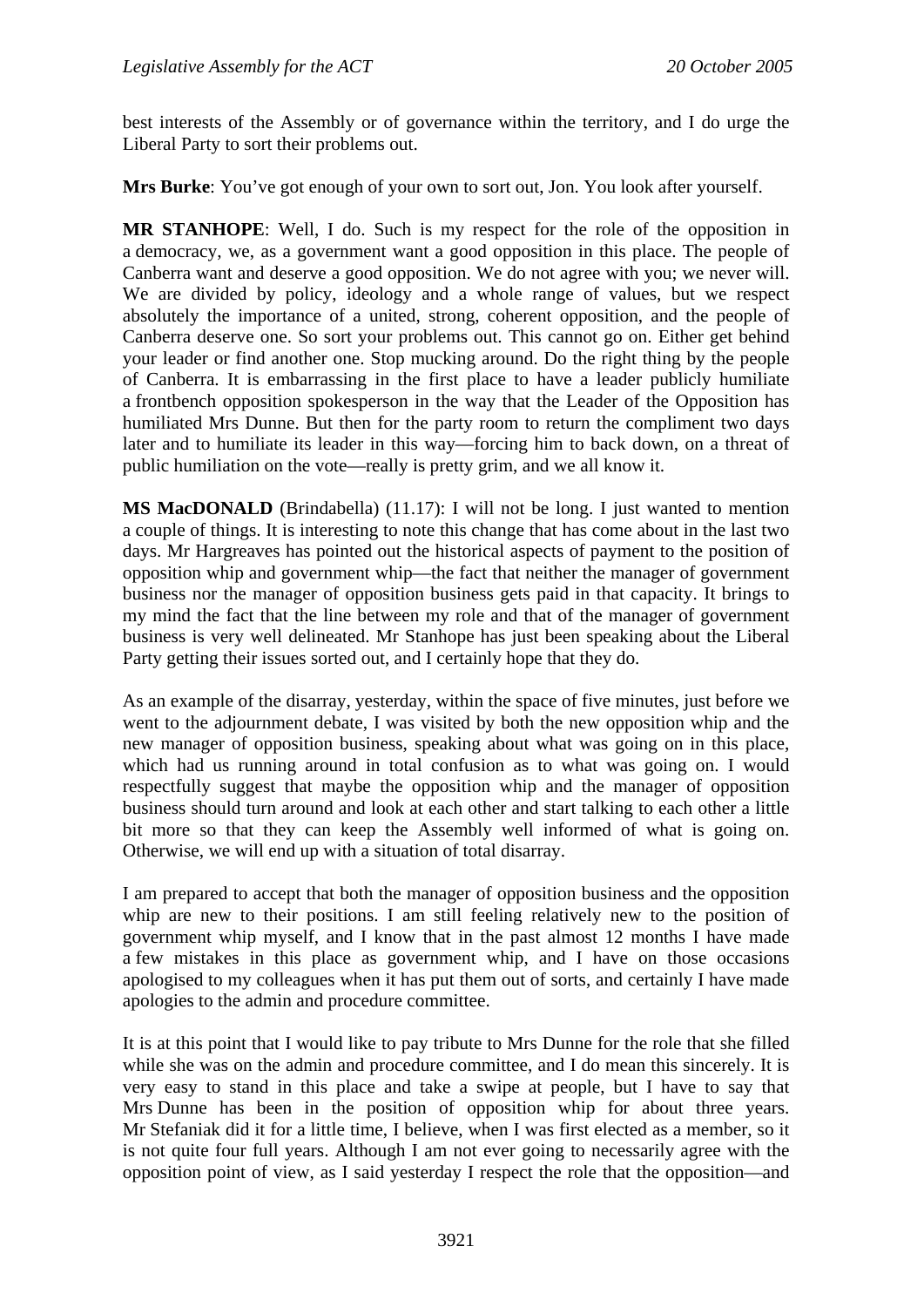best interests of the Assembly or of governance within the territory, and I do urge the Liberal Party to sort their problems out.

**Mrs Burke**: You've got enough of your own to sort out, Jon. You look after yourself.

**MR STANHOPE**: Well, I do. Such is my respect for the role of the opposition in a democracy, we, as a government want a good opposition in this place. The people of Canberra want and deserve a good opposition. We do not agree with you; we never will. We are divided by policy, ideology and a whole range of values, but we respect absolutely the importance of a united, strong, coherent opposition, and the people of Canberra deserve one. So sort your problems out. This cannot go on. Either get behind your leader or find another one. Stop mucking around. Do the right thing by the people of Canberra. It is embarrassing in the first place to have a leader publicly humiliate a frontbench opposition spokesperson in the way that the Leader of the Opposition has humiliated Mrs Dunne. But then for the party room to return the compliment two days later and to humiliate its leader in this way—forcing him to back down, on a threat of public humiliation on the vote—really is pretty grim, and we all know it.

**MS MacDONALD** (Brindabella) (11.17): I will not be long. I just wanted to mention a couple of things. It is interesting to note this change that has come about in the last two days. Mr Hargreaves has pointed out the historical aspects of payment to the position of opposition whip and government whip—the fact that neither the manager of government business nor the manager of opposition business gets paid in that capacity. It brings to my mind the fact that the line between my role and that of the manager of government business is very well delineated. Mr Stanhope has just been speaking about the Liberal Party getting their issues sorted out, and I certainly hope that they do.

As an example of the disarray, yesterday, within the space of five minutes, just before we went to the adjournment debate, I was visited by both the new opposition whip and the new manager of opposition business, speaking about what was going on in this place, which had us running around in total confusion as to what was going on. I would respectfully suggest that maybe the opposition whip and the manager of opposition business should turn around and look at each other and start talking to each other a little bit more so that they can keep the Assembly well informed of what is going on. Otherwise, we will end up with a situation of total disarray.

I am prepared to accept that both the manager of opposition business and the opposition whip are new to their positions. I am still feeling relatively new to the position of government whip myself, and I know that in the past almost 12 months I have made a few mistakes in this place as government whip, and I have on those occasions apologised to my colleagues when it has put them out of sorts, and certainly I have made apologies to the admin and procedure committee.

It is at this point that I would like to pay tribute to Mrs Dunne for the role that she filled while she was on the admin and procedure committee, and I do mean this sincerely. It is very easy to stand in this place and take a swipe at people, but I have to say that Mrs Dunne has been in the position of opposition whip for about three years. Mr Stefaniak did it for a little time, I believe, when I was first elected as a member, so it is not quite four full years. Although I am not ever going to necessarily agree with the opposition point of view, as I said yesterday I respect the role that the opposition—and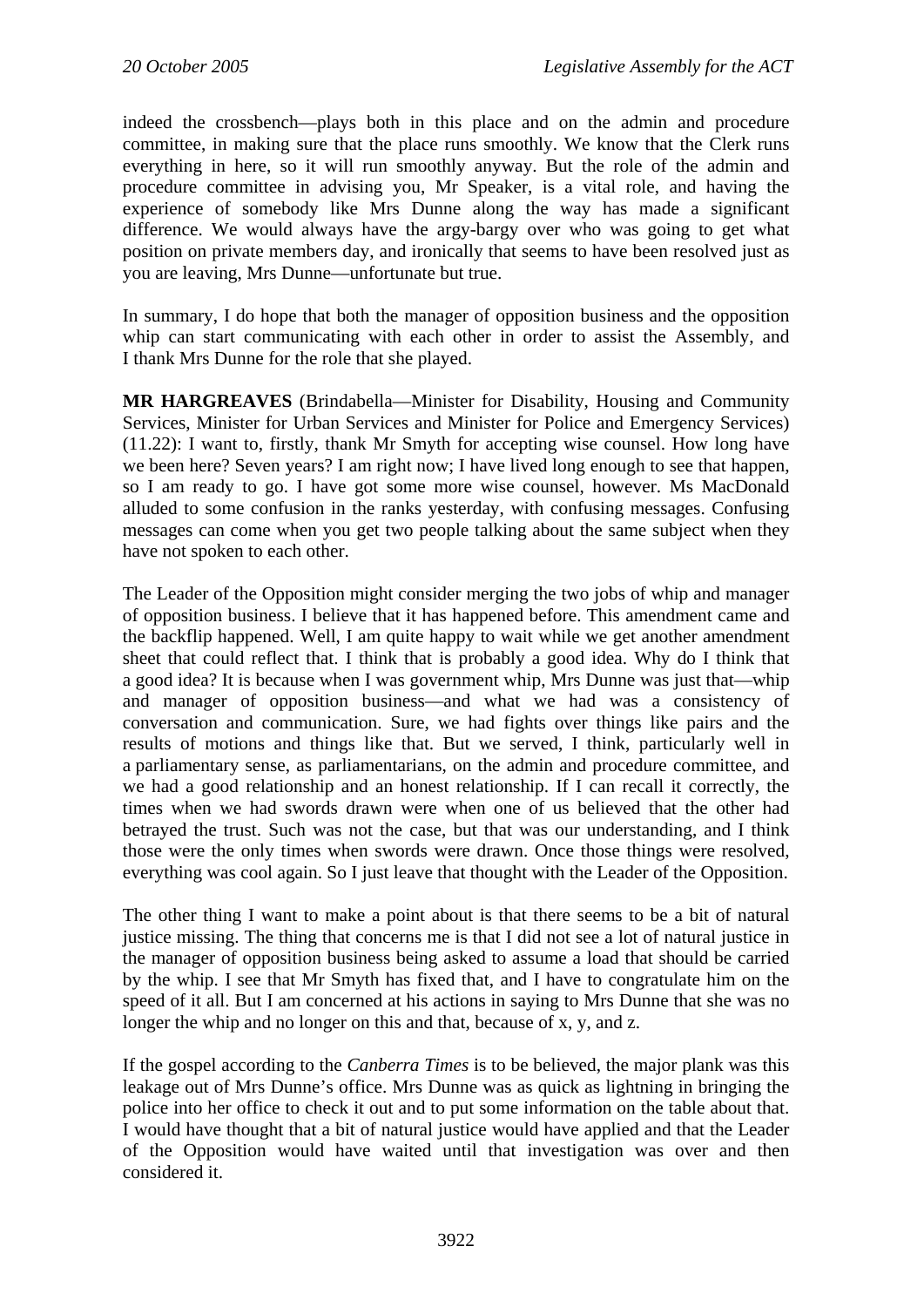indeed the crossbench—plays both in this place and on the admin and procedure committee, in making sure that the place runs smoothly. We know that the Clerk runs everything in here, so it will run smoothly anyway. But the role of the admin and procedure committee in advising you, Mr Speaker, is a vital role, and having the experience of somebody like Mrs Dunne along the way has made a significant difference. We would always have the argy-bargy over who was going to get what position on private members day, and ironically that seems to have been resolved just as you are leaving, Mrs Dunne—unfortunate but true.

In summary, I do hope that both the manager of opposition business and the opposition whip can start communicating with each other in order to assist the Assembly, and I thank Mrs Dunne for the role that she played.

**MR HARGREAVES** (Brindabella—Minister for Disability, Housing and Community Services, Minister for Urban Services and Minister for Police and Emergency Services) (11.22): I want to, firstly, thank Mr Smyth for accepting wise counsel. How long have we been here? Seven years? I am right now; I have lived long enough to see that happen, so I am ready to go. I have got some more wise counsel, however. Ms MacDonald alluded to some confusion in the ranks yesterday, with confusing messages. Confusing messages can come when you get two people talking about the same subject when they have not spoken to each other.

The Leader of the Opposition might consider merging the two jobs of whip and manager of opposition business. I believe that it has happened before. This amendment came and the backflip happened. Well, I am quite happy to wait while we get another amendment sheet that could reflect that. I think that is probably a good idea. Why do I think that a good idea? It is because when I was government whip, Mrs Dunne was just that—whip and manager of opposition business—and what we had was a consistency of conversation and communication. Sure, we had fights over things like pairs and the results of motions and things like that. But we served, I think, particularly well in a parliamentary sense, as parliamentarians, on the admin and procedure committee, and we had a good relationship and an honest relationship. If I can recall it correctly, the times when we had swords drawn were when one of us believed that the other had betrayed the trust. Such was not the case, but that was our understanding, and I think those were the only times when swords were drawn. Once those things were resolved, everything was cool again. So I just leave that thought with the Leader of the Opposition.

The other thing I want to make a point about is that there seems to be a bit of natural justice missing. The thing that concerns me is that I did not see a lot of natural justice in the manager of opposition business being asked to assume a load that should be carried by the whip. I see that Mr Smyth has fixed that, and I have to congratulate him on the speed of it all. But I am concerned at his actions in saying to Mrs Dunne that she was no longer the whip and no longer on this and that, because of x, y, and z.

If the gospel according to the *Canberra Times* is to be believed, the major plank was this leakage out of Mrs Dunne's office. Mrs Dunne was as quick as lightning in bringing the police into her office to check it out and to put some information on the table about that. I would have thought that a bit of natural justice would have applied and that the Leader of the Opposition would have waited until that investigation was over and then considered it.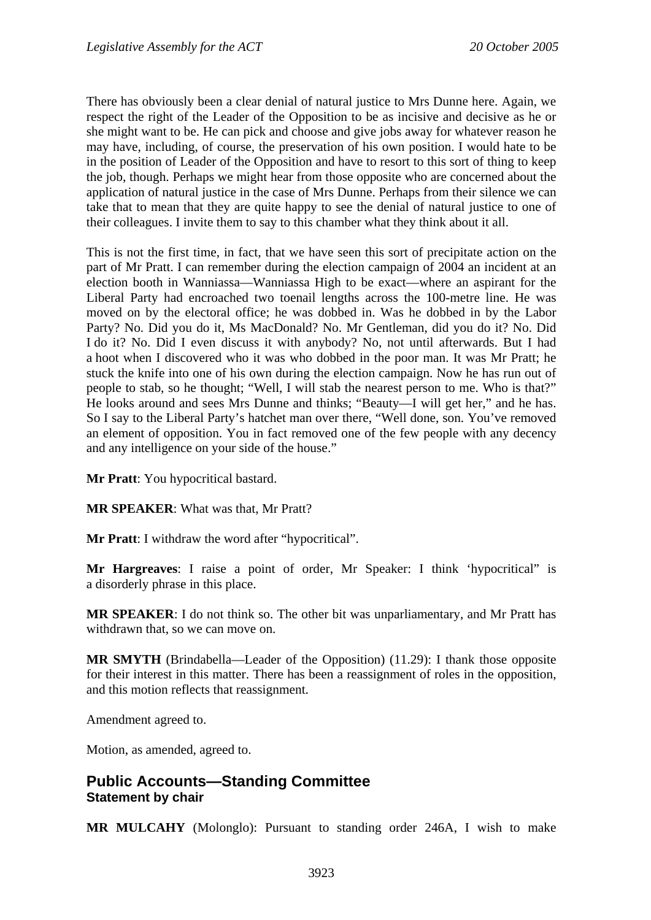There has obviously been a clear denial of natural justice to Mrs Dunne here. Again, we respect the right of the Leader of the Opposition to be as incisive and decisive as he or she might want to be. He can pick and choose and give jobs away for whatever reason he may have, including, of course, the preservation of his own position. I would hate to be in the position of Leader of the Opposition and have to resort to this sort of thing to keep the job, though. Perhaps we might hear from those opposite who are concerned about the application of natural justice in the case of Mrs Dunne. Perhaps from their silence we can take that to mean that they are quite happy to see the denial of natural justice to one of their colleagues. I invite them to say to this chamber what they think about it all.

This is not the first time, in fact, that we have seen this sort of precipitate action on the part of Mr Pratt. I can remember during the election campaign of 2004 an incident at an election booth in Wanniassa—Wanniassa High to be exact—where an aspirant for the Liberal Party had encroached two toenail lengths across the 100-metre line. He was moved on by the electoral office; he was dobbed in. Was he dobbed in by the Labor Party? No. Did you do it, Ms MacDonald? No. Mr Gentleman, did you do it? No. Did I do it? No. Did I even discuss it with anybody? No, not until afterwards. But I had a hoot when I discovered who it was who dobbed in the poor man. It was Mr Pratt; he stuck the knife into one of his own during the election campaign. Now he has run out of people to stab, so he thought; "Well, I will stab the nearest person to me. Who is that?" He looks around and sees Mrs Dunne and thinks; "Beauty—I will get her," and he has. So I say to the Liberal Party's hatchet man over there, "Well done, son. You've removed an element of opposition. You in fact removed one of the few people with any decency and any intelligence on your side of the house."

**Mr Pratt**: You hypocritical bastard.

**MR SPEAKER**: What was that, Mr Pratt?

**Mr Pratt**: I withdraw the word after "hypocritical".

**Mr Hargreaves**: I raise a point of order, Mr Speaker: I think 'hypocritical" is a disorderly phrase in this place.

**MR SPEAKER**: I do not think so. The other bit was unparliamentary, and Mr Pratt has withdrawn that, so we can move on.

**MR SMYTH** (Brindabella—Leader of the Opposition) (11.29): I thank those opposite for their interest in this matter. There has been a reassignment of roles in the opposition, and this motion reflects that reassignment.

Amendment agreed to.

Motion, as amended, agreed to.

## Public Accounts—Standing Committee
### Statement by chair

**MR MULCAHY** (Molonglo): Pursuant to standing order 246A, I wish to make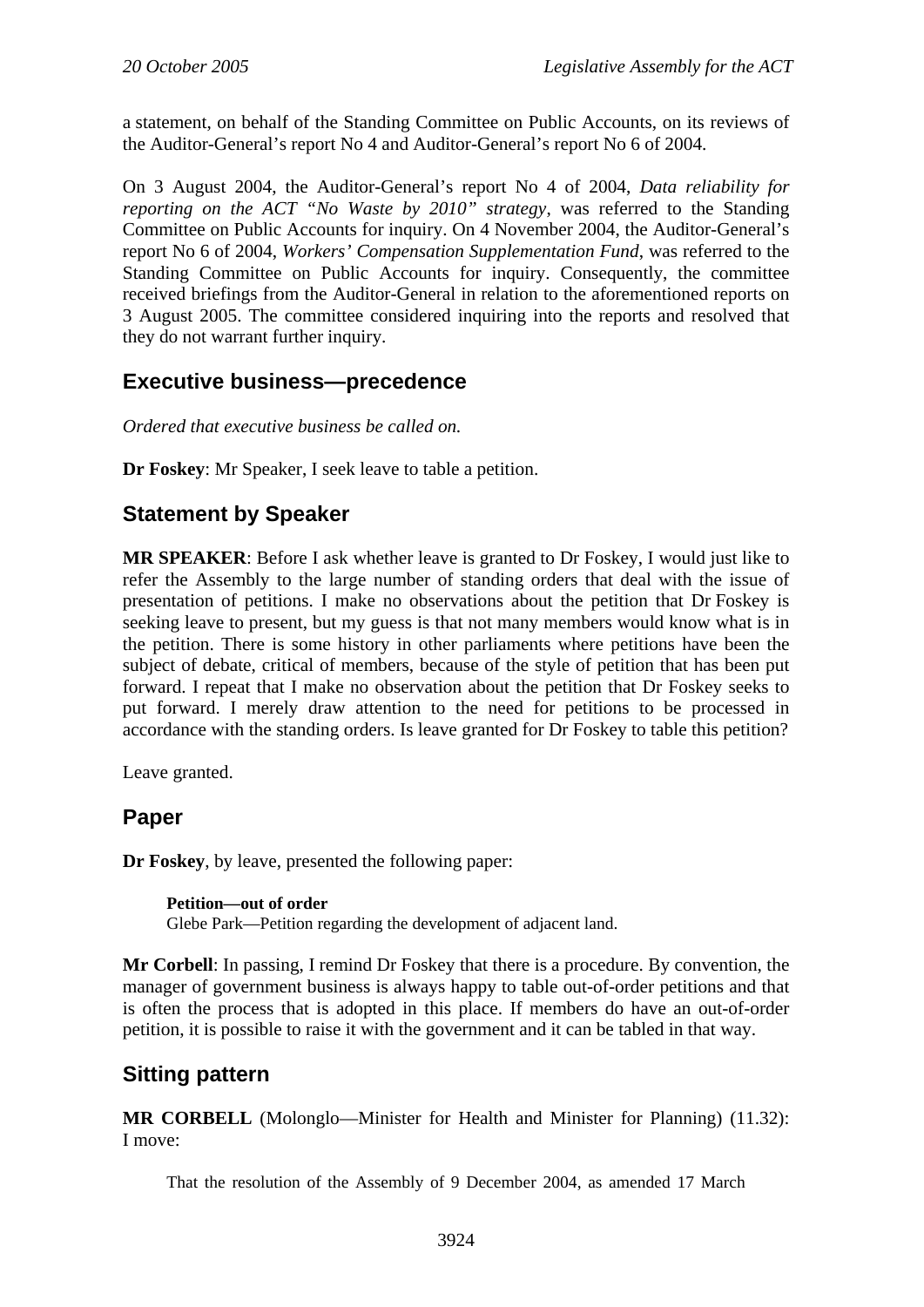a statement, on behalf of the Standing Committee on Public Accounts, on its reviews of the Auditor-General's report No 4 and Auditor-General's report No 6 of 2004.

On 3 August 2004, the Auditor-General's report No 4 of 2004, *Data reliability for reporting on the ACT "No Waste by 2010" strategy*, was referred to the Standing Committee on Public Accounts for inquiry. On 4 November 2004, the Auditor-General's report No 6 of 2004, *Workers' Compensation Supplementation Fund*, was referred to the Standing Committee on Public Accounts for inquiry. Consequently, the committee received briefings from the Auditor-General in relation to the aforementioned reports on 3 August 2005. The committee considered inquiring into the reports and resolved that they do not warrant further inquiry.

## Executive business—precedence

*Ordered that executive business be called on.*

**Dr Foskey**: Mr Speaker, I seek leave to table a petition.

## Statement by Speaker

**MR SPEAKER**: Before I ask whether leave is granted to Dr Foskey, I would just like to refer the Assembly to the large number of standing orders that deal with the issue of presentation of petitions. I make no observations about the petition that Dr Foskey is seeking leave to present, but my guess is that not many members would know what is in the petition. There is some history in other parliaments where petitions have been the subject of debate, critical of members, because of the style of petition that has been put forward. I repeat that I make no observation about the petition that Dr Foskey seeks to put forward. I merely draw attention to the need for petitions to be processed in accordance with the standing orders. Is leave granted for Dr Foskey to table this petition?

Leave granted.

## Paper

**Dr Foskey**, by leave, presented the following paper:

> **Petition—out of order**
> Glebe Park—Petition regarding the development of adjacent land.

**Mr Corbell**: In passing, I remind Dr Foskey that there is a procedure. By convention, the manager of government business is always happy to table out-of-order petitions and that is often the process that is adopted in this place. If members do have an out-of-order petition, it is possible to raise it with the government and it can be tabled in that way.

## Sitting pattern

**MR CORBELL** (Molonglo—Minister for Health and Minister for Planning) (11.32): I move:

> That the resolution of the Assembly of 9 December 2004, as amended 17 March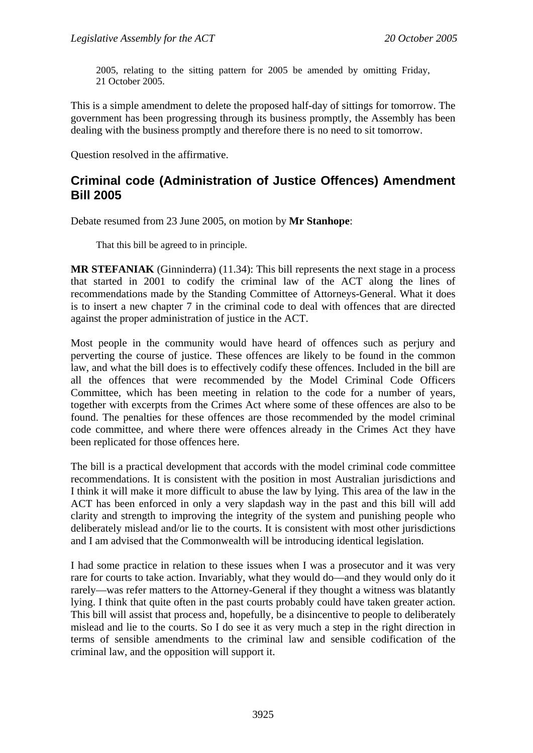2005, relating to the sitting pattern for 2005 be amended by omitting Friday, 21 October 2005.

This is a simple amendment to delete the proposed half-day of sittings for tomorrow. The government has been progressing through its business promptly, the Assembly has been dealing with the business promptly and therefore there is no need to sit tomorrow.

Question resolved in the affirmative.

## Criminal code (Administration of Justice Offences) Amendment Bill 2005

Debate resumed from 23 June 2005, on motion by **Mr Stanhope**:

> That this bill be agreed to in principle.

**MR STEFANIAK** (Ginninderra) (11.34): This bill represents the next stage in a process that started in 2001 to codify the criminal law of the ACT along the lines of recommendations made by the Standing Committee of Attorneys-General. What it does is to insert a new chapter 7 in the criminal code to deal with offences that are directed against the proper administration of justice in the ACT.

Most people in the community would have heard of offences such as perjury and perverting the course of justice. These offences are likely to be found in the common law, and what the bill does is to effectively codify these offences. Included in the bill are all the offences that were recommended by the Model Criminal Code Officers Committee, which has been meeting in relation to the code for a number of years, together with excerpts from the Crimes Act where some of these offences are also to be found. The penalties for these offences are those recommended by the model criminal code committee, and where there were offences already in the Crimes Act they have been replicated for those offences here.

The bill is a practical development that accords with the model criminal code committee recommendations. It is consistent with the position in most Australian jurisdictions and I think it will make it more difficult to abuse the law by lying. This area of the law in the ACT has been enforced in only a very slapdash way in the past and this bill will add clarity and strength to improving the integrity of the system and punishing people who deliberately mislead and/or lie to the courts. It is consistent with most other jurisdictions and I am advised that the Commonwealth will be introducing identical legislation.

I had some practice in relation to these issues when I was a prosecutor and it was very rare for courts to take action. Invariably, what they would do—and they would only do it rarely—was refer matters to the Attorney-General if they thought a witness was blatantly lying. I think that quite often in the past courts probably could have taken greater action. This bill will assist that process and, hopefully, be a disincentive to people to deliberately mislead and lie to the courts. So I do see it as very much a step in the right direction in terms of sensible amendments to the criminal law and sensible codification of the criminal law, and the opposition will support it.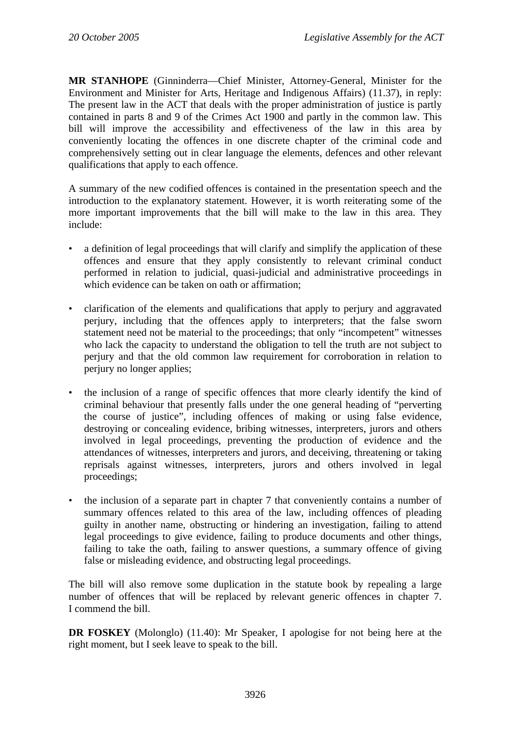**MR STANHOPE** (Ginninderra—Chief Minister, Attorney-General, Minister for the Environment and Minister for Arts, Heritage and Indigenous Affairs) (11.37), in reply: The present law in the ACT that deals with the proper administration of justice is partly contained in parts 8 and 9 of the Crimes Act 1900 and partly in the common law. This bill will improve the accessibility and effectiveness of the law in this area by conveniently locating the offences in one discrete chapter of the criminal code and comprehensively setting out in clear language the elements, defences and other relevant qualifications that apply to each offence.

A summary of the new codified offences is contained in the presentation speech and the introduction to the explanatory statement. However, it is worth reiterating some of the more important improvements that the bill will make to the law in this area. They include:

- a definition of legal proceedings that will clarify and simplify the application of these offences and ensure that they apply consistently to relevant criminal conduct performed in relation to judicial, quasi-judicial and administrative proceedings in which evidence can be taken on oath or affirmation;
- clarification of the elements and qualifications that apply to perjury and aggravated perjury, including that the offences apply to interpreters; that the false sworn statement need not be material to the proceedings; that only "incompetent" witnesses who lack the capacity to understand the obligation to tell the truth are not subject to perjury and that the old common law requirement for corroboration in relation to perjury no longer applies;
- the inclusion of a range of specific offences that more clearly identify the kind of criminal behaviour that presently falls under the one general heading of "perverting the course of justice", including offences of making or using false evidence, destroying or concealing evidence, bribing witnesses, interpreters, jurors and others involved in legal proceedings, preventing the production of evidence and the attendances of witnesses, interpreters and jurors, and deceiving, threatening or taking reprisals against witnesses, interpreters, jurors and others involved in legal proceedings;
- the inclusion of a separate part in chapter 7 that conveniently contains a number of summary offences related to this area of the law, including offences of pleading guilty in another name, obstructing or hindering an investigation, failing to attend legal proceedings to give evidence, failing to produce documents and other things, failing to take the oath, failing to answer questions, a summary offence of giving false or misleading evidence, and obstructing legal proceedings.

The bill will also remove some duplication in the statute book by repealing a large number of offences that will be replaced by relevant generic offences in chapter 7. I commend the bill.

**DR FOSKEY** (Molonglo) (11.40): Mr Speaker, I apologise for not being here at the right moment, but I seek leave to speak to the bill.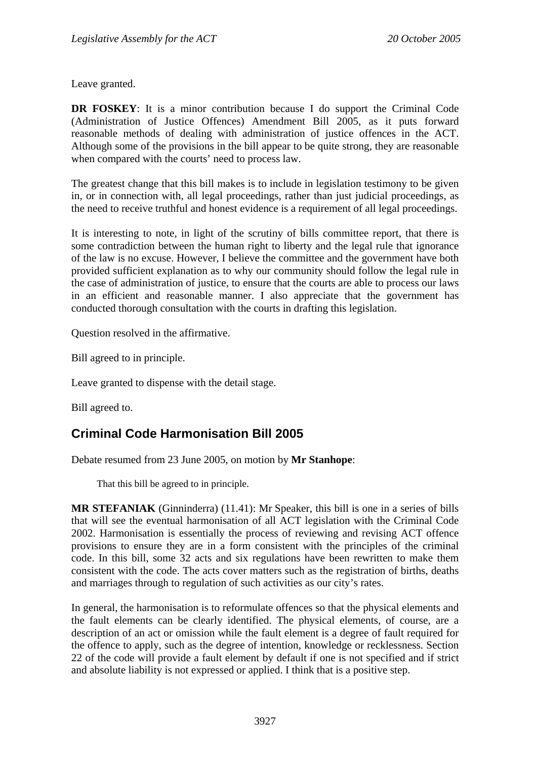Leave granted.

**DR FOSKEY**: It is a minor contribution because I do support the Criminal Code (Administration of Justice Offences) Amendment Bill 2005, as it puts forward reasonable methods of dealing with administration of justice offences in the ACT. Although some of the provisions in the bill appear to be quite strong, they are reasonable when compared with the courts' need to process law.

The greatest change that this bill makes is to include in legislation testimony to be given in, or in connection with, all legal proceedings, rather than just judicial proceedings, as the need to receive truthful and honest evidence is a requirement of all legal proceedings.

It is interesting to note, in light of the scrutiny of bills committee report, that there is some contradiction between the human right to liberty and the legal rule that ignorance of the law is no excuse. However, I believe the committee and the government have both provided sufficient explanation as to why our community should follow the legal rule in the case of administration of justice, to ensure that the courts are able to process our laws in an efficient and reasonable manner. I also appreciate that the government has conducted thorough consultation with the courts in drafting this legislation.

Question resolved in the affirmative.

Bill agreed to in principle.

Leave granted to dispense with the detail stage.

Bill agreed to.

## Criminal Code Harmonisation Bill 2005

Debate resumed from 23 June 2005, on motion by **Mr Stanhope**:

> That this bill be agreed to in principle.

**MR STEFANIAK** (Ginninderra) (11.41): Mr Speaker, this bill is one in a series of bills that will see the eventual harmonisation of all ACT legislation with the Criminal Code 2002. Harmonisation is essentially the process of reviewing and revising ACT offence provisions to ensure they are in a form consistent with the principles of the criminal code. In this bill, some 32 acts and six regulations have been rewritten to make them consistent with the code. The acts cover matters such as the registration of births, deaths and marriages through to regulation of such activities as our city's rates.

In general, the harmonisation is to reformulate offences so that the physical elements and the fault elements can be clearly identified. The physical elements, of course, are a description of an act or omission while the fault element is a degree of fault required for the offence to apply, such as the degree of intention, knowledge or recklessness. Section 22 of the code will provide a fault element by default if one is not specified and if strict and absolute liability is not expressed or applied. I think that is a positive step.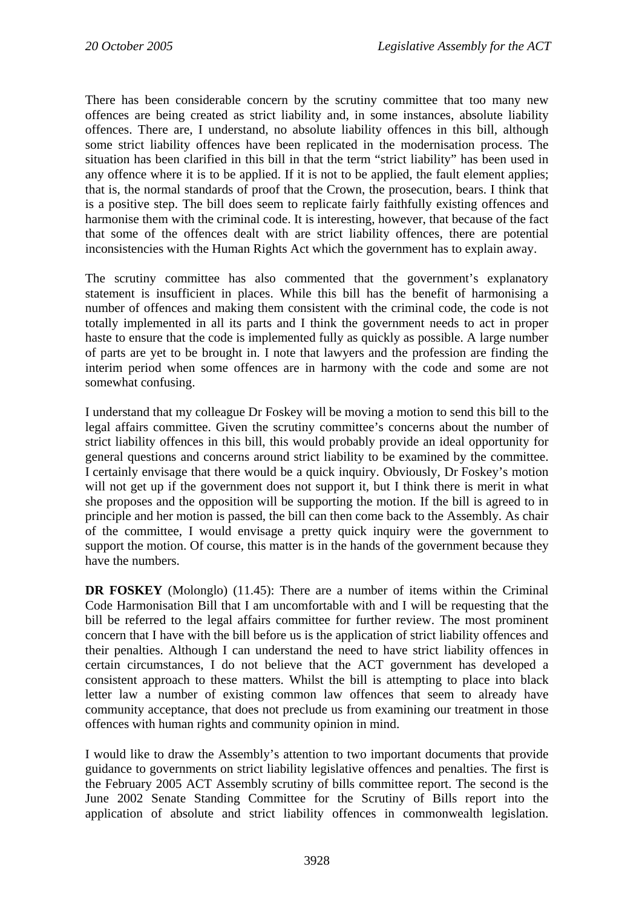There has been considerable concern by the scrutiny committee that too many new offences are being created as strict liability and, in some instances, absolute liability offences. There are, I understand, no absolute liability offences in this bill, although some strict liability offences have been replicated in the modernisation process. The situation has been clarified in this bill in that the term "strict liability" has been used in any offence where it is to be applied. If it is not to be applied, the fault element applies; that is, the normal standards of proof that the Crown, the prosecution, bears. I think that is a positive step. The bill does seem to replicate fairly faithfully existing offences and harmonise them with the criminal code. It is interesting, however, that because of the fact that some of the offences dealt with are strict liability offences, there are potential inconsistencies with the Human Rights Act which the government has to explain away.

The scrutiny committee has also commented that the government's explanatory statement is insufficient in places. While this bill has the benefit of harmonising a number of offences and making them consistent with the criminal code, the code is not totally implemented in all its parts and I think the government needs to act in proper haste to ensure that the code is implemented fully as quickly as possible. A large number of parts are yet to be brought in. I note that lawyers and the profession are finding the interim period when some offences are in harmony with the code and some are not somewhat confusing.

I understand that my colleague Dr Foskey will be moving a motion to send this bill to the legal affairs committee. Given the scrutiny committee's concerns about the number of strict liability offences in this bill, this would probably provide an ideal opportunity for general questions and concerns around strict liability to be examined by the committee. I certainly envisage that there would be a quick inquiry. Obviously, Dr Foskey's motion will not get up if the government does not support it, but I think there is merit in what she proposes and the opposition will be supporting the motion. If the bill is agreed to in principle and her motion is passed, the bill can then come back to the Assembly. As chair of the committee, I would envisage a pretty quick inquiry were the government to support the motion. Of course, this matter is in the hands of the government because they have the numbers.

**DR FOSKEY** (Molonglo) (11.45): There are a number of items within the Criminal Code Harmonisation Bill that I am uncomfortable with and I will be requesting that the bill be referred to the legal affairs committee for further review. The most prominent concern that I have with the bill before us is the application of strict liability offences and their penalties. Although I can understand the need to have strict liability offences in certain circumstances, I do not believe that the ACT government has developed a consistent approach to these matters. Whilst the bill is attempting to place into black letter law a number of existing common law offences that seem to already have community acceptance, that does not preclude us from examining our treatment in those offences with human rights and community opinion in mind.

I would like to draw the Assembly's attention to two important documents that provide guidance to governments on strict liability legislative offences and penalties. The first is the February 2005 ACT Assembly scrutiny of bills committee report. The second is the June 2002 Senate Standing Committee for the Scrutiny of Bills report into the application of absolute and strict liability offences in commonwealth legislation.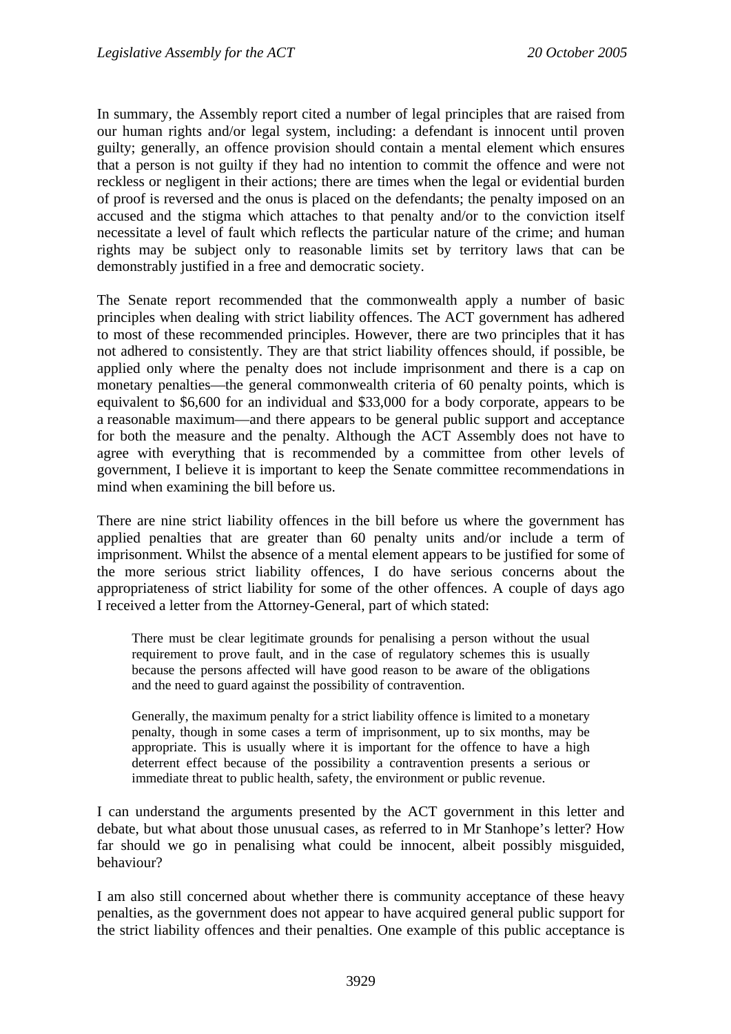In summary, the Assembly report cited a number of legal principles that are raised from our human rights and/or legal system, including: a defendant is innocent until proven guilty; generally, an offence provision should contain a mental element which ensures that a person is not guilty if they had no intention to commit the offence and were not reckless or negligent in their actions; there are times when the legal or evidential burden of proof is reversed and the onus is placed on the defendants; the penalty imposed on an accused and the stigma which attaches to that penalty and/or to the conviction itself necessitate a level of fault which reflects the particular nature of the crime; and human rights may be subject only to reasonable limits set by territory laws that can be demonstrably justified in a free and democratic society.

The Senate report recommended that the commonwealth apply a number of basic principles when dealing with strict liability offences. The ACT government has adhered to most of these recommended principles. However, there are two principles that it has not adhered to consistently. They are that strict liability offences should, if possible, be applied only where the penalty does not include imprisonment and there is a cap on monetary penalties—the general commonwealth criteria of 60 penalty points, which is equivalent to $6,600 for an individual and $33,000 for a body corporate, appears to be a reasonable maximum—and there appears to be general public support and acceptance for both the measure and the penalty. Although the ACT Assembly does not have to agree with everything that is recommended by a committee from other levels of government, I believe it is important to keep the Senate committee recommendations in mind when examining the bill before us.

There are nine strict liability offences in the bill before us where the government has applied penalties that are greater than 60 penalty units and/or include a term of imprisonment. Whilst the absence of a mental element appears to be justified for some of the more serious strict liability offences, I do have serious concerns about the appropriateness of strict liability for some of the other offences. A couple of days ago I received a letter from the Attorney-General, part of which stated:

> There must be clear legitimate grounds for penalising a person without the usual requirement to prove fault, and in the case of regulatory schemes this is usually because the persons affected will have good reason to be aware of the obligations and the need to guard against the possibility of contravention.
>
> Generally, the maximum penalty for a strict liability offence is limited to a monetary penalty, though in some cases a term of imprisonment, up to six months, may be appropriate. This is usually where it is important for the offence to have a high deterrent effect because of the possibility a contravention presents a serious or immediate threat to public health, safety, the environment or public revenue.

I can understand the arguments presented by the ACT government in this letter and debate, but what about those unusual cases, as referred to in Mr Stanhope's letter? How far should we go in penalising what could be innocent, albeit possibly misguided, behaviour?

I am also still concerned about whether there is community acceptance of these heavy penalties, as the government does not appear to have acquired general public support for the strict liability offences and their penalties. One example of this public acceptance is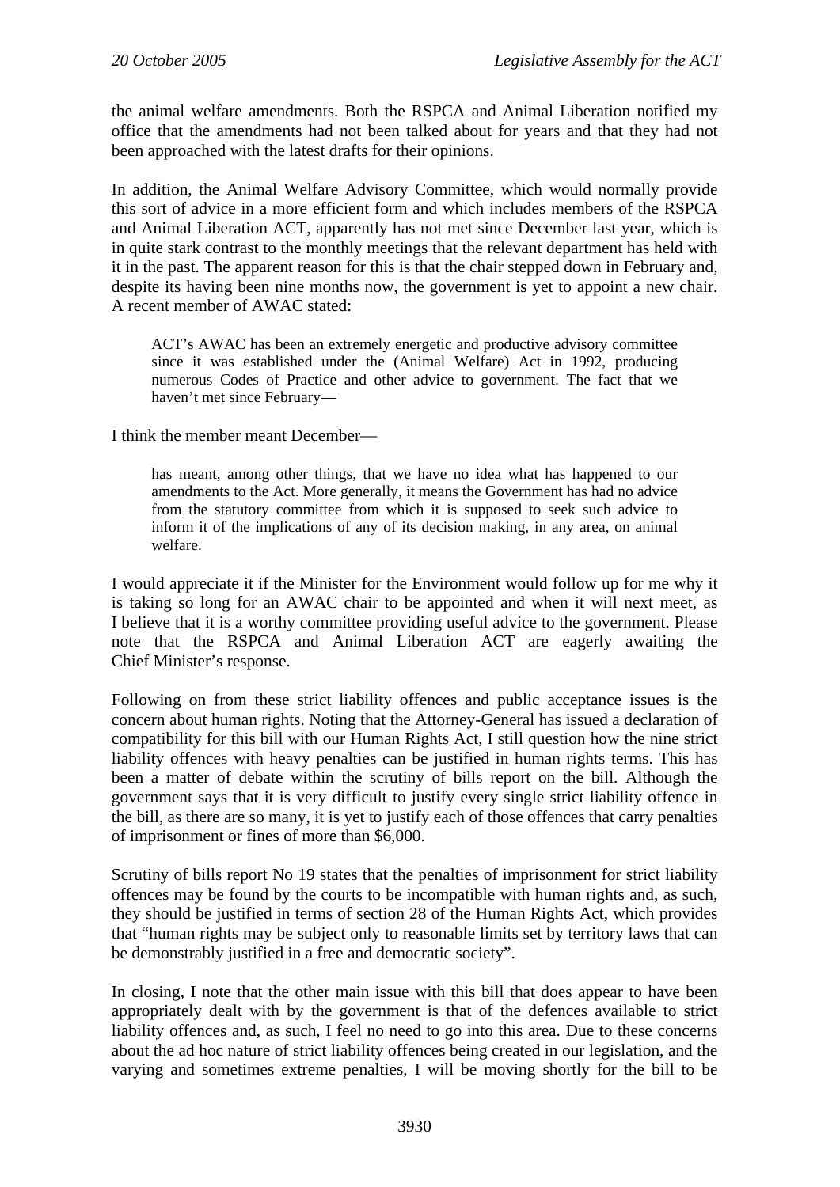the animal welfare amendments. Both the RSPCA and Animal Liberation notified my office that the amendments had not been talked about for years and that they had not been approached with the latest drafts for their opinions.

In addition, the Animal Welfare Advisory Committee, which would normally provide this sort of advice in a more efficient form and which includes members of the RSPCA and Animal Liberation ACT, apparently has not met since December last year, which is in quite stark contrast to the monthly meetings that the relevant department has held with it in the past. The apparent reason for this is that the chair stepped down in February and, despite its having been nine months now, the government is yet to appoint a new chair. A recent member of AWAC stated:

> ACT's AWAC has been an extremely energetic and productive advisory committee since it was established under the (Animal Welfare) Act in 1992, producing numerous Codes of Practice and other advice to government. The fact that we haven't met since February—

I think the member meant December—

> has meant, among other things, that we have no idea what has happened to our amendments to the Act. More generally, it means the Government has had no advice from the statutory committee from which it is supposed to seek such advice to inform it of the implications of any of its decision making, in any area, on animal welfare.

I would appreciate it if the Minister for the Environment would follow up for me why it is taking so long for an AWAC chair to be appointed and when it will next meet, as I believe that it is a worthy committee providing useful advice to the government. Please note that the RSPCA and Animal Liberation ACT are eagerly awaiting the Chief Minister's response.

Following on from these strict liability offences and public acceptance issues is the concern about human rights. Noting that the Attorney-General has issued a declaration of compatibility for this bill with our Human Rights Act, I still question how the nine strict liability offences with heavy penalties can be justified in human rights terms. This has been a matter of debate within the scrutiny of bills report on the bill. Although the government says that it is very difficult to justify every single strict liability offence in the bill, as there are so many, it is yet to justify each of those offences that carry penalties of imprisonment or fines of more than $6,000.

Scrutiny of bills report No 19 states that the penalties of imprisonment for strict liability offences may be found by the courts to be incompatible with human rights and, as such, they should be justified in terms of section 28 of the Human Rights Act, which provides that "human rights may be subject only to reasonable limits set by territory laws that can be demonstrably justified in a free and democratic society".

In closing, I note that the other main issue with this bill that does appear to have been appropriately dealt with by the government is that of the defences available to strict liability offences and, as such, I feel no need to go into this area. Due to these concerns about the ad hoc nature of strict liability offences being created in our legislation, and the varying and sometimes extreme penalties, I will be moving shortly for the bill to be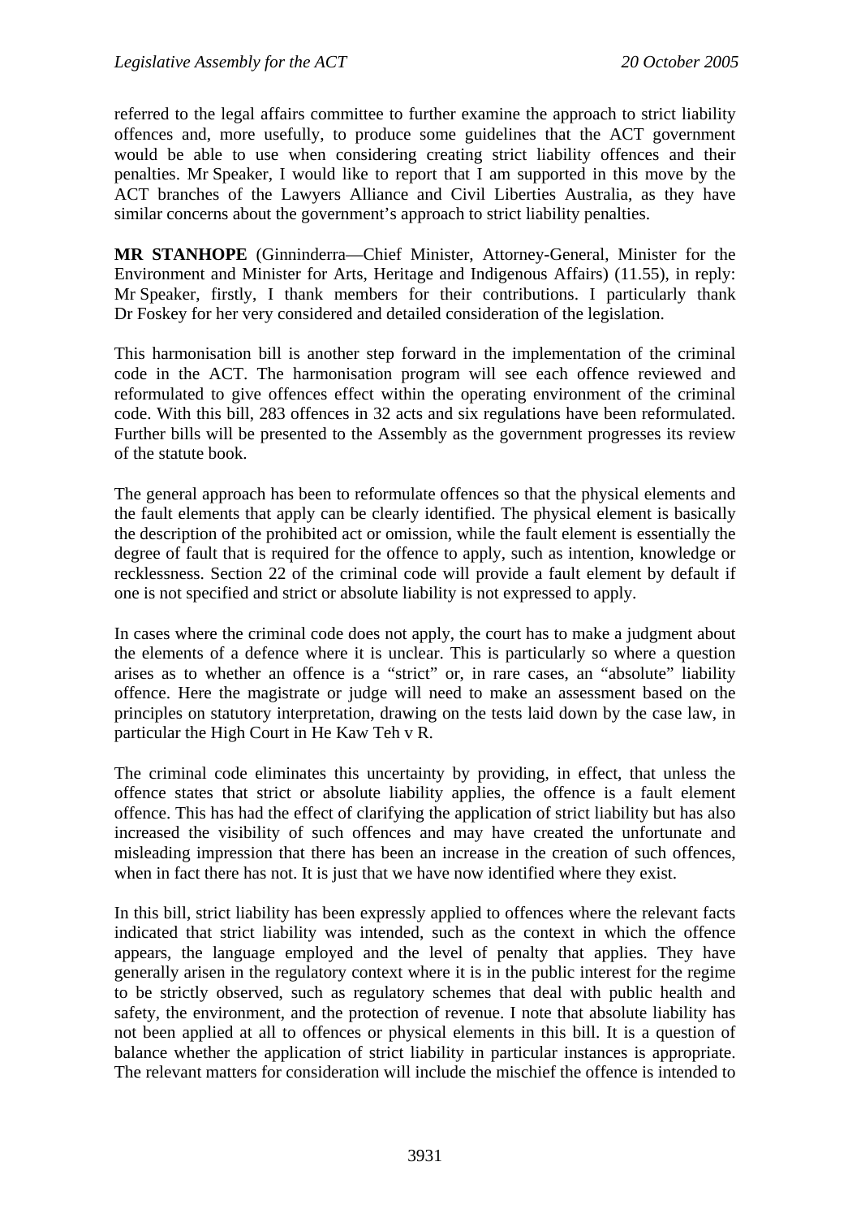referred to the legal affairs committee to further examine the approach to strict liability offences and, more usefully, to produce some guidelines that the ACT government would be able to use when considering creating strict liability offences and their penalties. Mr Speaker, I would like to report that I am supported in this move by the ACT branches of the Lawyers Alliance and Civil Liberties Australia, as they have similar concerns about the government's approach to strict liability penalties.

**MR STANHOPE** (Ginninderra—Chief Minister, Attorney-General, Minister for the Environment and Minister for Arts, Heritage and Indigenous Affairs) (11.55), in reply: Mr Speaker, firstly, I thank members for their contributions. I particularly thank Dr Foskey for her very considered and detailed consideration of the legislation.

This harmonisation bill is another step forward in the implementation of the criminal code in the ACT. The harmonisation program will see each offence reviewed and reformulated to give offences effect within the operating environment of the criminal code. With this bill, 283 offences in 32 acts and six regulations have been reformulated. Further bills will be presented to the Assembly as the government progresses its review of the statute book.

The general approach has been to reformulate offences so that the physical elements and the fault elements that apply can be clearly identified. The physical element is basically the description of the prohibited act or omission, while the fault element is essentially the degree of fault that is required for the offence to apply, such as intention, knowledge or recklessness. Section 22 of the criminal code will provide a fault element by default if one is not specified and strict or absolute liability is not expressed to apply.

In cases where the criminal code does not apply, the court has to make a judgment about the elements of a defence where it is unclear. This is particularly so where a question arises as to whether an offence is a "strict" or, in rare cases, an "absolute" liability offence. Here the magistrate or judge will need to make an assessment based on the principles on statutory interpretation, drawing on the tests laid down by the case law, in particular the High Court in He Kaw Teh v R.

The criminal code eliminates this uncertainty by providing, in effect, that unless the offence states that strict or absolute liability applies, the offence is a fault element offence. This has had the effect of clarifying the application of strict liability but has also increased the visibility of such offences and may have created the unfortunate and misleading impression that there has been an increase in the creation of such offences, when in fact there has not. It is just that we have now identified where they exist.

In this bill, strict liability has been expressly applied to offences where the relevant facts indicated that strict liability was intended, such as the context in which the offence appears, the language employed and the level of penalty that applies. They have generally arisen in the regulatory context where it is in the public interest for the regime to be strictly observed, such as regulatory schemes that deal with public health and safety, the environment, and the protection of revenue. I note that absolute liability has not been applied at all to offences or physical elements in this bill. It is a question of balance whether the application of strict liability in particular instances is appropriate. The relevant matters for consideration will include the mischief the offence is intended to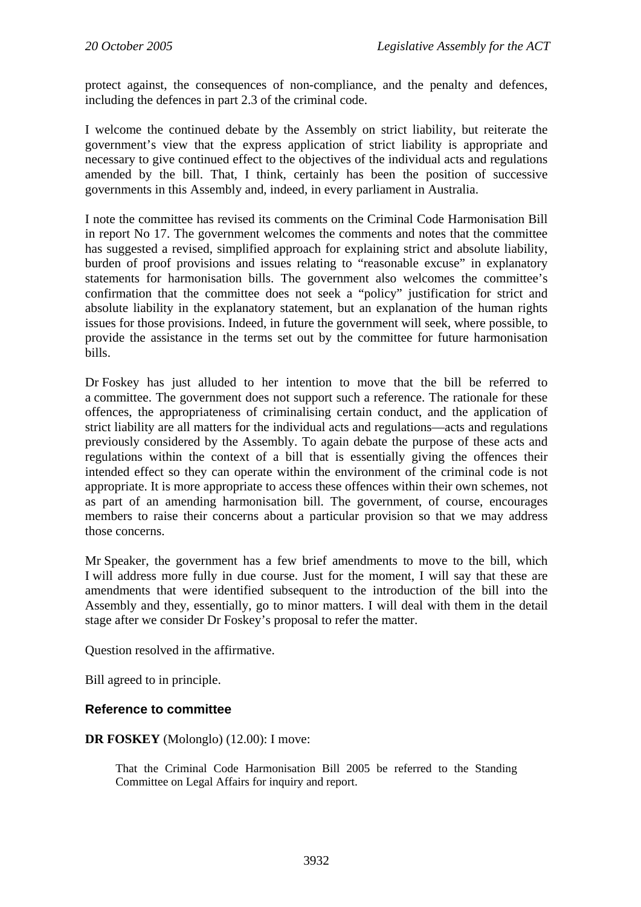protect against, the consequences of non-compliance, and the penalty and defences, including the defences in part 2.3 of the criminal code.

I welcome the continued debate by the Assembly on strict liability, but reiterate the government's view that the express application of strict liability is appropriate and necessary to give continued effect to the objectives of the individual acts and regulations amended by the bill. That, I think, certainly has been the position of successive governments in this Assembly and, indeed, in every parliament in Australia.

I note the committee has revised its comments on the Criminal Code Harmonisation Bill in report No 17. The government welcomes the comments and notes that the committee has suggested a revised, simplified approach for explaining strict and absolute liability, burden of proof provisions and issues relating to "reasonable excuse" in explanatory statements for harmonisation bills. The government also welcomes the committee's confirmation that the committee does not seek a "policy" justification for strict and absolute liability in the explanatory statement, but an explanation of the human rights issues for those provisions. Indeed, in future the government will seek, where possible, to provide the assistance in the terms set out by the committee for future harmonisation bills.

Dr Foskey has just alluded to her intention to move that the bill be referred to a committee. The government does not support such a reference. The rationale for these offences, the appropriateness of criminalising certain conduct, and the application of strict liability are all matters for the individual acts and regulations—acts and regulations previously considered by the Assembly. To again debate the purpose of these acts and regulations within the context of a bill that is essentially giving the offences their intended effect so they can operate within the environment of the criminal code is not appropriate. It is more appropriate to access these offences within their own schemes, not as part of an amending harmonisation bill. The government, of course, encourages members to raise their concerns about a particular provision so that we may address those concerns.

Mr Speaker, the government has a few brief amendments to move to the bill, which I will address more fully in due course. Just for the moment, I will say that these are amendments that were identified subsequent to the introduction of the bill into the Assembly and they, essentially, go to minor matters. I will deal with them in the detail stage after we consider Dr Foskey's proposal to refer the matter.

Question resolved in the affirmative.

Bill agreed to in principle.

### Reference to committee

**DR FOSKEY** (Molonglo) (12.00): I move:

> That the Criminal Code Harmonisation Bill 2005 be referred to the Standing Committee on Legal Affairs for inquiry and report.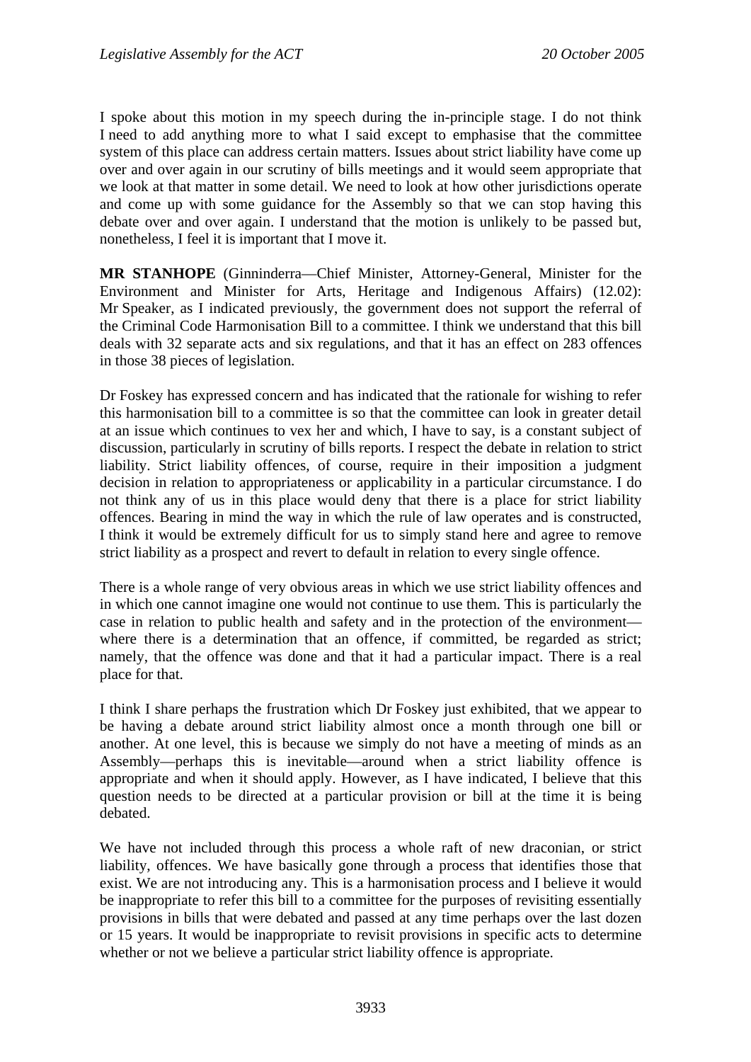I spoke about this motion in my speech during the in-principle stage. I do not think I need to add anything more to what I said except to emphasise that the committee system of this place can address certain matters. Issues about strict liability have come up over and over again in our scrutiny of bills meetings and it would seem appropriate that we look at that matter in some detail. We need to look at how other jurisdictions operate and come up with some guidance for the Assembly so that we can stop having this debate over and over again. I understand that the motion is unlikely to be passed but, nonetheless, I feel it is important that I move it.

**MR STANHOPE** (Ginninderra—Chief Minister, Attorney-General, Minister for the Environment and Minister for Arts, Heritage and Indigenous Affairs) (12.02): Mr Speaker, as I indicated previously, the government does not support the referral of the Criminal Code Harmonisation Bill to a committee. I think we understand that this bill deals with 32 separate acts and six regulations, and that it has an effect on 283 offences in those 38 pieces of legislation.

Dr Foskey has expressed concern and has indicated that the rationale for wishing to refer this harmonisation bill to a committee is so that the committee can look in greater detail at an issue which continues to vex her and which, I have to say, is a constant subject of discussion, particularly in scrutiny of bills reports. I respect the debate in relation to strict liability. Strict liability offences, of course, require in their imposition a judgment decision in relation to appropriateness or applicability in a particular circumstance. I do not think any of us in this place would deny that there is a place for strict liability offences. Bearing in mind the way in which the rule of law operates and is constructed, I think it would be extremely difficult for us to simply stand here and agree to remove strict liability as a prospect and revert to default in relation to every single offence.

There is a whole range of very obvious areas in which we use strict liability offences and in which one cannot imagine one would not continue to use them. This is particularly the case in relation to public health and safety and in the protection of the environment—where there is a determination that an offence, if committed, be regarded as strict; namely, that the offence was done and that it had a particular impact. There is a real place for that.

I think I share perhaps the frustration which Dr Foskey just exhibited, that we appear to be having a debate around strict liability almost once a month through one bill or another. At one level, this is because we simply do not have a meeting of minds as an Assembly—perhaps this is inevitable—around when a strict liability offence is appropriate and when it should apply. However, as I have indicated, I believe that this question needs to be directed at a particular provision or bill at the time it is being debated.

We have not included through this process a whole raft of new draconian, or strict liability, offences. We have basically gone through a process that identifies those that exist. We are not introducing any. This is a harmonisation process and I believe it would be inappropriate to refer this bill to a committee for the purposes of revisiting essentially provisions in bills that were debated and passed at any time perhaps over the last dozen or 15 years. It would be inappropriate to revisit provisions in specific acts to determine whether or not we believe a particular strict liability offence is appropriate.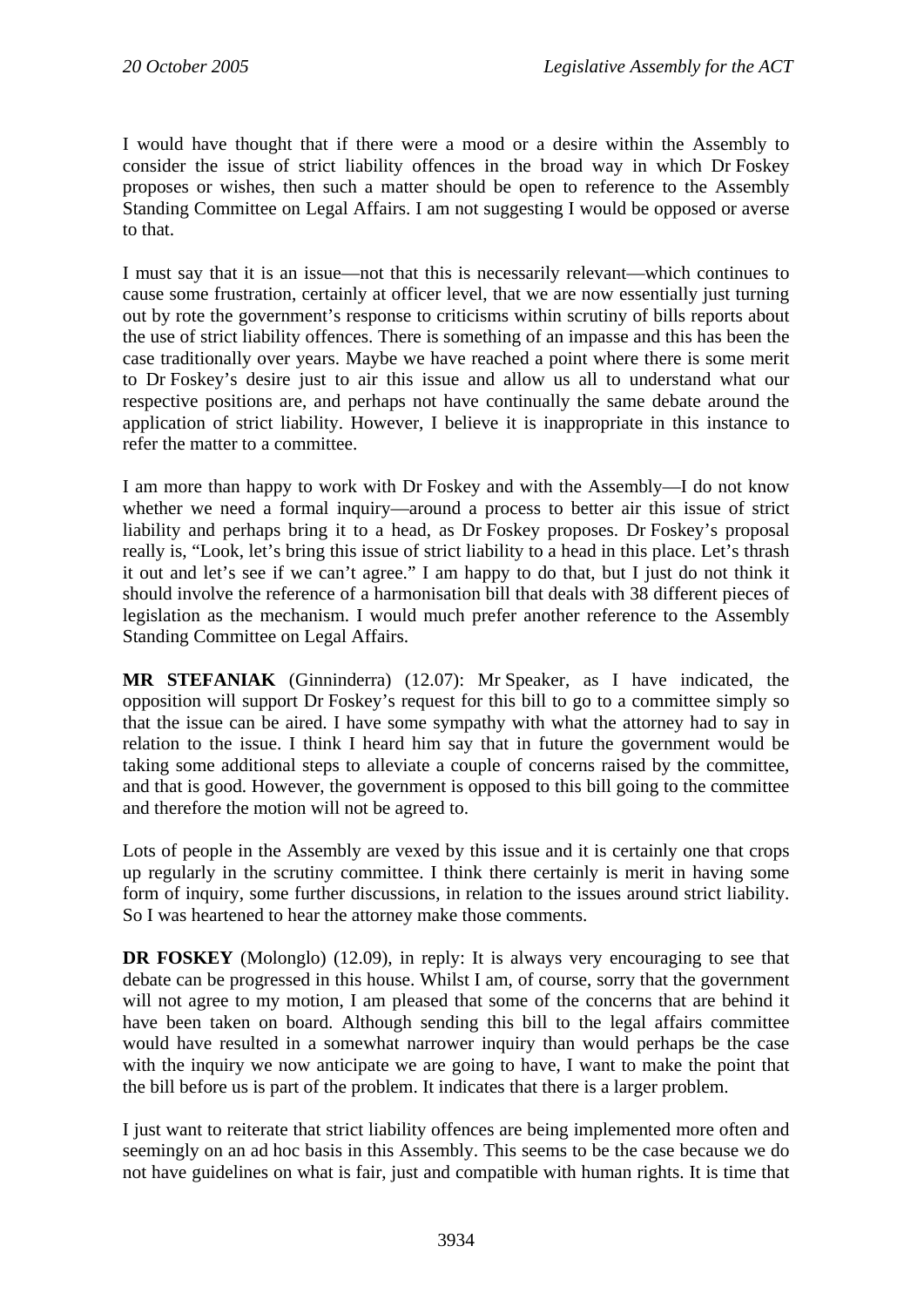I would have thought that if there were a mood or a desire within the Assembly to consider the issue of strict liability offences in the broad way in which Dr Foskey proposes or wishes, then such a matter should be open to reference to the Assembly Standing Committee on Legal Affairs. I am not suggesting I would be opposed or averse to that.

I must say that it is an issue—not that this is necessarily relevant—which continues to cause some frustration, certainly at officer level, that we are now essentially just turning out by rote the government's response to criticisms within scrutiny of bills reports about the use of strict liability offences. There is something of an impasse and this has been the case traditionally over years. Maybe we have reached a point where there is some merit to Dr Foskey's desire just to air this issue and allow us all to understand what our respective positions are, and perhaps not have continually the same debate around the application of strict liability. However, I believe it is inappropriate in this instance to refer the matter to a committee.

I am more than happy to work with Dr Foskey and with the Assembly—I do not know whether we need a formal inquiry—around a process to better air this issue of strict liability and perhaps bring it to a head, as Dr Foskey proposes. Dr Foskey's proposal really is, "Look, let's bring this issue of strict liability to a head in this place. Let's thrash it out and let's see if we can't agree." I am happy to do that, but I just do not think it should involve the reference of a harmonisation bill that deals with 38 different pieces of legislation as the mechanism. I would much prefer another reference to the Assembly Standing Committee on Legal Affairs.

**MR STEFANIAK** (Ginninderra) (12.07): Mr Speaker, as I have indicated, the opposition will support Dr Foskey's request for this bill to go to a committee simply so that the issue can be aired. I have some sympathy with what the attorney had to say in relation to the issue. I think I heard him say that in future the government would be taking some additional steps to alleviate a couple of concerns raised by the committee, and that is good. However, the government is opposed to this bill going to the committee and therefore the motion will not be agreed to.

Lots of people in the Assembly are vexed by this issue and it is certainly one that crops up regularly in the scrutiny committee. I think there certainly is merit in having some form of inquiry, some further discussions, in relation to the issues around strict liability. So I was heartened to hear the attorney make those comments.

**DR FOSKEY** (Molonglo) (12.09), in reply: It is always very encouraging to see that debate can be progressed in this house. Whilst I am, of course, sorry that the government will not agree to my motion, I am pleased that some of the concerns that are behind it have been taken on board. Although sending this bill to the legal affairs committee would have resulted in a somewhat narrower inquiry than would perhaps be the case with the inquiry we now anticipate we are going to have, I want to make the point that the bill before us is part of the problem. It indicates that there is a larger problem.

I just want to reiterate that strict liability offences are being implemented more often and seemingly on an ad hoc basis in this Assembly. This seems to be the case because we do not have guidelines on what is fair, just and compatible with human rights. It is time that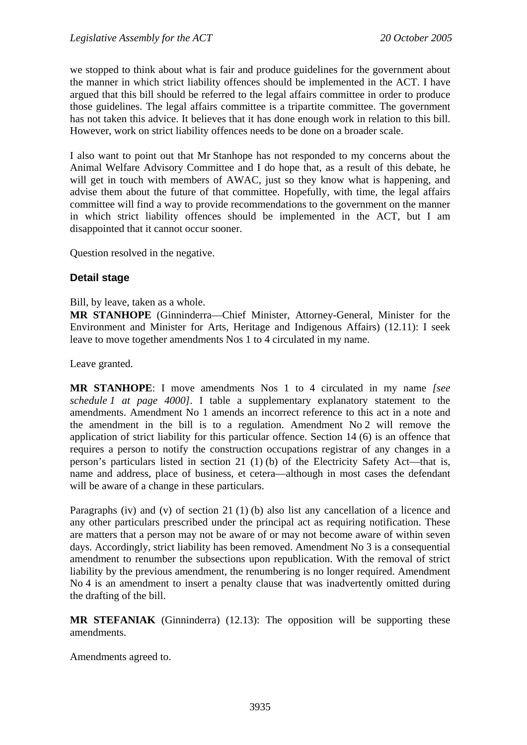we stopped to think about what is fair and produce guidelines for the government about the manner in which strict liability offences should be implemented in the ACT. I have argued that this bill should be referred to the legal affairs committee in order to produce those guidelines. The legal affairs committee is a tripartite committee. The government has not taken this advice. It believes that it has done enough work in relation to this bill. However, work on strict liability offences needs to be done on a broader scale.

I also want to point out that Mr Stanhope has not responded to my concerns about the Animal Welfare Advisory Committee and I do hope that, as a result of this debate, he will get in touch with members of AWAC, just so they know what is happening, and advise them about the future of that committee. Hopefully, with time, the legal affairs committee will find a way to provide recommendations to the government on the manner in which strict liability offences should be implemented in the ACT, but I am disappointed that it cannot occur sooner.

Question resolved in the negative.

### Detail stage

Bill, by leave, taken as a whole.

**MR STANHOPE** (Ginninderra—Chief Minister, Attorney-General, Minister for the Environment and Minister for Arts, Heritage and Indigenous Affairs) (12.11): I seek leave to move together amendments Nos 1 to 4 circulated in my name.

Leave granted.

**MR STANHOPE**: I move amendments Nos 1 to 4 circulated in my name *[see schedule 1 at page 4000]*. I table a supplementary explanatory statement to the amendments. Amendment No 1 amends an incorrect reference to this act in a note and the amendment in the bill is to a regulation. Amendment No 2 will remove the application of strict liability for this particular offence. Section 14 (6) is an offence that requires a person to notify the construction occupations registrar of any changes in a person's particulars listed in section 21 (1) (b) of the Electricity Safety Act—that is, name and address, place of business, et cetera—although in most cases the defendant will be aware of a change in these particulars.

Paragraphs (iv) and (v) of section 21 (1) (b) also list any cancellation of a licence and any other particulars prescribed under the principal act as requiring notification. These are matters that a person may not be aware of or may not become aware of within seven days. Accordingly, strict liability has been removed. Amendment No 3 is a consequential amendment to renumber the subsections upon republication. With the removal of strict liability by the previous amendment, the renumbering is no longer required. Amendment No 4 is an amendment to insert a penalty clause that was inadvertently omitted during the drafting of the bill.

**MR STEFANIAK** (Ginninderra) (12.13): The opposition will be supporting these amendments.

Amendments agreed to.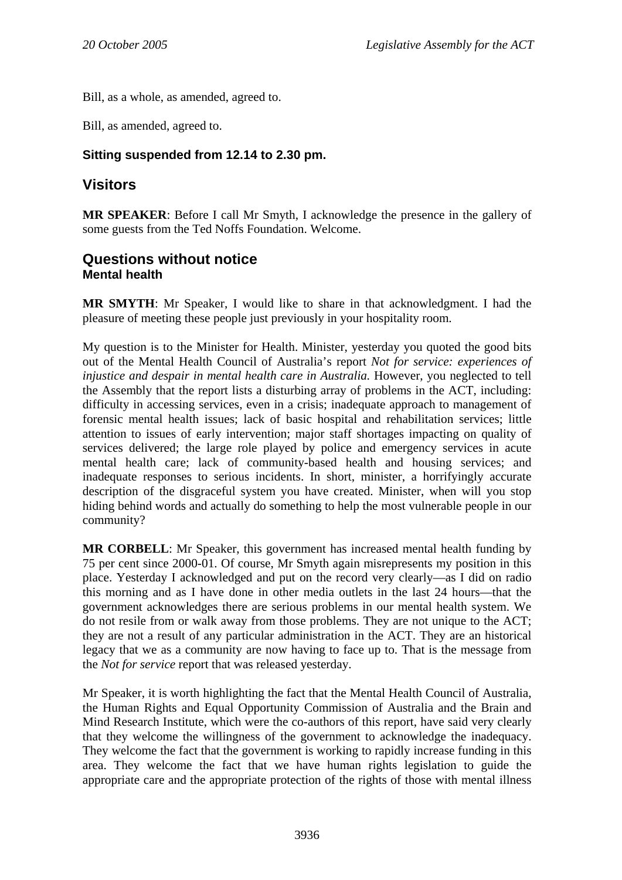Bill, as a whole, as amended, agreed to.

Bill, as amended, agreed to.

**Sitting suspended from 12.14 to 2.30 pm.**

## Visitors

**MR SPEAKER**: Before I call Mr Smyth, I acknowledge the presence in the gallery of some guests from the Ted Noffs Foundation. Welcome.

## Questions without notice

### Mental health

**MR SMYTH**: Mr Speaker, I would like to share in that acknowledgment. I had the pleasure of meeting these people just previously in your hospitality room.

My question is to the Minister for Health. Minister, yesterday you quoted the good bits out of the Mental Health Council of Australia's report *Not for service: experiences of injustice and despair in mental health care in Australia.* However, you neglected to tell the Assembly that the report lists a disturbing array of problems in the ACT, including: difficulty in accessing services, even in a crisis; inadequate approach to management of forensic mental health issues; lack of basic hospital and rehabilitation services; little attention to issues of early intervention; major staff shortages impacting on quality of services delivered; the large role played by police and emergency services in acute mental health care; lack of community-based health and housing services; and inadequate responses to serious incidents. In short, minister, a horrifyingly accurate description of the disgraceful system you have created. Minister, when will you stop hiding behind words and actually do something to help the most vulnerable people in our community?

**MR CORBELL**: Mr Speaker, this government has increased mental health funding by 75 per cent since 2000-01. Of course, Mr Smyth again misrepresents my position in this place. Yesterday I acknowledged and put on the record very clearly—as I did on radio this morning and as I have done in other media outlets in the last 24 hours—that the government acknowledges there are serious problems in our mental health system. We do not resile from or walk away from those problems. They are not unique to the ACT; they are not a result of any particular administration in the ACT. They are an historical legacy that we as a community are now having to face up to. That is the message from the *Not for service* report that was released yesterday.

Mr Speaker, it is worth highlighting the fact that the Mental Health Council of Australia, the Human Rights and Equal Opportunity Commission of Australia and the Brain and Mind Research Institute, which were the co-authors of this report, have said very clearly that they welcome the willingness of the government to acknowledge the inadequacy. They welcome the fact that the government is working to rapidly increase funding in this area. They welcome the fact that we have human rights legislation to guide the appropriate care and the appropriate protection of the rights of those with mental illness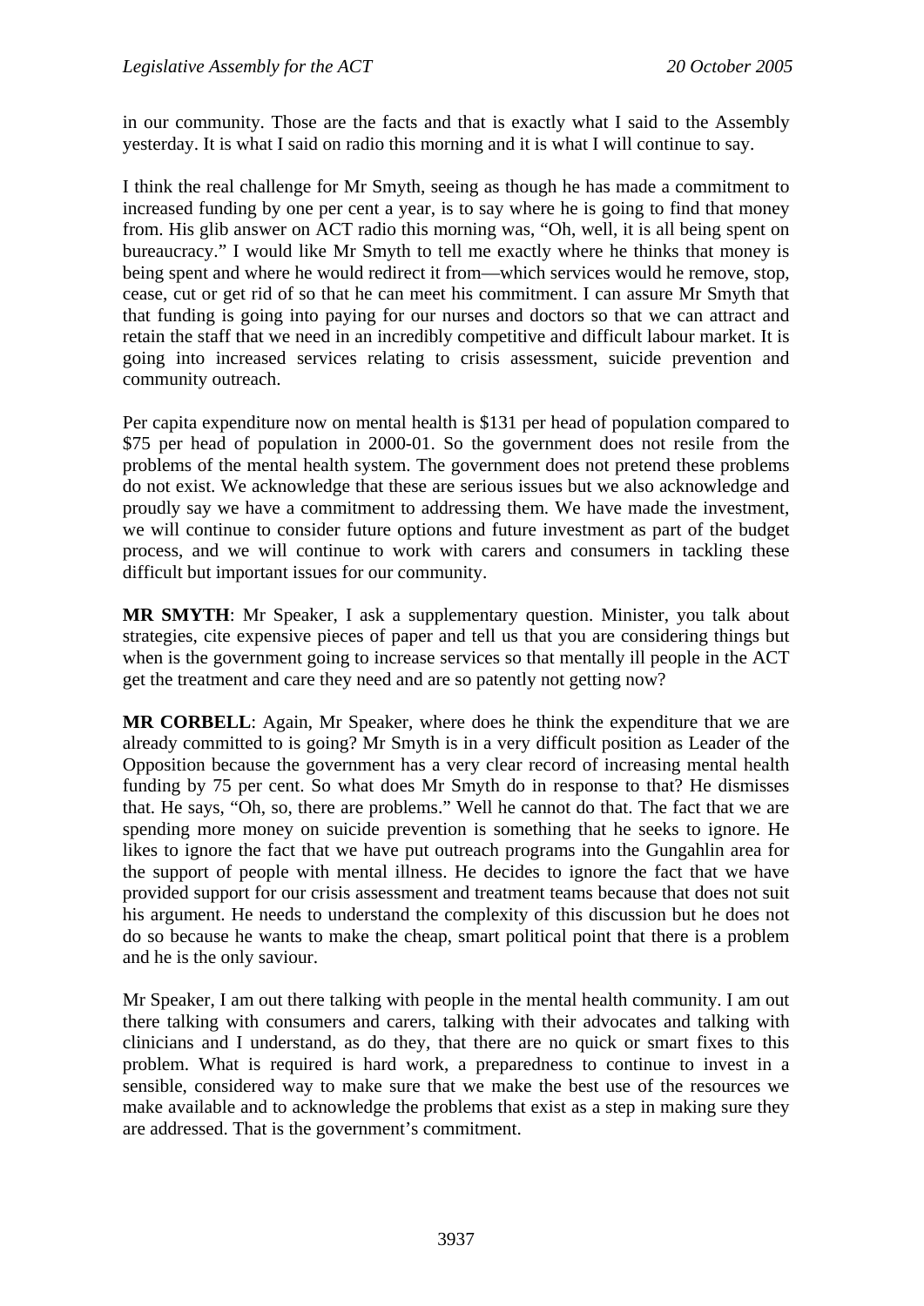in our community. Those are the facts and that is exactly what I said to the Assembly yesterday. It is what I said on radio this morning and it is what I will continue to say.

I think the real challenge for Mr Smyth, seeing as though he has made a commitment to increased funding by one per cent a year, is to say where he is going to find that money from. His glib answer on ACT radio this morning was, "Oh, well, it is all being spent on bureaucracy." I would like Mr Smyth to tell me exactly where he thinks that money is being spent and where he would redirect it from—which services would he remove, stop, cease, cut or get rid of so that he can meet his commitment. I can assure Mr Smyth that that funding is going into paying for our nurses and doctors so that we can attract and retain the staff that we need in an incredibly competitive and difficult labour market. It is going into increased services relating to crisis assessment, suicide prevention and community outreach.

Per capita expenditure now on mental health is $131 per head of population compared to $75 per head of population in 2000-01. So the government does not resile from the problems of the mental health system. The government does not pretend these problems do not exist. We acknowledge that these are serious issues but we also acknowledge and proudly say we have a commitment to addressing them. We have made the investment, we will continue to consider future options and future investment as part of the budget process, and we will continue to work with carers and consumers in tackling these difficult but important issues for our community.

**MR SMYTH**: Mr Speaker, I ask a supplementary question. Minister, you talk about strategies, cite expensive pieces of paper and tell us that you are considering things but when is the government going to increase services so that mentally ill people in the ACT get the treatment and care they need and are so patently not getting now?

**MR CORBELL**: Again, Mr Speaker, where does he think the expenditure that we are already committed to is going? Mr Smyth is in a very difficult position as Leader of the Opposition because the government has a very clear record of increasing mental health funding by 75 per cent. So what does Mr Smyth do in response to that? He dismisses that. He says, "Oh, so, there are problems." Well he cannot do that. The fact that we are spending more money on suicide prevention is something that he seeks to ignore. He likes to ignore the fact that we have put outreach programs into the Gungahlin area for the support of people with mental illness. He decides to ignore the fact that we have provided support for our crisis assessment and treatment teams because that does not suit his argument. He needs to understand the complexity of this discussion but he does not do so because he wants to make the cheap, smart political point that there is a problem and he is the only saviour.

Mr Speaker, I am out there talking with people in the mental health community. I am out there talking with consumers and carers, talking with their advocates and talking with clinicians and I understand, as do they, that there are no quick or smart fixes to this problem. What is required is hard work, a preparedness to continue to invest in a sensible, considered way to make sure that we make the best use of the resources we make available and to acknowledge the problems that exist as a step in making sure they are addressed. That is the government's commitment.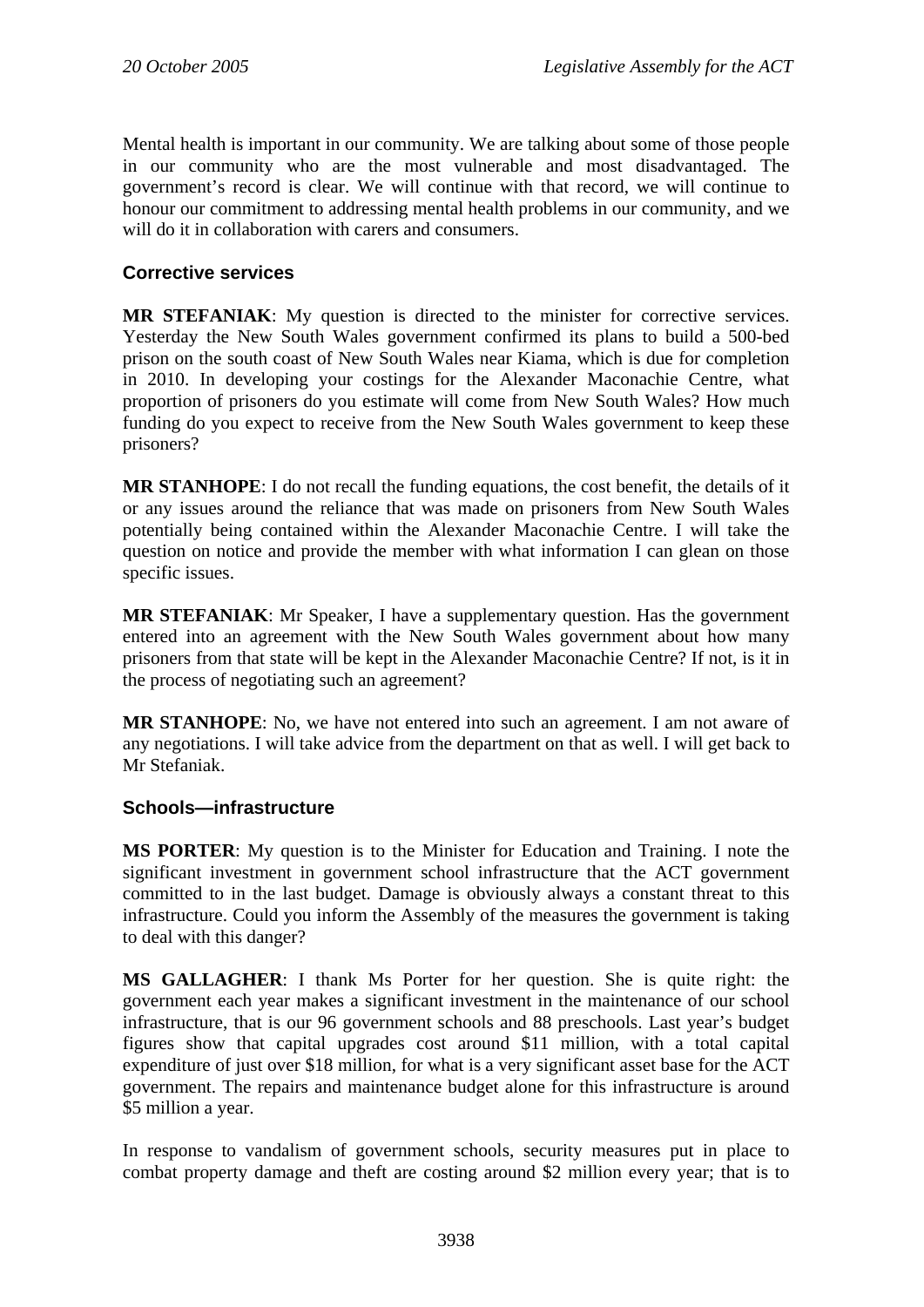Mental health is important in our community. We are talking about some of those people in our community who are the most vulnerable and most disadvantaged. The government's record is clear. We will continue with that record, we will continue to honour our commitment to addressing mental health problems in our community, and we will do it in collaboration with carers and consumers.

### Corrective services

**MR STEFANIAK**: My question is directed to the minister for corrective services. Yesterday the New South Wales government confirmed its plans to build a 500-bed prison on the south coast of New South Wales near Kiama, which is due for completion in 2010. In developing your costings for the Alexander Maconachie Centre, what proportion of prisoners do you estimate will come from New South Wales? How much funding do you expect to receive from the New South Wales government to keep these prisoners?

**MR STANHOPE**: I do not recall the funding equations, the cost benefit, the details of it or any issues around the reliance that was made on prisoners from New South Wales potentially being contained within the Alexander Maconachie Centre. I will take the question on notice and provide the member with what information I can glean on those specific issues.

**MR STEFANIAK**: Mr Speaker, I have a supplementary question. Has the government entered into an agreement with the New South Wales government about how many prisoners from that state will be kept in the Alexander Maconachie Centre? If not, is it in the process of negotiating such an agreement?

**MR STANHOPE**: No, we have not entered into such an agreement. I am not aware of any negotiations. I will take advice from the department on that as well. I will get back to Mr Stefaniak.

### Schools—infrastructure

**MS PORTER**: My question is to the Minister for Education and Training. I note the significant investment in government school infrastructure that the ACT government committed to in the last budget. Damage is obviously always a constant threat to this infrastructure. Could you inform the Assembly of the measures the government is taking to deal with this danger?

**MS GALLAGHER**: I thank Ms Porter for her question. She is quite right: the government each year makes a significant investment in the maintenance of our school infrastructure, that is our 96 government schools and 88 preschools. Last year's budget figures show that capital upgrades cost around $11 million, with a total capital expenditure of just over $18 million, for what is a very significant asset base for the ACT government. The repairs and maintenance budget alone for this infrastructure is around $5 million a year.

In response to vandalism of government schools, security measures put in place to combat property damage and theft are costing around $2 million every year; that is to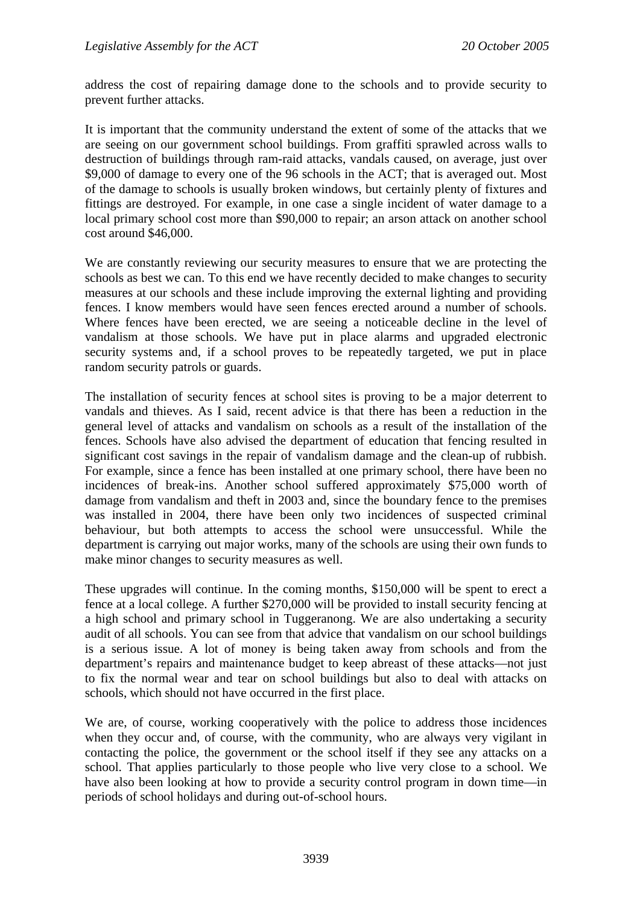address the cost of repairing damage done to the schools and to provide security to prevent further attacks.

It is important that the community understand the extent of some of the attacks that we are seeing on our government school buildings. From graffiti sprawled across walls to destruction of buildings through ram-raid attacks, vandals caused, on average, just over $9,000 of damage to every one of the 96 schools in the ACT; that is averaged out. Most of the damage to schools is usually broken windows, but certainly plenty of fixtures and fittings are destroyed. For example, in one case a single incident of water damage to a local primary school cost more than $90,000 to repair; an arson attack on another school cost around $46,000.

We are constantly reviewing our security measures to ensure that we are protecting the schools as best we can. To this end we have recently decided to make changes to security measures at our schools and these include improving the external lighting and providing fences. I know members would have seen fences erected around a number of schools. Where fences have been erected, we are seeing a noticeable decline in the level of vandalism at those schools. We have put in place alarms and upgraded electronic security systems and, if a school proves to be repeatedly targeted, we put in place random security patrols or guards.

The installation of security fences at school sites is proving to be a major deterrent to vandals and thieves. As I said, recent advice is that there has been a reduction in the general level of attacks and vandalism on schools as a result of the installation of the fences. Schools have also advised the department of education that fencing resulted in significant cost savings in the repair of vandalism damage and the clean-up of rubbish. For example, since a fence has been installed at one primary school, there have been no incidences of break-ins. Another school suffered approximately $75,000 worth of damage from vandalism and theft in 2003 and, since the boundary fence to the premises was installed in 2004, there have been only two incidences of suspected criminal behaviour, but both attempts to access the school were unsuccessful. While the department is carrying out major works, many of the schools are using their own funds to make minor changes to security measures as well.

These upgrades will continue. In the coming months, $150,000 will be spent to erect a fence at a local college. A further $270,000 will be provided to install security fencing at a high school and primary school in Tuggeranong. We are also undertaking a security audit of all schools. You can see from that advice that vandalism on our school buildings is a serious issue. A lot of money is being taken away from schools and from the department's repairs and maintenance budget to keep abreast of these attacks—not just to fix the normal wear and tear on school buildings but also to deal with attacks on schools, which should not have occurred in the first place.

We are, of course, working cooperatively with the police to address those incidences when they occur and, of course, with the community, who are always very vigilant in contacting the police, the government or the school itself if they see any attacks on a school. That applies particularly to those people who live very close to a school. We have also been looking at how to provide a security control program in down time—in periods of school holidays and during out-of-school hours.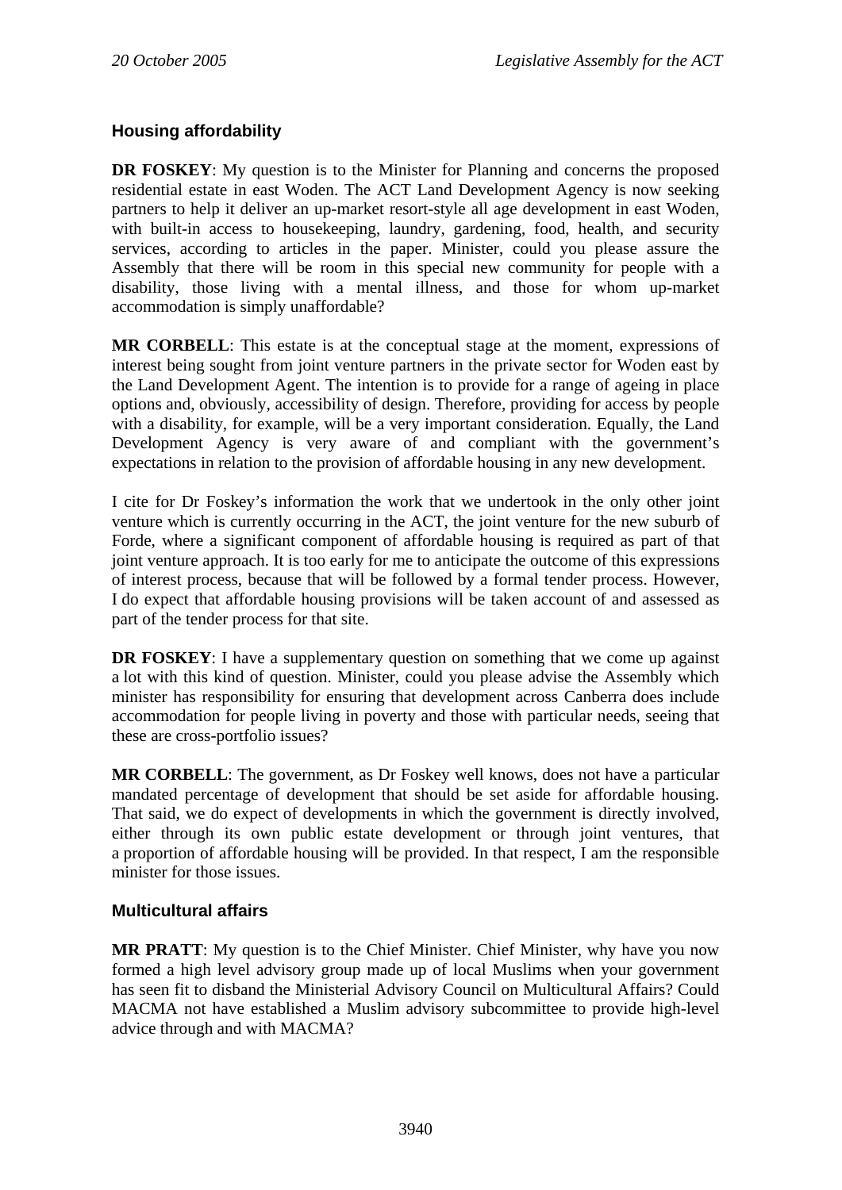### Housing affordability

**DR FOSKEY**: My question is to the Minister for Planning and concerns the proposed residential estate in east Woden. The ACT Land Development Agency is now seeking partners to help it deliver an up-market resort-style all age development in east Woden, with built-in access to housekeeping, laundry, gardening, food, health, and security services, according to articles in the paper. Minister, could you please assure the Assembly that there will be room in this special new community for people with a disability, those living with a mental illness, and those for whom up-market accommodation is simply unaffordable?

**MR CORBELL**: This estate is at the conceptual stage at the moment, expressions of interest being sought from joint venture partners in the private sector for Woden east by the Land Development Agent. The intention is to provide for a range of ageing in place options and, obviously, accessibility of design. Therefore, providing for access by people with a disability, for example, will be a very important consideration. Equally, the Land Development Agency is very aware of and compliant with the government's expectations in relation to the provision of affordable housing in any new development.

I cite for Dr Foskey's information the work that we undertook in the only other joint venture which is currently occurring in the ACT, the joint venture for the new suburb of Forde, where a significant component of affordable housing is required as part of that joint venture approach. It is too early for me to anticipate the outcome of this expressions of interest process, because that will be followed by a formal tender process. However, I do expect that affordable housing provisions will be taken account of and assessed as part of the tender process for that site.

**DR FOSKEY**: I have a supplementary question on something that we come up against a lot with this kind of question. Minister, could you please advise the Assembly which minister has responsibility for ensuring that development across Canberra does include accommodation for people living in poverty and those with particular needs, seeing that these are cross-portfolio issues?

**MR CORBELL**: The government, as Dr Foskey well knows, does not have a particular mandated percentage of development that should be set aside for affordable housing. That said, we do expect of developments in which the government is directly involved, either through its own public estate development or through joint ventures, that a proportion of affordable housing will be provided. In that respect, I am the responsible minister for those issues.

### Multicultural affairs

**MR PRATT**: My question is to the Chief Minister. Chief Minister, why have you now formed a high level advisory group made up of local Muslims when your government has seen fit to disband the Ministerial Advisory Council on Multicultural Affairs? Could MACMA not have established a Muslim advisory subcommittee to provide high-level advice through and with MACMA?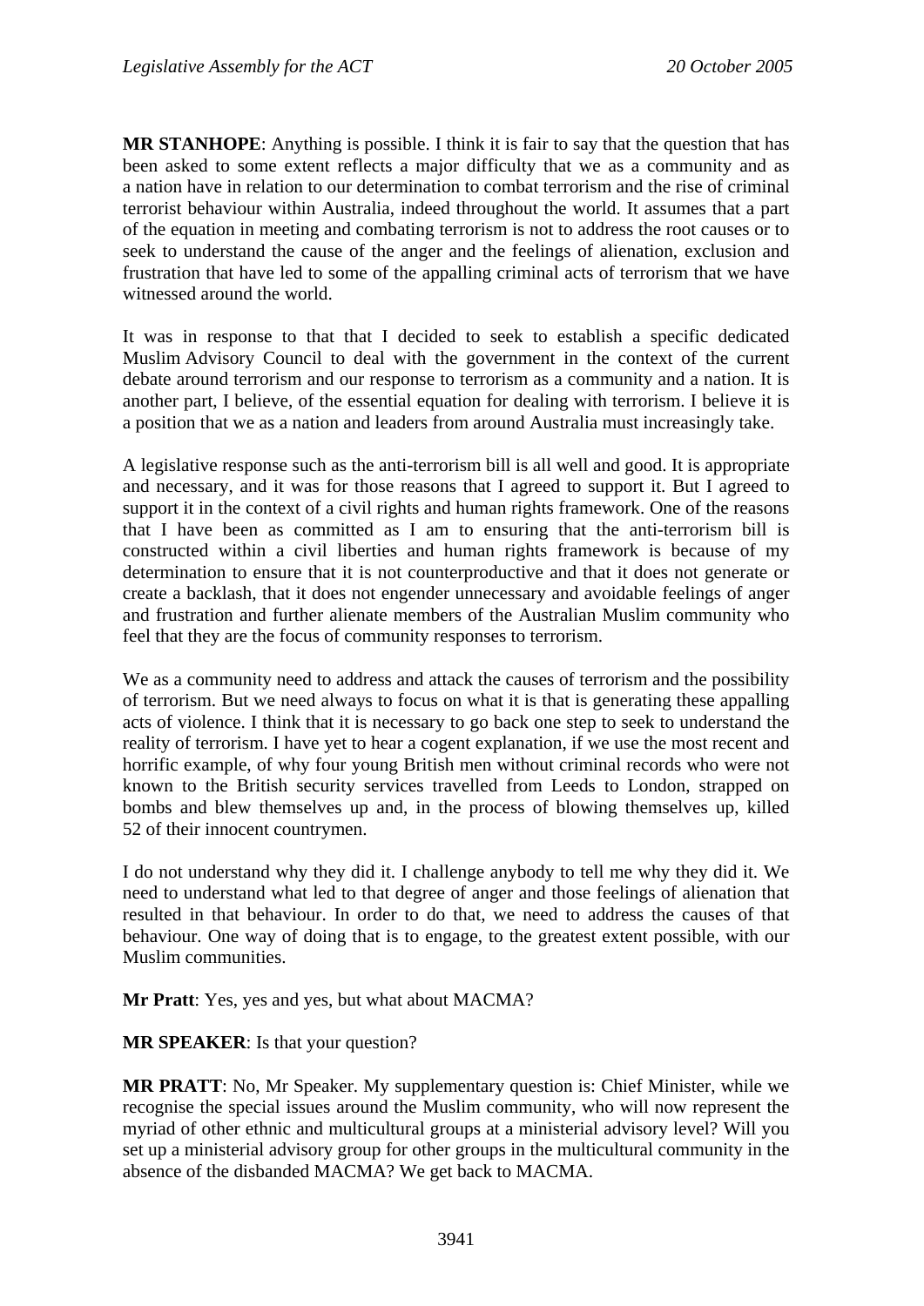**MR STANHOPE**: Anything is possible. I think it is fair to say that the question that has been asked to some extent reflects a major difficulty that we as a community and as a nation have in relation to our determination to combat terrorism and the rise of criminal terrorist behaviour within Australia, indeed throughout the world. It assumes that a part of the equation in meeting and combating terrorism is not to address the root causes or to seek to understand the cause of the anger and the feelings of alienation, exclusion and frustration that have led to some of the appalling criminal acts of terrorism that we have witnessed around the world.

It was in response to that that I decided to seek to establish a specific dedicated Muslim Advisory Council to deal with the government in the context of the current debate around terrorism and our response to terrorism as a community and a nation. It is another part, I believe, of the essential equation for dealing with terrorism. I believe it is a position that we as a nation and leaders from around Australia must increasingly take.

A legislative response such as the anti-terrorism bill is all well and good. It is appropriate and necessary, and it was for those reasons that I agreed to support it. But I agreed to support it in the context of a civil rights and human rights framework. One of the reasons that I have been as committed as I am to ensuring that the anti-terrorism bill is constructed within a civil liberties and human rights framework is because of my determination to ensure that it is not counterproductive and that it does not generate or create a backlash, that it does not engender unnecessary and avoidable feelings of anger and frustration and further alienate members of the Australian Muslim community who feel that they are the focus of community responses to terrorism.

We as a community need to address and attack the causes of terrorism and the possibility of terrorism. But we need always to focus on what it is that is generating these appalling acts of violence. I think that it is necessary to go back one step to seek to understand the reality of terrorism. I have yet to hear a cogent explanation, if we use the most recent and horrific example, of why four young British men without criminal records who were not known to the British security services travelled from Leeds to London, strapped on bombs and blew themselves up and, in the process of blowing themselves up, killed 52 of their innocent countrymen.

I do not understand why they did it. I challenge anybody to tell me why they did it. We need to understand what led to that degree of anger and those feelings of alienation that resulted in that behaviour. In order to do that, we need to address the causes of that behaviour. One way of doing that is to engage, to the greatest extent possible, with our Muslim communities.

**Mr Pratt**: Yes, yes and yes, but what about MACMA?

**MR SPEAKER**: Is that your question?

**MR PRATT**: No, Mr Speaker. My supplementary question is: Chief Minister, while we recognise the special issues around the Muslim community, who will now represent the myriad of other ethnic and multicultural groups at a ministerial advisory level? Will you set up a ministerial advisory group for other groups in the multicultural community in the absence of the disbanded MACMA? We get back to MACMA.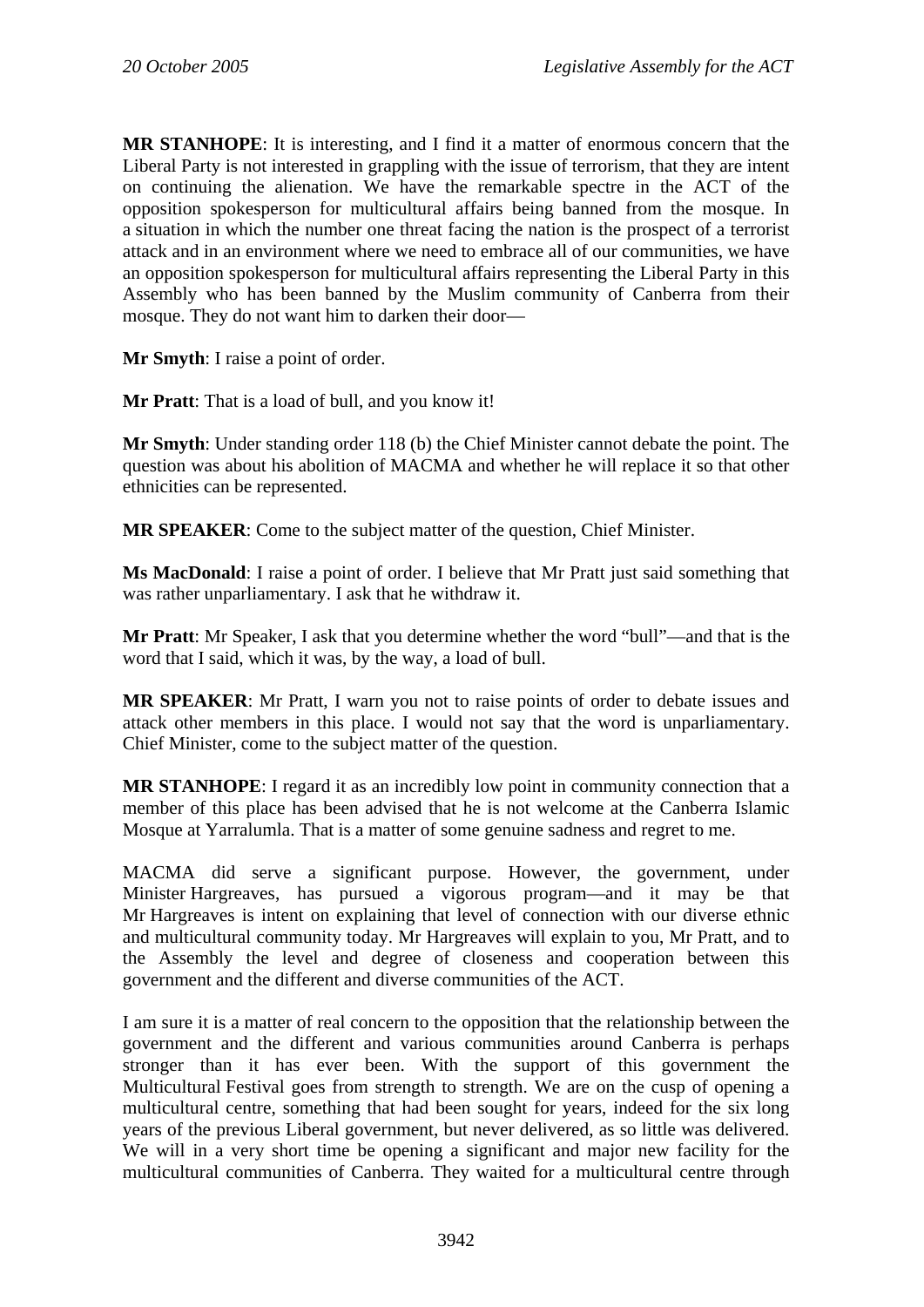**MR STANHOPE**: It is interesting, and I find it a matter of enormous concern that the Liberal Party is not interested in grappling with the issue of terrorism, that they are intent on continuing the alienation. We have the remarkable spectre in the ACT of the opposition spokesperson for multicultural affairs being banned from the mosque. In a situation in which the number one threat facing the nation is the prospect of a terrorist attack and in an environment where we need to embrace all of our communities, we have an opposition spokesperson for multicultural affairs representing the Liberal Party in this Assembly who has been banned by the Muslim community of Canberra from their mosque. They do not want him to darken their door—

**Mr Smyth**: I raise a point of order.

**Mr Pratt**: That is a load of bull, and you know it!

**Mr Smyth**: Under standing order 118 (b) the Chief Minister cannot debate the point. The question was about his abolition of MACMA and whether he will replace it so that other ethnicities can be represented.

**MR SPEAKER**: Come to the subject matter of the question, Chief Minister.

**Ms MacDonald**: I raise a point of order. I believe that Mr Pratt just said something that was rather unparliamentary. I ask that he withdraw it.

**Mr Pratt**: Mr Speaker, I ask that you determine whether the word "bull"—and that is the word that I said, which it was, by the way, a load of bull.

**MR SPEAKER**: Mr Pratt, I warn you not to raise points of order to debate issues and attack other members in this place. I would not say that the word is unparliamentary. Chief Minister, come to the subject matter of the question.

**MR STANHOPE**: I regard it as an incredibly low point in community connection that a member of this place has been advised that he is not welcome at the Canberra Islamic Mosque at Yarralumla. That is a matter of some genuine sadness and regret to me.

MACMA did serve a significant purpose. However, the government, under Minister Hargreaves, has pursued a vigorous program—and it may be that Mr Hargreaves is intent on explaining that level of connection with our diverse ethnic and multicultural community today. Mr Hargreaves will explain to you, Mr Pratt, and to the Assembly the level and degree of closeness and cooperation between this government and the different and diverse communities of the ACT.

I am sure it is a matter of real concern to the opposition that the relationship between the government and the different and various communities around Canberra is perhaps stronger than it has ever been. With the support of this government the Multicultural Festival goes from strength to strength. We are on the cusp of opening a multicultural centre, something that had been sought for years, indeed for the six long years of the previous Liberal government, but never delivered, as so little was delivered. We will in a very short time be opening a significant and major new facility for the multicultural communities of Canberra. They waited for a multicultural centre through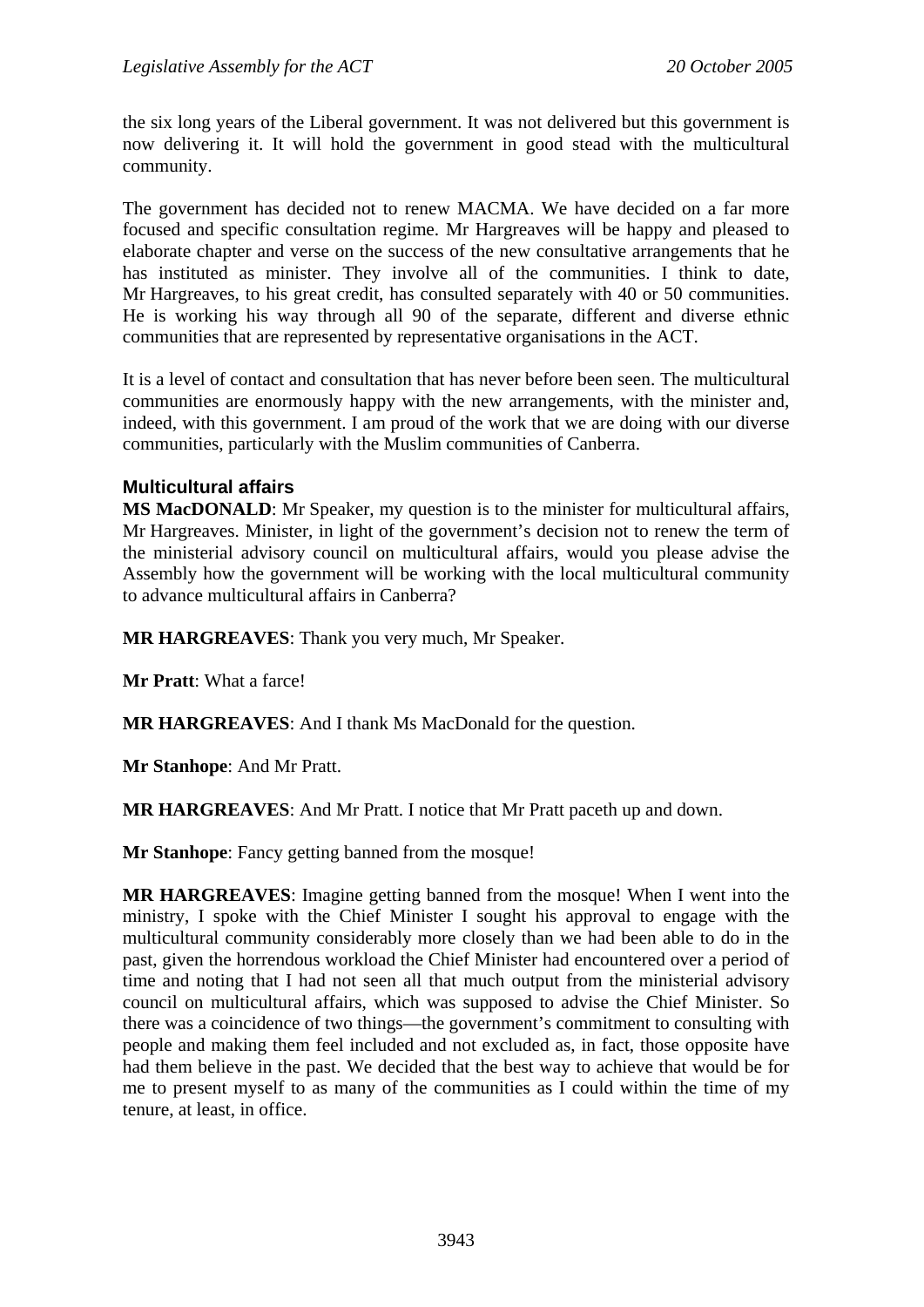the six long years of the Liberal government. It was not delivered but this government is now delivering it. It will hold the government in good stead with the multicultural community.

The government has decided not to renew MACMA. We have decided on a far more focused and specific consultation regime. Mr Hargreaves will be happy and pleased to elaborate chapter and verse on the success of the new consultative arrangements that he has instituted as minister. They involve all of the communities. I think to date, Mr Hargreaves, to his great credit, has consulted separately with 40 or 50 communities. He is working his way through all 90 of the separate, different and diverse ethnic communities that are represented by representative organisations in the ACT.

It is a level of contact and consultation that has never before been seen. The multicultural communities are enormously happy with the new arrangements, with the minister and, indeed, with this government. I am proud of the work that we are doing with our diverse communities, particularly with the Muslim communities of Canberra.

### Multicultural affairs

**MS MacDONALD**: Mr Speaker, my question is to the minister for multicultural affairs, Mr Hargreaves. Minister, in light of the government's decision not to renew the term of the ministerial advisory council on multicultural affairs, would you please advise the Assembly how the government will be working with the local multicultural community to advance multicultural affairs in Canberra?

**MR HARGREAVES**: Thank you very much, Mr Speaker.

**Mr Pratt**: What a farce!

**MR HARGREAVES**: And I thank Ms MacDonald for the question.

**Mr Stanhope**: And Mr Pratt.

**MR HARGREAVES**: And Mr Pratt. I notice that Mr Pratt paceth up and down.

**Mr Stanhope**: Fancy getting banned from the mosque!

**MR HARGREAVES**: Imagine getting banned from the mosque! When I went into the ministry, I spoke with the Chief Minister I sought his approval to engage with the multicultural community considerably more closely than we had been able to do in the past, given the horrendous workload the Chief Minister had encountered over a period of time and noting that I had not seen all that much output from the ministerial advisory council on multicultural affairs, which was supposed to advise the Chief Minister. So there was a coincidence of two things—the government's commitment to consulting with people and making them feel included and not excluded as, in fact, those opposite have had them believe in the past. We decided that the best way to achieve that would be for me to present myself to as many of the communities as I could within the time of my tenure, at least, in office.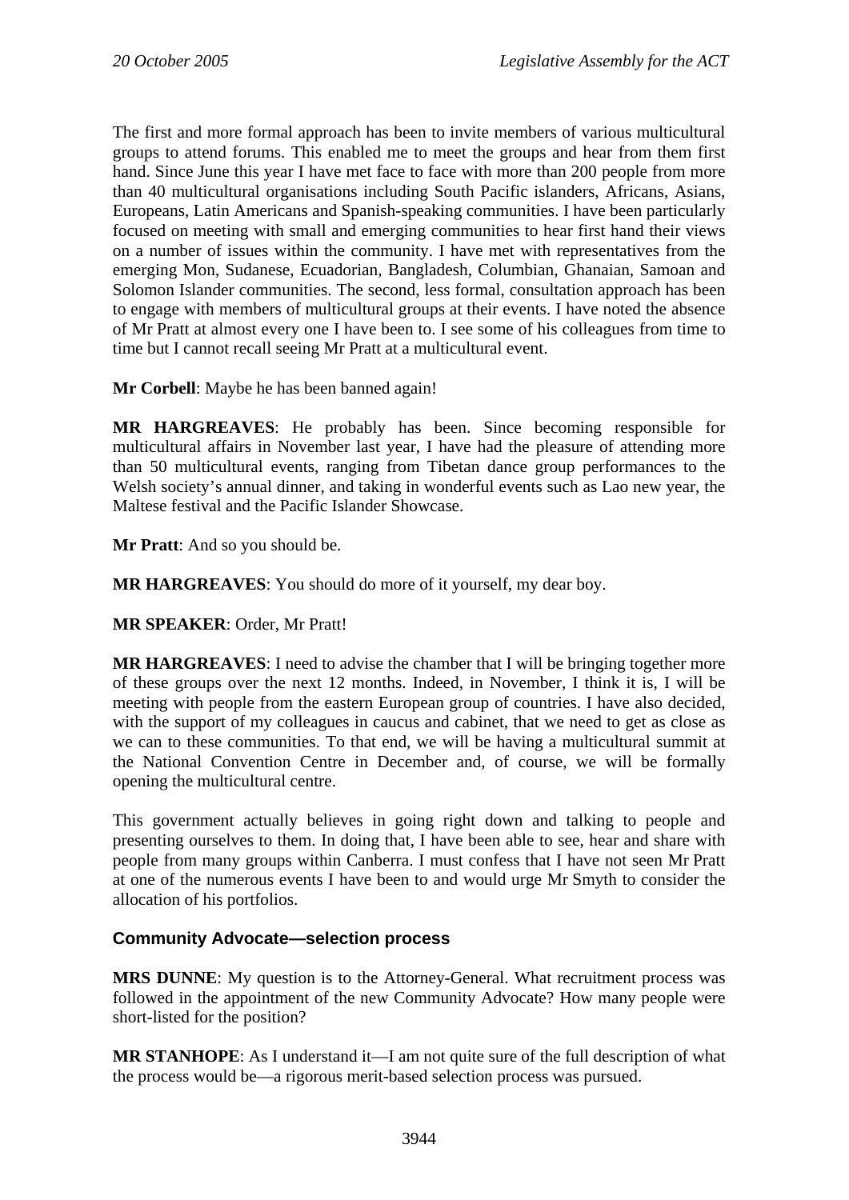The first and more formal approach has been to invite members of various multicultural groups to attend forums. This enabled me to meet the groups and hear from them first hand. Since June this year I have met face to face with more than 200 people from more than 40 multicultural organisations including South Pacific islanders, Africans, Asians, Europeans, Latin Americans and Spanish-speaking communities. I have been particularly focused on meeting with small and emerging communities to hear first hand their views on a number of issues within the community. I have met with representatives from the emerging Mon, Sudanese, Ecuadorian, Bangladesh, Columbian, Ghanaian, Samoan and Solomon Islander communities. The second, less formal, consultation approach has been to engage with members of multicultural groups at their events. I have noted the absence of Mr Pratt at almost every one I have been to. I see some of his colleagues from time to time but I cannot recall seeing Mr Pratt at a multicultural event.

**Mr Corbell**: Maybe he has been banned again!

**MR HARGREAVES**: He probably has been. Since becoming responsible for multicultural affairs in November last year, I have had the pleasure of attending more than 50 multicultural events, ranging from Tibetan dance group performances to the Welsh society's annual dinner, and taking in wonderful events such as Lao new year, the Maltese festival and the Pacific Islander Showcase.

**Mr Pratt**: And so you should be.

**MR HARGREAVES**: You should do more of it yourself, my dear boy.

**MR SPEAKER**: Order, Mr Pratt!

**MR HARGREAVES**: I need to advise the chamber that I will be bringing together more of these groups over the next 12 months. Indeed, in November, I think it is, I will be meeting with people from the eastern European group of countries. I have also decided, with the support of my colleagues in caucus and cabinet, that we need to get as close as we can to these communities. To that end, we will be having a multicultural summit at the National Convention Centre in December and, of course, we will be formally opening the multicultural centre.

This government actually believes in going right down and talking to people and presenting ourselves to them. In doing that, I have been able to see, hear and share with people from many groups within Canberra. I must confess that I have not seen Mr Pratt at one of the numerous events I have been to and would urge Mr Smyth to consider the allocation of his portfolios.

### Community Advocate—selection process

**MRS DUNNE**: My question is to the Attorney-General. What recruitment process was followed in the appointment of the new Community Advocate? How many people were short-listed for the position?

**MR STANHOPE**: As I understand it—I am not quite sure of the full description of what the process would be—a rigorous merit-based selection process was pursued.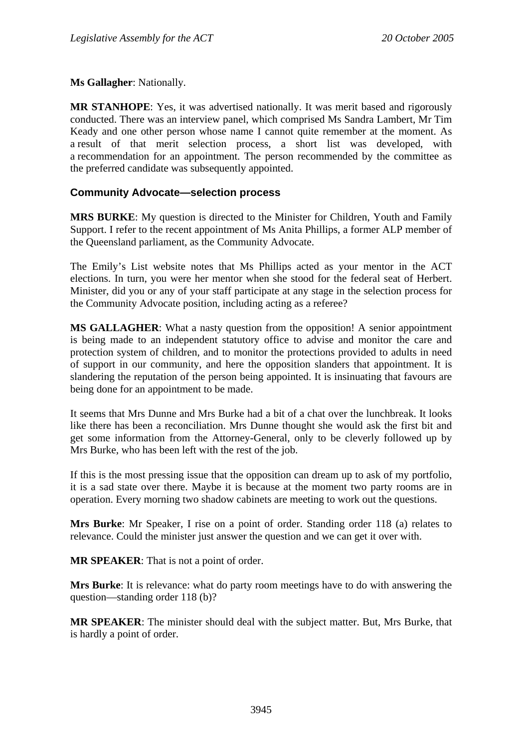**Ms Gallagher**: Nationally.

**MR STANHOPE**: Yes, it was advertised nationally. It was merit based and rigorously conducted. There was an interview panel, which comprised Ms Sandra Lambert, Mr Tim Keady and one other person whose name I cannot quite remember at the moment. As a result of that merit selection process, a short list was developed, with a recommendation for an appointment. The person recommended by the committee as the preferred candidate was subsequently appointed.

### Community Advocate—selection process

**MRS BURKE**: My question is directed to the Minister for Children, Youth and Family Support. I refer to the recent appointment of Ms Anita Phillips, a former ALP member of the Queensland parliament, as the Community Advocate.

The Emily's List website notes that Ms Phillips acted as your mentor in the ACT elections. In turn, you were her mentor when she stood for the federal seat of Herbert. Minister, did you or any of your staff participate at any stage in the selection process for the Community Advocate position, including acting as a referee?

**MS GALLAGHER**: What a nasty question from the opposition! A senior appointment is being made to an independent statutory office to advise and monitor the care and protection system of children, and to monitor the protections provided to adults in need of support in our community, and here the opposition slanders that appointment. It is slandering the reputation of the person being appointed. It is insinuating that favours are being done for an appointment to be made.

It seems that Mrs Dunne and Mrs Burke had a bit of a chat over the lunchbreak. It looks like there has been a reconciliation. Mrs Dunne thought she would ask the first bit and get some information from the Attorney-General, only to be cleverly followed up by Mrs Burke, who has been left with the rest of the job.

If this is the most pressing issue that the opposition can dream up to ask of my portfolio, it is a sad state over there. Maybe it is because at the moment two party rooms are in operation. Every morning two shadow cabinets are meeting to work out the questions.

**Mrs Burke**: Mr Speaker, I rise on a point of order. Standing order 118 (a) relates to relevance. Could the minister just answer the question and we can get it over with.

**MR SPEAKER**: That is not a point of order.

**Mrs Burke**: It is relevance: what do party room meetings have to do with answering the question—standing order 118 (b)?

**MR SPEAKER**: The minister should deal with the subject matter. But, Mrs Burke, that is hardly a point of order.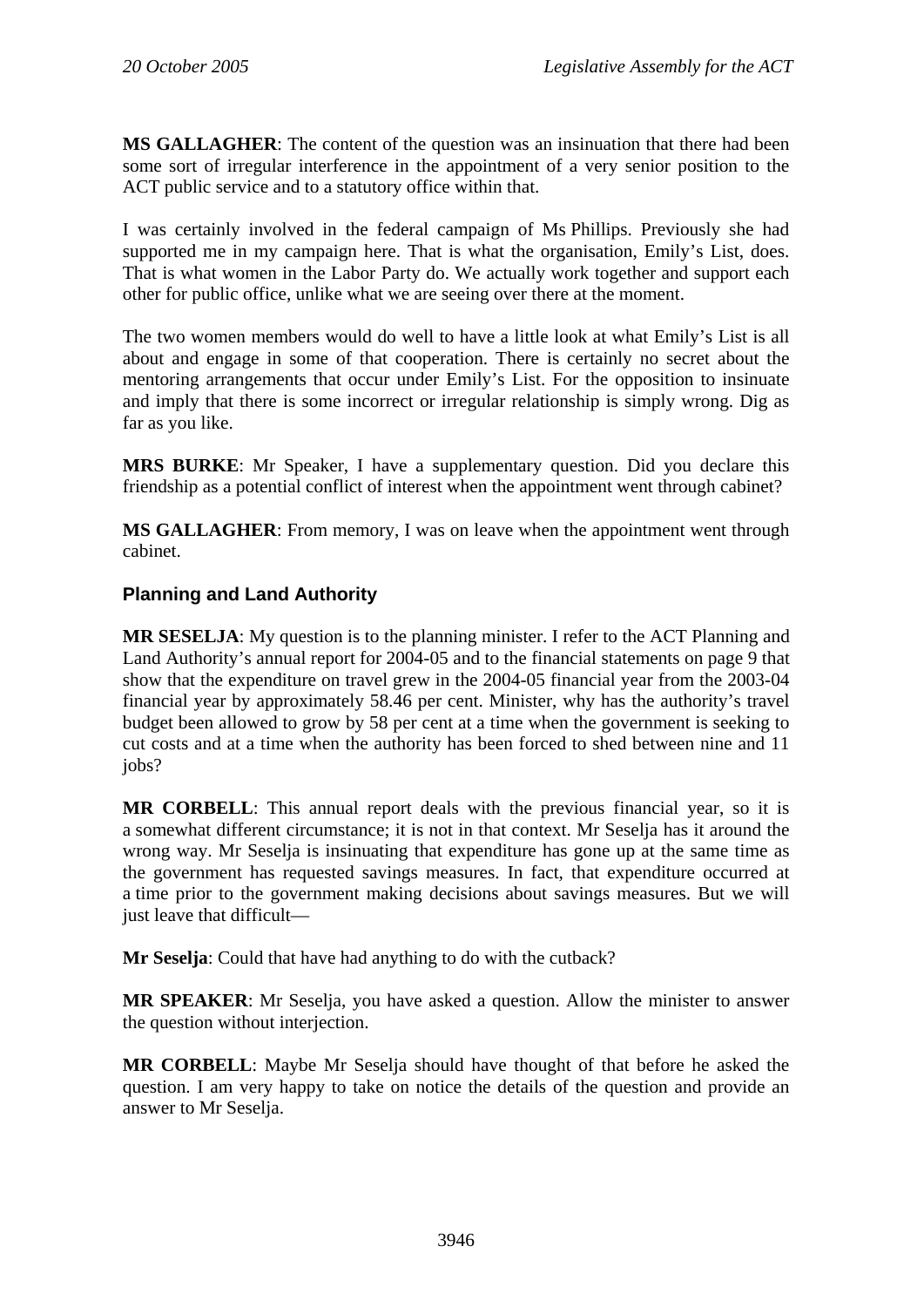**MS GALLAGHER**: The content of the question was an insinuation that there had been some sort of irregular interference in the appointment of a very senior position to the ACT public service and to a statutory office within that.

I was certainly involved in the federal campaign of Ms Phillips. Previously she had supported me in my campaign here. That is what the organisation, Emily's List, does. That is what women in the Labor Party do. We actually work together and support each other for public office, unlike what we are seeing over there at the moment.

The two women members would do well to have a little look at what Emily's List is all about and engage in some of that cooperation. There is certainly no secret about the mentoring arrangements that occur under Emily's List. For the opposition to insinuate and imply that there is some incorrect or irregular relationship is simply wrong. Dig as far as you like.

**MRS BURKE**: Mr Speaker, I have a supplementary question. Did you declare this friendship as a potential conflict of interest when the appointment went through cabinet?

**MS GALLAGHER**: From memory, I was on leave when the appointment went through cabinet.

### Planning and Land Authority

**MR SESELJA**: My question is to the planning minister. I refer to the ACT Planning and Land Authority's annual report for 2004-05 and to the financial statements on page 9 that show that the expenditure on travel grew in the 2004-05 financial year from the 2003-04 financial year by approximately 58.46 per cent. Minister, why has the authority's travel budget been allowed to grow by 58 per cent at a time when the government is seeking to cut costs and at a time when the authority has been forced to shed between nine and 11 jobs?

**MR CORBELL**: This annual report deals with the previous financial year, so it is a somewhat different circumstance; it is not in that context. Mr Seselja has it around the wrong way. Mr Seselja is insinuating that expenditure has gone up at the same time as the government has requested savings measures. In fact, that expenditure occurred at a time prior to the government making decisions about savings measures. But we will just leave that difficult—

**Mr Seselja**: Could that have had anything to do with the cutback?

**MR SPEAKER**: Mr Seselja, you have asked a question. Allow the minister to answer the question without interjection.

**MR CORBELL**: Maybe Mr Seselja should have thought of that before he asked the question. I am very happy to take on notice the details of the question and provide an answer to Mr Seselja.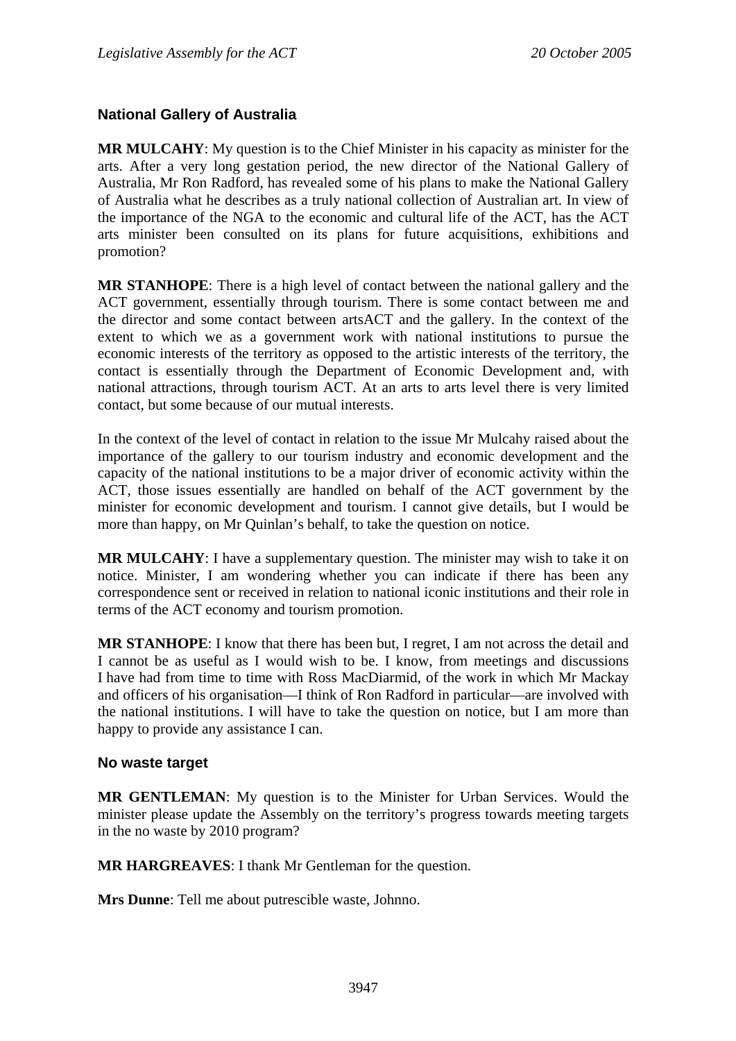### National Gallery of Australia

**MR MULCAHY**: My question is to the Chief Minister in his capacity as minister for the arts. After a very long gestation period, the new director of the National Gallery of Australia, Mr Ron Radford, has revealed some of his plans to make the National Gallery of Australia what he describes as a truly national collection of Australian art. In view of the importance of the NGA to the economic and cultural life of the ACT, has the ACT arts minister been consulted on its plans for future acquisitions, exhibitions and promotion?

**MR STANHOPE**: There is a high level of contact between the national gallery and the ACT government, essentially through tourism. There is some contact between me and the director and some contact between artsACT and the gallery. In the context of the extent to which we as a government work with national institutions to pursue the economic interests of the territory as opposed to the artistic interests of the territory, the contact is essentially through the Department of Economic Development and, with national attractions, through tourism ACT. At an arts to arts level there is very limited contact, but some because of our mutual interests.

In the context of the level of contact in relation to the issue Mr Mulcahy raised about the importance of the gallery to our tourism industry and economic development and the capacity of the national institutions to be a major driver of economic activity within the ACT, those issues essentially are handled on behalf of the ACT government by the minister for economic development and tourism. I cannot give details, but I would be more than happy, on Mr Quinlan's behalf, to take the question on notice.

**MR MULCAHY**: I have a supplementary question. The minister may wish to take it on notice. Minister, I am wondering whether you can indicate if there has been any correspondence sent or received in relation to national iconic institutions and their role in terms of the ACT economy and tourism promotion.

**MR STANHOPE**: I know that there has been but, I regret, I am not across the detail and I cannot be as useful as I would wish to be. I know, from meetings and discussions I have had from time to time with Ross MacDiarmid, of the work in which Mr Mackay and officers of his organisation—I think of Ron Radford in particular—are involved with the national institutions. I will have to take the question on notice, but I am more than happy to provide any assistance I can.

### No waste target

**MR GENTLEMAN**: My question is to the Minister for Urban Services. Would the minister please update the Assembly on the territory's progress towards meeting targets in the no waste by 2010 program?

**MR HARGREAVES**: I thank Mr Gentleman for the question.

**Mrs Dunne**: Tell me about putrescible waste, Johnno.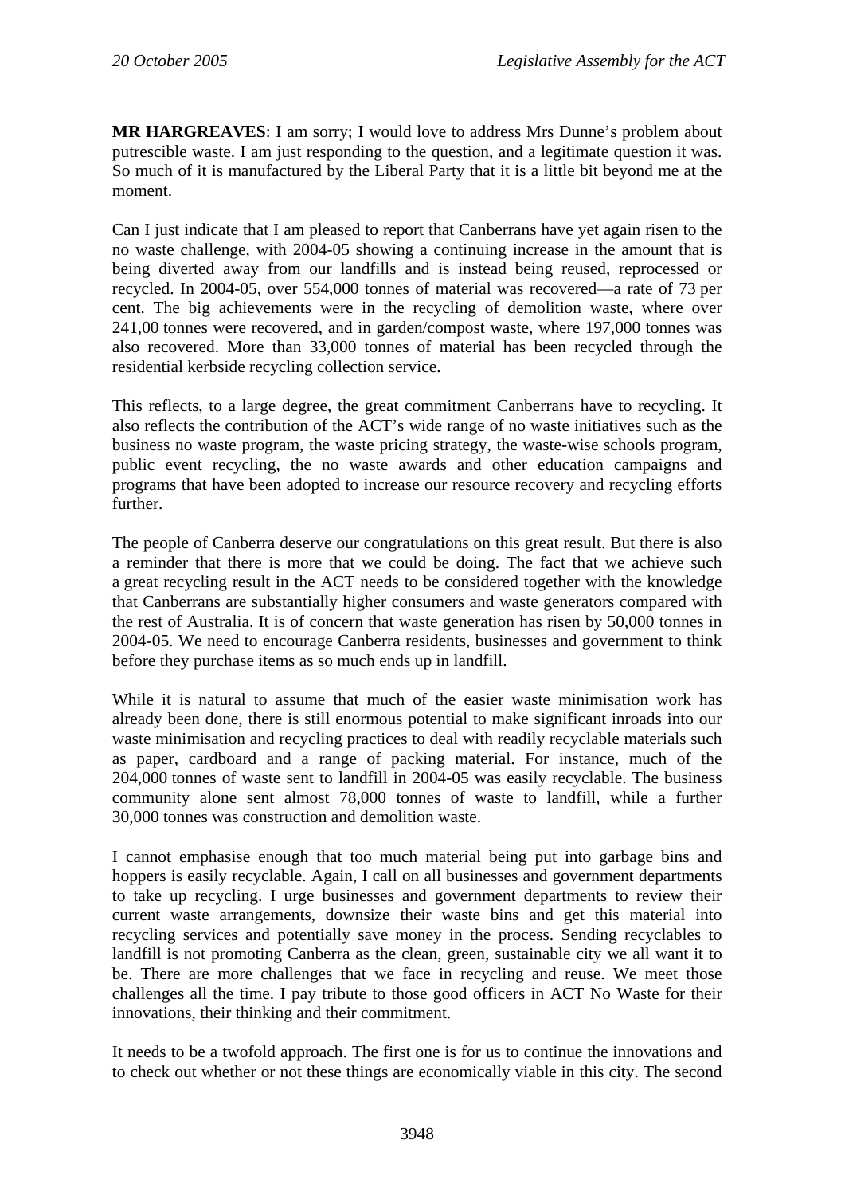**MR HARGREAVES**: I am sorry; I would love to address Mrs Dunne's problem about putrescible waste. I am just responding to the question, and a legitimate question it was. So much of it is manufactured by the Liberal Party that it is a little bit beyond me at the moment.

Can I just indicate that I am pleased to report that Canberrans have yet again risen to the no waste challenge, with 2004-05 showing a continuing increase in the amount that is being diverted away from our landfills and is instead being reused, reprocessed or recycled. In 2004-05, over 554,000 tonnes of material was recovered—a rate of 73 per cent. The big achievements were in the recycling of demolition waste, where over 241,00 tonnes were recovered, and in garden/compost waste, where 197,000 tonnes was also recovered. More than 33,000 tonnes of material has been recycled through the residential kerbside recycling collection service.

This reflects, to a large degree, the great commitment Canberrans have to recycling. It also reflects the contribution of the ACT's wide range of no waste initiatives such as the business no waste program, the waste pricing strategy, the waste-wise schools program, public event recycling, the no waste awards and other education campaigns and programs that have been adopted to increase our resource recovery and recycling efforts further.

The people of Canberra deserve our congratulations on this great result. But there is also a reminder that there is more that we could be doing. The fact that we achieve such a great recycling result in the ACT needs to be considered together with the knowledge that Canberrans are substantially higher consumers and waste generators compared with the rest of Australia. It is of concern that waste generation has risen by 50,000 tonnes in 2004-05. We need to encourage Canberra residents, businesses and government to think before they purchase items as so much ends up in landfill.

While it is natural to assume that much of the easier waste minimisation work has already been done, there is still enormous potential to make significant inroads into our waste minimisation and recycling practices to deal with readily recyclable materials such as paper, cardboard and a range of packing material. For instance, much of the 204,000 tonnes of waste sent to landfill in 2004-05 was easily recyclable. The business community alone sent almost 78,000 tonnes of waste to landfill, while a further 30,000 tonnes was construction and demolition waste.

I cannot emphasise enough that too much material being put into garbage bins and hoppers is easily recyclable. Again, I call on all businesses and government departments to take up recycling. I urge businesses and government departments to review their current waste arrangements, downsize their waste bins and get this material into recycling services and potentially save money in the process. Sending recyclables to landfill is not promoting Canberra as the clean, green, sustainable city we all want it to be. There are more challenges that we face in recycling and reuse. We meet those challenges all the time. I pay tribute to those good officers in ACT No Waste for their innovations, their thinking and their commitment.

It needs to be a twofold approach. The first one is for us to continue the innovations and to check out whether or not these things are economically viable in this city. The second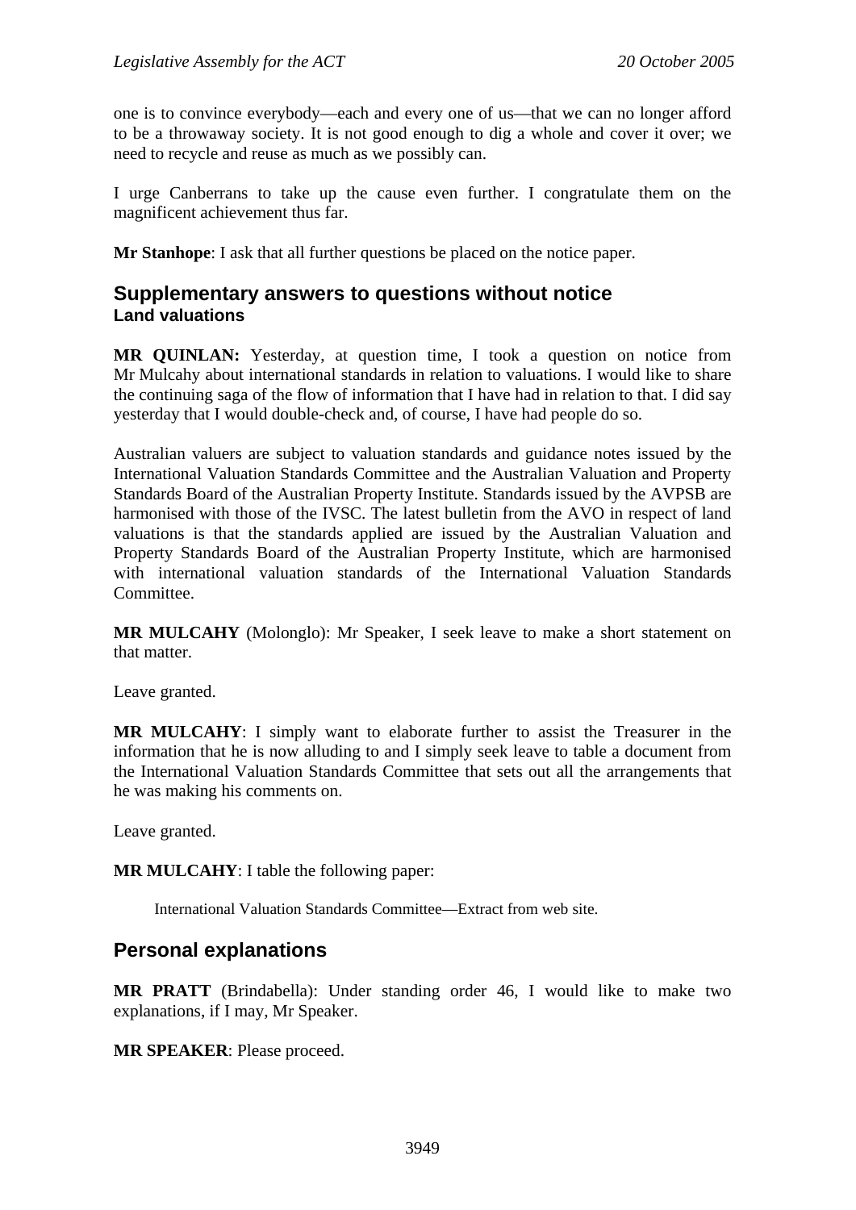one is to convince everybody—each and every one of us—that we can no longer afford to be a throwaway society. It is not good enough to dig a whole and cover it over; we need to recycle and reuse as much as we possibly can.

I urge Canberrans to take up the cause even further. I congratulate them on the magnificent achievement thus far.

**Mr Stanhope**: I ask that all further questions be placed on the notice paper.

## Supplementary answers to questions without notice

### Land valuations

**MR QUINLAN:** Yesterday, at question time, I took a question on notice from Mr Mulcahy about international standards in relation to valuations. I would like to share the continuing saga of the flow of information that I have had in relation to that. I did say yesterday that I would double-check and, of course, I have had people do so.

Australian valuers are subject to valuation standards and guidance notes issued by the International Valuation Standards Committee and the Australian Valuation and Property Standards Board of the Australian Property Institute. Standards issued by the AVPSB are harmonised with those of the IVSC. The latest bulletin from the AVO in respect of land valuations is that the standards applied are issued by the Australian Valuation and Property Standards Board of the Australian Property Institute, which are harmonised with international valuation standards of the International Valuation Standards Committee.

**MR MULCAHY** (Molonglo): Mr Speaker, I seek leave to make a short statement on that matter.

Leave granted.

**MR MULCAHY**: I simply want to elaborate further to assist the Treasurer in the information that he is now alluding to and I simply seek leave to table a document from the International Valuation Standards Committee that sets out all the arrangements that he was making his comments on.

Leave granted.

**MR MULCAHY**: I table the following paper:

> International Valuation Standards Committee—Extract from web site.

## Personal explanations

**MR PRATT** (Brindabella): Under standing order 46, I would like to make two explanations, if I may, Mr Speaker.

**MR SPEAKER**: Please proceed.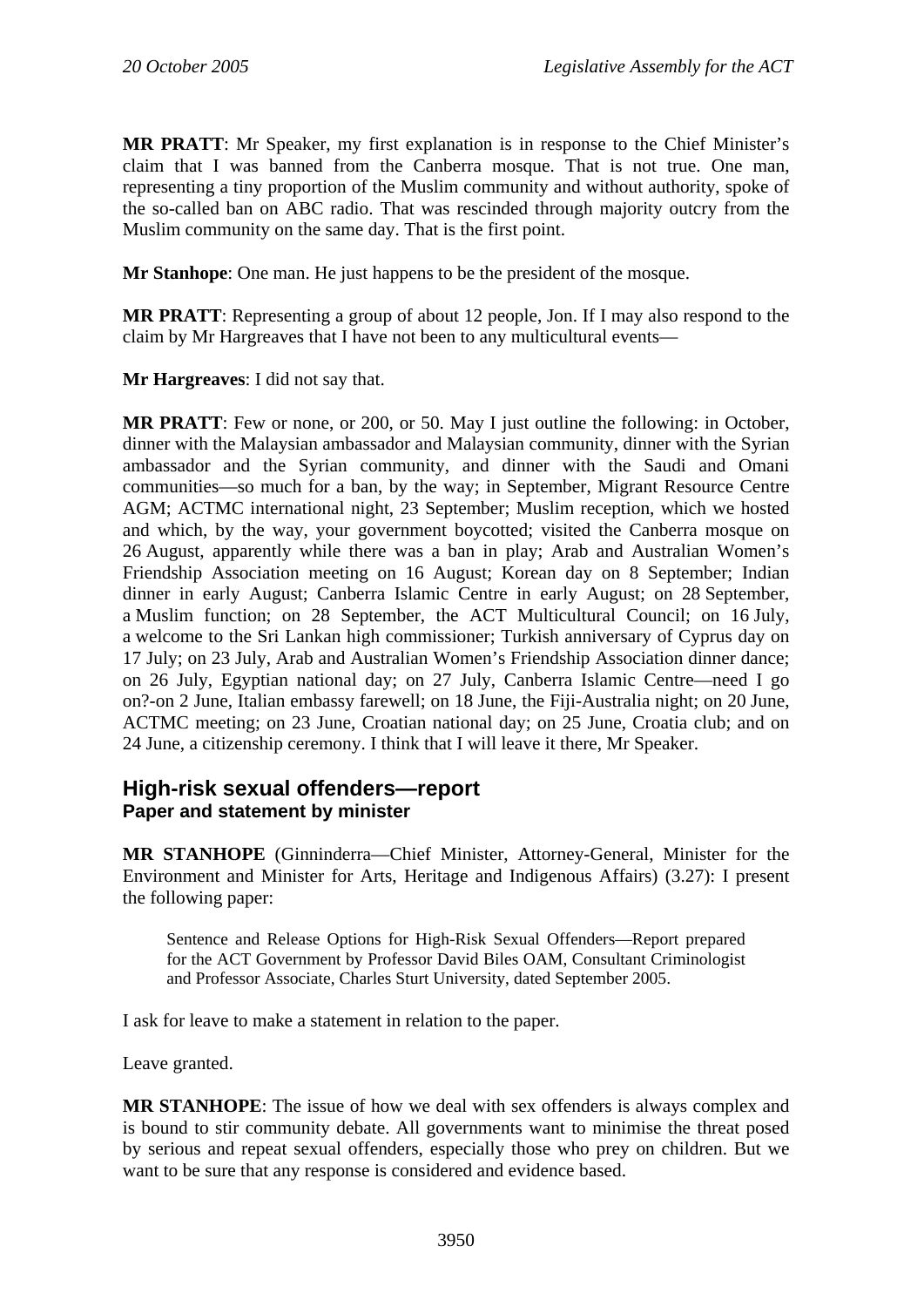**MR PRATT**: Mr Speaker, my first explanation is in response to the Chief Minister's claim that I was banned from the Canberra mosque. That is not true. One man, representing a tiny proportion of the Muslim community and without authority, spoke of the so-called ban on ABC radio. That was rescinded through majority outcry from the Muslim community on the same day. That is the first point.

**Mr Stanhope**: One man. He just happens to be the president of the mosque.

**MR PRATT**: Representing a group of about 12 people, Jon. If I may also respond to the claim by Mr Hargreaves that I have not been to any multicultural events—

**Mr Hargreaves**: I did not say that.

**MR PRATT**: Few or none, or 200, or 50. May I just outline the following: in October, dinner with the Malaysian ambassador and Malaysian community, dinner with the Syrian ambassador and the Syrian community, and dinner with the Saudi and Omani communities—so much for a ban, by the way; in September, Migrant Resource Centre AGM; ACTMC international night, 23 September; Muslim reception, which we hosted and which, by the way, your government boycotted; visited the Canberra mosque on 26 August, apparently while there was a ban in play; Arab and Australian Women's Friendship Association meeting on 16 August; Korean day on 8 September; Indian dinner in early August; Canberra Islamic Centre in early August; on 28 September, a Muslim function; on 28 September, the ACT Multicultural Council; on 16 July, a welcome to the Sri Lankan high commissioner; Turkish anniversary of Cyprus day on 17 July; on 23 July, Arab and Australian Women's Friendship Association dinner dance; on 26 July, Egyptian national day; on 27 July, Canberra Islamic Centre—need I go on?-on 2 June, Italian embassy farewell; on 18 June, the Fiji-Australia night; on 20 June, ACTMC meeting; on 23 June, Croatian national day; on 25 June, Croatia club; and on 24 June, a citizenship ceremony. I think that I will leave it there, Mr Speaker.

## High-risk sexual offenders—report
### Paper and statement by minister

**MR STANHOPE** (Ginninderra—Chief Minister, Attorney-General, Minister for the Environment and Minister for Arts, Heritage and Indigenous Affairs) (3.27): I present the following paper:

> Sentence and Release Options for High-Risk Sexual Offenders—Report prepared for the ACT Government by Professor David Biles OAM, Consultant Criminologist and Professor Associate, Charles Sturt University, dated September 2005.

I ask for leave to make a statement in relation to the paper.

Leave granted.

**MR STANHOPE**: The issue of how we deal with sex offenders is always complex and is bound to stir community debate. All governments want to minimise the threat posed by serious and repeat sexual offenders, especially those who prey on children. But we want to be sure that any response is considered and evidence based.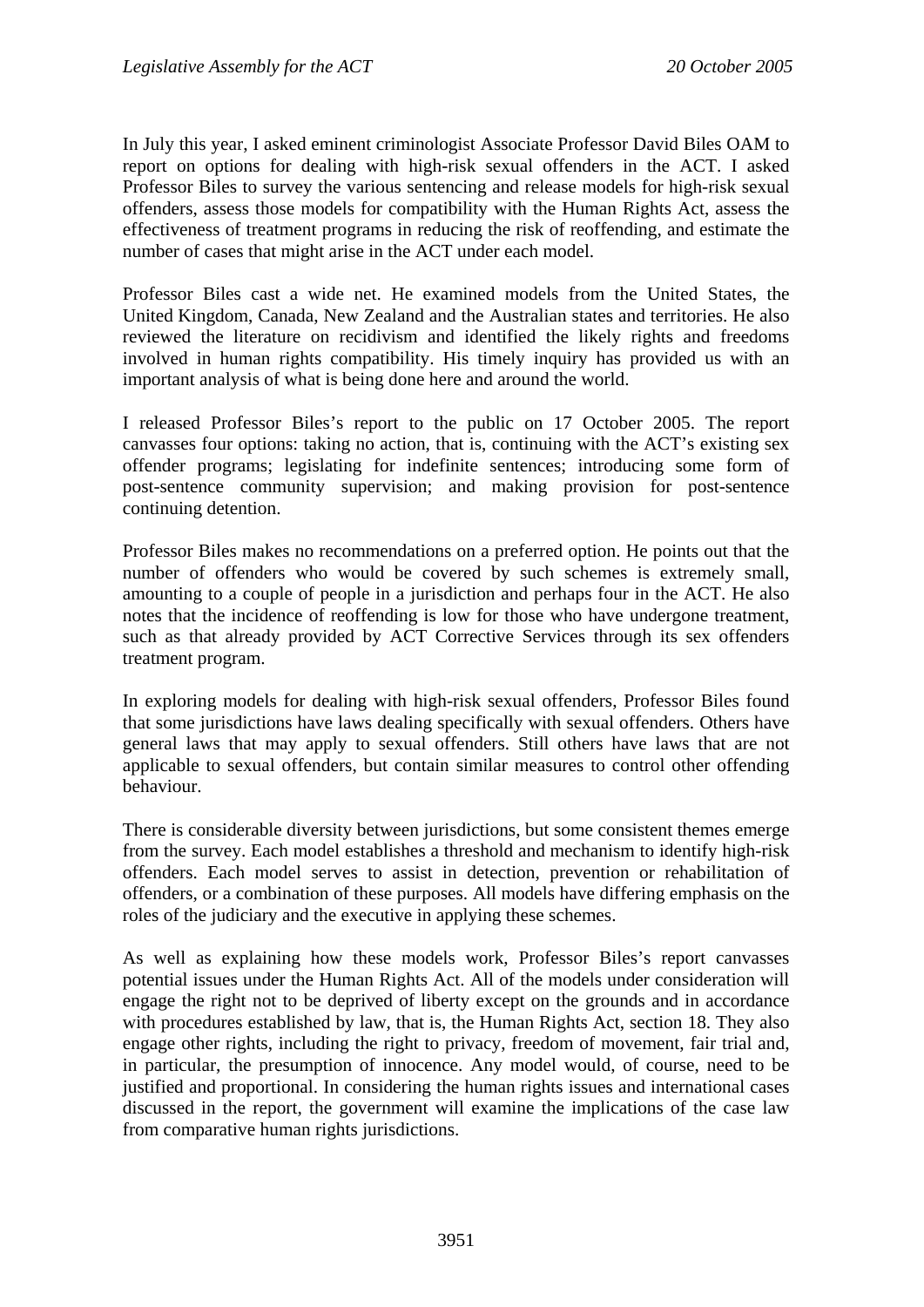In July this year, I asked eminent criminologist Associate Professor David Biles OAM to report on options for dealing with high-risk sexual offenders in the ACT. I asked Professor Biles to survey the various sentencing and release models for high-risk sexual offenders, assess those models for compatibility with the Human Rights Act, assess the effectiveness of treatment programs in reducing the risk of reoffending, and estimate the number of cases that might arise in the ACT under each model.

Professor Biles cast a wide net. He examined models from the United States, the United Kingdom, Canada, New Zealand and the Australian states and territories. He also reviewed the literature on recidivism and identified the likely rights and freedoms involved in human rights compatibility. His timely inquiry has provided us with an important analysis of what is being done here and around the world.

I released Professor Biles's report to the public on 17 October 2005. The report canvasses four options: taking no action, that is, continuing with the ACT's existing sex offender programs; legislating for indefinite sentences; introducing some form of post-sentence community supervision; and making provision for post-sentence continuing detention.

Professor Biles makes no recommendations on a preferred option. He points out that the number of offenders who would be covered by such schemes is extremely small, amounting to a couple of people in a jurisdiction and perhaps four in the ACT. He also notes that the incidence of reoffending is low for those who have undergone treatment, such as that already provided by ACT Corrective Services through its sex offenders treatment program.

In exploring models for dealing with high-risk sexual offenders, Professor Biles found that some jurisdictions have laws dealing specifically with sexual offenders. Others have general laws that may apply to sexual offenders. Still others have laws that are not applicable to sexual offenders, but contain similar measures to control other offending behaviour.

There is considerable diversity between jurisdictions, but some consistent themes emerge from the survey. Each model establishes a threshold and mechanism to identify high-risk offenders. Each model serves to assist in detection, prevention or rehabilitation of offenders, or a combination of these purposes. All models have differing emphasis on the roles of the judiciary and the executive in applying these schemes.

As well as explaining how these models work, Professor Biles's report canvasses potential issues under the Human Rights Act. All of the models under consideration will engage the right not to be deprived of liberty except on the grounds and in accordance with procedures established by law, that is, the Human Rights Act, section 18. They also engage other rights, including the right to privacy, freedom of movement, fair trial and, in particular, the presumption of innocence. Any model would, of course, need to be justified and proportional. In considering the human rights issues and international cases discussed in the report, the government will examine the implications of the case law from comparative human rights jurisdictions.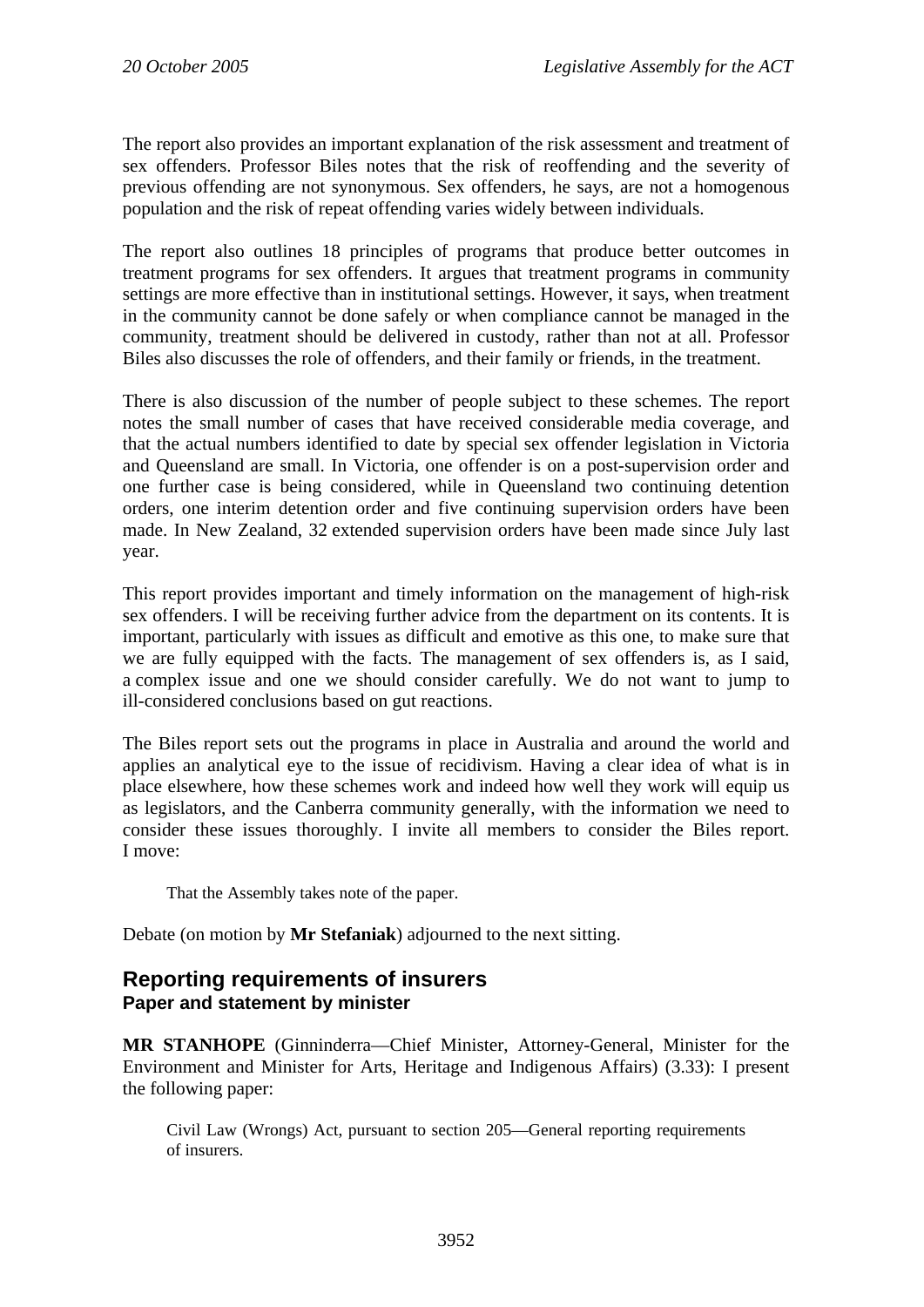The report also provides an important explanation of the risk assessment and treatment of sex offenders. Professor Biles notes that the risk of reoffending and the severity of previous offending are not synonymous. Sex offenders, he says, are not a homogenous population and the risk of repeat offending varies widely between individuals.

The report also outlines 18 principles of programs that produce better outcomes in treatment programs for sex offenders. It argues that treatment programs in community settings are more effective than in institutional settings. However, it says, when treatment in the community cannot be done safely or when compliance cannot be managed in the community, treatment should be delivered in custody, rather than not at all. Professor Biles also discusses the role of offenders, and their family or friends, in the treatment.

There is also discussion of the number of people subject to these schemes. The report notes the small number of cases that have received considerable media coverage, and that the actual numbers identified to date by special sex offender legislation in Victoria and Queensland are small. In Victoria, one offender is on a post-supervision order and one further case is being considered, while in Queensland two continuing detention orders, one interim detention order and five continuing supervision orders have been made. In New Zealand, 32 extended supervision orders have been made since July last year.

This report provides important and timely information on the management of high-risk sex offenders. I will be receiving further advice from the department on its contents. It is important, particularly with issues as difficult and emotive as this one, to make sure that we are fully equipped with the facts. The management of sex offenders is, as I said, a complex issue and one we should consider carefully. We do not want to jump to ill-considered conclusions based on gut reactions.

The Biles report sets out the programs in place in Australia and around the world and applies an analytical eye to the issue of recidivism. Having a clear idea of what is in place elsewhere, how these schemes work and indeed how well they work will equip us as legislators, and the Canberra community generally, with the information we need to consider these issues thoroughly. I invite all members to consider the Biles report. I move:

> That the Assembly takes note of the paper.

Debate (on motion by **Mr Stefaniak**) adjourned to the next sitting.

## Reporting requirements of insurers
### Paper and statement by minister

**MR STANHOPE** (Ginninderra—Chief Minister, Attorney-General, Minister for the Environment and Minister for Arts, Heritage and Indigenous Affairs) (3.33): I present the following paper:

> Civil Law (Wrongs) Act, pursuant to section 205—General reporting requirements of insurers.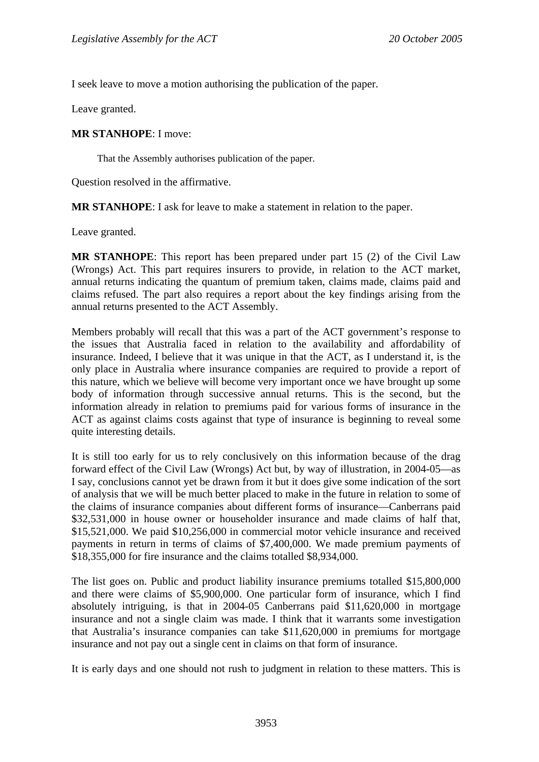I seek leave to move a motion authorising the publication of the paper.

Leave granted.

**MR STANHOPE**: I move:

> That the Assembly authorises publication of the paper.

Question resolved in the affirmative.

**MR STANHOPE**: I ask for leave to make a statement in relation to the paper.

Leave granted.

**MR STANHOPE**: This report has been prepared under part 15 (2) of the Civil Law (Wrongs) Act. This part requires insurers to provide, in relation to the ACT market, annual returns indicating the quantum of premium taken, claims made, claims paid and claims refused. The part also requires a report about the key findings arising from the annual returns presented to the ACT Assembly.

Members probably will recall that this was a part of the ACT government's response to the issues that Australia faced in relation to the availability and affordability of insurance. Indeed, I believe that it was unique in that the ACT, as I understand it, is the only place in Australia where insurance companies are required to provide a report of this nature, which we believe will become very important once we have brought up some body of information through successive annual returns. This is the second, but the information already in relation to premiums paid for various forms of insurance in the ACT as against claims costs against that type of insurance is beginning to reveal some quite interesting details.

It is still too early for us to rely conclusively on this information because of the drag forward effect of the Civil Law (Wrongs) Act but, by way of illustration, in 2004-05—as I say, conclusions cannot yet be drawn from it but it does give some indication of the sort of analysis that we will be much better placed to make in the future in relation to some of the claims of insurance companies about different forms of insurance—Canberrans paid $32,531,000 in house owner or householder insurance and made claims of half that, $15,521,000. We paid $10,256,000 in commercial motor vehicle insurance and received payments in return in terms of claims of $7,400,000. We made premium payments of $18,355,000 for fire insurance and the claims totalled $8,934,000.

The list goes on. Public and product liability insurance premiums totalled $15,800,000 and there were claims of $5,900,000. One particular form of insurance, which I find absolutely intriguing, is that in 2004-05 Canberrans paid $11,620,000 in mortgage insurance and not a single claim was made. I think that it warrants some investigation that Australia's insurance companies can take $11,620,000 in premiums for mortgage insurance and not pay out a single cent in claims on that form of insurance.

It is early days and one should not rush to judgment in relation to these matters. This is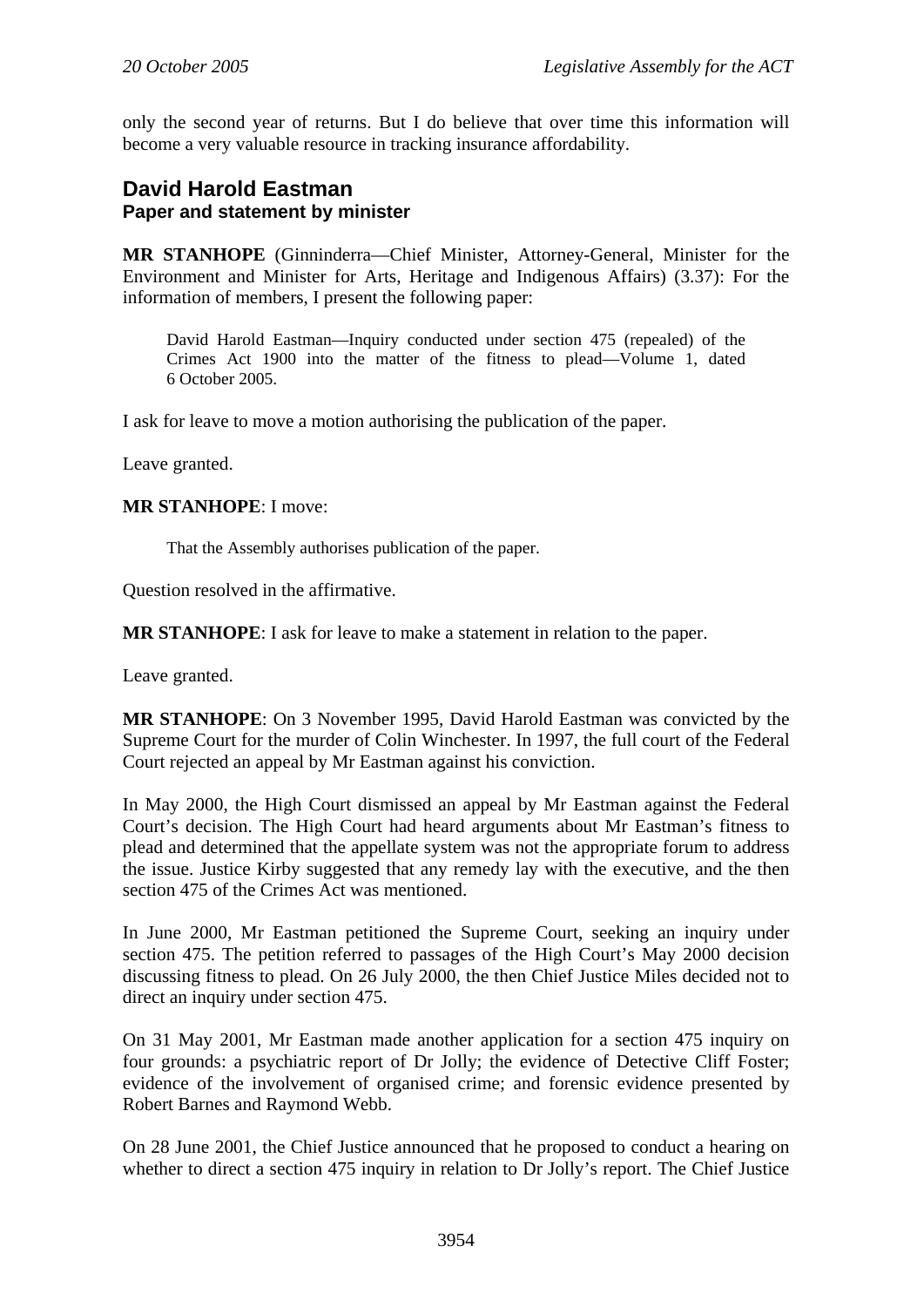only the second year of returns. But I do believe that over time this information will become a very valuable resource in tracking insurance affordability.

## David Harold Eastman
### Paper and statement by minister

**MR STANHOPE** (Ginninderra—Chief Minister, Attorney-General, Minister for the Environment and Minister for Arts, Heritage and Indigenous Affairs) (3.37): For the information of members, I present the following paper:

> David Harold Eastman—Inquiry conducted under section 475 (repealed) of the Crimes Act 1900 into the matter of the fitness to plead—Volume 1, dated 6 October 2005.

I ask for leave to move a motion authorising the publication of the paper.

Leave granted.

**MR STANHOPE**: I move:

> That the Assembly authorises publication of the paper.

Question resolved in the affirmative.

**MR STANHOPE**: I ask for leave to make a statement in relation to the paper.

Leave granted.

**MR STANHOPE**: On 3 November 1995, David Harold Eastman was convicted by the Supreme Court for the murder of Colin Winchester. In 1997, the full court of the Federal Court rejected an appeal by Mr Eastman against his conviction.

In May 2000, the High Court dismissed an appeal by Mr Eastman against the Federal Court's decision. The High Court had heard arguments about Mr Eastman's fitness to plead and determined that the appellate system was not the appropriate forum to address the issue. Justice Kirby suggested that any remedy lay with the executive, and the then section 475 of the Crimes Act was mentioned.

In June 2000, Mr Eastman petitioned the Supreme Court, seeking an inquiry under section 475. The petition referred to passages of the High Court's May 2000 decision discussing fitness to plead. On 26 July 2000, the then Chief Justice Miles decided not to direct an inquiry under section 475.

On 31 May 2001, Mr Eastman made another application for a section 475 inquiry on four grounds: a psychiatric report of Dr Jolly; the evidence of Detective Cliff Foster; evidence of the involvement of organised crime; and forensic evidence presented by Robert Barnes and Raymond Webb.

On 28 June 2001, the Chief Justice announced that he proposed to conduct a hearing on whether to direct a section 475 inquiry in relation to Dr Jolly's report. The Chief Justice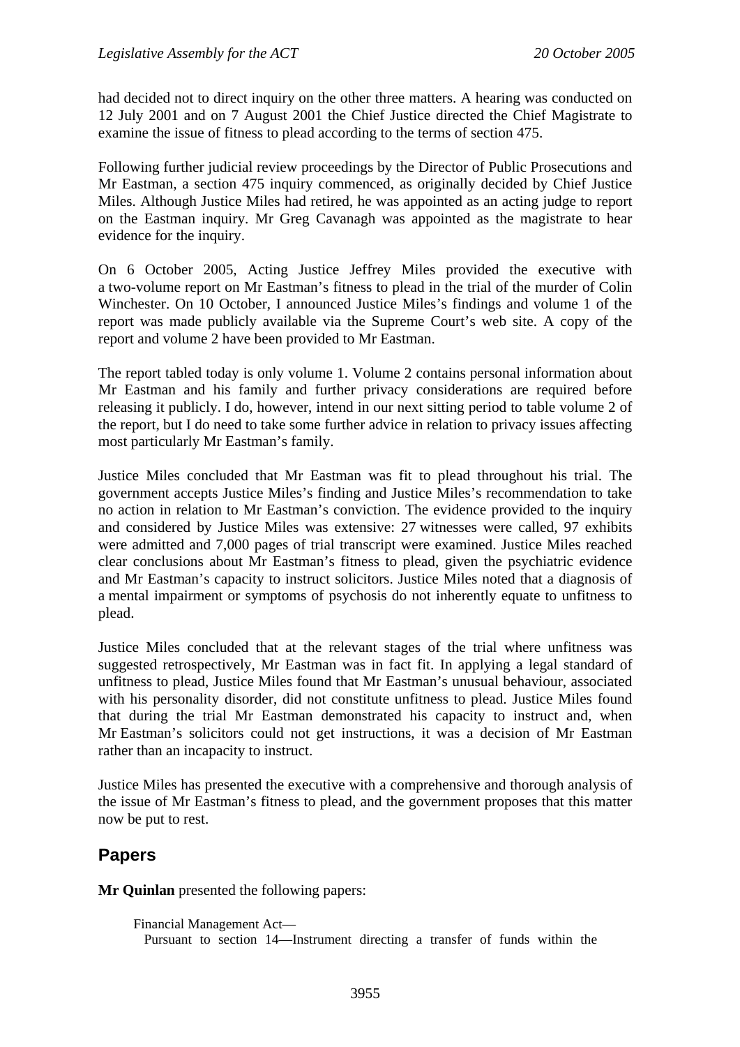had decided not to direct inquiry on the other three matters. A hearing was conducted on 12 July 2001 and on 7 August 2001 the Chief Justice directed the Chief Magistrate to examine the issue of fitness to plead according to the terms of section 475.

Following further judicial review proceedings by the Director of Public Prosecutions and Mr Eastman, a section 475 inquiry commenced, as originally decided by Chief Justice Miles. Although Justice Miles had retired, he was appointed as an acting judge to report on the Eastman inquiry. Mr Greg Cavanagh was appointed as the magistrate to hear evidence for the inquiry.

On 6 October 2005, Acting Justice Jeffrey Miles provided the executive with a two-volume report on Mr Eastman's fitness to plead in the trial of the murder of Colin Winchester. On 10 October, I announced Justice Miles's findings and volume 1 of the report was made publicly available via the Supreme Court's web site. A copy of the report and volume 2 have been provided to Mr Eastman.

The report tabled today is only volume 1. Volume 2 contains personal information about Mr Eastman and his family and further privacy considerations are required before releasing it publicly. I do, however, intend in our next sitting period to table volume 2 of the report, but I do need to take some further advice in relation to privacy issues affecting most particularly Mr Eastman's family.

Justice Miles concluded that Mr Eastman was fit to plead throughout his trial. The government accepts Justice Miles's finding and Justice Miles's recommendation to take no action in relation to Mr Eastman's conviction. The evidence provided to the inquiry and considered by Justice Miles was extensive: 27 witnesses were called, 97 exhibits were admitted and 7,000 pages of trial transcript were examined. Justice Miles reached clear conclusions about Mr Eastman's fitness to plead, given the psychiatric evidence and Mr Eastman's capacity to instruct solicitors. Justice Miles noted that a diagnosis of a mental impairment or symptoms of psychosis do not inherently equate to unfitness to plead.

Justice Miles concluded that at the relevant stages of the trial where unfitness was suggested retrospectively, Mr Eastman was in fact fit. In applying a legal standard of unfitness to plead, Justice Miles found that Mr Eastman's unusual behaviour, associated with his personality disorder, did not constitute unfitness to plead. Justice Miles found that during the trial Mr Eastman demonstrated his capacity to instruct and, when Mr Eastman's solicitors could not get instructions, it was a decision of Mr Eastman rather than an incapacity to instruct.

Justice Miles has presented the executive with a comprehensive and thorough analysis of the issue of Mr Eastman's fitness to plead, and the government proposes that this matter now be put to rest.

## Papers

**Mr Quinlan** presented the following papers:

Financial Management Act—
Pursuant to section 14—Instrument directing a transfer of funds within the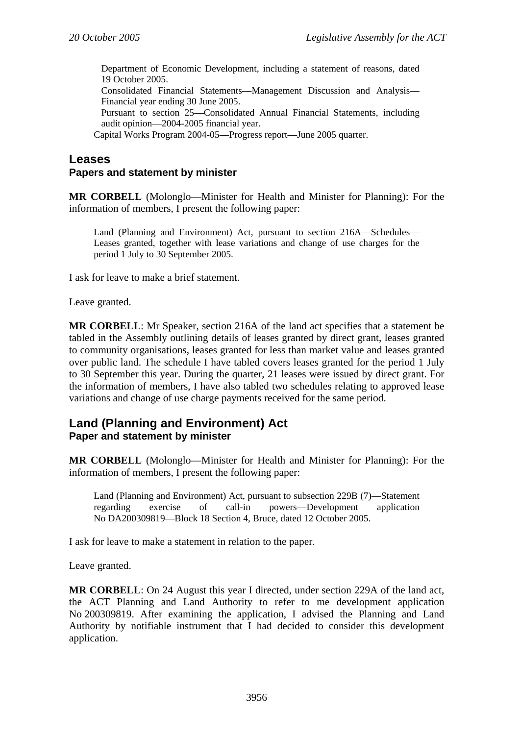Department of Economic Development, including a statement of reasons, dated 19 October 2005.

Consolidated Financial Statements—Management Discussion and Analysis—Financial year ending 30 June 2005.

Pursuant to section 25—Consolidated Annual Financial Statements, including audit opinion—2004-2005 financial year.

Capital Works Program 2004-05—Progress report—June 2005 quarter.

## Leases

### Papers and statement by minister

**MR CORBELL** (Molonglo—Minister for Health and Minister for Planning): For the information of members, I present the following paper:

> Land (Planning and Environment) Act, pursuant to section 216A—Schedules—Leases granted, together with lease variations and change of use charges for the period 1 July to 30 September 2005.

I ask for leave to make a brief statement.

Leave granted.

**MR CORBELL**: Mr Speaker, section 216A of the land act specifies that a statement be tabled in the Assembly outlining details of leases granted by direct grant, leases granted to community organisations, leases granted for less than market value and leases granted over public land. The schedule I have tabled covers leases granted for the period 1 July to 30 September this year. During the quarter, 21 leases were issued by direct grant. For the information of members, I have also tabled two schedules relating to approved lease variations and change of use charge payments received for the same period.

## Land (Planning and Environment) Act

### Paper and statement by minister

**MR CORBELL** (Molonglo—Minister for Health and Minister for Planning): For the information of members, I present the following paper:

> Land (Planning and Environment) Act, pursuant to subsection 229B (7)—Statement regarding exercise of call-in powers—Development application No DA200309819—Block 18 Section 4, Bruce, dated 12 October 2005.

I ask for leave to make a statement in relation to the paper.

Leave granted.

**MR CORBELL**: On 24 August this year I directed, under section 229A of the land act, the ACT Planning and Land Authority to refer to me development application No 200309819. After examining the application, I advised the Planning and Land Authority by notifiable instrument that I had decided to consider this development application.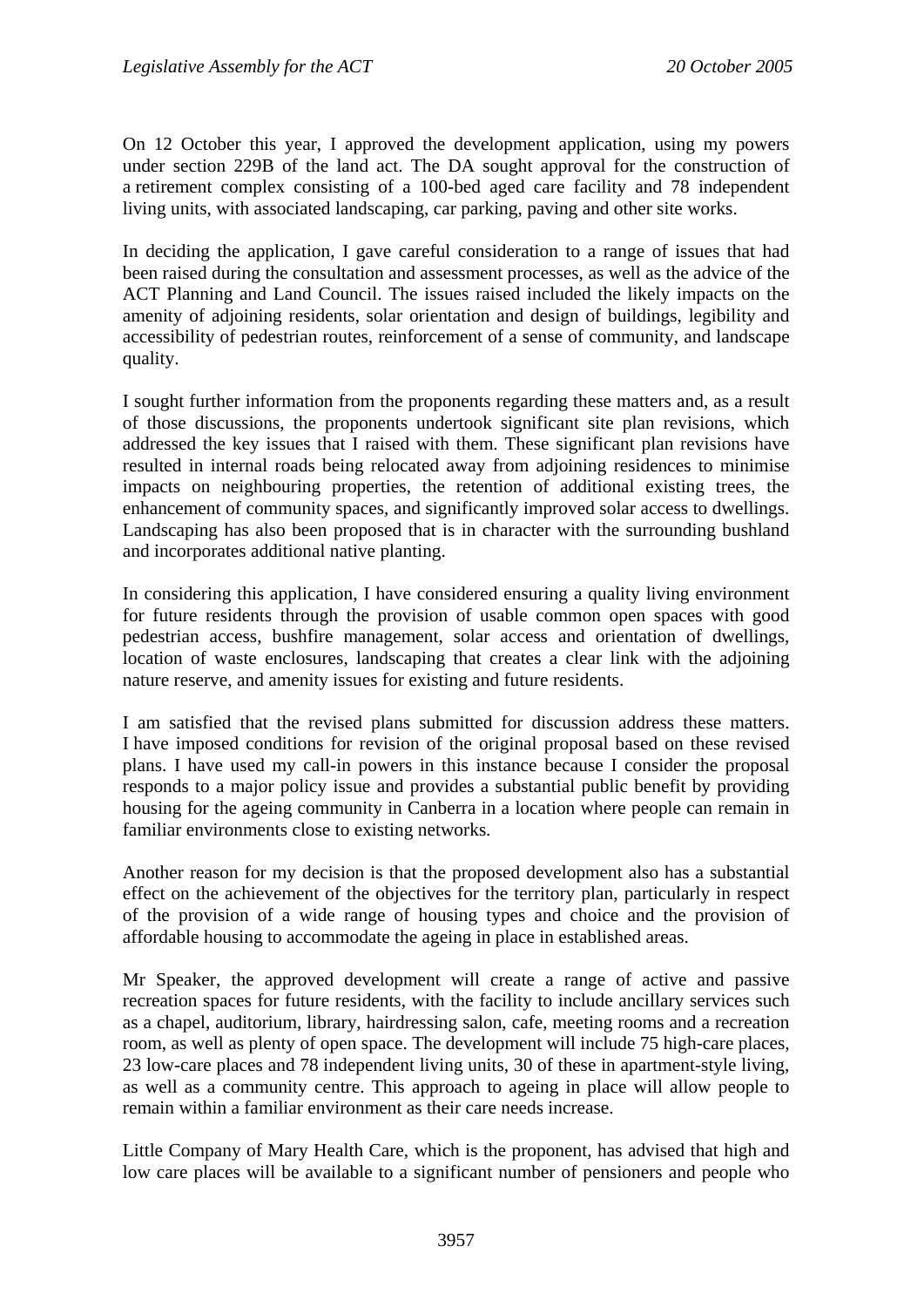On 12 October this year, I approved the development application, using my powers under section 229B of the land act. The DA sought approval for the construction of a retirement complex consisting of a 100-bed aged care facility and 78 independent living units, with associated landscaping, car parking, paving and other site works.

In deciding the application, I gave careful consideration to a range of issues that had been raised during the consultation and assessment processes, as well as the advice of the ACT Planning and Land Council. The issues raised included the likely impacts on the amenity of adjoining residents, solar orientation and design of buildings, legibility and accessibility of pedestrian routes, reinforcement of a sense of community, and landscape quality.

I sought further information from the proponents regarding these matters and, as a result of those discussions, the proponents undertook significant site plan revisions, which addressed the key issues that I raised with them. These significant plan revisions have resulted in internal roads being relocated away from adjoining residences to minimise impacts on neighbouring properties, the retention of additional existing trees, the enhancement of community spaces, and significantly improved solar access to dwellings. Landscaping has also been proposed that is in character with the surrounding bushland and incorporates additional native planting.

In considering this application, I have considered ensuring a quality living environment for future residents through the provision of usable common open spaces with good pedestrian access, bushfire management, solar access and orientation of dwellings, location of waste enclosures, landscaping that creates a clear link with the adjoining nature reserve, and amenity issues for existing and future residents.

I am satisfied that the revised plans submitted for discussion address these matters. I have imposed conditions for revision of the original proposal based on these revised plans. I have used my call-in powers in this instance because I consider the proposal responds to a major policy issue and provides a substantial public benefit by providing housing for the ageing community in Canberra in a location where people can remain in familiar environments close to existing networks.

Another reason for my decision is that the proposed development also has a substantial effect on the achievement of the objectives for the territory plan, particularly in respect of the provision of a wide range of housing types and choice and the provision of affordable housing to accommodate the ageing in place in established areas.

Mr Speaker, the approved development will create a range of active and passive recreation spaces for future residents, with the facility to include ancillary services such as a chapel, auditorium, library, hairdressing salon, cafe, meeting rooms and a recreation room, as well as plenty of open space. The development will include 75 high-care places, 23 low-care places and 78 independent living units, 30 of these in apartment-style living, as well as a community centre. This approach to ageing in place will allow people to remain within a familiar environment as their care needs increase.

Little Company of Mary Health Care, which is the proponent, has advised that high and low care places will be available to a significant number of pensioners and people who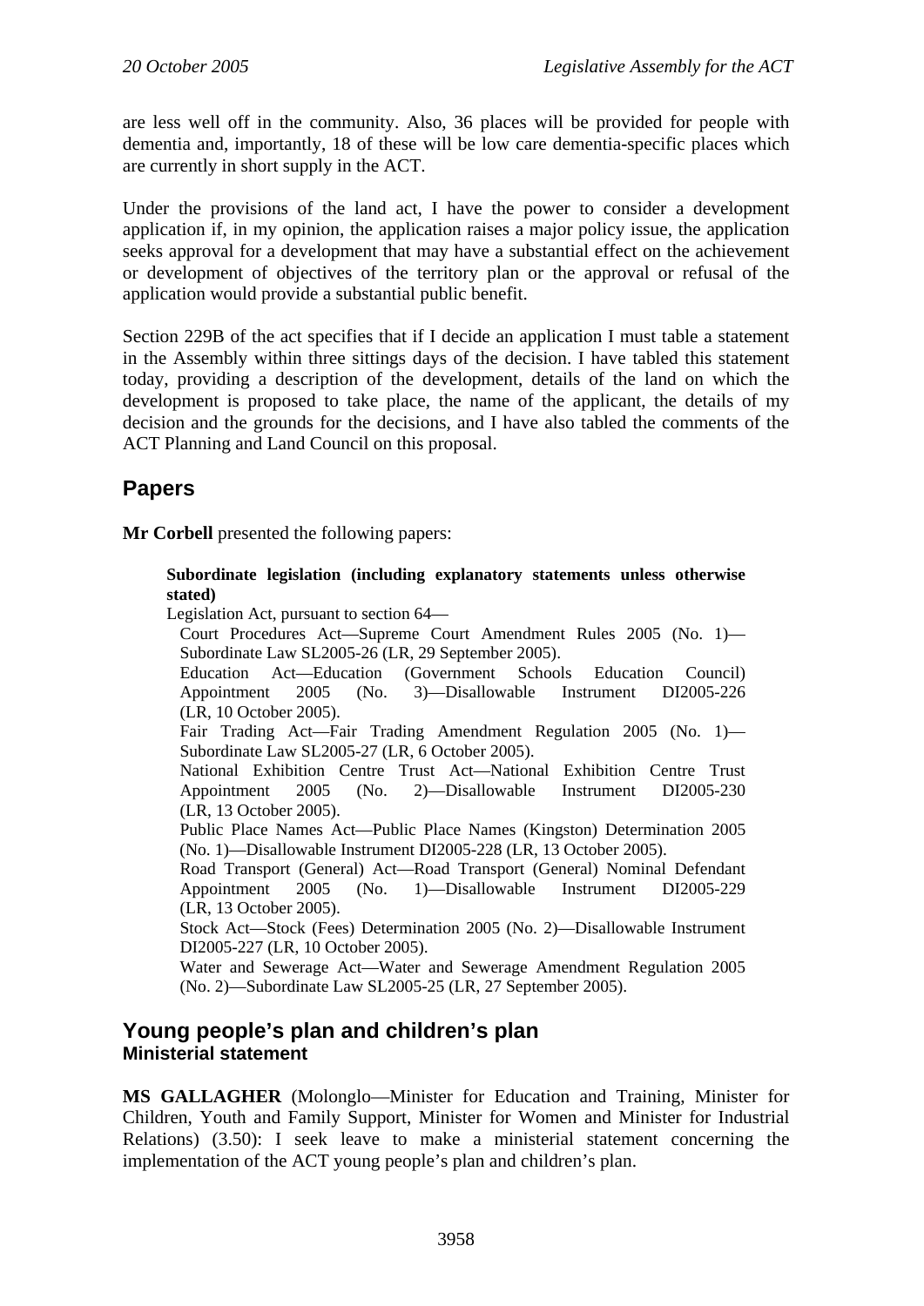are less well off in the community. Also, 36 places will be provided for people with dementia and, importantly, 18 of these will be low care dementia-specific places which are currently in short supply in the ACT.

Under the provisions of the land act, I have the power to consider a development application if, in my opinion, the application raises a major policy issue, the application seeks approval for a development that may have a substantial effect on the achievement or development of objectives of the territory plan or the approval or refusal of the application would provide a substantial public benefit.

Section 229B of the act specifies that if I decide an application I must table a statement in the Assembly within three sittings days of the decision. I have tabled this statement today, providing a description of the development, details of the land on which the development is proposed to take place, the name of the applicant, the details of my decision and the grounds for the decisions, and I have also tabled the comments of the ACT Planning and Land Council on this proposal.

## Papers

**Mr Corbell** presented the following papers:

> **Subordinate legislation (including explanatory statements unless otherwise stated)**
>
> Legislation Act, pursuant to section 64—
>
> Court Procedures Act—Supreme Court Amendment Rules 2005 (No. 1)—Subordinate Law SL2005-26 (LR, 29 September 2005).
>
> Education Act—Education (Government Schools Education Council) Appointment 2005 (No. 3)—Disallowable Instrument DI2005-226 (LR, 10 October 2005).
>
> Fair Trading Act—Fair Trading Amendment Regulation 2005 (No. 1)—Subordinate Law SL2005-27 (LR, 6 October 2005).
>
> National Exhibition Centre Trust Act—National Exhibition Centre Trust Appointment 2005 (No. 2)—Disallowable Instrument DI2005-230 (LR, 13 October 2005).
>
> Public Place Names Act—Public Place Names (Kingston) Determination 2005 (No. 1)—Disallowable Instrument DI2005-228 (LR, 13 October 2005).
>
> Road Transport (General) Act—Road Transport (General) Nominal Defendant Appointment 2005 (No. 1)—Disallowable Instrument DI2005-229 (LR, 13 October 2005).
>
> Stock Act—Stock (Fees) Determination 2005 (No. 2)—Disallowable Instrument DI2005-227 (LR, 10 October 2005).
>
> Water and Sewerage Act—Water and Sewerage Amendment Regulation 2005 (No. 2)—Subordinate Law SL2005-25 (LR, 27 September 2005).

## Young people's plan and children's plan
### Ministerial statement

**MS GALLAGHER** (Molonglo—Minister for Education and Training, Minister for Children, Youth and Family Support, Minister for Women and Minister for Industrial Relations) (3.50): I seek leave to make a ministerial statement concerning the implementation of the ACT young people's plan and children's plan.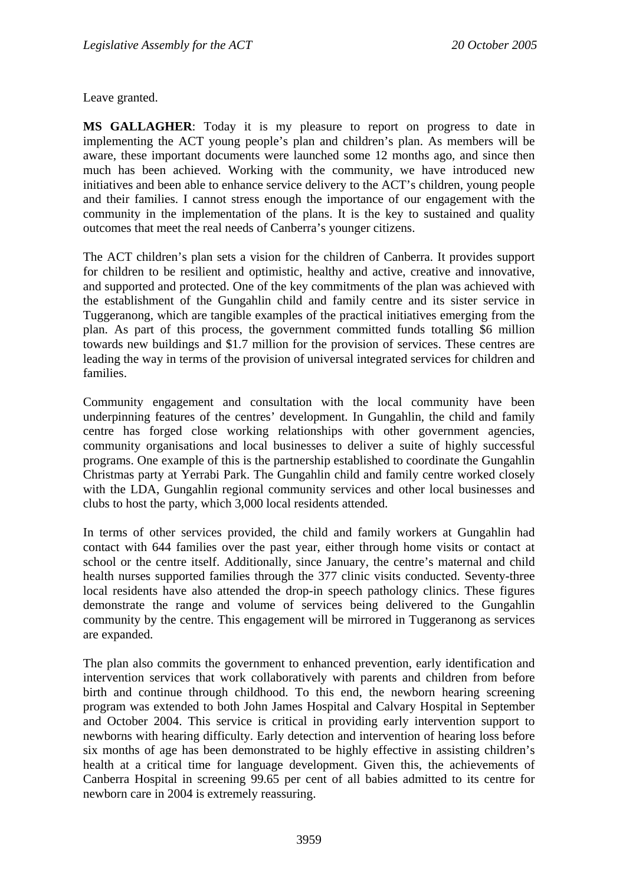Leave granted.

**MS GALLAGHER**: Today it is my pleasure to report on progress to date in implementing the ACT young people's plan and children's plan. As members will be aware, these important documents were launched some 12 months ago, and since then much has been achieved. Working with the community, we have introduced new initiatives and been able to enhance service delivery to the ACT's children, young people and their families. I cannot stress enough the importance of our engagement with the community in the implementation of the plans. It is the key to sustained and quality outcomes that meet the real needs of Canberra's younger citizens.

The ACT children's plan sets a vision for the children of Canberra. It provides support for children to be resilient and optimistic, healthy and active, creative and innovative, and supported and protected. One of the key commitments of the plan was achieved with the establishment of the Gungahlin child and family centre and its sister service in Tuggeranong, which are tangible examples of the practical initiatives emerging from the plan. As part of this process, the government committed funds totalling $6 million towards new buildings and $1.7 million for the provision of services. These centres are leading the way in terms of the provision of universal integrated services for children and families.

Community engagement and consultation with the local community have been underpinning features of the centres' development. In Gungahlin, the child and family centre has forged close working relationships with other government agencies, community organisations and local businesses to deliver a suite of highly successful programs. One example of this is the partnership established to coordinate the Gungahlin Christmas party at Yerrabi Park. The Gungahlin child and family centre worked closely with the LDA, Gungahlin regional community services and other local businesses and clubs to host the party, which 3,000 local residents attended.

In terms of other services provided, the child and family workers at Gungahlin had contact with 644 families over the past year, either through home visits or contact at school or the centre itself. Additionally, since January, the centre's maternal and child health nurses supported families through the 377 clinic visits conducted. Seventy-three local residents have also attended the drop-in speech pathology clinics. These figures demonstrate the range and volume of services being delivered to the Gungahlin community by the centre. This engagement will be mirrored in Tuggeranong as services are expanded.

The plan also commits the government to enhanced prevention, early identification and intervention services that work collaboratively with parents and children from before birth and continue through childhood. To this end, the newborn hearing screening program was extended to both John James Hospital and Calvary Hospital in September and October 2004. This service is critical in providing early intervention support to newborns with hearing difficulty. Early detection and intervention of hearing loss before six months of age has been demonstrated to be highly effective in assisting children's health at a critical time for language development. Given this, the achievements of Canberra Hospital in screening 99.65 per cent of all babies admitted to its centre for newborn care in 2004 is extremely reassuring.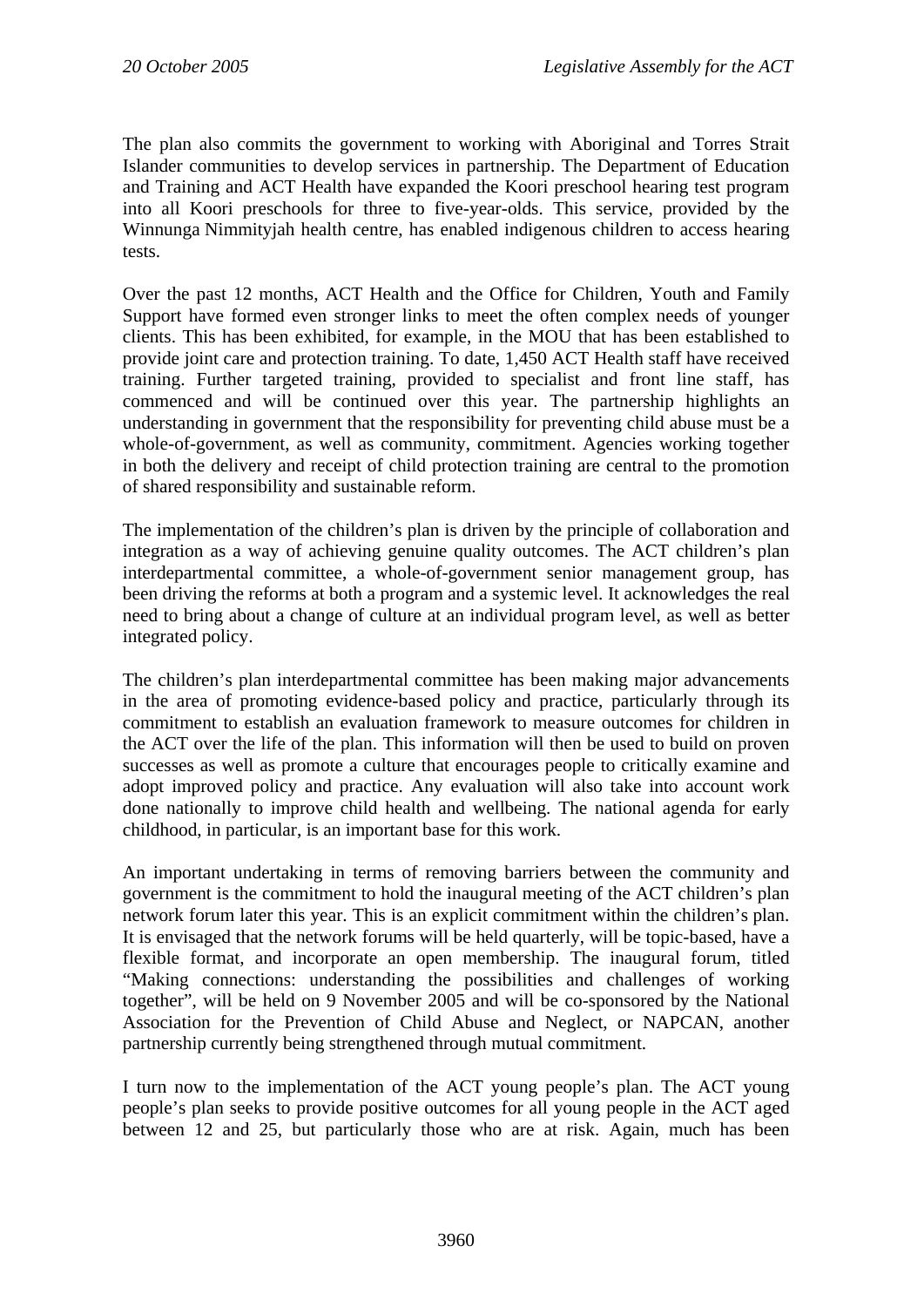The plan also commits the government to working with Aboriginal and Torres Strait Islander communities to develop services in partnership. The Department of Education and Training and ACT Health have expanded the Koori preschool hearing test program into all Koori preschools for three to five-year-olds. This service, provided by the Winnunga Nimmityjah health centre, has enabled indigenous children to access hearing tests.

Over the past 12 months, ACT Health and the Office for Children, Youth and Family Support have formed even stronger links to meet the often complex needs of younger clients. This has been exhibited, for example, in the MOU that has been established to provide joint care and protection training. To date, 1,450 ACT Health staff have received training. Further targeted training, provided to specialist and front line staff, has commenced and will be continued over this year. The partnership highlights an understanding in government that the responsibility for preventing child abuse must be a whole-of-government, as well as community, commitment. Agencies working together in both the delivery and receipt of child protection training are central to the promotion of shared responsibility and sustainable reform.

The implementation of the children's plan is driven by the principle of collaboration and integration as a way of achieving genuine quality outcomes. The ACT children's plan interdepartmental committee, a whole-of-government senior management group, has been driving the reforms at both a program and a systemic level. It acknowledges the real need to bring about a change of culture at an individual program level, as well as better integrated policy.

The children's plan interdepartmental committee has been making major advancements in the area of promoting evidence-based policy and practice, particularly through its commitment to establish an evaluation framework to measure outcomes for children in the ACT over the life of the plan. This information will then be used to build on proven successes as well as promote a culture that encourages people to critically examine and adopt improved policy and practice. Any evaluation will also take into account work done nationally to improve child health and wellbeing. The national agenda for early childhood, in particular, is an important base for this work.

An important undertaking in terms of removing barriers between the community and government is the commitment to hold the inaugural meeting of the ACT children's plan network forum later this year. This is an explicit commitment within the children's plan. It is envisaged that the network forums will be held quarterly, will be topic-based, have a flexible format, and incorporate an open membership. The inaugural forum, titled "Making connections: understanding the possibilities and challenges of working together", will be held on 9 November 2005 and will be co-sponsored by the National Association for the Prevention of Child Abuse and Neglect, or NAPCAN, another partnership currently being strengthened through mutual commitment.

I turn now to the implementation of the ACT young people's plan. The ACT young people's plan seeks to provide positive outcomes for all young people in the ACT aged between 12 and 25, but particularly those who are at risk. Again, much has been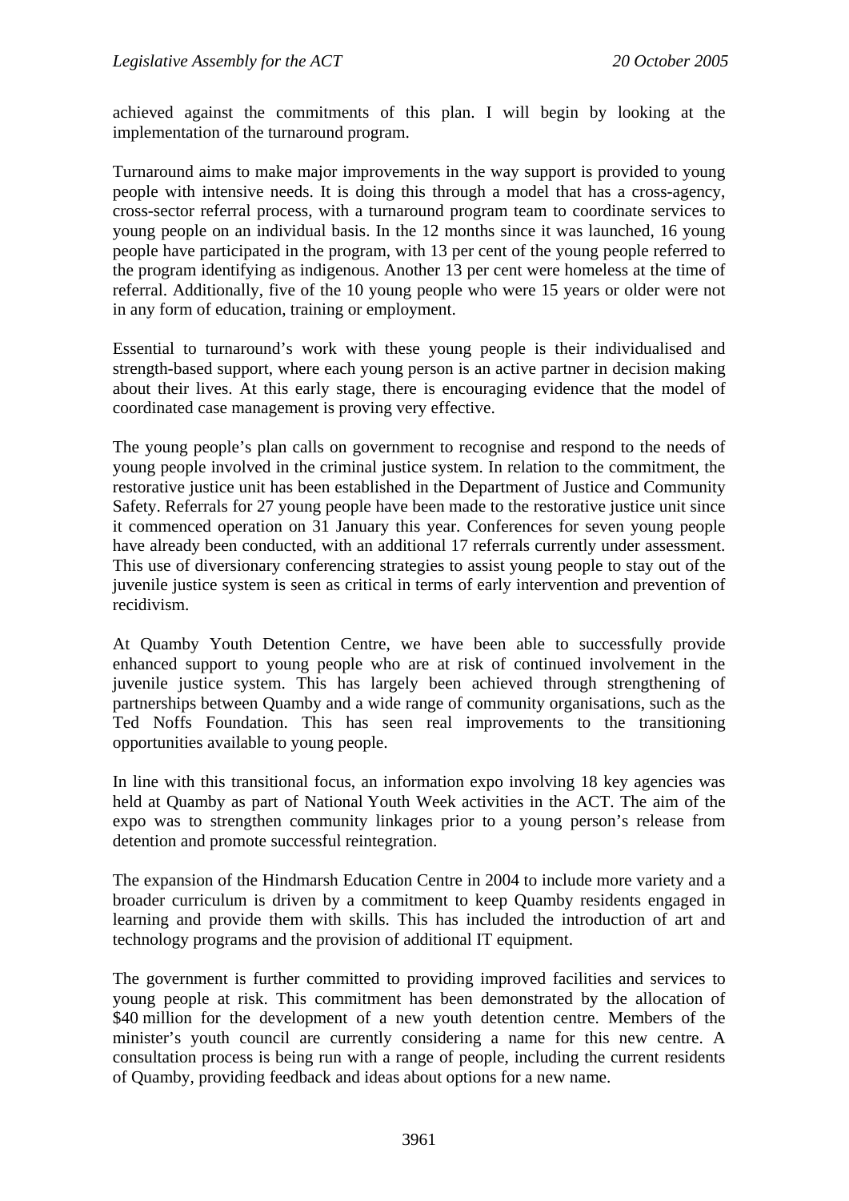achieved against the commitments of this plan. I will begin by looking at the implementation of the turnaround program.

Turnaround aims to make major improvements in the way support is provided to young people with intensive needs. It is doing this through a model that has a cross-agency, cross-sector referral process, with a turnaround program team to coordinate services to young people on an individual basis. In the 12 months since it was launched, 16 young people have participated in the program, with 13 per cent of the young people referred to the program identifying as indigenous. Another 13 per cent were homeless at the time of referral. Additionally, five of the 10 young people who were 15 years or older were not in any form of education, training or employment.

Essential to turnaround's work with these young people is their individualised and strength-based support, where each young person is an active partner in decision making about their lives. At this early stage, there is encouraging evidence that the model of coordinated case management is proving very effective.

The young people's plan calls on government to recognise and respond to the needs of young people involved in the criminal justice system. In relation to the commitment, the restorative justice unit has been established in the Department of Justice and Community Safety. Referrals for 27 young people have been made to the restorative justice unit since it commenced operation on 31 January this year. Conferences for seven young people have already been conducted, with an additional 17 referrals currently under assessment. This use of diversionary conferencing strategies to assist young people to stay out of the juvenile justice system is seen as critical in terms of early intervention and prevention of recidivism.

At Quamby Youth Detention Centre, we have been able to successfully provide enhanced support to young people who are at risk of continued involvement in the juvenile justice system. This has largely been achieved through strengthening of partnerships between Quamby and a wide range of community organisations, such as the Ted Noffs Foundation. This has seen real improvements to the transitioning opportunities available to young people.

In line with this transitional focus, an information expo involving 18 key agencies was held at Quamby as part of National Youth Week activities in the ACT. The aim of the expo was to strengthen community linkages prior to a young person's release from detention and promote successful reintegration.

The expansion of the Hindmarsh Education Centre in 2004 to include more variety and a broader curriculum is driven by a commitment to keep Quamby residents engaged in learning and provide them with skills. This has included the introduction of art and technology programs and the provision of additional IT equipment.

The government is further committed to providing improved facilities and services to young people at risk. This commitment has been demonstrated by the allocation of $40 million for the development of a new youth detention centre. Members of the minister's youth council are currently considering a name for this new centre. A consultation process is being run with a range of people, including the current residents of Quamby, providing feedback and ideas about options for a new name.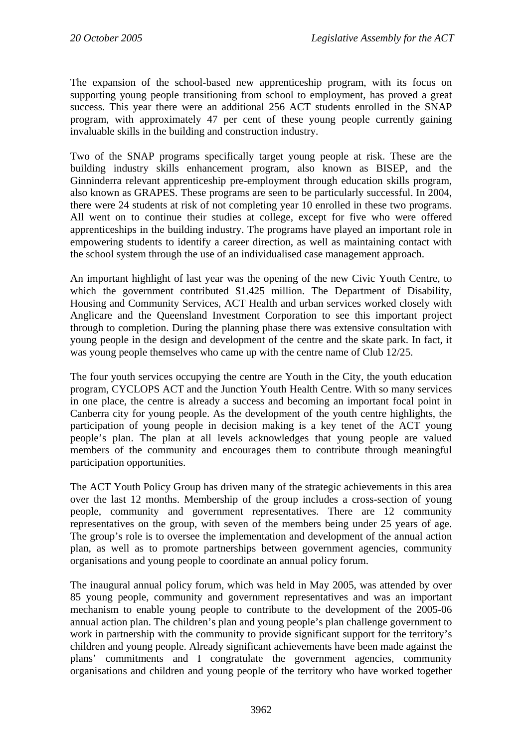The expansion of the school-based new apprenticeship program, with its focus on supporting young people transitioning from school to employment, has proved a great success. This year there were an additional 256 ACT students enrolled in the SNAP program, with approximately 47 per cent of these young people currently gaining invaluable skills in the building and construction industry.

Two of the SNAP programs specifically target young people at risk. These are the building industry skills enhancement program, also known as BISEP, and the Ginninderra relevant apprenticeship pre-employment through education skills program, also known as GRAPES. These programs are seen to be particularly successful. In 2004, there were 24 students at risk of not completing year 10 enrolled in these two programs. All went on to continue their studies at college, except for five who were offered apprenticeships in the building industry. The programs have played an important role in empowering students to identify a career direction, as well as maintaining contact with the school system through the use of an individualised case management approach.

An important highlight of last year was the opening of the new Civic Youth Centre, to which the government contributed $1.425 million. The Department of Disability, Housing and Community Services, ACT Health and urban services worked closely with Anglicare and the Queensland Investment Corporation to see this important project through to completion. During the planning phase there was extensive consultation with young people in the design and development of the centre and the skate park. In fact, it was young people themselves who came up with the centre name of Club 12/25.

The four youth services occupying the centre are Youth in the City, the youth education program, CYCLOPS ACT and the Junction Youth Health Centre. With so many services in one place, the centre is already a success and becoming an important focal point in Canberra city for young people. As the development of the youth centre highlights, the participation of young people in decision making is a key tenet of the ACT young people's plan. The plan at all levels acknowledges that young people are valued members of the community and encourages them to contribute through meaningful participation opportunities.

The ACT Youth Policy Group has driven many of the strategic achievements in this area over the last 12 months. Membership of the group includes a cross-section of young people, community and government representatives. There are 12 community representatives on the group, with seven of the members being under 25 years of age. The group's role is to oversee the implementation and development of the annual action plan, as well as to promote partnerships between government agencies, community organisations and young people to coordinate an annual policy forum.

The inaugural annual policy forum, which was held in May 2005, was attended by over 85 young people, community and government representatives and was an important mechanism to enable young people to contribute to the development of the 2005-06 annual action plan. The children's plan and young people's plan challenge government to work in partnership with the community to provide significant support for the territory's children and young people. Already significant achievements have been made against the plans' commitments and I congratulate the government agencies, community organisations and children and young people of the territory who have worked together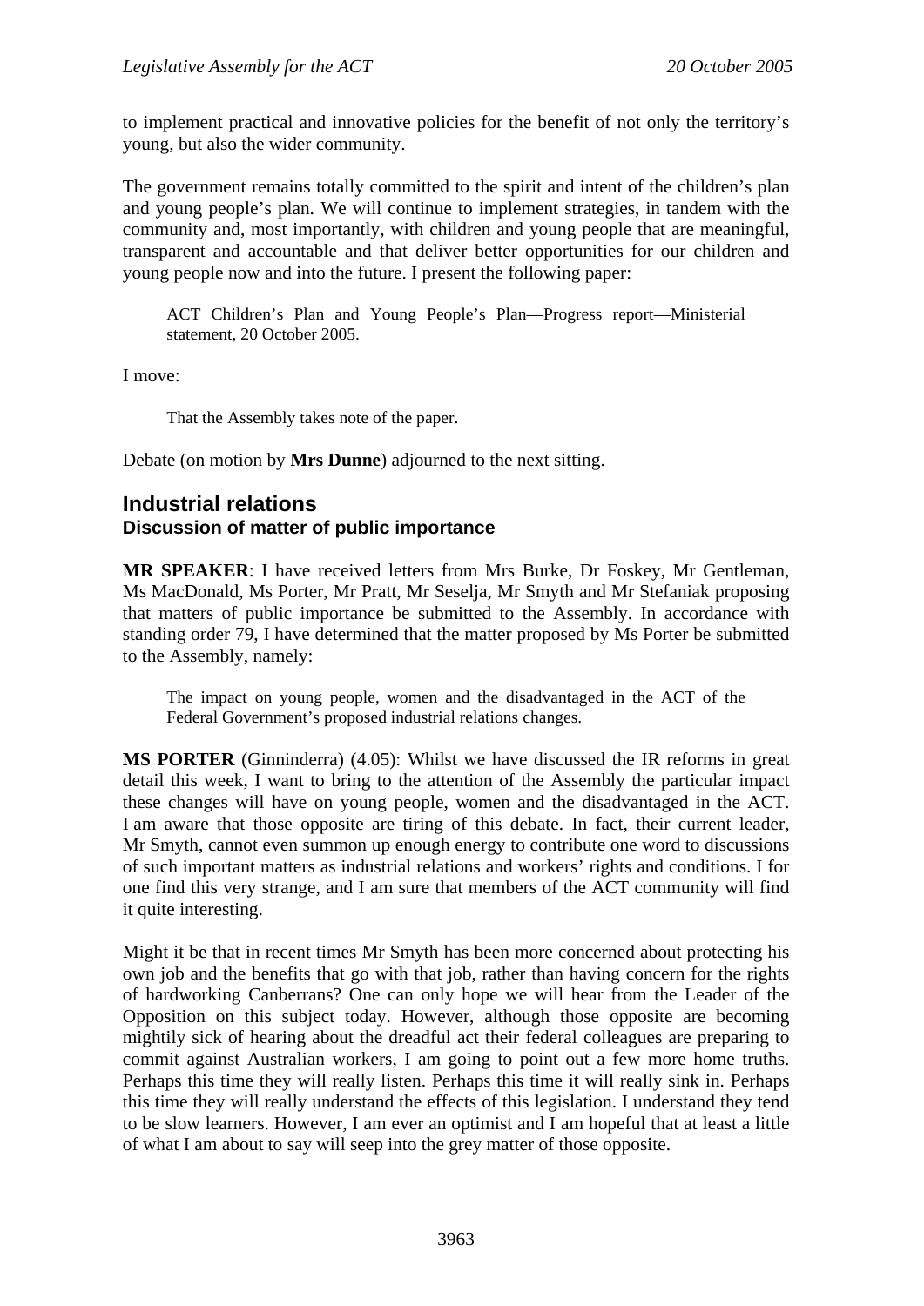to implement practical and innovative policies for the benefit of not only the territory's young, but also the wider community.

The government remains totally committed to the spirit and intent of the children's plan and young people's plan. We will continue to implement strategies, in tandem with the community and, most importantly, with children and young people that are meaningful, transparent and accountable and that deliver better opportunities for our children and young people now and into the future. I present the following paper:

> ACT Children's Plan and Young People's Plan—Progress report—Ministerial statement, 20 October 2005.

I move:

> That the Assembly takes note of the paper.

Debate (on motion by **Mrs Dunne**) adjourned to the next sitting.

## Industrial relations

### Discussion of matter of public importance

**MR SPEAKER**: I have received letters from Mrs Burke, Dr Foskey, Mr Gentleman, Ms MacDonald, Ms Porter, Mr Pratt, Mr Seselja, Mr Smyth and Mr Stefaniak proposing that matters of public importance be submitted to the Assembly. In accordance with standing order 79, I have determined that the matter proposed by Ms Porter be submitted to the Assembly, namely:

> The impact on young people, women and the disadvantaged in the ACT of the Federal Government's proposed industrial relations changes.

**MS PORTER** (Ginninderra) (4.05): Whilst we have discussed the IR reforms in great detail this week, I want to bring to the attention of the Assembly the particular impact these changes will have on young people, women and the disadvantaged in the ACT. I am aware that those opposite are tiring of this debate. In fact, their current leader, Mr Smyth, cannot even summon up enough energy to contribute one word to discussions of such important matters as industrial relations and workers' rights and conditions. I for one find this very strange, and I am sure that members of the ACT community will find it quite interesting.

Might it be that in recent times Mr Smyth has been more concerned about protecting his own job and the benefits that go with that job, rather than having concern for the rights of hardworking Canberrans? One can only hope we will hear from the Leader of the Opposition on this subject today. However, although those opposite are becoming mightily sick of hearing about the dreadful act their federal colleagues are preparing to commit against Australian workers, I am going to point out a few more home truths. Perhaps this time they will really listen. Perhaps this time it will really sink in. Perhaps this time they will really understand the effects of this legislation. I understand they tend to be slow learners. However, I am ever an optimist and I am hopeful that at least a little of what I am about to say will seep into the grey matter of those opposite.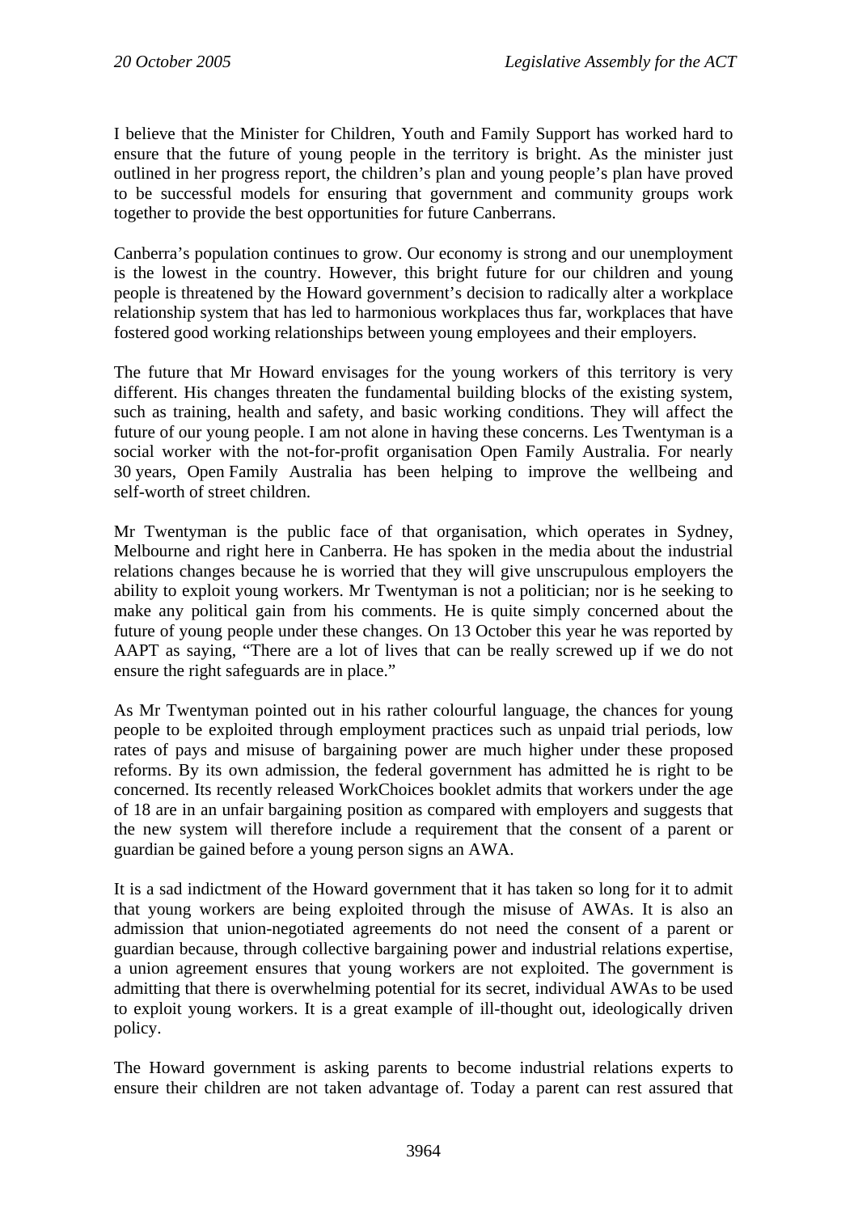I believe that the Minister for Children, Youth and Family Support has worked hard to ensure that the future of young people in the territory is bright. As the minister just outlined in her progress report, the children's plan and young people's plan have proved to be successful models for ensuring that government and community groups work together to provide the best opportunities for future Canberrans.

Canberra's population continues to grow. Our economy is strong and our unemployment is the lowest in the country. However, this bright future for our children and young people is threatened by the Howard government's decision to radically alter a workplace relationship system that has led to harmonious workplaces thus far, workplaces that have fostered good working relationships between young employees and their employers.

The future that Mr Howard envisages for the young workers of this territory is very different. His changes threaten the fundamental building blocks of the existing system, such as training, health and safety, and basic working conditions. They will affect the future of our young people. I am not alone in having these concerns. Les Twentyman is a social worker with the not-for-profit organisation Open Family Australia. For nearly 30 years, Open Family Australia has been helping to improve the wellbeing and self-worth of street children.

Mr Twentyman is the public face of that organisation, which operates in Sydney, Melbourne and right here in Canberra. He has spoken in the media about the industrial relations changes because he is worried that they will give unscrupulous employers the ability to exploit young workers. Mr Twentyman is not a politician; nor is he seeking to make any political gain from his comments. He is quite simply concerned about the future of young people under these changes. On 13 October this year he was reported by AAPT as saying, "There are a lot of lives that can be really screwed up if we do not ensure the right safeguards are in place."

As Mr Twentyman pointed out in his rather colourful language, the chances for young people to be exploited through employment practices such as unpaid trial periods, low rates of pays and misuse of bargaining power are much higher under these proposed reforms. By its own admission, the federal government has admitted he is right to be concerned. Its recently released WorkChoices booklet admits that workers under the age of 18 are in an unfair bargaining position as compared with employers and suggests that the new system will therefore include a requirement that the consent of a parent or guardian be gained before a young person signs an AWA.

It is a sad indictment of the Howard government that it has taken so long for it to admit that young workers are being exploited through the misuse of AWAs. It is also an admission that union-negotiated agreements do not need the consent of a parent or guardian because, through collective bargaining power and industrial relations expertise, a union agreement ensures that young workers are not exploited. The government is admitting that there is overwhelming potential for its secret, individual AWAs to be used to exploit young workers. It is a great example of ill-thought out, ideologically driven policy.

The Howard government is asking parents to become industrial relations experts to ensure their children are not taken advantage of. Today a parent can rest assured that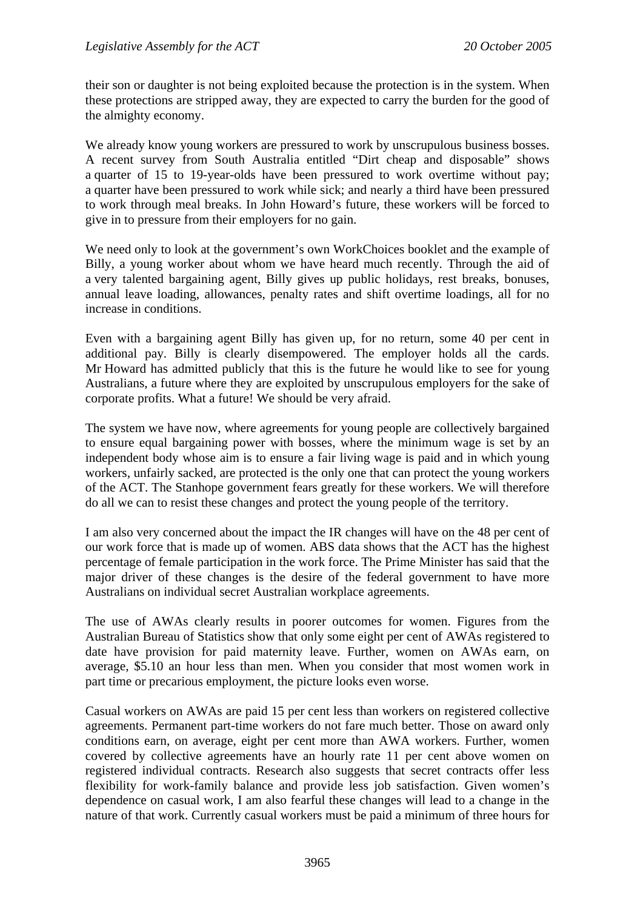their son or daughter is not being exploited because the protection is in the system. When these protections are stripped away, they are expected to carry the burden for the good of the almighty economy.

We already know young workers are pressured to work by unscrupulous business bosses. A recent survey from South Australia entitled "Dirt cheap and disposable" shows a quarter of 15 to 19-year-olds have been pressured to work overtime without pay; a quarter have been pressured to work while sick; and nearly a third have been pressured to work through meal breaks. In John Howard's future, these workers will be forced to give in to pressure from their employers for no gain.

We need only to look at the government's own WorkChoices booklet and the example of Billy, a young worker about whom we have heard much recently. Through the aid of a very talented bargaining agent, Billy gives up public holidays, rest breaks, bonuses, annual leave loading, allowances, penalty rates and shift overtime loadings, all for no increase in conditions.

Even with a bargaining agent Billy has given up, for no return, some 40 per cent in additional pay. Billy is clearly disempowered. The employer holds all the cards. Mr Howard has admitted publicly that this is the future he would like to see for young Australians, a future where they are exploited by unscrupulous employers for the sake of corporate profits. What a future! We should be very afraid.

The system we have now, where agreements for young people are collectively bargained to ensure equal bargaining power with bosses, where the minimum wage is set by an independent body whose aim is to ensure a fair living wage is paid and in which young workers, unfairly sacked, are protected is the only one that can protect the young workers of the ACT. The Stanhope government fears greatly for these workers. We will therefore do all we can to resist these changes and protect the young people of the territory.

I am also very concerned about the impact the IR changes will have on the 48 per cent of our work force that is made up of women. ABS data shows that the ACT has the highest percentage of female participation in the work force. The Prime Minister has said that the major driver of these changes is the desire of the federal government to have more Australians on individual secret Australian workplace agreements.

The use of AWAs clearly results in poorer outcomes for women. Figures from the Australian Bureau of Statistics show that only some eight per cent of AWAs registered to date have provision for paid maternity leave. Further, women on AWAs earn, on average, $5.10 an hour less than men. When you consider that most women work in part time or precarious employment, the picture looks even worse.

Casual workers on AWAs are paid 15 per cent less than workers on registered collective agreements. Permanent part-time workers do not fare much better. Those on award only conditions earn, on average, eight per cent more than AWA workers. Further, women covered by collective agreements have an hourly rate 11 per cent above women on registered individual contracts. Research also suggests that secret contracts offer less flexibility for work-family balance and provide less job satisfaction. Given women's dependence on casual work, I am also fearful these changes will lead to a change in the nature of that work. Currently casual workers must be paid a minimum of three hours for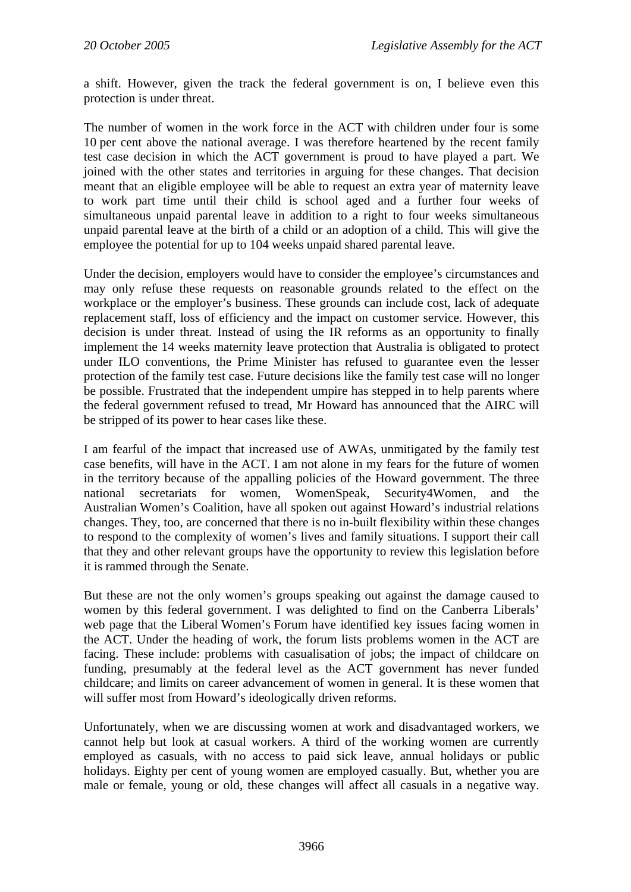a shift. However, given the track the federal government is on, I believe even this protection is under threat.

The number of women in the work force in the ACT with children under four is some 10 per cent above the national average. I was therefore heartened by the recent family test case decision in which the ACT government is proud to have played a part. We joined with the other states and territories in arguing for these changes. That decision meant that an eligible employee will be able to request an extra year of maternity leave to work part time until their child is school aged and a further four weeks of simultaneous unpaid parental leave in addition to a right to four weeks simultaneous unpaid parental leave at the birth of a child or an adoption of a child. This will give the employee the potential for up to 104 weeks unpaid shared parental leave.

Under the decision, employers would have to consider the employee's circumstances and may only refuse these requests on reasonable grounds related to the effect on the workplace or the employer's business. These grounds can include cost, lack of adequate replacement staff, loss of efficiency and the impact on customer service. However, this decision is under threat. Instead of using the IR reforms as an opportunity to finally implement the 14 weeks maternity leave protection that Australia is obligated to protect under ILO conventions, the Prime Minister has refused to guarantee even the lesser protection of the family test case. Future decisions like the family test case will no longer be possible. Frustrated that the independent umpire has stepped in to help parents where the federal government refused to tread, Mr Howard has announced that the AIRC will be stripped of its power to hear cases like these.

I am fearful of the impact that increased use of AWAs, unmitigated by the family test case benefits, will have in the ACT. I am not alone in my fears for the future of women in the territory because of the appalling policies of the Howard government. The three national secretariats for women, WomenSpeak, Security4Women, and the Australian Women's Coalition, have all spoken out against Howard's industrial relations changes. They, too, are concerned that there is no in-built flexibility within these changes to respond to the complexity of women's lives and family situations. I support their call that they and other relevant groups have the opportunity to review this legislation before it is rammed through the Senate.

But these are not the only women's groups speaking out against the damage caused to women by this federal government. I was delighted to find on the Canberra Liberals' web page that the Liberal Women's Forum have identified key issues facing women in the ACT. Under the heading of work, the forum lists problems women in the ACT are facing. These include: problems with casualisation of jobs; the impact of childcare on funding, presumably at the federal level as the ACT government has never funded childcare; and limits on career advancement of women in general. It is these women that will suffer most from Howard's ideologically driven reforms.

Unfortunately, when we are discussing women at work and disadvantaged workers, we cannot help but look at casual workers. A third of the working women are currently employed as casuals, with no access to paid sick leave, annual holidays or public holidays. Eighty per cent of young women are employed casually. But, whether you are male or female, young or old, these changes will affect all casuals in a negative way.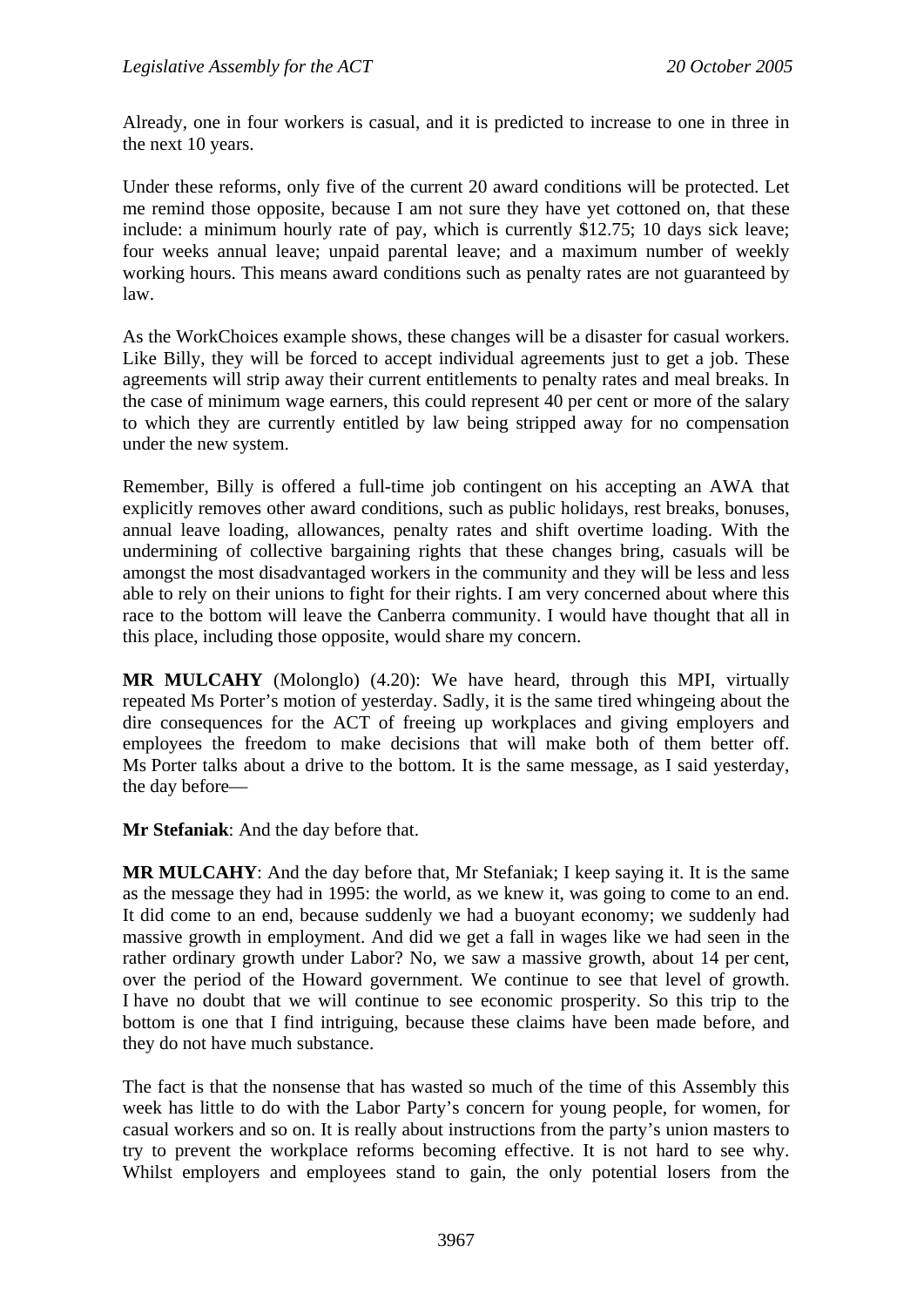Already, one in four workers is casual, and it is predicted to increase to one in three in the next 10 years.

Under these reforms, only five of the current 20 award conditions will be protected. Let me remind those opposite, because I am not sure they have yet cottoned on, that these include: a minimum hourly rate of pay, which is currently $12.75; 10 days sick leave; four weeks annual leave; unpaid parental leave; and a maximum number of weekly working hours. This means award conditions such as penalty rates are not guaranteed by law.

As the WorkChoices example shows, these changes will be a disaster for casual workers. Like Billy, they will be forced to accept individual agreements just to get a job. These agreements will strip away their current entitlements to penalty rates and meal breaks. In the case of minimum wage earners, this could represent 40 per cent or more of the salary to which they are currently entitled by law being stripped away for no compensation under the new system.

Remember, Billy is offered a full-time job contingent on his accepting an AWA that explicitly removes other award conditions, such as public holidays, rest breaks, bonuses, annual leave loading, allowances, penalty rates and shift overtime loading. With the undermining of collective bargaining rights that these changes bring, casuals will be amongst the most disadvantaged workers in the community and they will be less and less able to rely on their unions to fight for their rights. I am very concerned about where this race to the bottom will leave the Canberra community. I would have thought that all in this place, including those opposite, would share my concern.

**MR MULCAHY** (Molonglo) (4.20): We have heard, through this MPI, virtually repeated Ms Porter's motion of yesterday. Sadly, it is the same tired whingeing about the dire consequences for the ACT of freeing up workplaces and giving employers and employees the freedom to make decisions that will make both of them better off. Ms Porter talks about a drive to the bottom. It is the same message, as I said yesterday, the day before—

**Mr Stefaniak**: And the day before that.

**MR MULCAHY**: And the day before that, Mr Stefaniak; I keep saying it. It is the same as the message they had in 1995: the world, as we knew it, was going to come to an end. It did come to an end, because suddenly we had a buoyant economy; we suddenly had massive growth in employment. And did we get a fall in wages like we had seen in the rather ordinary growth under Labor? No, we saw a massive growth, about 14 per cent, over the period of the Howard government. We continue to see that level of growth. I have no doubt that we will continue to see economic prosperity. So this trip to the bottom is one that I find intriguing, because these claims have been made before, and they do not have much substance.

The fact is that the nonsense that has wasted so much of the time of this Assembly this week has little to do with the Labor Party's concern for young people, for women, for casual workers and so on. It is really about instructions from the party's union masters to try to prevent the workplace reforms becoming effective. It is not hard to see why. Whilst employers and employees stand to gain, the only potential losers from the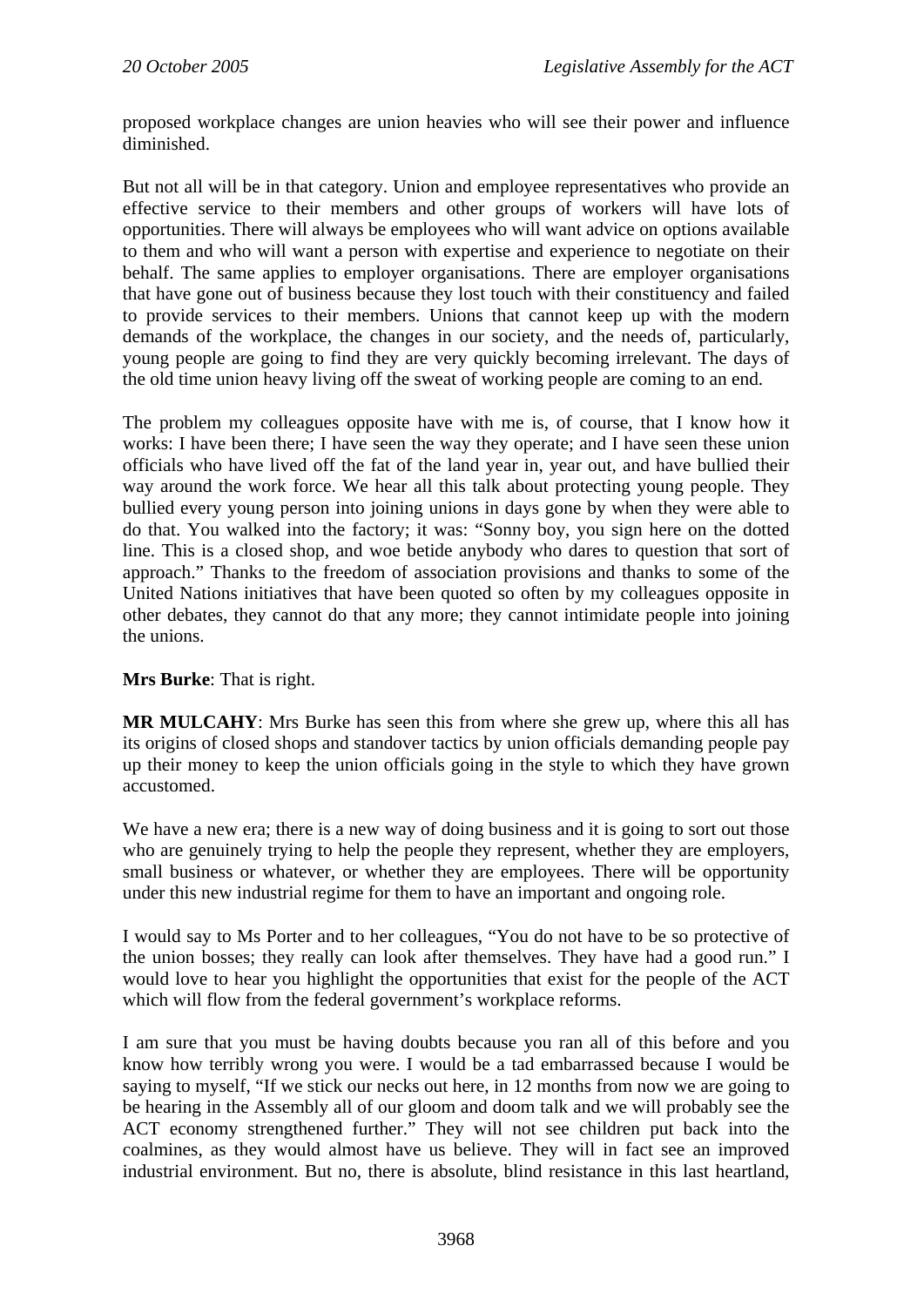proposed workplace changes are union heavies who will see their power and influence diminished.

But not all will be in that category. Union and employee representatives who provide an effective service to their members and other groups of workers will have lots of opportunities. There will always be employees who will want advice on options available to them and who will want a person with expertise and experience to negotiate on their behalf. The same applies to employer organisations. There are employer organisations that have gone out of business because they lost touch with their constituency and failed to provide services to their members. Unions that cannot keep up with the modern demands of the workplace, the changes in our society, and the needs of, particularly, young people are going to find they are very quickly becoming irrelevant. The days of the old time union heavy living off the sweat of working people are coming to an end.

The problem my colleagues opposite have with me is, of course, that I know how it works: I have been there; I have seen the way they operate; and I have seen these union officials who have lived off the fat of the land year in, year out, and have bullied their way around the work force. We hear all this talk about protecting young people. They bullied every young person into joining unions in days gone by when they were able to do that. You walked into the factory; it was: "Sonny boy, you sign here on the dotted line. This is a closed shop, and woe betide anybody who dares to question that sort of approach." Thanks to the freedom of association provisions and thanks to some of the United Nations initiatives that have been quoted so often by my colleagues opposite in other debates, they cannot do that any more; they cannot intimidate people into joining the unions.

**Mrs Burke**: That is right.

**MR MULCAHY**: Mrs Burke has seen this from where she grew up, where this all has its origins of closed shops and standover tactics by union officials demanding people pay up their money to keep the union officials going in the style to which they have grown accustomed.

We have a new era; there is a new way of doing business and it is going to sort out those who are genuinely trying to help the people they represent, whether they are employers, small business or whatever, or whether they are employees. There will be opportunity under this new industrial regime for them to have an important and ongoing role.

I would say to Ms Porter and to her colleagues, "You do not have to be so protective of the union bosses; they really can look after themselves. They have had a good run." I would love to hear you highlight the opportunities that exist for the people of the ACT which will flow from the federal government's workplace reforms.

I am sure that you must be having doubts because you ran all of this before and you know how terribly wrong you were. I would be a tad embarrassed because I would be saying to myself, "If we stick our necks out here, in 12 months from now we are going to be hearing in the Assembly all of our gloom and doom talk and we will probably see the ACT economy strengthened further." They will not see children put back into the coalmines, as they would almost have us believe. They will in fact see an improved industrial environment. But no, there is absolute, blind resistance in this last heartland,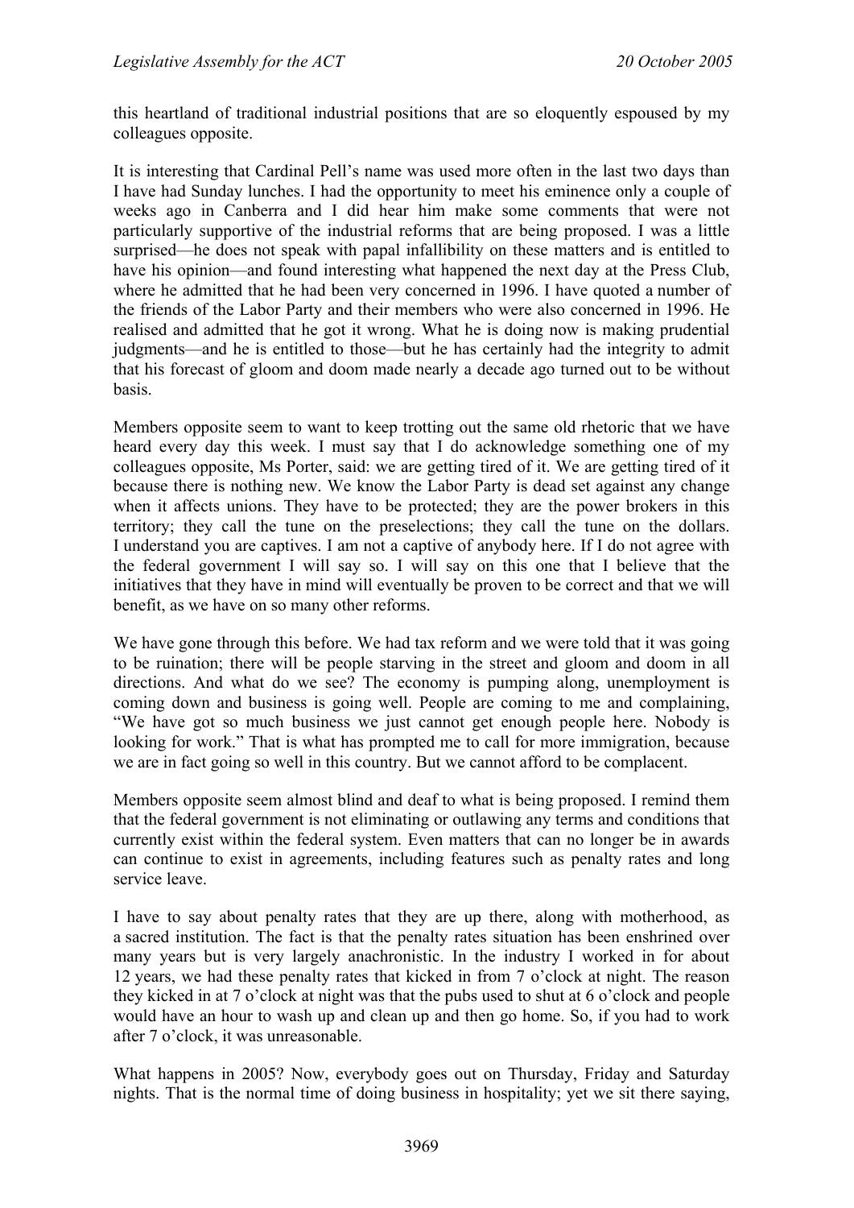this heartland of traditional industrial positions that are so eloquently espoused by my colleagues opposite.

It is interesting that Cardinal Pell's name was used more often in the last two days than I have had Sunday lunches. I had the opportunity to meet his eminence only a couple of weeks ago in Canberra and I did hear him make some comments that were not particularly supportive of the industrial reforms that are being proposed. I was a little surprised—he does not speak with papal infallibility on these matters and is entitled to have his opinion—and found interesting what happened the next day at the Press Club, where he admitted that he had been very concerned in 1996. I have quoted a number of the friends of the Labor Party and their members who were also concerned in 1996. He realised and admitted that he got it wrong. What he is doing now is making prudential judgments—and he is entitled to those—but he has certainly had the integrity to admit that his forecast of gloom and doom made nearly a decade ago turned out to be without basis.

Members opposite seem to want to keep trotting out the same old rhetoric that we have heard every day this week. I must say that I do acknowledge something one of my colleagues opposite, Ms Porter, said: we are getting tired of it. We are getting tired of it because there is nothing new. We know the Labor Party is dead set against any change when it affects unions. They have to be protected; they are the power brokers in this territory; they call the tune on the preselections; they call the tune on the dollars. I understand you are captives. I am not a captive of anybody here. If I do not agree with the federal government I will say so. I will say on this one that I believe that the initiatives that they have in mind will eventually be proven to be correct and that we will benefit, as we have on so many other reforms.

We have gone through this before. We had tax reform and we were told that it was going to be ruination; there will be people starving in the street and gloom and doom in all directions. And what do we see? The economy is pumping along, unemployment is coming down and business is going well. People are coming to me and complaining, "We have got so much business we just cannot get enough people here. Nobody is looking for work." That is what has prompted me to call for more immigration, because we are in fact going so well in this country. But we cannot afford to be complacent.

Members opposite seem almost blind and deaf to what is being proposed. I remind them that the federal government is not eliminating or outlawing any terms and conditions that currently exist within the federal system. Even matters that can no longer be in awards can continue to exist in agreements, including features such as penalty rates and long service leave.

I have to say about penalty rates that they are up there, along with motherhood, as a sacred institution. The fact is that the penalty rates situation has been enshrined over many years but is very largely anachronistic. In the industry I worked in for about 12 years, we had these penalty rates that kicked in from 7 o'clock at night. The reason they kicked in at 7 o'clock at night was that the pubs used to shut at 6 o'clock and people would have an hour to wash up and clean up and then go home. So, if you had to work after 7 o'clock, it was unreasonable.

What happens in 2005? Now, everybody goes out on Thursday, Friday and Saturday nights. That is the normal time of doing business in hospitality; yet we sit there saying,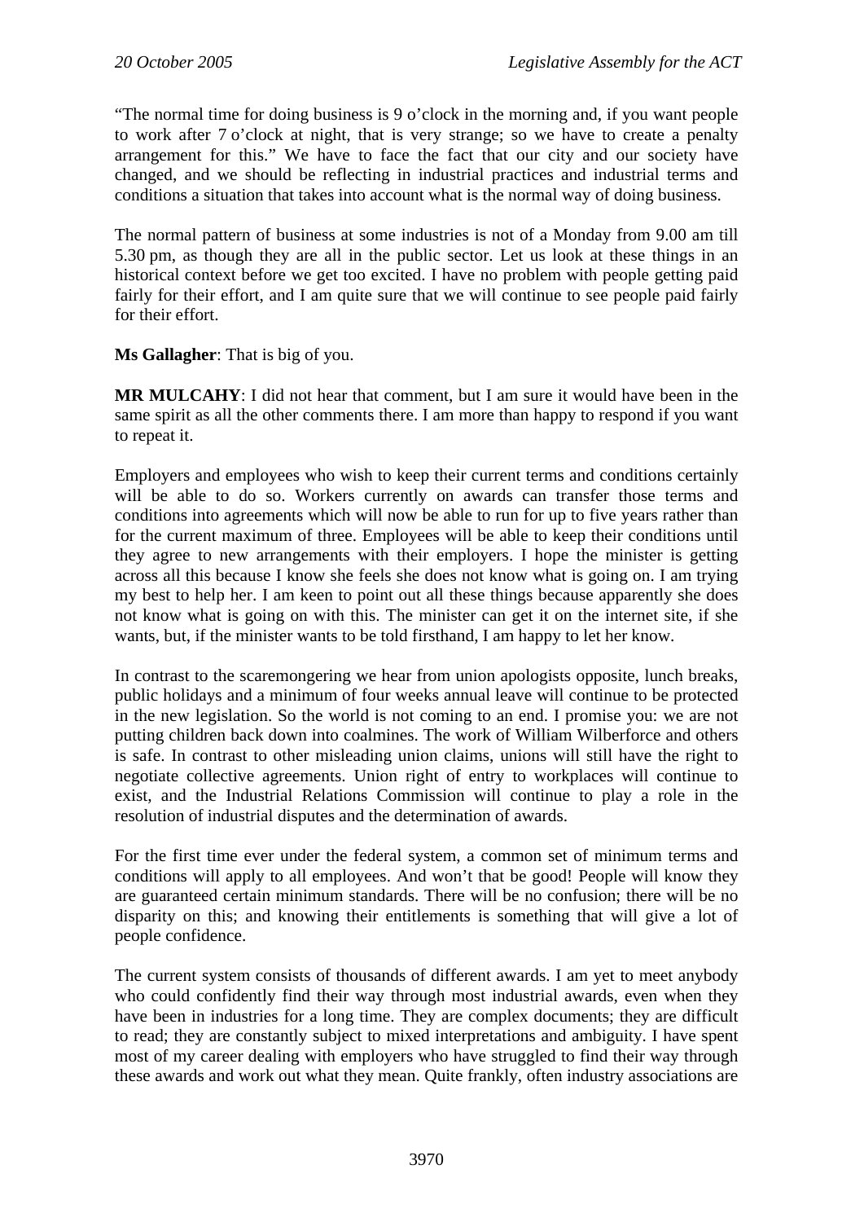"The normal time for doing business is 9 o'clock in the morning and, if you want people to work after 7 o'clock at night, that is very strange; so we have to create a penalty arrangement for this." We have to face the fact that our city and our society have changed, and we should be reflecting in industrial practices and industrial terms and conditions a situation that takes into account what is the normal way of doing business.

The normal pattern of business at some industries is not of a Monday from 9.00 am till 5.30 pm, as though they are all in the public sector. Let us look at these things in an historical context before we get too excited. I have no problem with people getting paid fairly for their effort, and I am quite sure that we will continue to see people paid fairly for their effort.

**Ms Gallagher**: That is big of you.

**MR MULCAHY**: I did not hear that comment, but I am sure it would have been in the same spirit as all the other comments there. I am more than happy to respond if you want to repeat it.

Employers and employees who wish to keep their current terms and conditions certainly will be able to do so. Workers currently on awards can transfer those terms and conditions into agreements which will now be able to run for up to five years rather than for the current maximum of three. Employees will be able to keep their conditions until they agree to new arrangements with their employers. I hope the minister is getting across all this because I know she feels she does not know what is going on. I am trying my best to help her. I am keen to point out all these things because apparently she does not know what is going on with this. The minister can get it on the internet site, if she wants, but, if the minister wants to be told firsthand, I am happy to let her know.

In contrast to the scaremongering we hear from union apologists opposite, lunch breaks, public holidays and a minimum of four weeks annual leave will continue to be protected in the new legislation. So the world is not coming to an end. I promise you: we are not putting children back down into coalmines. The work of William Wilberforce and others is safe. In contrast to other misleading union claims, unions will still have the right to negotiate collective agreements. Union right of entry to workplaces will continue to exist, and the Industrial Relations Commission will continue to play a role in the resolution of industrial disputes and the determination of awards.

For the first time ever under the federal system, a common set of minimum terms and conditions will apply to all employees. And won't that be good! People will know they are guaranteed certain minimum standards. There will be no confusion; there will be no disparity on this; and knowing their entitlements is something that will give a lot of people confidence.

The current system consists of thousands of different awards. I am yet to meet anybody who could confidently find their way through most industrial awards, even when they have been in industries for a long time. They are complex documents; they are difficult to read; they are constantly subject to mixed interpretations and ambiguity. I have spent most of my career dealing with employers who have struggled to find their way through these awards and work out what they mean. Quite frankly, often industry associations are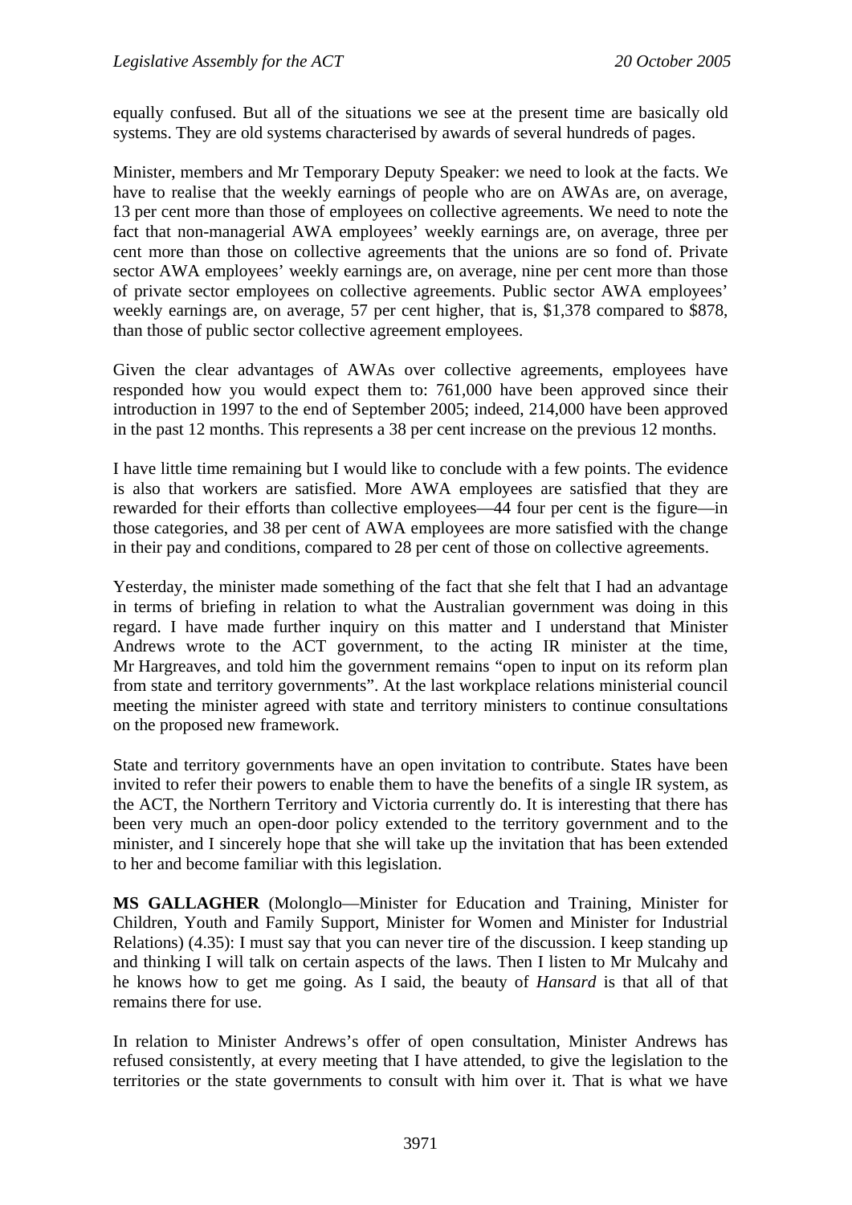equally confused. But all of the situations we see at the present time are basically old systems. They are old systems characterised by awards of several hundreds of pages.

Minister, members and Mr Temporary Deputy Speaker: we need to look at the facts. We have to realise that the weekly earnings of people who are on AWAs are, on average, 13 per cent more than those of employees on collective agreements. We need to note the fact that non-managerial AWA employees' weekly earnings are, on average, three per cent more than those on collective agreements that the unions are so fond of. Private sector AWA employees' weekly earnings are, on average, nine per cent more than those of private sector employees on collective agreements. Public sector AWA employees' weekly earnings are, on average, 57 per cent higher, that is, $1,378 compared to $878, than those of public sector collective agreement employees.

Given the clear advantages of AWAs over collective agreements, employees have responded how you would expect them to: 761,000 have been approved since their introduction in 1997 to the end of September 2005; indeed, 214,000 have been approved in the past 12 months. This represents a 38 per cent increase on the previous 12 months.

I have little time remaining but I would like to conclude with a few points. The evidence is also that workers are satisfied. More AWA employees are satisfied that they are rewarded for their efforts than collective employees—44 four per cent is the figure—in those categories, and 38 per cent of AWA employees are more satisfied with the change in their pay and conditions, compared to 28 per cent of those on collective agreements.

Yesterday, the minister made something of the fact that she felt that I had an advantage in terms of briefing in relation to what the Australian government was doing in this regard. I have made further inquiry on this matter and I understand that Minister Andrews wrote to the ACT government, to the acting IR minister at the time, Mr Hargreaves, and told him the government remains "open to input on its reform plan from state and territory governments". At the last workplace relations ministerial council meeting the minister agreed with state and territory ministers to continue consultations on the proposed new framework.

State and territory governments have an open invitation to contribute. States have been invited to refer their powers to enable them to have the benefits of a single IR system, as the ACT, the Northern Territory and Victoria currently do. It is interesting that there has been very much an open-door policy extended to the territory government and to the minister, and I sincerely hope that she will take up the invitation that has been extended to her and become familiar with this legislation.

**MS GALLAGHER** (Molonglo—Minister for Education and Training, Minister for Children, Youth and Family Support, Minister for Women and Minister for Industrial Relations) (4.35): I must say that you can never tire of the discussion. I keep standing up and thinking I will talk on certain aspects of the laws. Then I listen to Mr Mulcahy and he knows how to get me going. As I said, the beauty of *Hansard* is that all of that remains there for use.

In relation to Minister Andrews's offer of open consultation, Minister Andrews has refused consistently, at every meeting that I have attended, to give the legislation to the territories or the state governments to consult with him over it. That is what we have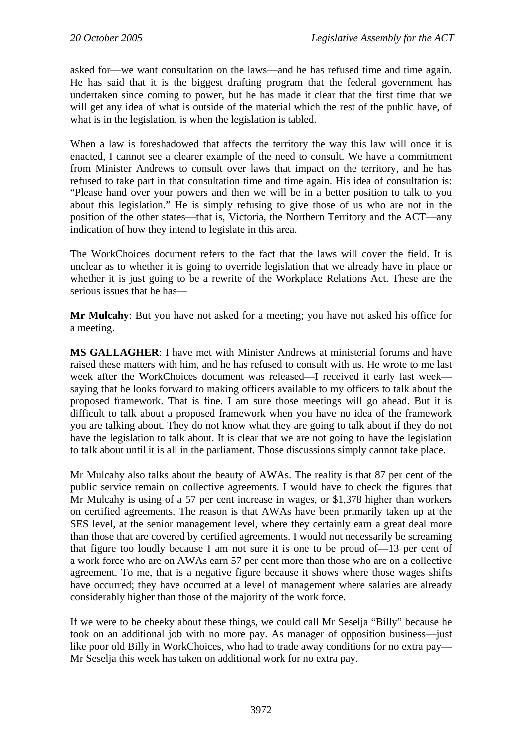asked for—we want consultation on the laws—and he has refused time and time again. He has said that it is the biggest drafting program that the federal government has undertaken since coming to power, but he has made it clear that the first time that we will get any idea of what is outside of the material which the rest of the public have, of what is in the legislation, is when the legislation is tabled.

When a law is foreshadowed that affects the territory the way this law will once it is enacted, I cannot see a clearer example of the need to consult. We have a commitment from Minister Andrews to consult over laws that impact on the territory, and he has refused to take part in that consultation time and time again. His idea of consultation is: "Please hand over your powers and then we will be in a better position to talk to you about this legislation." He is simply refusing to give those of us who are not in the position of the other states—that is, Victoria, the Northern Territory and the ACT—any indication of how they intend to legislate in this area.

The WorkChoices document refers to the fact that the laws will cover the field. It is unclear as to whether it is going to override legislation that we already have in place or whether it is just going to be a rewrite of the Workplace Relations Act. These are the serious issues that he has—

**Mr Mulcahy**: But you have not asked for a meeting; you have not asked his office for a meeting.

**MS GALLAGHER**: I have met with Minister Andrews at ministerial forums and have raised these matters with him, and he has refused to consult with us. He wrote to me last week after the WorkChoices document was released—I received it early last week—saying that he looks forward to making officers available to my officers to talk about the proposed framework. That is fine. I am sure those meetings will go ahead. But it is difficult to talk about a proposed framework when you have no idea of the framework you are talking about. They do not know what they are going to talk about if they do not have the legislation to talk about. It is clear that we are not going to have the legislation to talk about until it is all in the parliament. Those discussions simply cannot take place.

Mr Mulcahy also talks about the beauty of AWAs. The reality is that 87 per cent of the public service remain on collective agreements. I would have to check the figures that Mr Mulcahy is using of a 57 per cent increase in wages, or $1,378 higher than workers on certified agreements. The reason is that AWAs have been primarily taken up at the SES level, at the senior management level, where they certainly earn a great deal more than those that are covered by certified agreements. I would not necessarily be screaming that figure too loudly because I am not sure it is one to be proud of—13 per cent of a work force who are on AWAs earn 57 per cent more than those who are on a collective agreement. To me, that is a negative figure because it shows where those wages shifts have occurred; they have occurred at a level of management where salaries are already considerably higher than those of the majority of the work force.

If we were to be cheeky about these things, we could call Mr Seselja "Billy" because he took on an additional job with no more pay. As manager of opposition business—just like poor old Billy in WorkChoices, who had to trade away conditions for no extra pay—Mr Seselja this week has taken on additional work for no extra pay.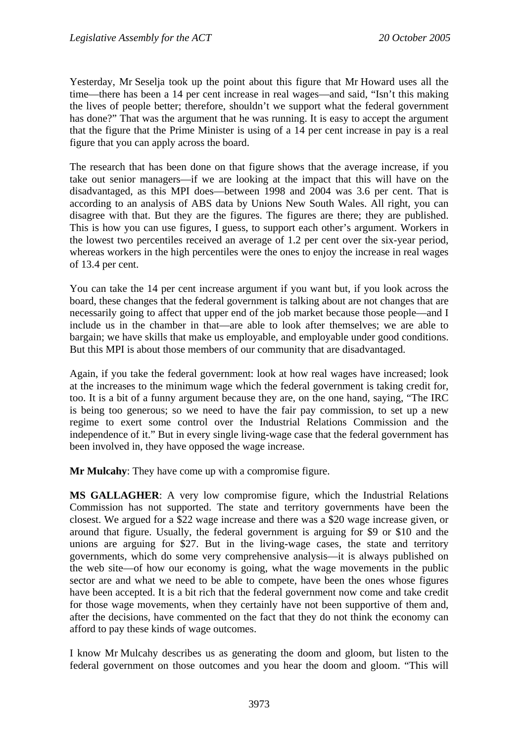Yesterday, Mr Seselja took up the point about this figure that Mr Howard uses all the time—there has been a 14 per cent increase in real wages—and said, "Isn't this making the lives of people better; therefore, shouldn't we support what the federal government has done?" That was the argument that he was running. It is easy to accept the argument that the figure that the Prime Minister is using of a 14 per cent increase in pay is a real figure that you can apply across the board.

The research that has been done on that figure shows that the average increase, if you take out senior managers—if we are looking at the impact that this will have on the disadvantaged, as this MPI does—between 1998 and 2004 was 3.6 per cent. That is according to an analysis of ABS data by Unions New South Wales. All right, you can disagree with that. But they are the figures. The figures are there; they are published. This is how you can use figures, I guess, to support each other's argument. Workers in the lowest two percentiles received an average of 1.2 per cent over the six-year period, whereas workers in the high percentiles were the ones to enjoy the increase in real wages of 13.4 per cent.

You can take the 14 per cent increase argument if you want but, if you look across the board, these changes that the federal government is talking about are not changes that are necessarily going to affect that upper end of the job market because those people—and I include us in the chamber in that—are able to look after themselves; we are able to bargain; we have skills that make us employable, and employable under good conditions. But this MPI is about those members of our community that are disadvantaged.

Again, if you take the federal government: look at how real wages have increased; look at the increases to the minimum wage which the federal government is taking credit for, too. It is a bit of a funny argument because they are, on the one hand, saying, "The IRC is being too generous; so we need to have the fair pay commission, to set up a new regime to exert some control over the Industrial Relations Commission and the independence of it." But in every single living-wage case that the federal government has been involved in, they have opposed the wage increase.

**Mr Mulcahy**: They have come up with a compromise figure.

**MS GALLAGHER**: A very low compromise figure, which the Industrial Relations Commission has not supported. The state and territory governments have been the closest. We argued for a $22 wage increase and there was a $20 wage increase given, or around that figure. Usually, the federal government is arguing for $9 or $10 and the unions are arguing for $27. But in the living-wage cases, the state and territory governments, which do some very comprehensive analysis—it is always published on the web site—of how our economy is going, what the wage movements in the public sector are and what we need to be able to compete, have been the ones whose figures have been accepted. It is a bit rich that the federal government now come and take credit for those wage movements, when they certainly have not been supportive of them and, after the decisions, have commented on the fact that they do not think the economy can afford to pay these kinds of wage outcomes.

I know Mr Mulcahy describes us as generating the doom and gloom, but listen to the federal government on those outcomes and you hear the doom and gloom. "This will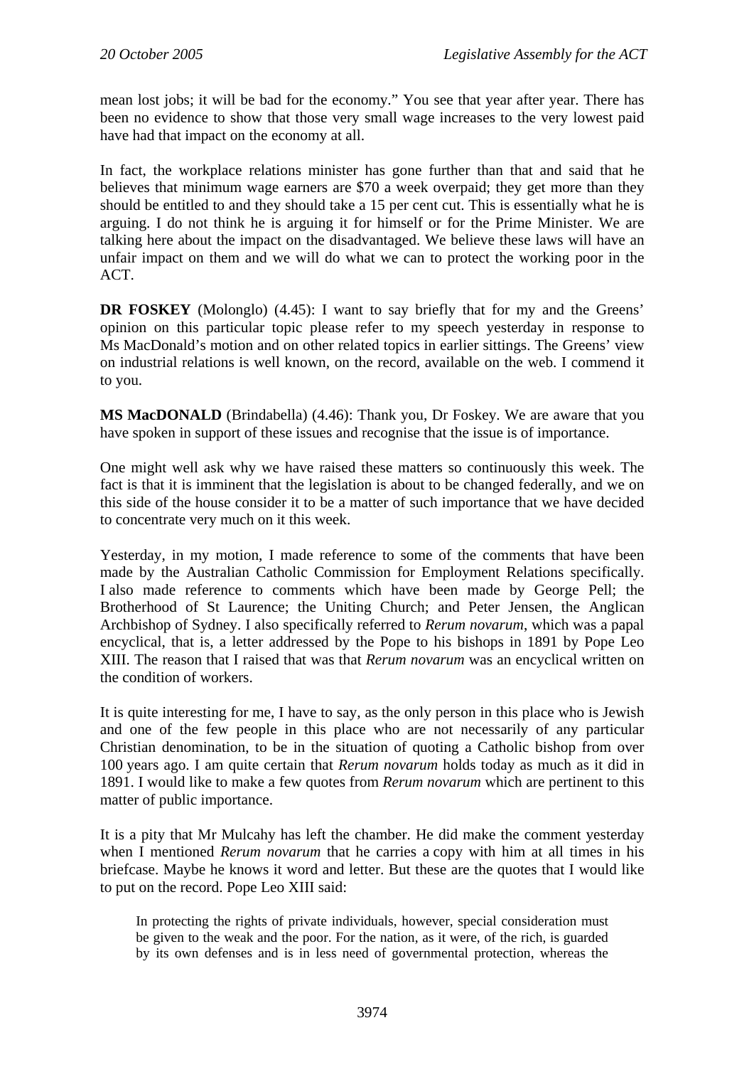mean lost jobs; it will be bad for the economy." You see that year after year. There has been no evidence to show that those very small wage increases to the very lowest paid have had that impact on the economy at all.

In fact, the workplace relations minister has gone further than that and said that he believes that minimum wage earners are $70 a week overpaid; they get more than they should be entitled to and they should take a 15 per cent cut. This is essentially what he is arguing. I do not think he is arguing it for himself or for the Prime Minister. We are talking here about the impact on the disadvantaged. We believe these laws will have an unfair impact on them and we will do what we can to protect the working poor in the ACT.

**DR FOSKEY** (Molonglo) (4.45): I want to say briefly that for my and the Greens' opinion on this particular topic please refer to my speech yesterday in response to Ms MacDonald's motion and on other related topics in earlier sittings. The Greens' view on industrial relations is well known, on the record, available on the web. I commend it to you.

**MS MacDONALD** (Brindabella) (4.46): Thank you, Dr Foskey. We are aware that you have spoken in support of these issues and recognise that the issue is of importance.

One might well ask why we have raised these matters so continuously this week. The fact is that it is imminent that the legislation is about to be changed federally, and we on this side of the house consider it to be a matter of such importance that we have decided to concentrate very much on it this week.

Yesterday, in my motion, I made reference to some of the comments that have been made by the Australian Catholic Commission for Employment Relations specifically. I also made reference to comments which have been made by George Pell; the Brotherhood of St Laurence; the Uniting Church; and Peter Jensen, the Anglican Archbishop of Sydney. I also specifically referred to *Rerum novarum*, which was a papal encyclical, that is, a letter addressed by the Pope to his bishops in 1891 by Pope Leo XIII. The reason that I raised that was that *Rerum novarum* was an encyclical written on the condition of workers.

It is quite interesting for me, I have to say, as the only person in this place who is Jewish and one of the few people in this place who are not necessarily of any particular Christian denomination, to be in the situation of quoting a Catholic bishop from over 100 years ago. I am quite certain that *Rerum novarum* holds today as much as it did in 1891. I would like to make a few quotes from *Rerum novarum* which are pertinent to this matter of public importance.

It is a pity that Mr Mulcahy has left the chamber. He did make the comment yesterday when I mentioned *Rerum novarum* that he carries a copy with him at all times in his briefcase. Maybe he knows it word and letter. But these are the quotes that I would like to put on the record. Pope Leo XIII said:

> In protecting the rights of private individuals, however, special consideration must be given to the weak and the poor. For the nation, as it were, of the rich, is guarded by its own defenses and is in less need of governmental protection, whereas the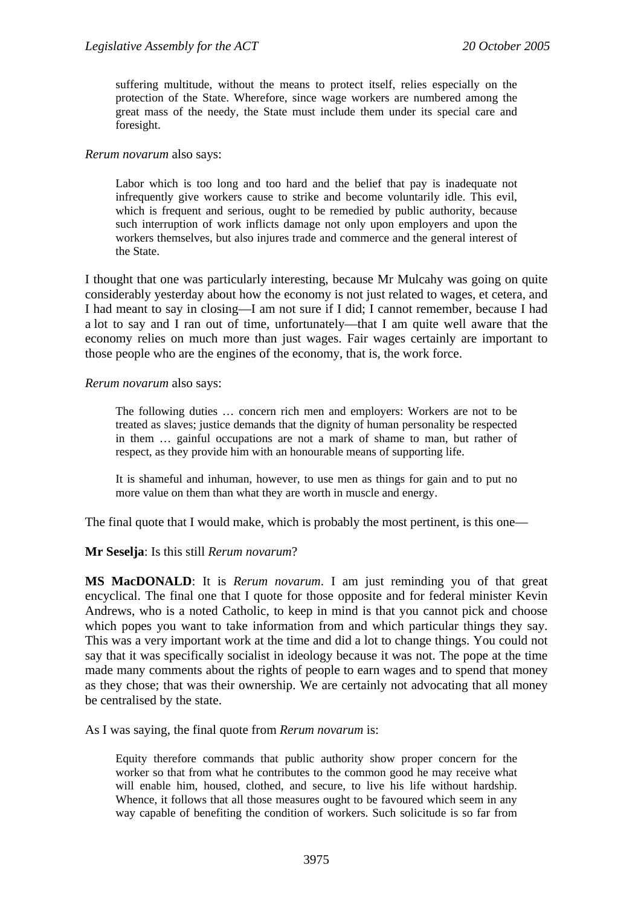> suffering multitude, without the means to protect itself, relies especially on the protection of the State. Wherefore, since wage workers are numbered among the great mass of the needy, the State must include them under its special care and foresight.

*Rerum novarum* also says:

> Labor which is too long and too hard and the belief that pay is inadequate not infrequently give workers cause to strike and become voluntarily idle. This evil, which is frequent and serious, ought to be remedied by public authority, because such interruption of work inflicts damage not only upon employers and upon the workers themselves, but also injures trade and commerce and the general interest of the State.

I thought that one was particularly interesting, because Mr Mulcahy was going on quite considerably yesterday about how the economy is not just related to wages, et cetera, and I had meant to say in closing—I am not sure if I did; I cannot remember, because I had a lot to say and I ran out of time, unfortunately—that I am quite well aware that the economy relies on much more than just wages. Fair wages certainly are important to those people who are the engines of the economy, that is, the work force.

*Rerum novarum* also says:

> The following duties … concern rich men and employers: Workers are not to be treated as slaves; justice demands that the dignity of human personality be respected in them … gainful occupations are not a mark of shame to man, but rather of respect, as they provide him with an honourable means of supporting life.
>
> It is shameful and inhuman, however, to use men as things for gain and to put no more value on them than what they are worth in muscle and energy.

The final quote that I would make, which is probably the most pertinent, is this one—

**Mr Seselja**: Is this still *Rerum novarum*?

**MS MacDONALD**: It is *Rerum novarum*. I am just reminding you of that great encyclical. The final one that I quote for those opposite and for federal minister Kevin Andrews, who is a noted Catholic, to keep in mind is that you cannot pick and choose which popes you want to take information from and which particular things they say. This was a very important work at the time and did a lot to change things. You could not say that it was specifically socialist in ideology because it was not. The pope at the time made many comments about the rights of people to earn wages and to spend that money as they chose; that was their ownership. We are certainly not advocating that all money be centralised by the state.

As I was saying, the final quote from *Rerum novarum* is:

> Equity therefore commands that public authority show proper concern for the worker so that from what he contributes to the common good he may receive what will enable him, housed, clothed, and secure, to live his life without hardship. Whence, it follows that all those measures ought to be favoured which seem in any way capable of benefiting the condition of workers. Such solicitude is so far from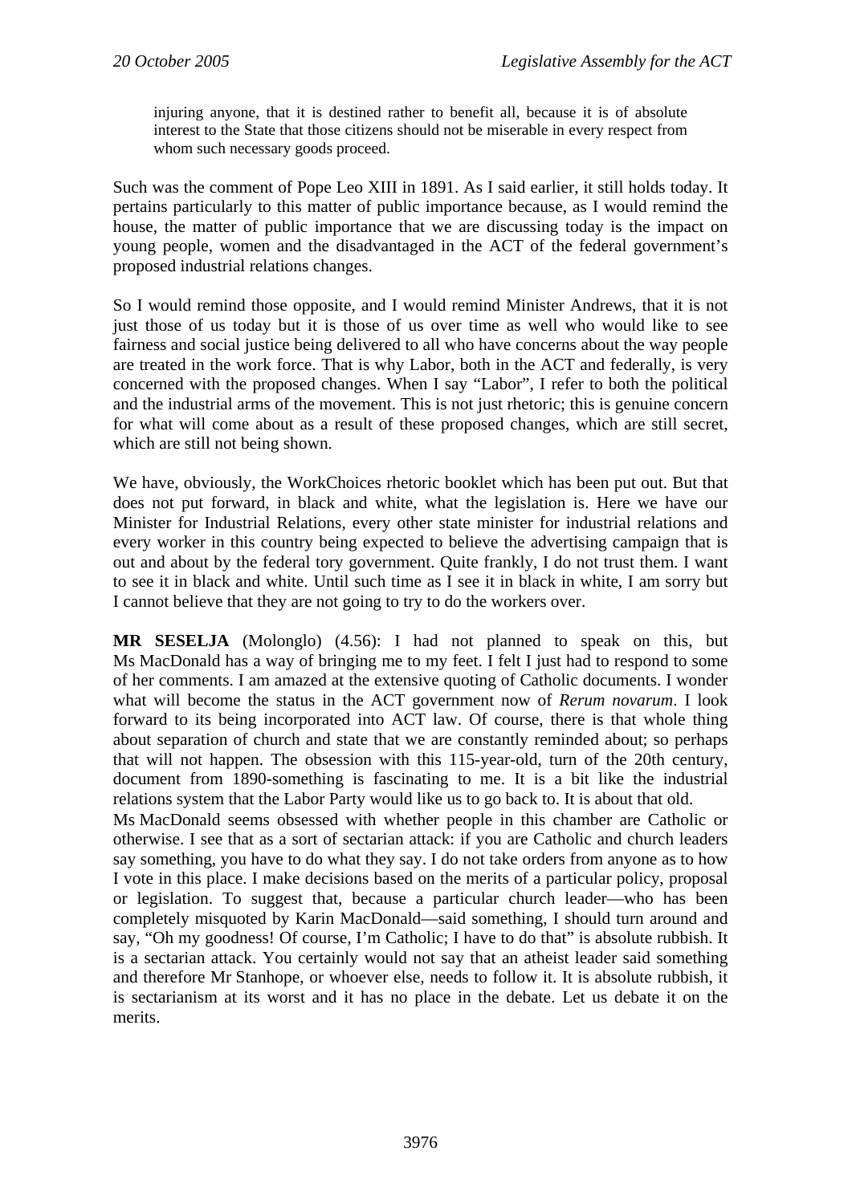> injuring anyone, that it is destined rather to benefit all, because it is of absolute interest to the State that those citizens should not be miserable in every respect from whom such necessary goods proceed.

Such was the comment of Pope Leo XIII in 1891. As I said earlier, it still holds today. It pertains particularly to this matter of public importance because, as I would remind the house, the matter of public importance that we are discussing today is the impact on young people, women and the disadvantaged in the ACT of the federal government's proposed industrial relations changes.

So I would remind those opposite, and I would remind Minister Andrews, that it is not just those of us today but it is those of us over time as well who would like to see fairness and social justice being delivered to all who have concerns about the way people are treated in the work force. That is why Labor, both in the ACT and federally, is very concerned with the proposed changes. When I say "Labor", I refer to both the political and the industrial arms of the movement. This is not just rhetoric; this is genuine concern for what will come about as a result of these proposed changes, which are still secret, which are still not being shown.

We have, obviously, the WorkChoices rhetoric booklet which has been put out. But that does not put forward, in black and white, what the legislation is. Here we have our Minister for Industrial Relations, every other state minister for industrial relations and every worker in this country being expected to believe the advertising campaign that is out and about by the federal tory government. Quite frankly, I do not trust them. I want to see it in black and white. Until such time as I see it in black in white, I am sorry but I cannot believe that they are not going to try to do the workers over.

**MR SESELJA** (Molonglo) (4.56): I had not planned to speak on this, but Ms MacDonald has a way of bringing me to my feet. I felt I just had to respond to some of her comments. I am amazed at the extensive quoting of Catholic documents. I wonder what will become the status in the ACT government now of *Rerum novarum*. I look forward to its being incorporated into ACT law. Of course, there is that whole thing about separation of church and state that we are constantly reminded about; so perhaps that will not happen. The obsession with this 115-year-old, turn of the 20th century, document from 1890-something is fascinating to me. It is a bit like the industrial relations system that the Labor Party would like us to go back to. It is about that old. Ms MacDonald seems obsessed with whether people in this chamber are Catholic or otherwise. I see that as a sort of sectarian attack: if you are Catholic and church leaders say something, you have to do what they say. I do not take orders from anyone as to how I vote in this place. I make decisions based on the merits of a particular policy, proposal or legislation. To suggest that, because a particular church leader—who has been completely misquoted by Karin MacDonald—said something, I should turn around and say, "Oh my goodness! Of course, I'm Catholic; I have to do that" is absolute rubbish. It is a sectarian attack. You certainly would not say that an atheist leader said something and therefore Mr Stanhope, or whoever else, needs to follow it. It is absolute rubbish, it is sectarianism at its worst and it has no place in the debate. Let us debate it on the merits.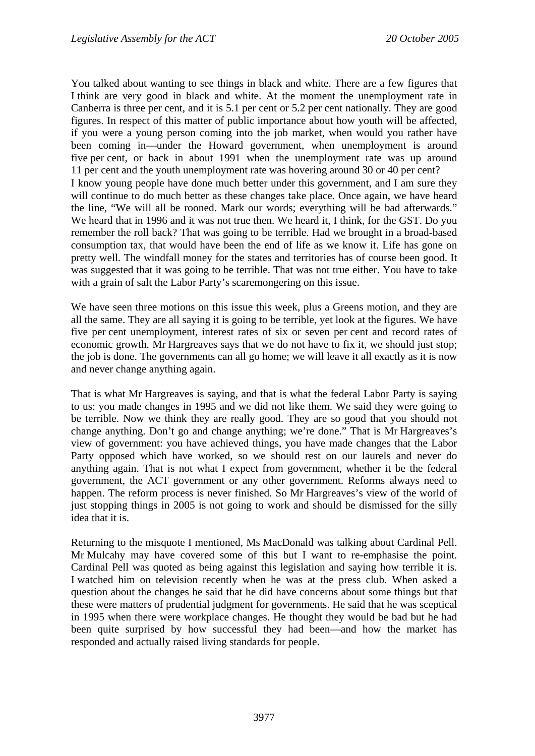You talked about wanting to see things in black and white. There are a few figures that I think are very good in black and white. At the moment the unemployment rate in Canberra is three per cent, and it is 5.1 per cent or 5.2 per cent nationally. They are good figures. In respect of this matter of public importance about how youth will be affected, if you were a young person coming into the job market, when would you rather have been coming in—under the Howard government, when unemployment is around five per cent, or back in about 1991 when the unemployment rate was up around 11 per cent and the youth unemployment rate was hovering around 30 or 40 per cent? I know young people have done much better under this government, and I am sure they will continue to do much better as these changes take place. Once again, we have heard the line, "We will all be rooned. Mark our words; everything will be bad afterwards." We heard that in 1996 and it was not true then. We heard it, I think, for the GST. Do you remember the roll back? That was going to be terrible. Had we brought in a broad-based consumption tax, that would have been the end of life as we know it. Life has gone on pretty well. The windfall money for the states and territories has of course been good. It was suggested that it was going to be terrible. That was not true either. You have to take with a grain of salt the Labor Party's scaremongering on this issue.

We have seen three motions on this issue this week, plus a Greens motion, and they are all the same. They are all saying it is going to be terrible, yet look at the figures. We have five per cent unemployment, interest rates of six or seven per cent and record rates of economic growth. Mr Hargreaves says that we do not have to fix it, we should just stop; the job is done. The governments can all go home; we will leave it all exactly as it is now and never change anything again.

That is what Mr Hargreaves is saying, and that is what the federal Labor Party is saying to us: you made changes in 1995 and we did not like them. We said they were going to be terrible. Now we think they are really good. They are so good that you should not change anything. Don't go and change anything; we're done." That is Mr Hargreaves's view of government: you have achieved things, you have made changes that the Labor Party opposed which have worked, so we should rest on our laurels and never do anything again. That is not what I expect from government, whether it be the federal government, the ACT government or any other government. Reforms always need to happen. The reform process is never finished. So Mr Hargreaves's view of the world of just stopping things in 2005 is not going to work and should be dismissed for the silly idea that it is.

Returning to the misquote I mentioned, Ms MacDonald was talking about Cardinal Pell. Mr Mulcahy may have covered some of this but I want to re-emphasise the point. Cardinal Pell was quoted as being against this legislation and saying how terrible it is. I watched him on television recently when he was at the press club. When asked a question about the changes he said that he did have concerns about some things but that these were matters of prudential judgment for governments. He said that he was sceptical in 1995 when there were workplace changes. He thought they would be bad but he had been quite surprised by how successful they had been—and how the market has responded and actually raised living standards for people.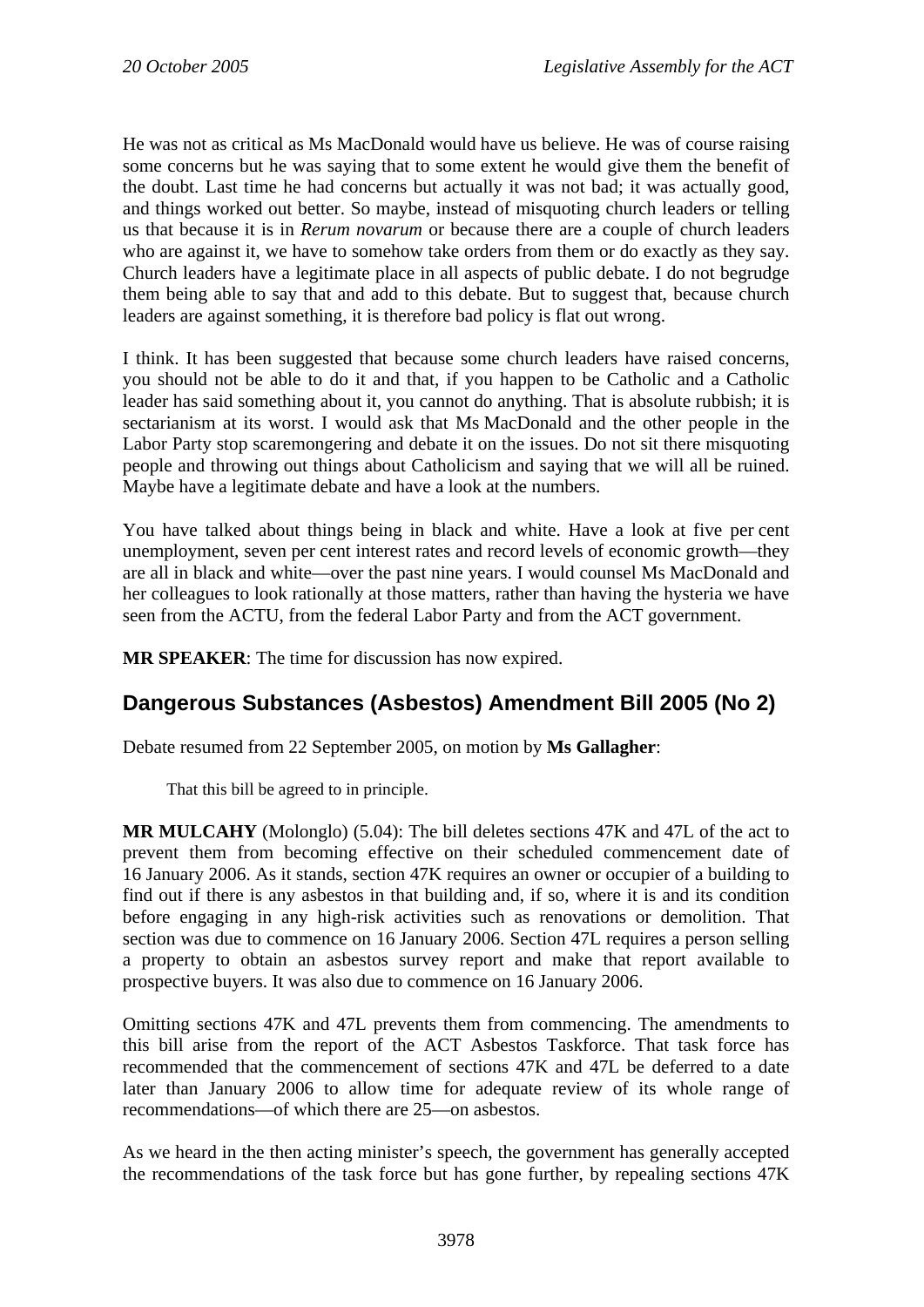He was not as critical as Ms MacDonald would have us believe. He was of course raising some concerns but he was saying that to some extent he would give them the benefit of the doubt. Last time he had concerns but actually it was not bad; it was actually good, and things worked out better. So maybe, instead of misquoting church leaders or telling us that because it is in *Rerum novarum* or because there are a couple of church leaders who are against it, we have to somehow take orders from them or do exactly as they say. Church leaders have a legitimate place in all aspects of public debate. I do not begrudge them being able to say that and add to this debate. But to suggest that, because church leaders are against something, it is therefore bad policy is flat out wrong.

I think. It has been suggested that because some church leaders have raised concerns, you should not be able to do it and that, if you happen to be Catholic and a Catholic leader has said something about it, you cannot do anything. That is absolute rubbish; it is sectarianism at its worst. I would ask that Ms MacDonald and the other people in the Labor Party stop scaremongering and debate it on the issues. Do not sit there misquoting people and throwing out things about Catholicism and saying that we will all be ruined. Maybe have a legitimate debate and have a look at the numbers.

You have talked about things being in black and white. Have a look at five per cent unemployment, seven per cent interest rates and record levels of economic growth—they are all in black and white—over the past nine years. I would counsel Ms MacDonald and her colleagues to look rationally at those matters, rather than having the hysteria we have seen from the ACTU, from the federal Labor Party and from the ACT government.

**MR SPEAKER**: The time for discussion has now expired.

## Dangerous Substances (Asbestos) Amendment Bill 2005 (No 2)

Debate resumed from 22 September 2005, on motion by **Ms Gallagher**:

> That this bill be agreed to in principle.

**MR MULCAHY** (Molonglo) (5.04): The bill deletes sections 47K and 47L of the act to prevent them from becoming effective on their scheduled commencement date of 16 January 2006. As it stands, section 47K requires an owner or occupier of a building to find out if there is any asbestos in that building and, if so, where it is and its condition before engaging in any high-risk activities such as renovations or demolition. That section was due to commence on 16 January 2006. Section 47L requires a person selling a property to obtain an asbestos survey report and make that report available to prospective buyers. It was also due to commence on 16 January 2006.

Omitting sections 47K and 47L prevents them from commencing. The amendments to this bill arise from the report of the ACT Asbestos Taskforce. That task force has recommended that the commencement of sections 47K and 47L be deferred to a date later than January 2006 to allow time for adequate review of its whole range of recommendations—of which there are 25—on asbestos.

As we heard in the then acting minister's speech, the government has generally accepted the recommendations of the task force but has gone further, by repealing sections 47K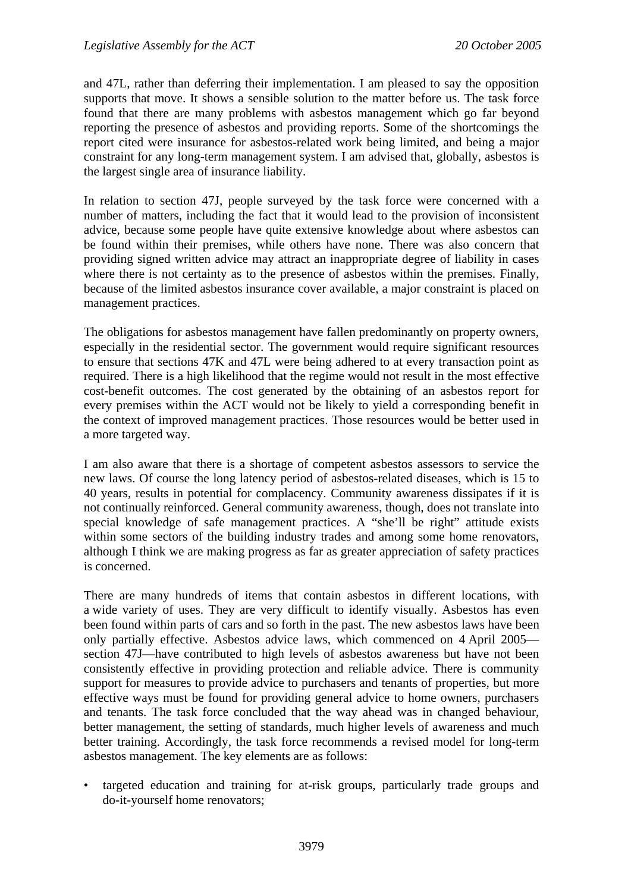and 47L, rather than deferring their implementation. I am pleased to say the opposition supports that move. It shows a sensible solution to the matter before us. The task force found that there are many problems with asbestos management which go far beyond reporting the presence of asbestos and providing reports. Some of the shortcomings the report cited were insurance for asbestos-related work being limited, and being a major constraint for any long-term management system. I am advised that, globally, asbestos is the largest single area of insurance liability.

In relation to section 47J, people surveyed by the task force were concerned with a number of matters, including the fact that it would lead to the provision of inconsistent advice, because some people have quite extensive knowledge about where asbestos can be found within their premises, while others have none. There was also concern that providing signed written advice may attract an inappropriate degree of liability in cases where there is not certainty as to the presence of asbestos within the premises. Finally, because of the limited asbestos insurance cover available, a major constraint is placed on management practices.

The obligations for asbestos management have fallen predominantly on property owners, especially in the residential sector. The government would require significant resources to ensure that sections 47K and 47L were being adhered to at every transaction point as required. There is a high likelihood that the regime would not result in the most effective cost-benefit outcomes. The cost generated by the obtaining of an asbestos report for every premises within the ACT would not be likely to yield a corresponding benefit in the context of improved management practices. Those resources would be better used in a more targeted way.

I am also aware that there is a shortage of competent asbestos assessors to service the new laws. Of course the long latency period of asbestos-related diseases, which is 15 to 40 years, results in potential for complacency. Community awareness dissipates if it is not continually reinforced. General community awareness, though, does not translate into special knowledge of safe management practices. A "she'll be right" attitude exists within some sectors of the building industry trades and among some home renovators, although I think we are making progress as far as greater appreciation of safety practices is concerned.

There are many hundreds of items that contain asbestos in different locations, with a wide variety of uses. They are very difficult to identify visually. Asbestos has even been found within parts of cars and so forth in the past. The new asbestos laws have been only partially effective. Asbestos advice laws, which commenced on 4 April 2005—section 47J—have contributed to high levels of asbestos awareness but have not been consistently effective in providing protection and reliable advice. There is community support for measures to provide advice to purchasers and tenants of properties, but more effective ways must be found for providing general advice to home owners, purchasers and tenants. The task force concluded that the way ahead was in changed behaviour, better management, the setting of standards, much higher levels of awareness and much better training. Accordingly, the task force recommends a revised model for long-term asbestos management. The key elements are as follows:

- targeted education and training for at-risk groups, particularly trade groups and do-it-yourself home renovators;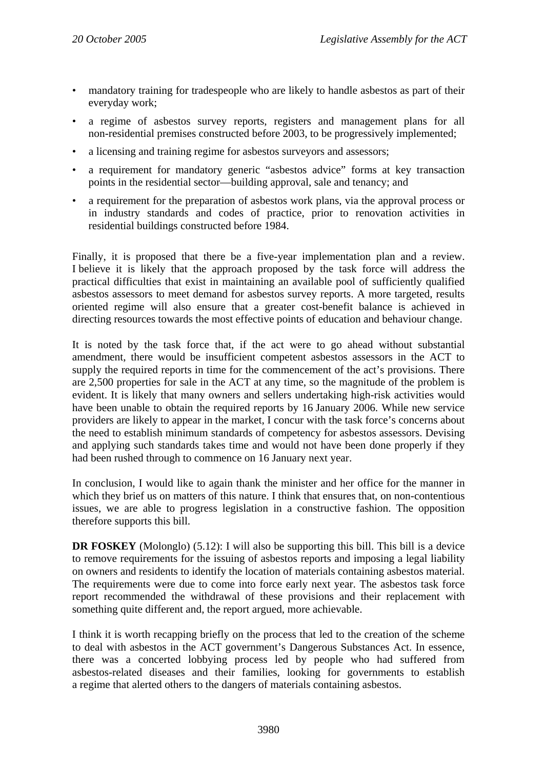- mandatory training for tradespeople who are likely to handle asbestos as part of their everyday work;
- a regime of asbestos survey reports, registers and management plans for all non-residential premises constructed before 2003, to be progressively implemented;
- a licensing and training regime for asbestos surveyors and assessors;
- a requirement for mandatory generic "asbestos advice" forms at key transaction points in the residential sector—building approval, sale and tenancy; and
- a requirement for the preparation of asbestos work plans, via the approval process or in industry standards and codes of practice, prior to renovation activities in residential buildings constructed before 1984.

Finally, it is proposed that there be a five-year implementation plan and a review. I believe it is likely that the approach proposed by the task force will address the practical difficulties that exist in maintaining an available pool of sufficiently qualified asbestos assessors to meet demand for asbestos survey reports. A more targeted, results oriented regime will also ensure that a greater cost-benefit balance is achieved in directing resources towards the most effective points of education and behaviour change.

It is noted by the task force that, if the act were to go ahead without substantial amendment, there would be insufficient competent asbestos assessors in the ACT to supply the required reports in time for the commencement of the act's provisions. There are 2,500 properties for sale in the ACT at any time, so the magnitude of the problem is evident. It is likely that many owners and sellers undertaking high-risk activities would have been unable to obtain the required reports by 16 January 2006. While new service providers are likely to appear in the market, I concur with the task force's concerns about the need to establish minimum standards of competency for asbestos assessors. Devising and applying such standards takes time and would not have been done properly if they had been rushed through to commence on 16 January next year.

In conclusion, I would like to again thank the minister and her office for the manner in which they brief us on matters of this nature. I think that ensures that, on non-contentious issues, we are able to progress legislation in a constructive fashion. The opposition therefore supports this bill.

**DR FOSKEY** (Molonglo) (5.12): I will also be supporting this bill. This bill is a device to remove requirements for the issuing of asbestos reports and imposing a legal liability on owners and residents to identify the location of materials containing asbestos material. The requirements were due to come into force early next year. The asbestos task force report recommended the withdrawal of these provisions and their replacement with something quite different and, the report argued, more achievable.

I think it is worth recapping briefly on the process that led to the creation of the scheme to deal with asbestos in the ACT government's Dangerous Substances Act. In essence, there was a concerted lobbying process led by people who had suffered from asbestos-related diseases and their families, looking for governments to establish a regime that alerted others to the dangers of materials containing asbestos.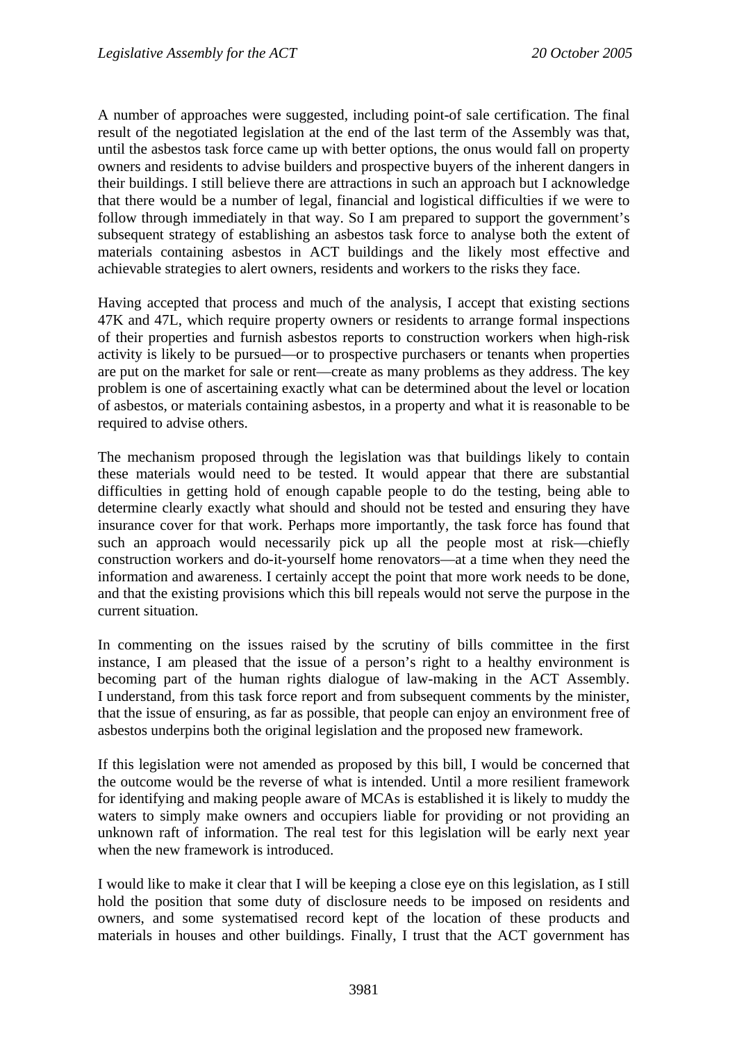A number of approaches were suggested, including point-of sale certification. The final result of the negotiated legislation at the end of the last term of the Assembly was that, until the asbestos task force came up with better options, the onus would fall on property owners and residents to advise builders and prospective buyers of the inherent dangers in their buildings. I still believe there are attractions in such an approach but I acknowledge that there would be a number of legal, financial and logistical difficulties if we were to follow through immediately in that way. So I am prepared to support the government's subsequent strategy of establishing an asbestos task force to analyse both the extent of materials containing asbestos in ACT buildings and the likely most effective and achievable strategies to alert owners, residents and workers to the risks they face.

Having accepted that process and much of the analysis, I accept that existing sections 47K and 47L, which require property owners or residents to arrange formal inspections of their properties and furnish asbestos reports to construction workers when high-risk activity is likely to be pursued—or to prospective purchasers or tenants when properties are put on the market for sale or rent—create as many problems as they address. The key problem is one of ascertaining exactly what can be determined about the level or location of asbestos, or materials containing asbestos, in a property and what it is reasonable to be required to advise others.

The mechanism proposed through the legislation was that buildings likely to contain these materials would need to be tested. It would appear that there are substantial difficulties in getting hold of enough capable people to do the testing, being able to determine clearly exactly what should and should not be tested and ensuring they have insurance cover for that work. Perhaps more importantly, the task force has found that such an approach would necessarily pick up all the people most at risk—chiefly construction workers and do-it-yourself home renovators—at a time when they need the information and awareness. I certainly accept the point that more work needs to be done, and that the existing provisions which this bill repeals would not serve the purpose in the current situation.

In commenting on the issues raised by the scrutiny of bills committee in the first instance, I am pleased that the issue of a person's right to a healthy environment is becoming part of the human rights dialogue of law-making in the ACT Assembly. I understand, from this task force report and from subsequent comments by the minister, that the issue of ensuring, as far as possible, that people can enjoy an environment free of asbestos underpins both the original legislation and the proposed new framework.

If this legislation were not amended as proposed by this bill, I would be concerned that the outcome would be the reverse of what is intended. Until a more resilient framework for identifying and making people aware of MCAs is established it is likely to muddy the waters to simply make owners and occupiers liable for providing or not providing an unknown raft of information. The real test for this legislation will be early next year when the new framework is introduced.

I would like to make it clear that I will be keeping a close eye on this legislation, as I still hold the position that some duty of disclosure needs to be imposed on residents and owners, and some systematised record kept of the location of these products and materials in houses and other buildings. Finally, I trust that the ACT government has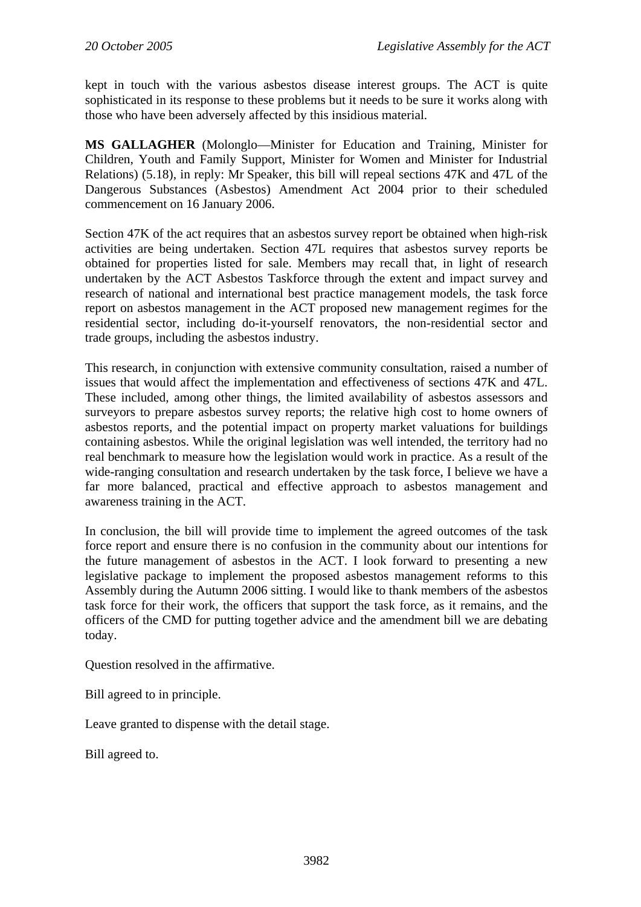kept in touch with the various asbestos disease interest groups. The ACT is quite sophisticated in its response to these problems but it needs to be sure it works along with those who have been adversely affected by this insidious material.

**MS GALLAGHER** (Molonglo—Minister for Education and Training, Minister for Children, Youth and Family Support, Minister for Women and Minister for Industrial Relations) (5.18), in reply: Mr Speaker, this bill will repeal sections 47K and 47L of the Dangerous Substances (Asbestos) Amendment Act 2004 prior to their scheduled commencement on 16 January 2006.

Section 47K of the act requires that an asbestos survey report be obtained when high-risk activities are being undertaken. Section 47L requires that asbestos survey reports be obtained for properties listed for sale. Members may recall that, in light of research undertaken by the ACT Asbestos Taskforce through the extent and impact survey and research of national and international best practice management models, the task force report on asbestos management in the ACT proposed new management regimes for the residential sector, including do-it-yourself renovators, the non-residential sector and trade groups, including the asbestos industry.

This research, in conjunction with extensive community consultation, raised a number of issues that would affect the implementation and effectiveness of sections 47K and 47L. These included, among other things, the limited availability of asbestos assessors and surveyors to prepare asbestos survey reports; the relative high cost to home owners of asbestos reports, and the potential impact on property market valuations for buildings containing asbestos. While the original legislation was well intended, the territory had no real benchmark to measure how the legislation would work in practice. As a result of the wide-ranging consultation and research undertaken by the task force, I believe we have a far more balanced, practical and effective approach to asbestos management and awareness training in the ACT.

In conclusion, the bill will provide time to implement the agreed outcomes of the task force report and ensure there is no confusion in the community about our intentions for the future management of asbestos in the ACT. I look forward to presenting a new legislative package to implement the proposed asbestos management reforms to this Assembly during the Autumn 2006 sitting. I would like to thank members of the asbestos task force for their work, the officers that support the task force, as it remains, and the officers of the CMD for putting together advice and the amendment bill we are debating today.

Question resolved in the affirmative.

Bill agreed to in principle.

Leave granted to dispense with the detail stage.

Bill agreed to.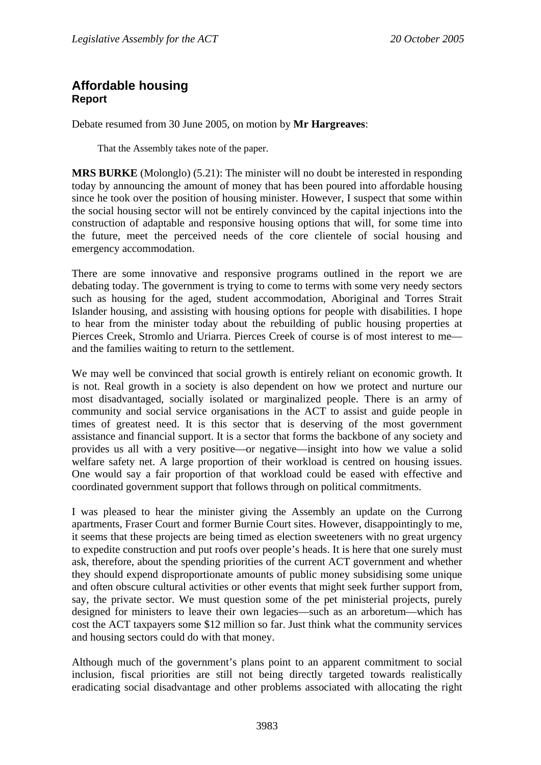## Affordable housing
### Report

Debate resumed from 30 June 2005, on motion by **Mr Hargreaves**:

> That the Assembly takes note of the paper.

**MRS BURKE** (Molonglo) (5.21): The minister will no doubt be interested in responding today by announcing the amount of money that has been poured into affordable housing since he took over the position of housing minister. However, I suspect that some within the social housing sector will not be entirely convinced by the capital injections into the construction of adaptable and responsive housing options that will, for some time into the future, meet the perceived needs of the core clientele of social housing and emergency accommodation.

There are some innovative and responsive programs outlined in the report we are debating today. The government is trying to come to terms with some very needy sectors such as housing for the aged, student accommodation, Aboriginal and Torres Strait Islander housing, and assisting with housing options for people with disabilities. I hope to hear from the minister today about the rebuilding of public housing properties at Pierces Creek, Stromlo and Uriarra. Pierces Creek of course is of most interest to me—and the families waiting to return to the settlement.

We may well be convinced that social growth is entirely reliant on economic growth. It is not. Real growth in a society is also dependent on how we protect and nurture our most disadvantaged, socially isolated or marginalized people. There is an army of community and social service organisations in the ACT to assist and guide people in times of greatest need. It is this sector that is deserving of the most government assistance and financial support. It is a sector that forms the backbone of any society and provides us all with a very positive—or negative—insight into how we value a solid welfare safety net. A large proportion of their workload is centred on housing issues. One would say a fair proportion of that workload could be eased with effective and coordinated government support that follows through on political commitments.

I was pleased to hear the minister giving the Assembly an update on the Currong apartments, Fraser Court and former Burnie Court sites. However, disappointingly to me, it seems that these projects are being timed as election sweeteners with no great urgency to expedite construction and put roofs over people's heads. It is here that one surely must ask, therefore, about the spending priorities of the current ACT government and whether they should expend disproportionate amounts of public money subsidising some unique and often obscure cultural activities or other events that might seek further support from, say, the private sector. We must question some of the pet ministerial projects, purely designed for ministers to leave their own legacies—such as an arboretum—which has cost the ACT taxpayers some $12 million so far. Just think what the community services and housing sectors could do with that money.

Although much of the government's plans point to an apparent commitment to social inclusion, fiscal priorities are still not being directly targeted towards realistically eradicating social disadvantage and other problems associated with allocating the right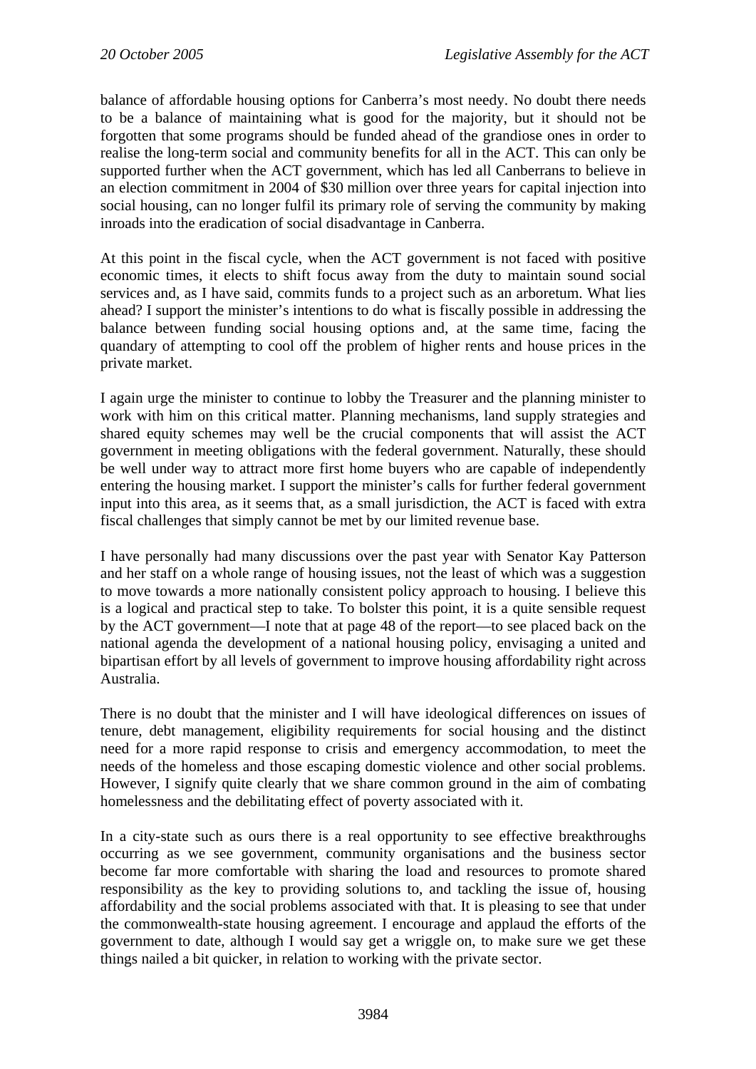balance of affordable housing options for Canberra's most needy. No doubt there needs to be a balance of maintaining what is good for the majority, but it should not be forgotten that some programs should be funded ahead of the grandiose ones in order to realise the long-term social and community benefits for all in the ACT. This can only be supported further when the ACT government, which has led all Canberrans to believe in an election commitment in 2004 of $30 million over three years for capital injection into social housing, can no longer fulfil its primary role of serving the community by making inroads into the eradication of social disadvantage in Canberra.

At this point in the fiscal cycle, when the ACT government is not faced with positive economic times, it elects to shift focus away from the duty to maintain sound social services and, as I have said, commits funds to a project such as an arboretum. What lies ahead? I support the minister's intentions to do what is fiscally possible in addressing the balance between funding social housing options and, at the same time, facing the quandary of attempting to cool off the problem of higher rents and house prices in the private market.

I again urge the minister to continue to lobby the Treasurer and the planning minister to work with him on this critical matter. Planning mechanisms, land supply strategies and shared equity schemes may well be the crucial components that will assist the ACT government in meeting obligations with the federal government. Naturally, these should be well under way to attract more first home buyers who are capable of independently entering the housing market. I support the minister's calls for further federal government input into this area, as it seems that, as a small jurisdiction, the ACT is faced with extra fiscal challenges that simply cannot be met by our limited revenue base.

I have personally had many discussions over the past year with Senator Kay Patterson and her staff on a whole range of housing issues, not the least of which was a suggestion to move towards a more nationally consistent policy approach to housing. I believe this is a logical and practical step to take. To bolster this point, it is a quite sensible request by the ACT government—I note that at page 48 of the report—to see placed back on the national agenda the development of a national housing policy, envisaging a united and bipartisan effort by all levels of government to improve housing affordability right across Australia.

There is no doubt that the minister and I will have ideological differences on issues of tenure, debt management, eligibility requirements for social housing and the distinct need for a more rapid response to crisis and emergency accommodation, to meet the needs of the homeless and those escaping domestic violence and other social problems. However, I signify quite clearly that we share common ground in the aim of combating homelessness and the debilitating effect of poverty associated with it.

In a city-state such as ours there is a real opportunity to see effective breakthroughs occurring as we see government, community organisations and the business sector become far more comfortable with sharing the load and resources to promote shared responsibility as the key to providing solutions to, and tackling the issue of, housing affordability and the social problems associated with that. It is pleasing to see that under the commonwealth-state housing agreement. I encourage and applaud the efforts of the government to date, although I would say get a wriggle on, to make sure we get these things nailed a bit quicker, in relation to working with the private sector.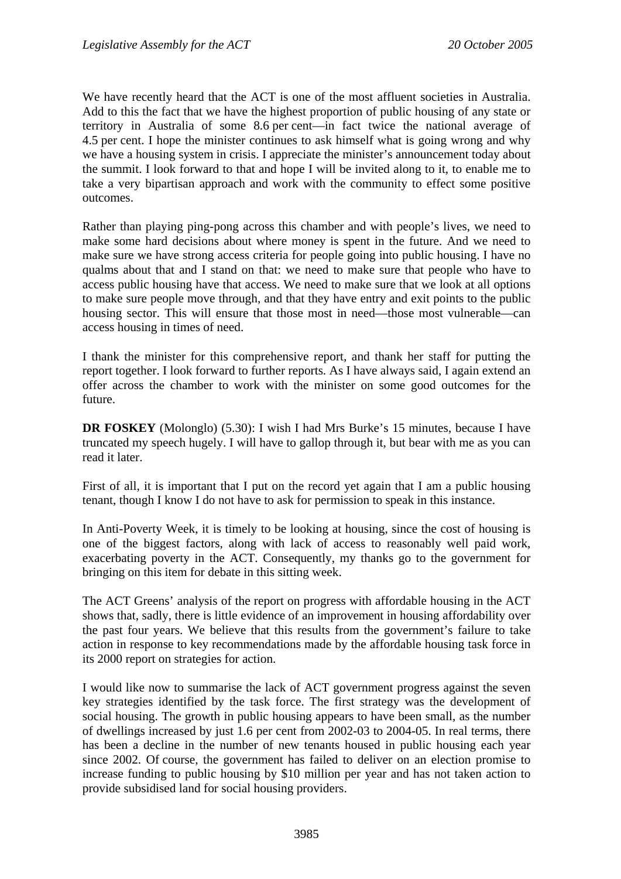We have recently heard that the ACT is one of the most affluent societies in Australia. Add to this the fact that we have the highest proportion of public housing of any state or territory in Australia of some 8.6 per cent—in fact twice the national average of 4.5 per cent. I hope the minister continues to ask himself what is going wrong and why we have a housing system in crisis. I appreciate the minister's announcement today about the summit. I look forward to that and hope I will be invited along to it, to enable me to take a very bipartisan approach and work with the community to effect some positive outcomes.

Rather than playing ping-pong across this chamber and with people's lives, we need to make some hard decisions about where money is spent in the future. And we need to make sure we have strong access criteria for people going into public housing. I have no qualms about that and I stand on that: we need to make sure that people who have to access public housing have that access. We need to make sure that we look at all options to make sure people move through, and that they have entry and exit points to the public housing sector. This will ensure that those most in need—those most vulnerable—can access housing in times of need.

I thank the minister for this comprehensive report, and thank her staff for putting the report together. I look forward to further reports. As I have always said, I again extend an offer across the chamber to work with the minister on some good outcomes for the future.

**DR FOSKEY** (Molonglo) (5.30): I wish I had Mrs Burke's 15 minutes, because I have truncated my speech hugely. I will have to gallop through it, but bear with me as you can read it later.

First of all, it is important that I put on the record yet again that I am a public housing tenant, though I know I do not have to ask for permission to speak in this instance.

In Anti-Poverty Week, it is timely to be looking at housing, since the cost of housing is one of the biggest factors, along with lack of access to reasonably well paid work, exacerbating poverty in the ACT. Consequently, my thanks go to the government for bringing on this item for debate in this sitting week.

The ACT Greens' analysis of the report on progress with affordable housing in the ACT shows that, sadly, there is little evidence of an improvement in housing affordability over the past four years. We believe that this results from the government's failure to take action in response to key recommendations made by the affordable housing task force in its 2000 report on strategies for action.

I would like now to summarise the lack of ACT government progress against the seven key strategies identified by the task force. The first strategy was the development of social housing. The growth in public housing appears to have been small, as the number of dwellings increased by just 1.6 per cent from 2002-03 to 2004-05. In real terms, there has been a decline in the number of new tenants housed in public housing each year since 2002. Of course, the government has failed to deliver on an election promise to increase funding to public housing by $10 million per year and has not taken action to provide subsidised land for social housing providers.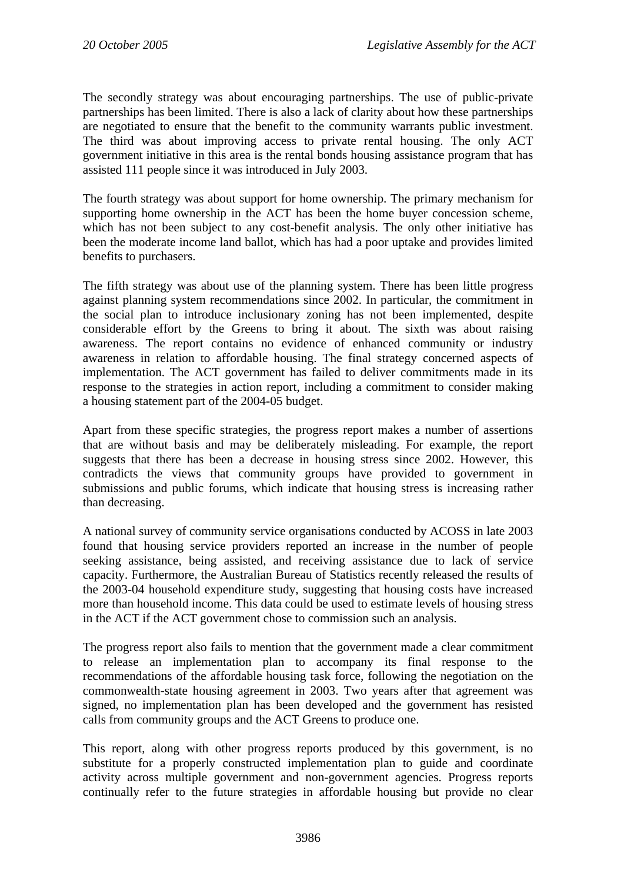The secondly strategy was about encouraging partnerships. The use of public-private partnerships has been limited. There is also a lack of clarity about how these partnerships are negotiated to ensure that the benefit to the community warrants public investment. The third was about improving access to private rental housing. The only ACT government initiative in this area is the rental bonds housing assistance program that has assisted 111 people since it was introduced in July 2003.

The fourth strategy was about support for home ownership. The primary mechanism for supporting home ownership in the ACT has been the home buyer concession scheme, which has not been subject to any cost-benefit analysis. The only other initiative has been the moderate income land ballot, which has had a poor uptake and provides limited benefits to purchasers.

The fifth strategy was about use of the planning system. There has been little progress against planning system recommendations since 2002. In particular, the commitment in the social plan to introduce inclusionary zoning has not been implemented, despite considerable effort by the Greens to bring it about. The sixth was about raising awareness. The report contains no evidence of enhanced community or industry awareness in relation to affordable housing. The final strategy concerned aspects of implementation. The ACT government has failed to deliver commitments made in its response to the strategies in action report, including a commitment to consider making a housing statement part of the 2004-05 budget.

Apart from these specific strategies, the progress report makes a number of assertions that are without basis and may be deliberately misleading. For example, the report suggests that there has been a decrease in housing stress since 2002. However, this contradicts the views that community groups have provided to government in submissions and public forums, which indicate that housing stress is increasing rather than decreasing.

A national survey of community service organisations conducted by ACOSS in late 2003 found that housing service providers reported an increase in the number of people seeking assistance, being assisted, and receiving assistance due to lack of service capacity. Furthermore, the Australian Bureau of Statistics recently released the results of the 2003-04 household expenditure study, suggesting that housing costs have increased more than household income. This data could be used to estimate levels of housing stress in the ACT if the ACT government chose to commission such an analysis.

The progress report also fails to mention that the government made a clear commitment to release an implementation plan to accompany its final response to the recommendations of the affordable housing task force, following the negotiation on the commonwealth-state housing agreement in 2003. Two years after that agreement was signed, no implementation plan has been developed and the government has resisted calls from community groups and the ACT Greens to produce one.

This report, along with other progress reports produced by this government, is no substitute for a properly constructed implementation plan to guide and coordinate activity across multiple government and non-government agencies. Progress reports continually refer to the future strategies in affordable housing but provide no clear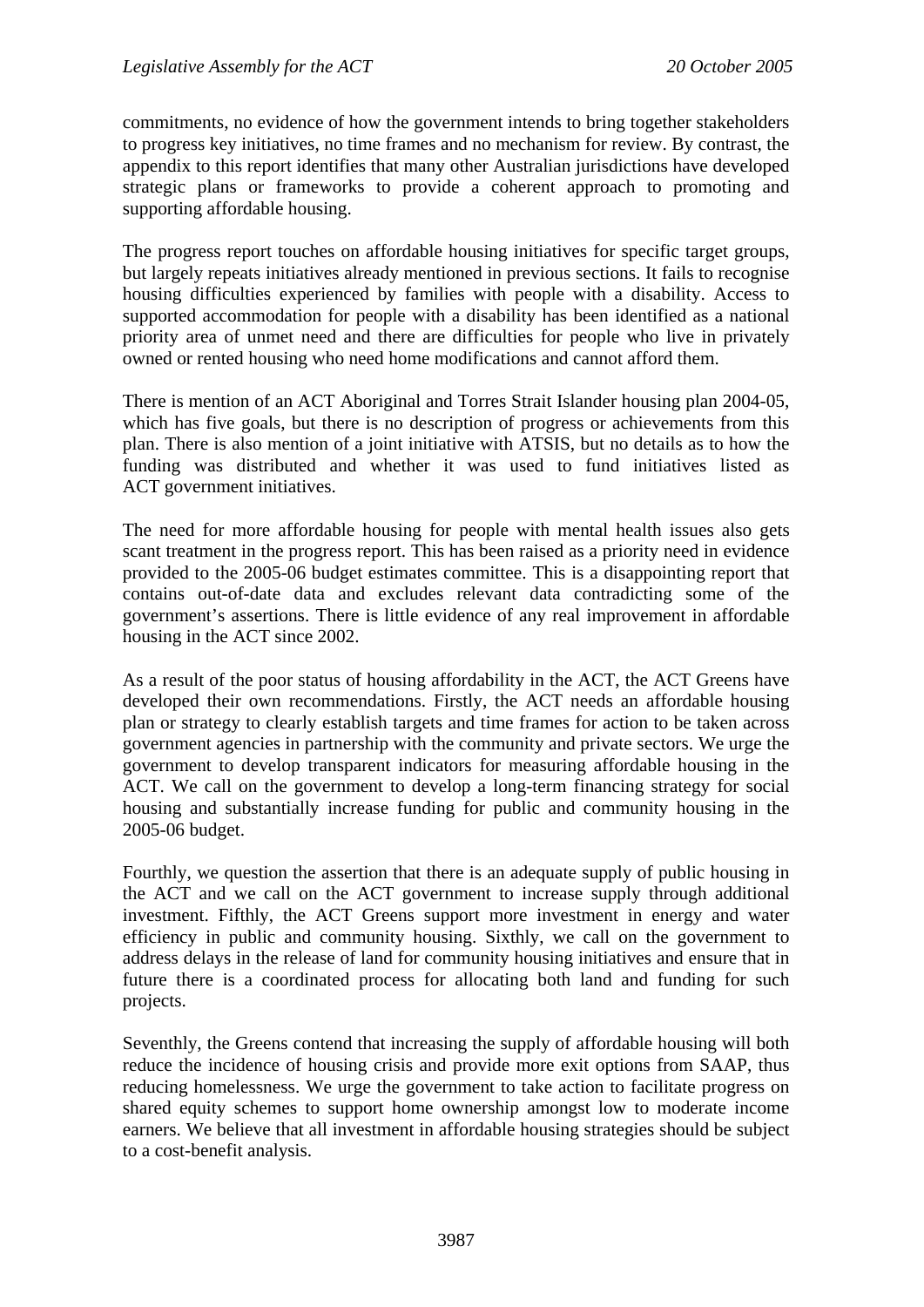commitments, no evidence of how the government intends to bring together stakeholders to progress key initiatives, no time frames and no mechanism for review. By contrast, the appendix to this report identifies that many other Australian jurisdictions have developed strategic plans or frameworks to provide a coherent approach to promoting and supporting affordable housing.

The progress report touches on affordable housing initiatives for specific target groups, but largely repeats initiatives already mentioned in previous sections. It fails to recognise housing difficulties experienced by families with people with a disability. Access to supported accommodation for people with a disability has been identified as a national priority area of unmet need and there are difficulties for people who live in privately owned or rented housing who need home modifications and cannot afford them.

There is mention of an ACT Aboriginal and Torres Strait Islander housing plan 2004-05, which has five goals, but there is no description of progress or achievements from this plan. There is also mention of a joint initiative with ATSIS, but no details as to how the funding was distributed and whether it was used to fund initiatives listed as ACT government initiatives.

The need for more affordable housing for people with mental health issues also gets scant treatment in the progress report. This has been raised as a priority need in evidence provided to the 2005-06 budget estimates committee. This is a disappointing report that contains out-of-date data and excludes relevant data contradicting some of the government's assertions. There is little evidence of any real improvement in affordable housing in the ACT since 2002.

As a result of the poor status of housing affordability in the ACT, the ACT Greens have developed their own recommendations. Firstly, the ACT needs an affordable housing plan or strategy to clearly establish targets and time frames for action to be taken across government agencies in partnership with the community and private sectors. We urge the government to develop transparent indicators for measuring affordable housing in the ACT. We call on the government to develop a long-term financing strategy for social housing and substantially increase funding for public and community housing in the 2005-06 budget.

Fourthly, we question the assertion that there is an adequate supply of public housing in the ACT and we call on the ACT government to increase supply through additional investment. Fifthly, the ACT Greens support more investment in energy and water efficiency in public and community housing. Sixthly, we call on the government to address delays in the release of land for community housing initiatives and ensure that in future there is a coordinated process for allocating both land and funding for such projects.

Seventhly, the Greens contend that increasing the supply of affordable housing will both reduce the incidence of housing crisis and provide more exit options from SAAP, thus reducing homelessness. We urge the government to take action to facilitate progress on shared equity schemes to support home ownership amongst low to moderate income earners. We believe that all investment in affordable housing strategies should be subject to a cost-benefit analysis.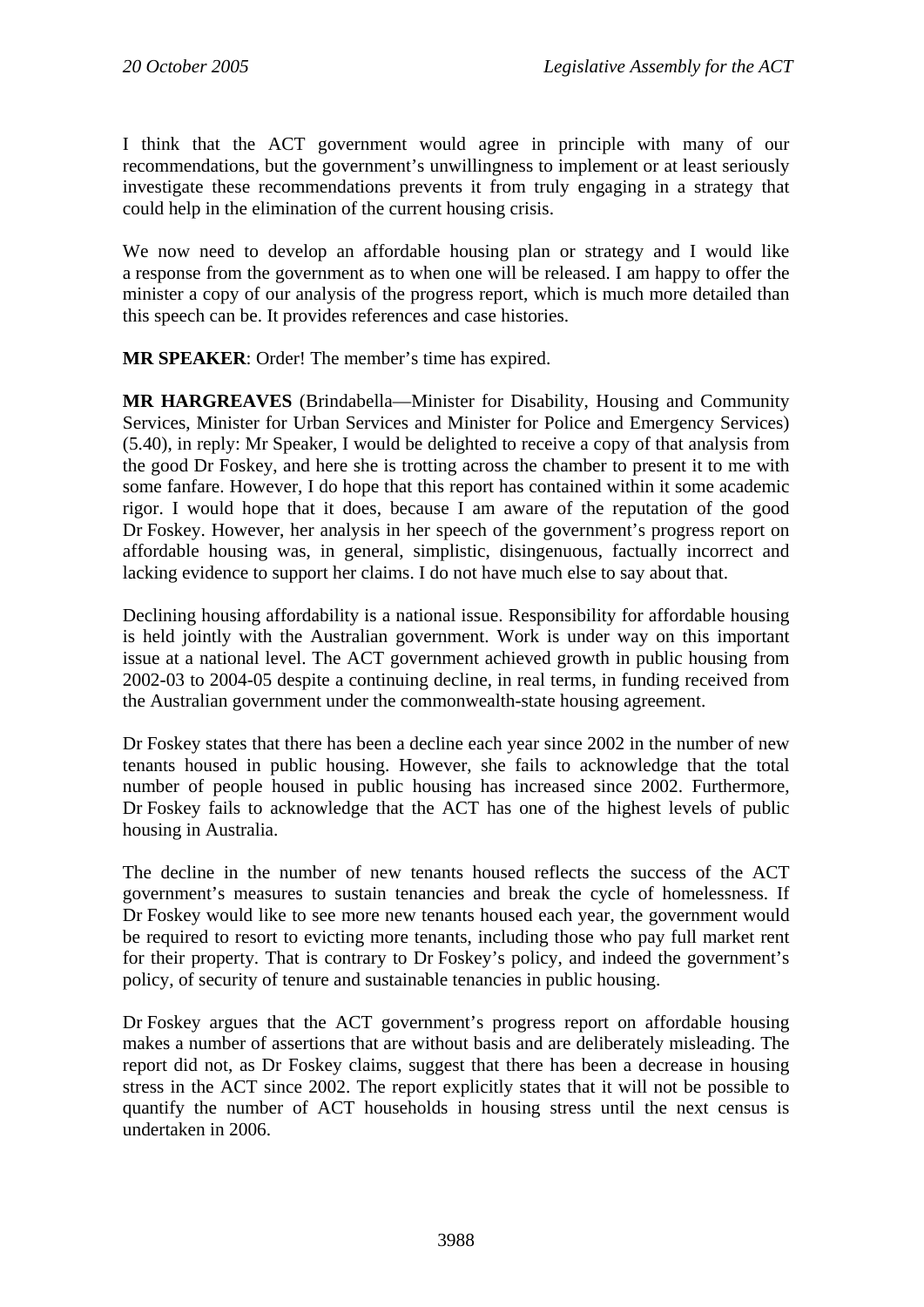I think that the ACT government would agree in principle with many of our recommendations, but the government's unwillingness to implement or at least seriously investigate these recommendations prevents it from truly engaging in a strategy that could help in the elimination of the current housing crisis.

We now need to develop an affordable housing plan or strategy and I would like a response from the government as to when one will be released. I am happy to offer the minister a copy of our analysis of the progress report, which is much more detailed than this speech can be. It provides references and case histories.

**MR SPEAKER**: Order! The member's time has expired.

**MR HARGREAVES** (Brindabella—Minister for Disability, Housing and Community Services, Minister for Urban Services and Minister for Police and Emergency Services) (5.40), in reply: Mr Speaker, I would be delighted to receive a copy of that analysis from the good Dr Foskey, and here she is trotting across the chamber to present it to me with some fanfare. However, I do hope that this report has contained within it some academic rigor. I would hope that it does, because I am aware of the reputation of the good Dr Foskey. However, her analysis in her speech of the government's progress report on affordable housing was, in general, simplistic, disingenuous, factually incorrect and lacking evidence to support her claims. I do not have much else to say about that.

Declining housing affordability is a national issue. Responsibility for affordable housing is held jointly with the Australian government. Work is under way on this important issue at a national level. The ACT government achieved growth in public housing from 2002-03 to 2004-05 despite a continuing decline, in real terms, in funding received from the Australian government under the commonwealth-state housing agreement.

Dr Foskey states that there has been a decline each year since 2002 in the number of new tenants housed in public housing. However, she fails to acknowledge that the total number of people housed in public housing has increased since 2002. Furthermore, Dr Foskey fails to acknowledge that the ACT has one of the highest levels of public housing in Australia.

The decline in the number of new tenants housed reflects the success of the ACT government's measures to sustain tenancies and break the cycle of homelessness. If Dr Foskey would like to see more new tenants housed each year, the government would be required to resort to evicting more tenants, including those who pay full market rent for their property. That is contrary to Dr Foskey's policy, and indeed the government's policy, of security of tenure and sustainable tenancies in public housing.

Dr Foskey argues that the ACT government's progress report on affordable housing makes a number of assertions that are without basis and are deliberately misleading. The report did not, as Dr Foskey claims, suggest that there has been a decrease in housing stress in the ACT since 2002. The report explicitly states that it will not be possible to quantify the number of ACT households in housing stress until the next census is undertaken in 2006.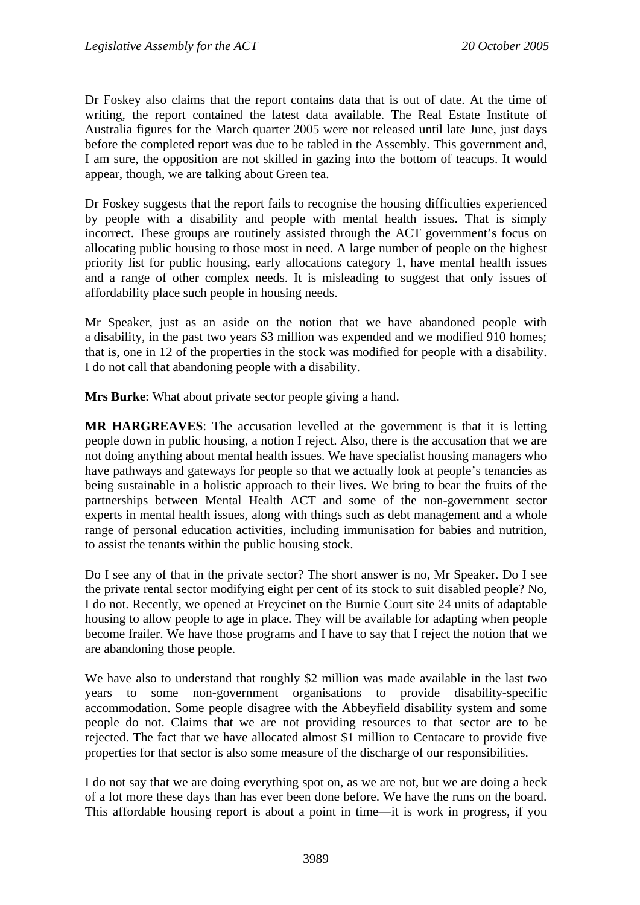Dr Foskey also claims that the report contains data that is out of date. At the time of writing, the report contained the latest data available. The Real Estate Institute of Australia figures for the March quarter 2005 were not released until late June, just days before the completed report was due to be tabled in the Assembly. This government and, I am sure, the opposition are not skilled in gazing into the bottom of teacups. It would appear, though, we are talking about Green tea.

Dr Foskey suggests that the report fails to recognise the housing difficulties experienced by people with a disability and people with mental health issues. That is simply incorrect. These groups are routinely assisted through the ACT government's focus on allocating public housing to those most in need. A large number of people on the highest priority list for public housing, early allocations category 1, have mental health issues and a range of other complex needs. It is misleading to suggest that only issues of affordability place such people in housing needs.

Mr Speaker, just as an aside on the notion that we have abandoned people with a disability, in the past two years $3 million was expended and we modified 910 homes; that is, one in 12 of the properties in the stock was modified for people with a disability. I do not call that abandoning people with a disability.

**Mrs Burke**: What about private sector people giving a hand.

**MR HARGREAVES**: The accusation levelled at the government is that it is letting people down in public housing, a notion I reject. Also, there is the accusation that we are not doing anything about mental health issues. We have specialist housing managers who have pathways and gateways for people so that we actually look at people's tenancies as being sustainable in a holistic approach to their lives. We bring to bear the fruits of the partnerships between Mental Health ACT and some of the non-government sector experts in mental health issues, along with things such as debt management and a whole range of personal education activities, including immunisation for babies and nutrition, to assist the tenants within the public housing stock.

Do I see any of that in the private sector? The short answer is no, Mr Speaker. Do I see the private rental sector modifying eight per cent of its stock to suit disabled people? No, I do not. Recently, we opened at Freycinet on the Burnie Court site 24 units of adaptable housing to allow people to age in place. They will be available for adapting when people become frailer. We have those programs and I have to say that I reject the notion that we are abandoning those people.

We have also to understand that roughly $2 million was made available in the last two years to some non-government organisations to provide disability-specific accommodation. Some people disagree with the Abbeyfield disability system and some people do not. Claims that we are not providing resources to that sector are to be rejected. The fact that we have allocated almost $1 million to Centacare to provide five properties for that sector is also some measure of the discharge of our responsibilities.

I do not say that we are doing everything spot on, as we are not, but we are doing a heck of a lot more these days than has ever been done before. We have the runs on the board. This affordable housing report is about a point in time—it is work in progress, if you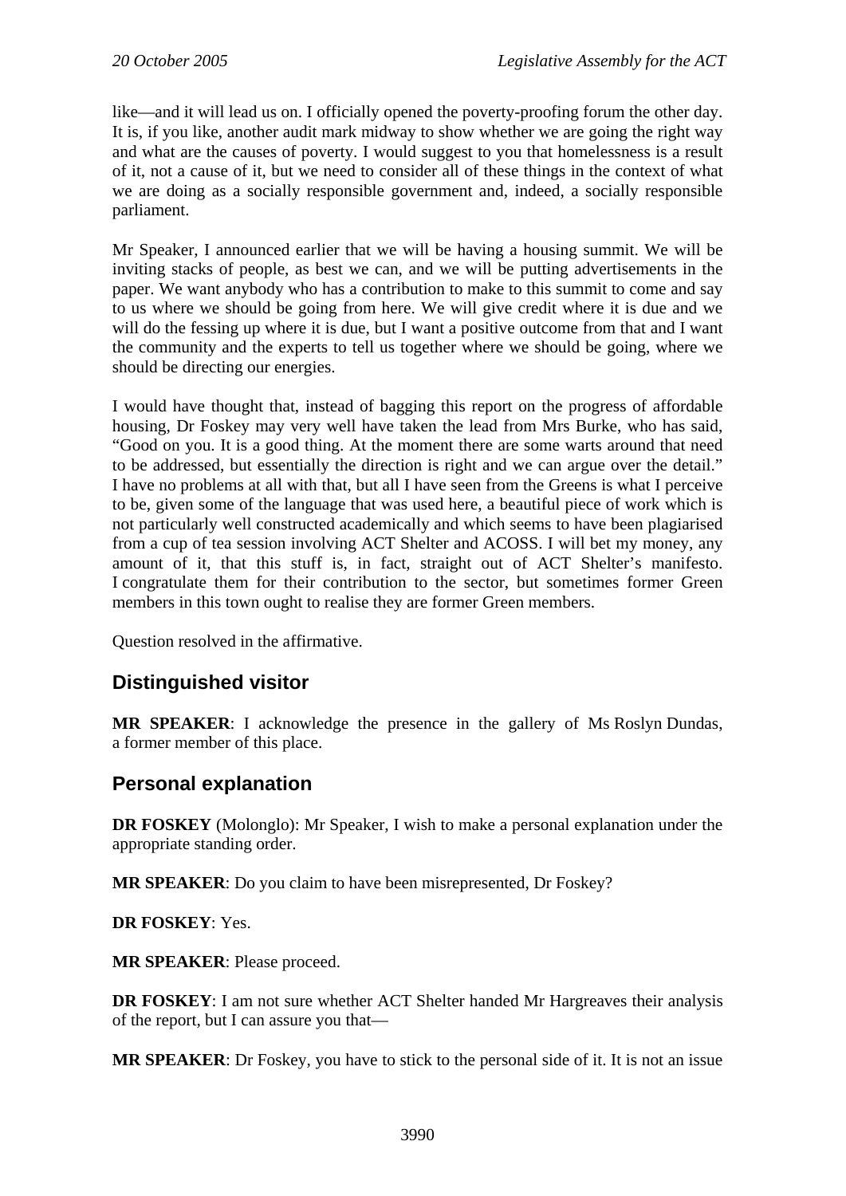like—and it will lead us on. I officially opened the poverty-proofing forum the other day. It is, if you like, another audit mark midway to show whether we are going the right way and what are the causes of poverty. I would suggest to you that homelessness is a result of it, not a cause of it, but we need to consider all of these things in the context of what we are doing as a socially responsible government and, indeed, a socially responsible parliament.

Mr Speaker, I announced earlier that we will be having a housing summit. We will be inviting stacks of people, as best we can, and we will be putting advertisements in the paper. We want anybody who has a contribution to make to this summit to come and say to us where we should be going from here. We will give credit where it is due and we will do the fessing up where it is due, but I want a positive outcome from that and I want the community and the experts to tell us together where we should be going, where we should be directing our energies.

I would have thought that, instead of bagging this report on the progress of affordable housing, Dr Foskey may very well have taken the lead from Mrs Burke, who has said, "Good on you. It is a good thing. At the moment there are some warts around that need to be addressed, but essentially the direction is right and we can argue over the detail." I have no problems at all with that, but all I have seen from the Greens is what I perceive to be, given some of the language that was used here, a beautiful piece of work which is not particularly well constructed academically and which seems to have been plagiarised from a cup of tea session involving ACT Shelter and ACOSS. I will bet my money, any amount of it, that this stuff is, in fact, straight out of ACT Shelter's manifesto. I congratulate them for their contribution to the sector, but sometimes former Green members in this town ought to realise they are former Green members.

Question resolved in the affirmative.

## Distinguished visitor

**MR SPEAKER**: I acknowledge the presence in the gallery of Ms Roslyn Dundas, a former member of this place.

## Personal explanation

**DR FOSKEY** (Molonglo): Mr Speaker, I wish to make a personal explanation under the appropriate standing order.

**MR SPEAKER**: Do you claim to have been misrepresented, Dr Foskey?

**DR FOSKEY**: Yes.

**MR SPEAKER**: Please proceed.

**DR FOSKEY**: I am not sure whether ACT Shelter handed Mr Hargreaves their analysis of the report, but I can assure you that—

**MR SPEAKER**: Dr Foskey, you have to stick to the personal side of it. It is not an issue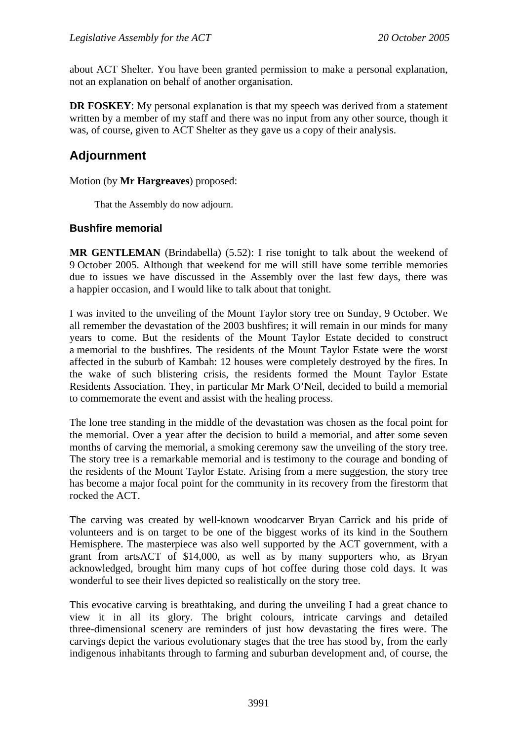about ACT Shelter. You have been granted permission to make a personal explanation, not an explanation on behalf of another organisation.

**DR FOSKEY**: My personal explanation is that my speech was derived from a statement written by a member of my staff and there was no input from any other source, though it was, of course, given to ACT Shelter as they gave us a copy of their analysis.

## Adjournment

Motion (by **Mr Hargreaves**) proposed:

> That the Assembly do now adjourn.

### Bushfire memorial

**MR GENTLEMAN** (Brindabella) (5.52): I rise tonight to talk about the weekend of 9 October 2005. Although that weekend for me will still have some terrible memories due to issues we have discussed in the Assembly over the last few days, there was a happier occasion, and I would like to talk about that tonight.

I was invited to the unveiling of the Mount Taylor story tree on Sunday, 9 October. We all remember the devastation of the 2003 bushfires; it will remain in our minds for many years to come. But the residents of the Mount Taylor Estate decided to construct a memorial to the bushfires. The residents of the Mount Taylor Estate were the worst affected in the suburb of Kambah: 12 houses were completely destroyed by the fires. In the wake of such blistering crisis, the residents formed the Mount Taylor Estate Residents Association. They, in particular Mr Mark O'Neil, decided to build a memorial to commemorate the event and assist with the healing process.

The lone tree standing in the middle of the devastation was chosen as the focal point for the memorial. Over a year after the decision to build a memorial, and after some seven months of carving the memorial, a smoking ceremony saw the unveiling of the story tree. The story tree is a remarkable memorial and is testimony to the courage and bonding of the residents of the Mount Taylor Estate. Arising from a mere suggestion, the story tree has become a major focal point for the community in its recovery from the firestorm that rocked the ACT.

The carving was created by well-known woodcarver Bryan Carrick and his pride of volunteers and is on target to be one of the biggest works of its kind in the Southern Hemisphere. The masterpiece was also well supported by the ACT government, with a grant from artsACT of $14,000, as well as by many supporters who, as Bryan acknowledged, brought him many cups of hot coffee during those cold days. It was wonderful to see their lives depicted so realistically on the story tree.

This evocative carving is breathtaking, and during the unveiling I had a great chance to view it in all its glory. The bright colours, intricate carvings and detailed three-dimensional scenery are reminders of just how devastating the fires were. The carvings depict the various evolutionary stages that the tree has stood by, from the early indigenous inhabitants through to farming and suburban development and, of course, the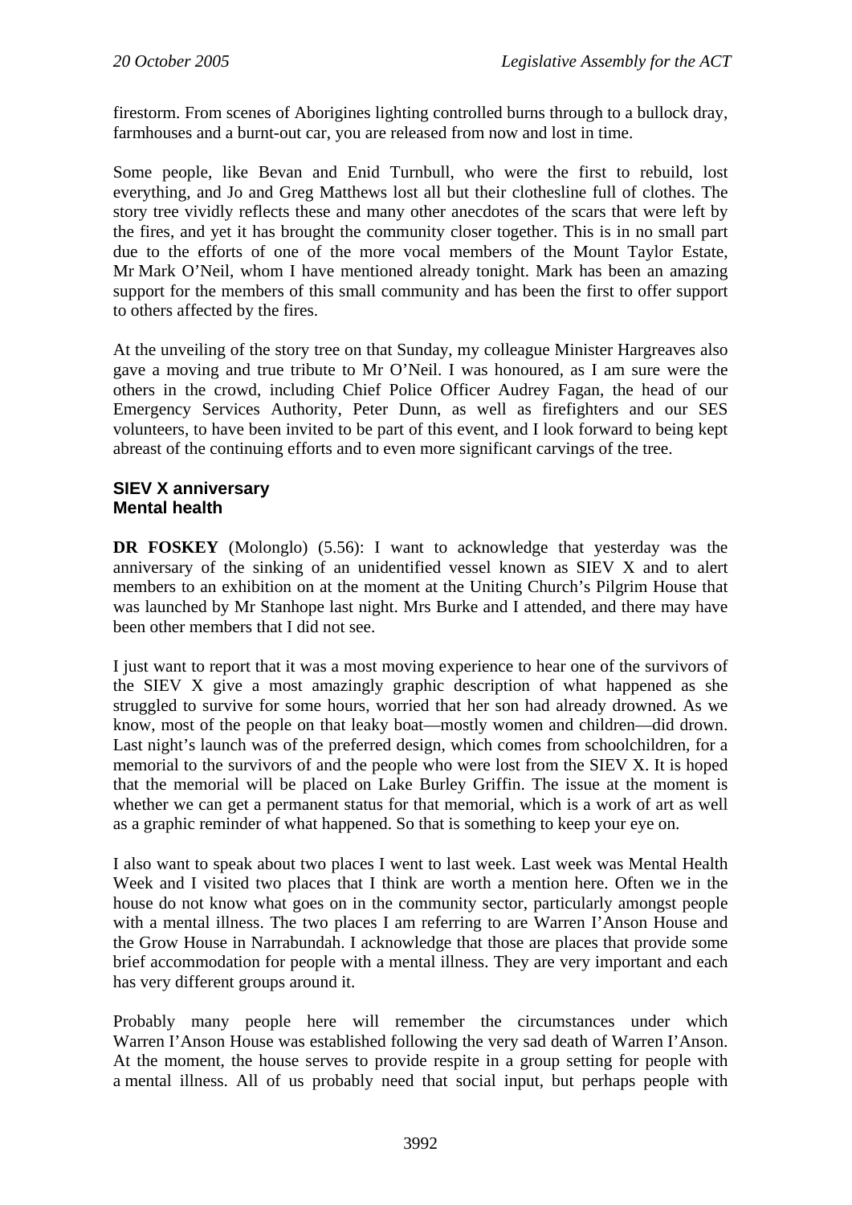firestorm. From scenes of Aborigines lighting controlled burns through to a bullock dray, farmhouses and a burnt-out car, you are released from now and lost in time.

Some people, like Bevan and Enid Turnbull, who were the first to rebuild, lost everything, and Jo and Greg Matthews lost all but their clothesline full of clothes. The story tree vividly reflects these and many other anecdotes of the scars that were left by the fires, and yet it has brought the community closer together. This is in no small part due to the efforts of one of the more vocal members of the Mount Taylor Estate, Mr Mark O'Neil, whom I have mentioned already tonight. Mark has been an amazing support for the members of this small community and has been the first to offer support to others affected by the fires.

At the unveiling of the story tree on that Sunday, my colleague Minister Hargreaves also gave a moving and true tribute to Mr O'Neil. I was honoured, as I am sure were the others in the crowd, including Chief Police Officer Audrey Fagan, the head of our Emergency Services Authority, Peter Dunn, as well as firefighters and our SES volunteers, to have been invited to be part of this event, and I look forward to being kept abreast of the continuing efforts and to even more significant carvings of the tree.

**SIEV X anniversary**
**Mental health**

**DR FOSKEY** (Molonglo) (5.56): I want to acknowledge that yesterday was the anniversary of the sinking of an unidentified vessel known as SIEV X and to alert members to an exhibition on at the moment at the Uniting Church's Pilgrim House that was launched by Mr Stanhope last night. Mrs Burke and I attended, and there may have been other members that I did not see.

I just want to report that it was a most moving experience to hear one of the survivors of the SIEV X give a most amazingly graphic description of what happened as she struggled to survive for some hours, worried that her son had already drowned. As we know, most of the people on that leaky boat—mostly women and children—did drown. Last night's launch was of the preferred design, which comes from schoolchildren, for a memorial to the survivors of and the people who were lost from the SIEV X. It is hoped that the memorial will be placed on Lake Burley Griffin. The issue at the moment is whether we can get a permanent status for that memorial, which is a work of art as well as a graphic reminder of what happened. So that is something to keep your eye on.

I also want to speak about two places I went to last week. Last week was Mental Health Week and I visited two places that I think are worth a mention here. Often we in the house do not know what goes on in the community sector, particularly amongst people with a mental illness. The two places I am referring to are Warren I'Anson House and the Grow House in Narrabundah. I acknowledge that those are places that provide some brief accommodation for people with a mental illness. They are very important and each has very different groups around it.

Probably many people here will remember the circumstances under which Warren I'Anson House was established following the very sad death of Warren I'Anson. At the moment, the house serves to provide respite in a group setting for people with a mental illness. All of us probably need that social input, but perhaps people with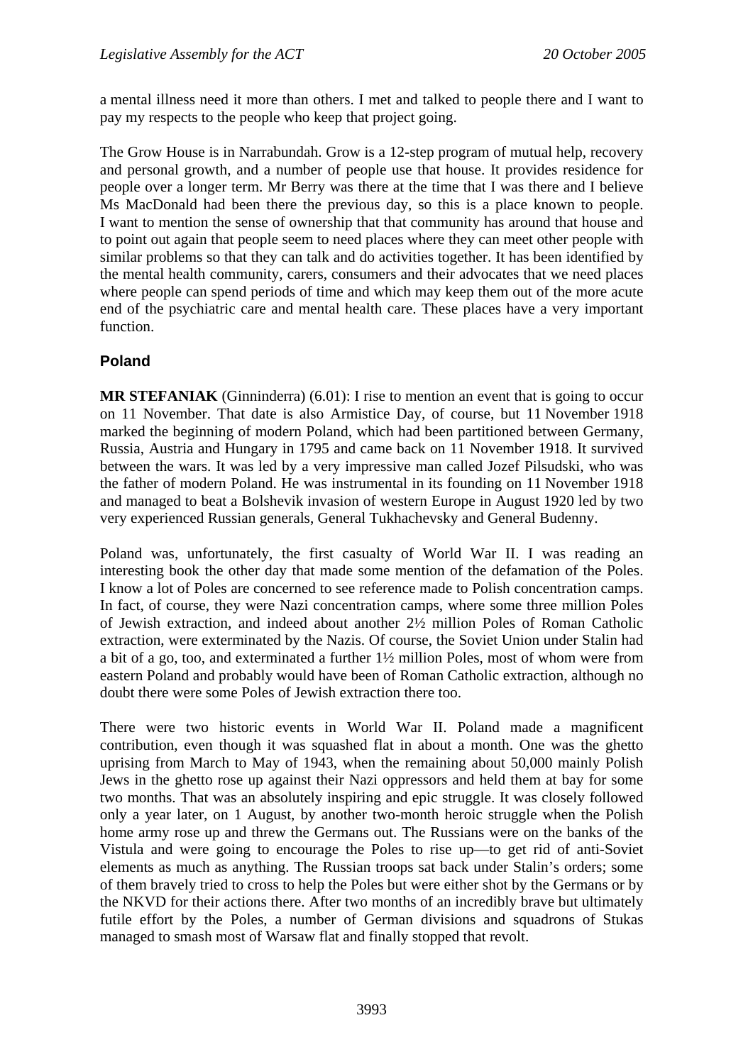a mental illness need it more than others. I met and talked to people there and I want to pay my respects to the people who keep that project going.

The Grow House is in Narrabundah. Grow is a 12-step program of mutual help, recovery and personal growth, and a number of people use that house. It provides residence for people over a longer term. Mr Berry was there at the time that I was there and I believe Ms MacDonald had been there the previous day, so this is a place known to people. I want to mention the sense of ownership that that community has around that house and to point out again that people seem to need places where they can meet other people with similar problems so that they can talk and do activities together. It has been identified by the mental health community, carers, consumers and their advocates that we need places where people can spend periods of time and which may keep them out of the more acute end of the psychiatric care and mental health care. These places have a very important function.

## Poland

**MR STEFANIAK** (Ginninderra) (6.01): I rise to mention an event that is going to occur on 11 November. That date is also Armistice Day, of course, but 11 November 1918 marked the beginning of modern Poland, which had been partitioned between Germany, Russia, Austria and Hungary in 1795 and came back on 11 November 1918. It survived between the wars. It was led by a very impressive man called Jozef Pilsudski, who was the father of modern Poland. He was instrumental in its founding on 11 November 1918 and managed to beat a Bolshevik invasion of western Europe in August 1920 led by two very experienced Russian generals, General Tukhachevsky and General Budenny.

Poland was, unfortunately, the first casualty of World War II. I was reading an interesting book the other day that made some mention of the defamation of the Poles. I know a lot of Poles are concerned to see reference made to Polish concentration camps. In fact, of course, they were Nazi concentration camps, where some three million Poles of Jewish extraction, and indeed about another 2½ million Poles of Roman Catholic extraction, were exterminated by the Nazis. Of course, the Soviet Union under Stalin had a bit of a go, too, and exterminated a further 1½ million Poles, most of whom were from eastern Poland and probably would have been of Roman Catholic extraction, although no doubt there were some Poles of Jewish extraction there too.

There were two historic events in World War II. Poland made a magnificent contribution, even though it was squashed flat in about a month. One was the ghetto uprising from March to May of 1943, when the remaining about 50,000 mainly Polish Jews in the ghetto rose up against their Nazi oppressors and held them at bay for some two months. That was an absolutely inspiring and epic struggle. It was closely followed only a year later, on 1 August, by another two-month heroic struggle when the Polish home army rose up and threw the Germans out. The Russians were on the banks of the Vistula and were going to encourage the Poles to rise up—to get rid of anti-Soviet elements as much as anything. The Russian troops sat back under Stalin's orders; some of them bravely tried to cross to help the Poles but were either shot by the Germans or by the NKVD for their actions there. After two months of an incredibly brave but ultimately futile effort by the Poles, a number of German divisions and squadrons of Stukas managed to smash most of Warsaw flat and finally stopped that revolt.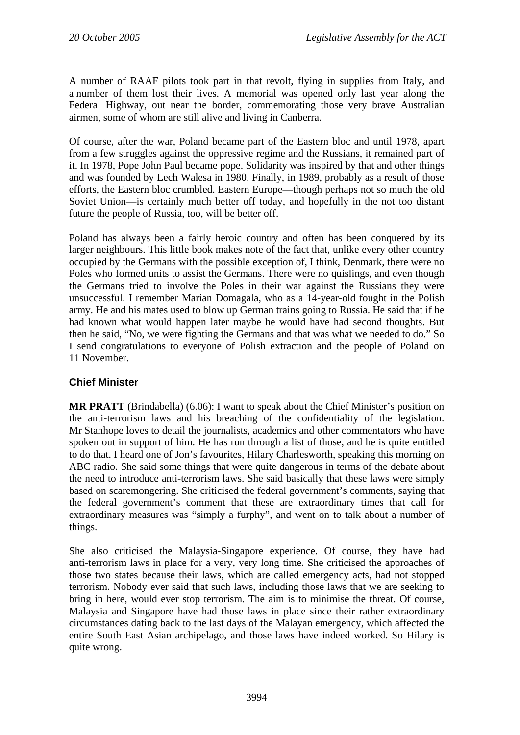A number of RAAF pilots took part in that revolt, flying in supplies from Italy, and a number of them lost their lives. A memorial was opened only last year along the Federal Highway, out near the border, commemorating those very brave Australian airmen, some of whom are still alive and living in Canberra.

Of course, after the war, Poland became part of the Eastern bloc and until 1978, apart from a few struggles against the oppressive regime and the Russians, it remained part of it. In 1978, Pope John Paul became pope. Solidarity was inspired by that and other things and was founded by Lech Walesa in 1980. Finally, in 1989, probably as a result of those efforts, the Eastern bloc crumbled. Eastern Europe—though perhaps not so much the old Soviet Union—is certainly much better off today, and hopefully in the not too distant future the people of Russia, too, will be better off.

Poland has always been a fairly heroic country and often has been conquered by its larger neighbours. This little book makes note of the fact that, unlike every other country occupied by the Germans with the possible exception of, I think, Denmark, there were no Poles who formed units to assist the Germans. There were no quislings, and even though the Germans tried to involve the Poles in their war against the Russians they were unsuccessful. I remember Marian Domagala, who as a 14-year-old fought in the Polish army. He and his mates used to blow up German trains going to Russia. He said that if he had known what would happen later maybe he would have had second thoughts. But then he said, "No, we were fighting the Germans and that was what we needed to do." So I send congratulations to everyone of Polish extraction and the people of Poland on 11 November.

### Chief Minister

**MR PRATT** (Brindabella) (6.06): I want to speak about the Chief Minister's position on the anti-terrorism laws and his breaching of the confidentiality of the legislation. Mr Stanhope loves to detail the journalists, academics and other commentators who have spoken out in support of him. He has run through a list of those, and he is quite entitled to do that. I heard one of Jon's favourites, Hilary Charlesworth, speaking this morning on ABC radio. She said some things that were quite dangerous in terms of the debate about the need to introduce anti-terrorism laws. She said basically that these laws were simply based on scaremongering. She criticised the federal government's comments, saying that the federal government's comment that these are extraordinary times that call for extraordinary measures was "simply a furphy", and went on to talk about a number of things.

She also criticised the Malaysia-Singapore experience. Of course, they have had anti-terrorism laws in place for a very, very long time. She criticised the approaches of those two states because their laws, which are called emergency acts, had not stopped terrorism. Nobody ever said that such laws, including those laws that we are seeking to bring in here, would ever stop terrorism. The aim is to minimise the threat. Of course, Malaysia and Singapore have had those laws in place since their rather extraordinary circumstances dating back to the last days of the Malayan emergency, which affected the entire South East Asian archipelago, and those laws have indeed worked. So Hilary is quite wrong.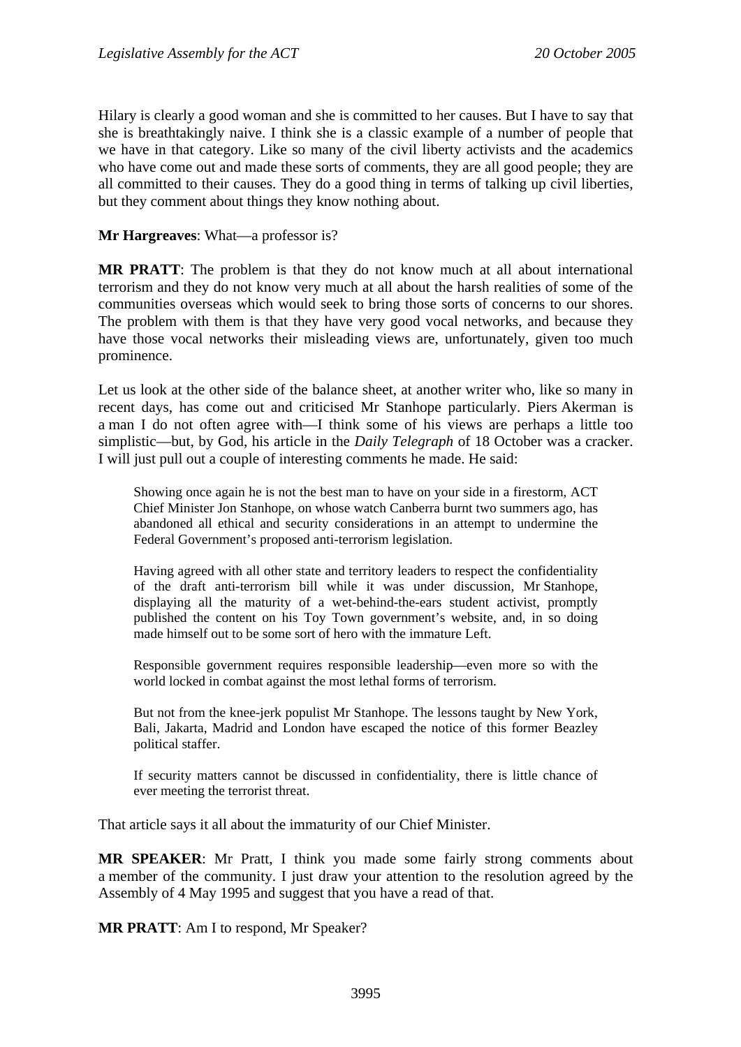Hilary is clearly a good woman and she is committed to her causes. But I have to say that she is breathtakingly naive. I think she is a classic example of a number of people that we have in that category. Like so many of the civil liberty activists and the academics who have come out and made these sorts of comments, they are all good people; they are all committed to their causes. They do a good thing in terms of talking up civil liberties, but they comment about things they know nothing about.

**Mr Hargreaves**: What—a professor is?

**MR PRATT**: The problem is that they do not know much at all about international terrorism and they do not know very much at all about the harsh realities of some of the communities overseas which would seek to bring those sorts of concerns to our shores. The problem with them is that they have very good vocal networks, and because they have those vocal networks their misleading views are, unfortunately, given too much prominence.

Let us look at the other side of the balance sheet, at another writer who, like so many in recent days, has come out and criticised Mr Stanhope particularly. Piers Akerman is a man I do not often agree with—I think some of his views are perhaps a little too simplistic—but, by God, his article in the *Daily Telegraph* of 18 October was a cracker. I will just pull out a couple of interesting comments he made. He said:

> Showing once again he is not the best man to have on your side in a firestorm, ACT Chief Minister Jon Stanhope, on whose watch Canberra burnt two summers ago, has abandoned all ethical and security considerations in an attempt to undermine the Federal Government's proposed anti-terrorism legislation.
>
> Having agreed with all other state and territory leaders to respect the confidentiality of the draft anti-terrorism bill while it was under discussion, Mr Stanhope, displaying all the maturity of a wet-behind-the-ears student activist, promptly published the content on his Toy Town government's website, and, in so doing made himself out to be some sort of hero with the immature Left.
>
> Responsible government requires responsible leadership—even more so with the world locked in combat against the most lethal forms of terrorism.
>
> But not from the knee-jerk populist Mr Stanhope. The lessons taught by New York, Bali, Jakarta, Madrid and London have escaped the notice of this former Beazley political staffer.
>
> If security matters cannot be discussed in confidentiality, there is little chance of ever meeting the terrorist threat.

That article says it all about the immaturity of our Chief Minister.

**MR SPEAKER**: Mr Pratt, I think you made some fairly strong comments about a member of the community. I just draw your attention to the resolution agreed by the Assembly of 4 May 1995 and suggest that you have a read of that.

**MR PRATT**: Am I to respond, Mr Speaker?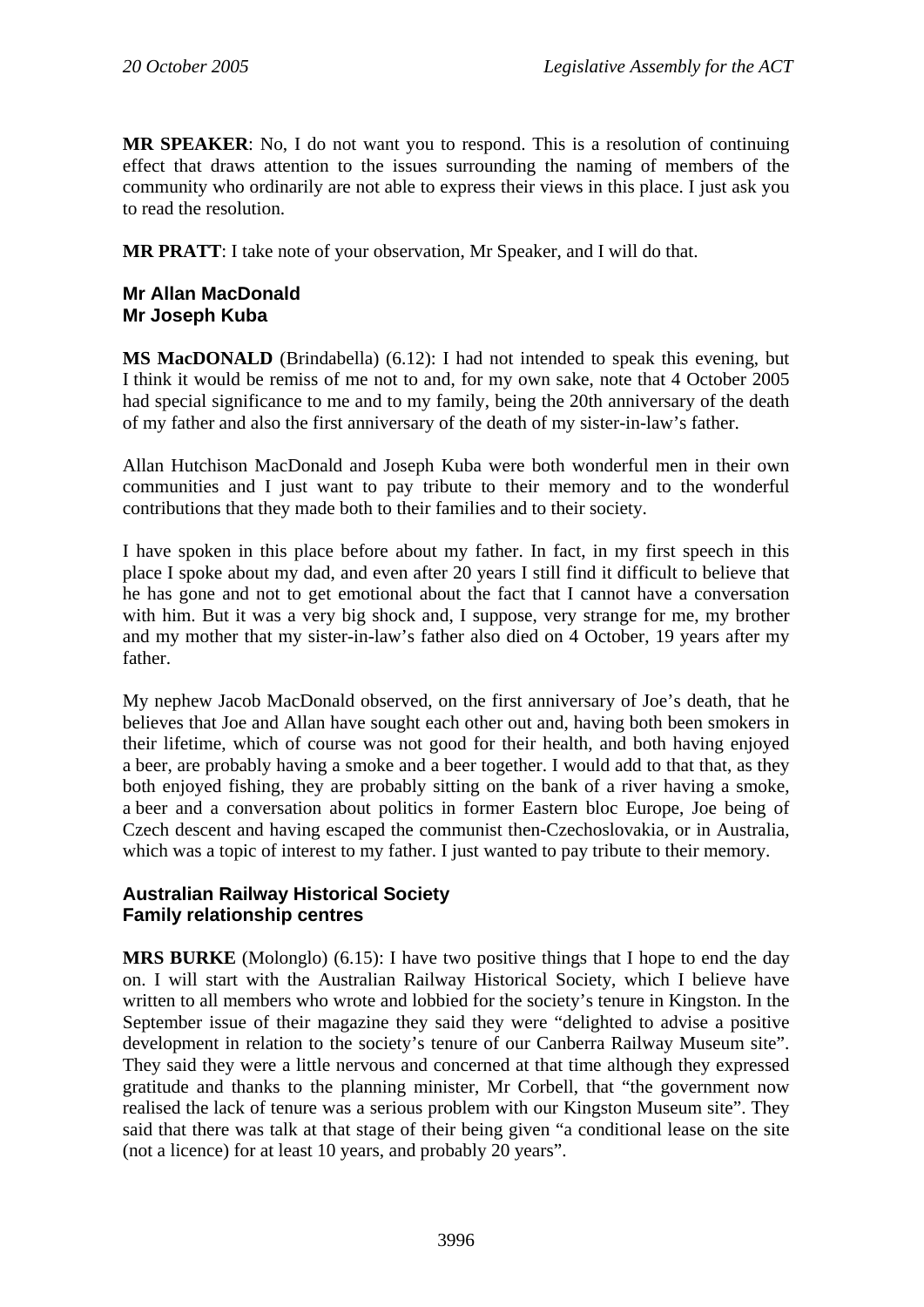**MR SPEAKER**: No, I do not want you to respond. This is a resolution of continuing effect that draws attention to the issues surrounding the naming of members of the community who ordinarily are not able to express their views in this place. I just ask you to read the resolution.

**MR PRATT**: I take note of your observation, Mr Speaker, and I will do that.

### Mr Allan MacDonald
### Mr Joseph Kuba

**MS MacDONALD** (Brindabella) (6.12): I had not intended to speak this evening, but I think it would be remiss of me not to and, for my own sake, note that 4 October 2005 had special significance to me and to my family, being the 20th anniversary of the death of my father and also the first anniversary of the death of my sister-in-law's father.

Allan Hutchison MacDonald and Joseph Kuba were both wonderful men in their own communities and I just want to pay tribute to their memory and to the wonderful contributions that they made both to their families and to their society.

I have spoken in this place before about my father. In fact, in my first speech in this place I spoke about my dad, and even after 20 years I still find it difficult to believe that he has gone and not to get emotional about the fact that I cannot have a conversation with him. But it was a very big shock and, I suppose, very strange for me, my brother and my mother that my sister-in-law's father also died on 4 October, 19 years after my father.

My nephew Jacob MacDonald observed, on the first anniversary of Joe's death, that he believes that Joe and Allan have sought each other out and, having both been smokers in their lifetime, which of course was not good for their health, and both having enjoyed a beer, are probably having a smoke and a beer together. I would add to that that, as they both enjoyed fishing, they are probably sitting on the bank of a river having a smoke, a beer and a conversation about politics in former Eastern bloc Europe, Joe being of Czech descent and having escaped the communist then-Czechoslovakia, or in Australia, which was a topic of interest to my father. I just wanted to pay tribute to their memory.

### Australian Railway Historical Society
### Family relationship centres

**MRS BURKE** (Molonglo) (6.15): I have two positive things that I hope to end the day on. I will start with the Australian Railway Historical Society, which I believe have written to all members who wrote and lobbied for the society's tenure in Kingston. In the September issue of their magazine they said they were "delighted to advise a positive development in relation to the society's tenure of our Canberra Railway Museum site". They said they were a little nervous and concerned at that time although they expressed gratitude and thanks to the planning minister, Mr Corbell, that "the government now realised the lack of tenure was a serious problem with our Kingston Museum site". They said that there was talk at that stage of their being given "a conditional lease on the site (not a licence) for at least 10 years, and probably 20 years".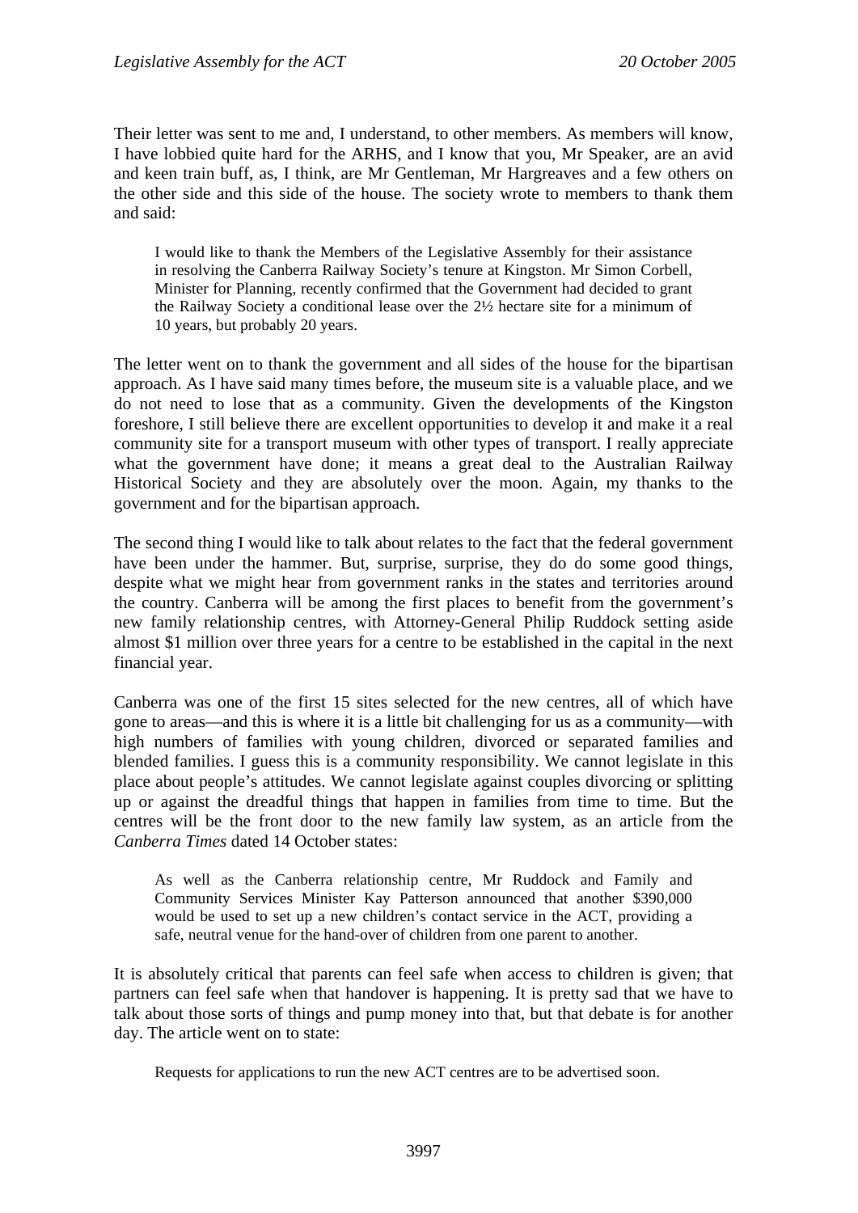Their letter was sent to me and, I understand, to other members. As members will know, I have lobbied quite hard for the ARHS, and I know that you, Mr Speaker, are an avid and keen train buff, as, I think, are Mr Gentleman, Mr Hargreaves and a few others on the other side and this side of the house. The society wrote to members to thank them and said:

> I would like to thank the Members of the Legislative Assembly for their assistance in resolving the Canberra Railway Society's tenure at Kingston. Mr Simon Corbell, Minister for Planning, recently confirmed that the Government had decided to grant the Railway Society a conditional lease over the 2½ hectare site for a minimum of 10 years, but probably 20 years.

The letter went on to thank the government and all sides of the house for the bipartisan approach. As I have said many times before, the museum site is a valuable place, and we do not need to lose that as a community. Given the developments of the Kingston foreshore, I still believe there are excellent opportunities to develop it and make it a real community site for a transport museum with other types of transport. I really appreciate what the government have done; it means a great deal to the Australian Railway Historical Society and they are absolutely over the moon. Again, my thanks to the government and for the bipartisan approach.

The second thing I would like to talk about relates to the fact that the federal government have been under the hammer. But, surprise, surprise, they do do some good things, despite what we might hear from government ranks in the states and territories around the country. Canberra will be among the first places to benefit from the government's new family relationship centres, with Attorney-General Philip Ruddock setting aside almost $1 million over three years for a centre to be established in the capital in the next financial year.

Canberra was one of the first 15 sites selected for the new centres, all of which have gone to areas—and this is where it is a little bit challenging for us as a community—with high numbers of families with young children, divorced or separated families and blended families. I guess this is a community responsibility. We cannot legislate in this place about people's attitudes. We cannot legislate against couples divorcing or splitting up or against the dreadful things that happen in families from time to time. But the centres will be the front door to the new family law system, as an article from the *Canberra Times* dated 14 October states:

> As well as the Canberra relationship centre, Mr Ruddock and Family and Community Services Minister Kay Patterson announced that another $390,000 would be used to set up a new children's contact service in the ACT, providing a safe, neutral venue for the hand-over of children from one parent to another.

It is absolutely critical that parents can feel safe when access to children is given; that partners can feel safe when that handover is happening. It is pretty sad that we have to talk about those sorts of things and pump money into that, but that debate is for another day. The article went on to state:

> Requests for applications to run the new ACT centres are to be advertised soon.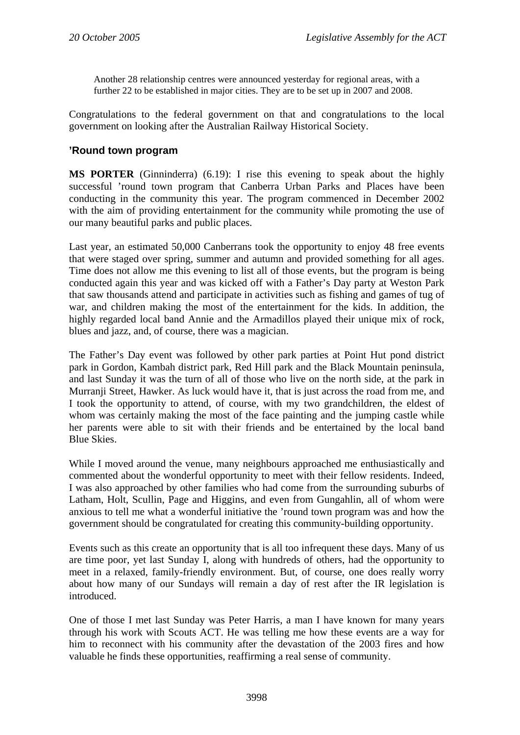> Another 28 relationship centres were announced yesterday for regional areas, with a further 22 to be established in major cities. They are to be set up in 2007 and 2008.

Congratulations to the federal government on that and congratulations to the local government on looking after the Australian Railway Historical Society.

### ’Round town program

**MS PORTER** (Ginninderra) (6.19): I rise this evening to speak about the highly successful ’round town program that Canberra Urban Parks and Places have been conducting in the community this year. The program commenced in December 2002 with the aim of providing entertainment for the community while promoting the use of our many beautiful parks and public places.

Last year, an estimated 50,000 Canberrans took the opportunity to enjoy 48 free events that were staged over spring, summer and autumn and provided something for all ages. Time does not allow me this evening to list all of those events, but the program is being conducted again this year and was kicked off with a Father’s Day party at Weston Park that saw thousands attend and participate in activities such as fishing and games of tug of war, and children making the most of the entertainment for the kids. In addition, the highly regarded local band Annie and the Armadillos played their unique mix of rock, blues and jazz, and, of course, there was a magician.

The Father’s Day event was followed by other park parties at Point Hut pond district park in Gordon, Kambah district park, Red Hill park and the Black Mountain peninsula, and last Sunday it was the turn of all of those who live on the north side, at the park in Murranji Street, Hawker. As luck would have it, that is just across the road from me, and I took the opportunity to attend, of course, with my two grandchildren, the eldest of whom was certainly making the most of the face painting and the jumping castle while her parents were able to sit with their friends and be entertained by the local band Blue Skies.

While I moved around the venue, many neighbours approached me enthusiastically and commented about the wonderful opportunity to meet with their fellow residents. Indeed, I was also approached by other families who had come from the surrounding suburbs of Latham, Holt, Scullin, Page and Higgins, and even from Gungahlin, all of whom were anxious to tell me what a wonderful initiative the ’round town program was and how the government should be congratulated for creating this community-building opportunity.

Events such as this create an opportunity that is all too infrequent these days. Many of us are time poor, yet last Sunday I, along with hundreds of others, had the opportunity to meet in a relaxed, family-friendly environment. But, of course, one does really worry about how many of our Sundays will remain a day of rest after the IR legislation is introduced.

One of those I met last Sunday was Peter Harris, a man I have known for many years through his work with Scouts ACT. He was telling me how these events are a way for him to reconnect with his community after the devastation of the 2003 fires and how valuable he finds these opportunities, reaffirming a real sense of community.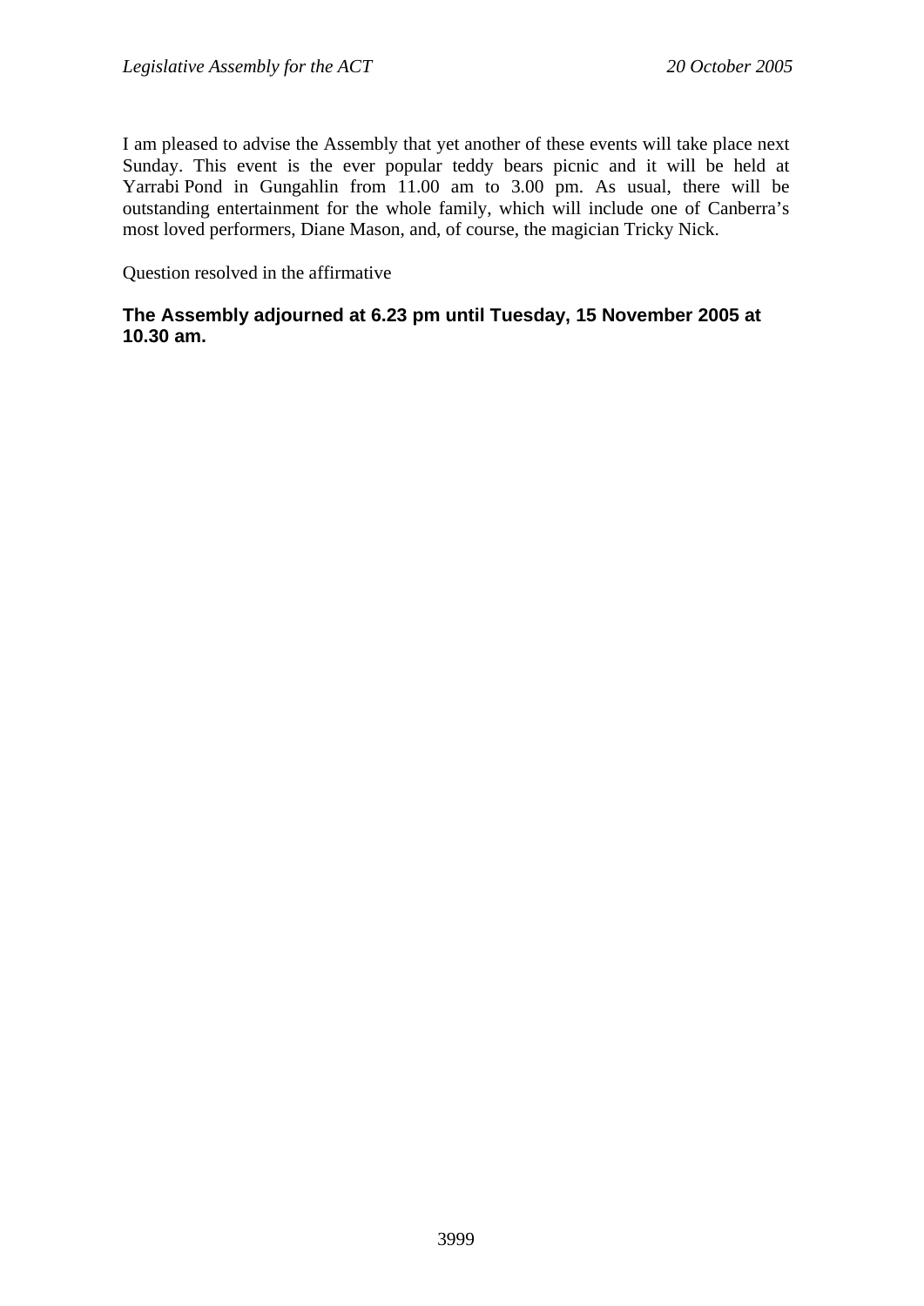I am pleased to advise the Assembly that yet another of these events will take place next Sunday. This event is the ever popular teddy bears picnic and it will be held at Yarrabi Pond in Gungahlin from 11.00 am to 3.00 pm. As usual, there will be outstanding entertainment for the whole family, which will include one of Canberra's most loved performers, Diane Mason, and, of course, the magician Tricky Nick.

Question resolved in the affirmative

**The Assembly adjourned at 6.23 pm until Tuesday, 15 November 2005 at 10.30 am.**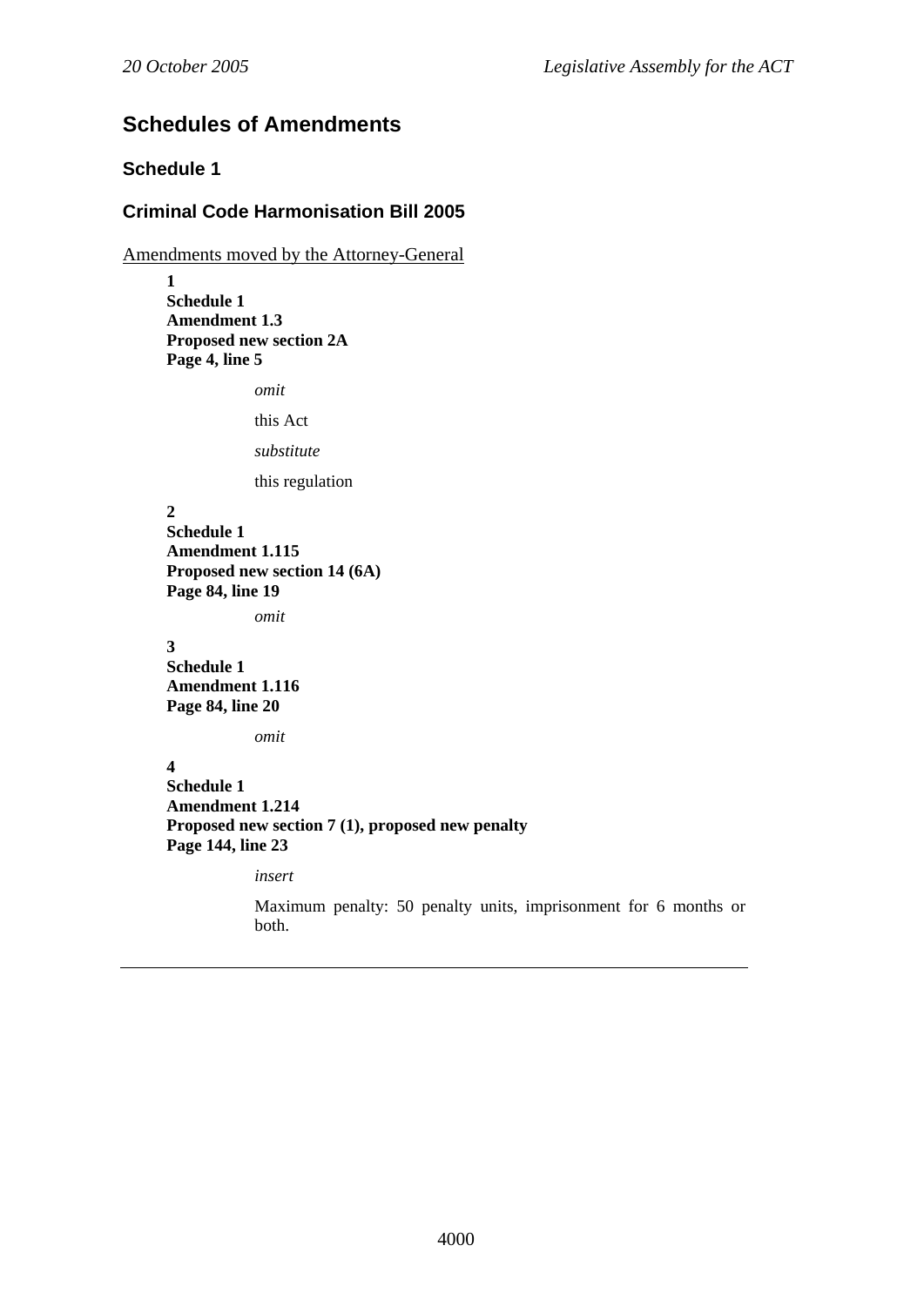## Schedules of Amendments

### Schedule 1

### Criminal Code Harmonisation Bill 2005

Amendments moved by the Attorney-General

**1**
**Schedule 1**
**Amendment 1.3**
**Proposed new section 2A**
**Page 4, line 5**

*omit*

this Act

*substitute*

this regulation

**2**
**Schedule 1**
**Amendment 1.115**
**Proposed new section 14 (6A)**
**Page 84, line 19**

*omit*

**3**
**Schedule 1**
**Amendment 1.116**
**Page 84, line 20**

*omit*

**4**
**Schedule 1**
**Amendment 1.214**
**Proposed new section 7 (1), proposed new penalty**
**Page 144, line 23**

*insert*

Maximum penalty: 50 penalty units, imprisonment for 6 months or both.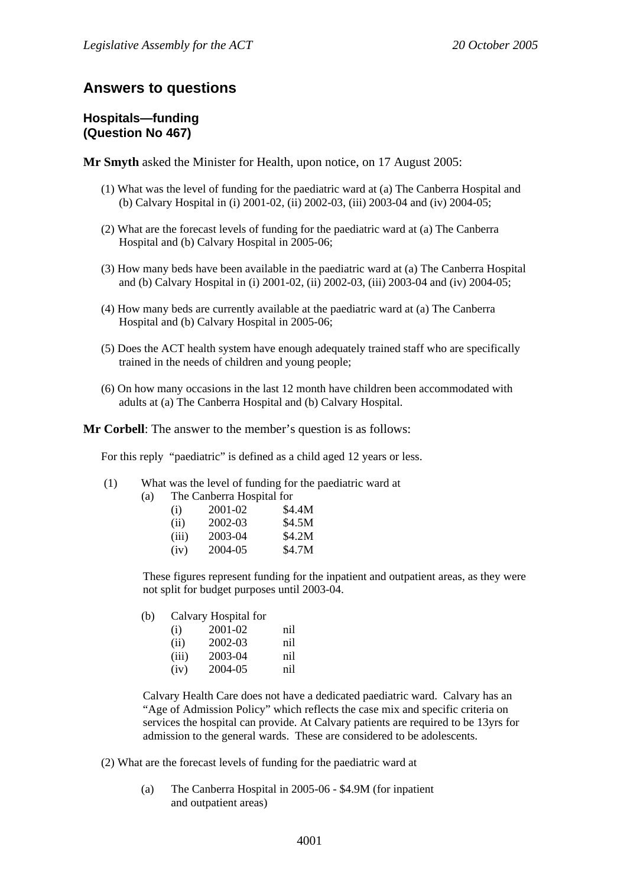## Answers to questions

### Hospitals—funding (Question No 467)

**Mr Smyth** asked the Minister for Health, upon notice, on 17 August 2005:

(1) What was the level of funding for the paediatric ward at (a) The Canberra Hospital and (b) Calvary Hospital in (i) 2001-02, (ii) 2002-03, (iii) 2003-04 and (iv) 2004-05;

(2) What are the forecast levels of funding for the paediatric ward at (a) The Canberra Hospital and (b) Calvary Hospital in 2005-06;

(3) How many beds have been available in the paediatric ward at (a) The Canberra Hospital and (b) Calvary Hospital in (i) 2001-02, (ii) 2002-03, (iii) 2003-04 and (iv) 2004-05;

(4) How many beds are currently available at the paediatric ward at (a) The Canberra Hospital and (b) Calvary Hospital in 2005-06;

(5) Does the ACT health system have enough adequately trained staff who are specifically trained in the needs of children and young people;

(6) On how many occasions in the last 12 month have children been accommodated with adults at (a) The Canberra Hospital and (b) Calvary Hospital.

**Mr Corbell**: The answer to the member's question is as follows:

For this reply "paediatric" is defined as a child aged 12 years or less.

(1) What was the level of funding for the paediatric ward at

(a) The Canberra Hospital for

| | | |
|---|---|---|
| (i) | 2001-02 | $4.4M |
| (ii) | 2002-03 | $4.5M |
| (iii) | 2003-04 | $4.2M |
| (iv) | 2004-05 | $4.7M |

These figures represent funding for the inpatient and outpatient areas, as they were not split for budget purposes until 2003-04.

(b) Calvary Hospital for

| | | |
|---|---|---|
| (i) | 2001-02 | nil |
| (ii) | 2002-03 | nil |
| (iii) | 2003-04 | nil |
| (iv) | 2004-05 | nil |

Calvary Health Care does not have a dedicated paediatric ward. Calvary has an "Age of Admission Policy" which reflects the case mix and specific criteria on services the hospital can provide. At Calvary patients are required to be 13yrs for admission to the general wards. These are considered to be adolescents.

(2) What are the forecast levels of funding for the paediatric ward at

(a) The Canberra Hospital in 2005-06 - $4.9M (for inpatient and outpatient areas)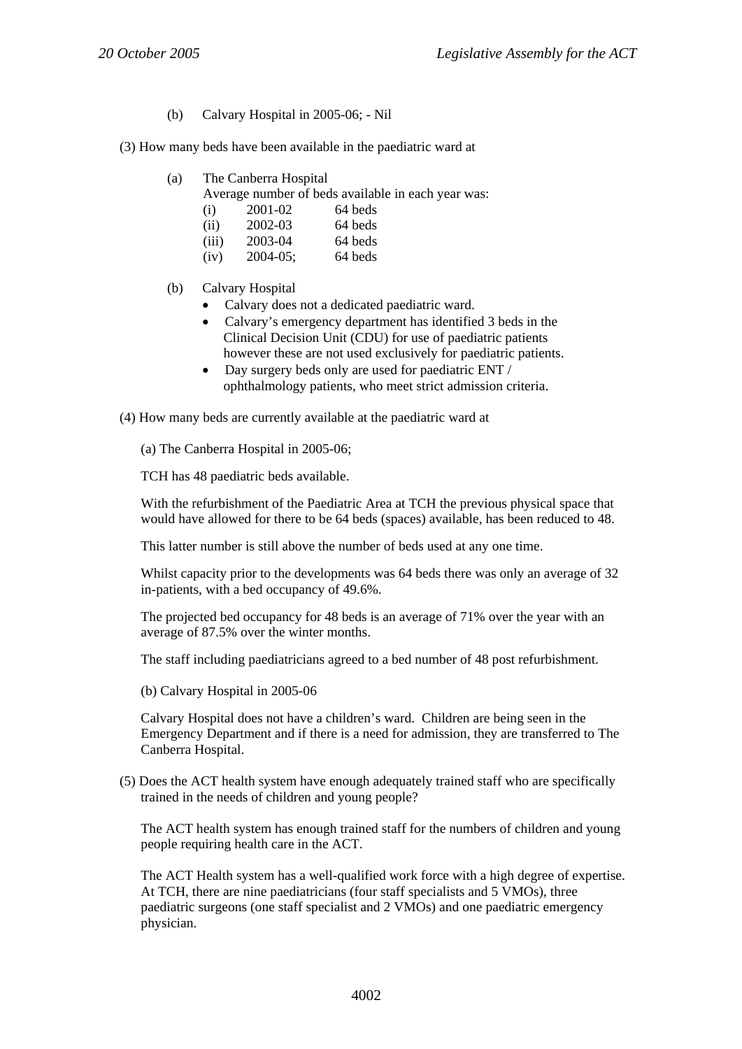(b) Calvary Hospital in 2005-06; - Nil

(3) How many beds have been available in the paediatric ward at

(a) The Canberra Hospital
Average number of beds available in each year was:

| | | |
|---|---|---|
| (i) | 2001-02 | 64 beds |
| (ii) | 2002-03 | 64 beds |
| (iii) | 2003-04 | 64 beds |
| (iv) | 2004-05; | 64 beds |

(b) Calvary Hospital

- Calvary does not a dedicated paediatric ward.
- Calvary's emergency department has identified 3 beds in the Clinical Decision Unit (CDU) for use of paediatric patients however these are not used exclusively for paediatric patients.
- Day surgery beds only are used for paediatric ENT / ophthalmology patients, who meet strict admission criteria.

(4) How many beds are currently available at the paediatric ward at

(a) The Canberra Hospital in 2005-06;

TCH has 48 paediatric beds available.

With the refurbishment of the Paediatric Area at TCH the previous physical space that would have allowed for there to be 64 beds (spaces) available, has been reduced to 48.

This latter number is still above the number of beds used at any one time.

Whilst capacity prior to the developments was 64 beds there was only an average of 32 in-patients, with a bed occupancy of 49.6%.

The projected bed occupancy for 48 beds is an average of 71% over the year with an average of 87.5% over the winter months.

The staff including paediatricians agreed to a bed number of 48 post refurbishment.

(b) Calvary Hospital in 2005-06

Calvary Hospital does not have a children's ward. Children are being seen in the Emergency Department and if there is a need for admission, they are transferred to The Canberra Hospital.

(5) Does the ACT health system have enough adequately trained staff who are specifically trained in the needs of children and young people?

The ACT health system has enough trained staff for the numbers of children and young people requiring health care in the ACT.

The ACT Health system has a well-qualified work force with a high degree of expertise. At TCH, there are nine paediatricians (four staff specialists and 5 VMOs), three paediatric surgeons (one staff specialist and 2 VMOs) and one paediatric emergency physician.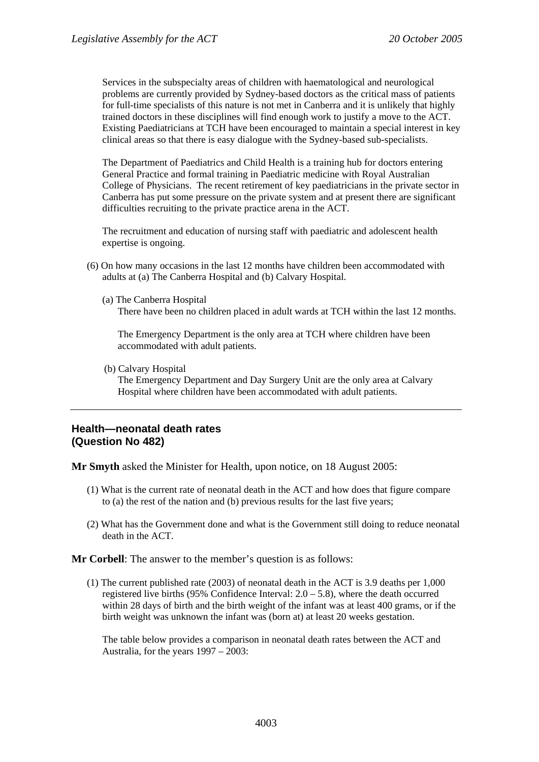Services in the subspecialty areas of children with haematological and neurological problems are currently provided by Sydney-based doctors as the critical mass of patients for full-time specialists of this nature is not met in Canberra and it is unlikely that highly trained doctors in these disciplines will find enough work to justify a move to the ACT. Existing Paediatricians at TCH have been encouraged to maintain a special interest in key clinical areas so that there is easy dialogue with the Sydney-based sub-specialists.

The Department of Paediatrics and Child Health is a training hub for doctors entering General Practice and formal training in Paediatric medicine with Royal Australian College of Physicians. The recent retirement of key paediatricians in the private sector in Canberra has put some pressure on the private system and at present there are significant difficulties recruiting to the private practice arena in the ACT.

The recruitment and education of nursing staff with paediatric and adolescent health expertise is ongoing.

(6) On how many occasions in the last 12 months have children been accommodated with adults at (a) The Canberra Hospital and (b) Calvary Hospital.

(a) The Canberra Hospital
There have been no children placed in adult wards at TCH within the last 12 months.

The Emergency Department is the only area at TCH where children have been accommodated with adult patients.

(b) Calvary Hospital
The Emergency Department and Day Surgery Unit are the only area at Calvary Hospital where children have been accommodated with adult patients.

---

## Health—neonatal death rates (Question No 482)

**Mr Smyth** asked the Minister for Health, upon notice, on 18 August 2005:

(1) What is the current rate of neonatal death in the ACT and how does that figure compare to (a) the rest of the nation and (b) previous results for the last five years;

(2) What has the Government done and what is the Government still doing to reduce neonatal death in the ACT.

**Mr Corbell**: The answer to the member's question is as follows:

(1) The current published rate (2003) of neonatal death in the ACT is 3.9 deaths per 1,000 registered live births (95% Confidence Interval: 2.0 – 5.8), where the death occurred within 28 days of birth and the birth weight of the infant was at least 400 grams, or if the birth weight was unknown the infant was (born at) at least 20 weeks gestation.

The table below provides a comparison in neonatal death rates between the ACT and Australia, for the years 1997 – 2003: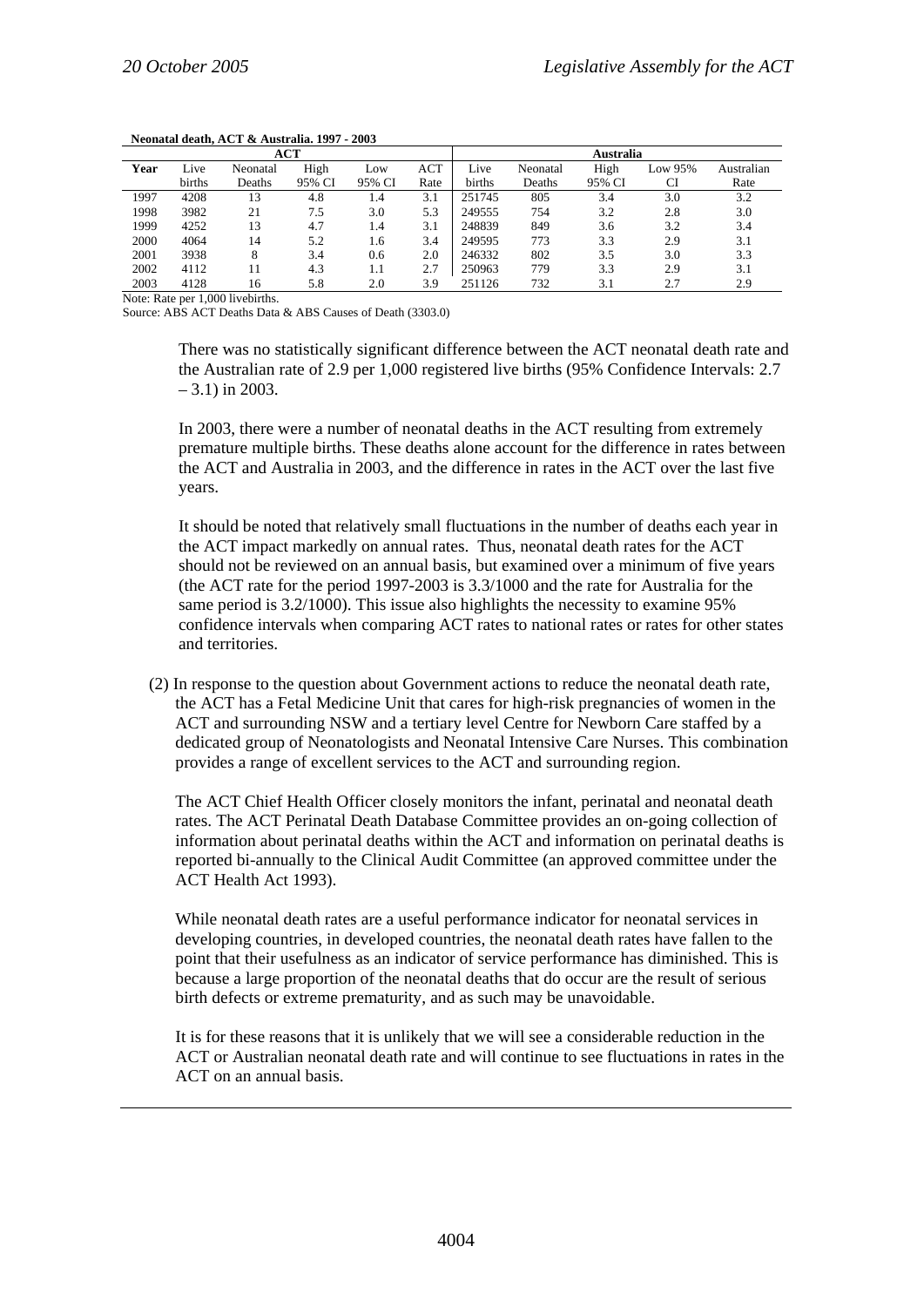**Neonatal death, ACT & Australia. 1997 - 2003**

| | ACT | | | | | Australia | | | | |
|---|---|---|---|---|---|---|---|---|---|---|
| Year | Live births | Neonatal Deaths | High 95% CI | Low 95% CI | ACT Rate | Live births | Neonatal Deaths | High 95% CI | Low 95% CI | Australian Rate |
| 1997 | 4208 | 13 | 4.8 | 1.4 | 3.1 | 251745 | 805 | 3.4 | 3.0 | 3.2 |
| 1998 | 3982 | 21 | 7.5 | 3.0 | 5.3 | 249555 | 754 | 3.2 | 2.8 | 3.0 |
| 1999 | 4252 | 13 | 4.7 | 1.4 | 3.1 | 248839 | 849 | 3.6 | 3.2 | 3.4 |
| 2000 | 4064 | 14 | 5.2 | 1.6 | 3.4 | 249595 | 773 | 3.3 | 2.9 | 3.1 |
| 2001 | 3938 | 8 | 3.4 | 0.6 | 2.0 | 246332 | 802 | 3.5 | 3.0 | 3.3 |
| 2002 | 4112 | 11 | 4.3 | 1.1 | 2.7 | 250963 | 779 | 3.3 | 2.9 | 3.1 |
| 2003 | 4128 | 16 | 5.8 | 2.0 | 3.9 | 251126 | 732 | 3.1 | 2.7 | 2.9 |

Note: Rate per 1,000 livebirths.
Source: ABS ACT Deaths Data & ABS Causes of Death (3303.0)

There was no statistically significant difference between the ACT neonatal death rate and the Australian rate of 2.9 per 1,000 registered live births (95% Confidence Intervals: 2.7 – 3.1) in 2003.

In 2003, there were a number of neonatal deaths in the ACT resulting from extremely premature multiple births. These deaths alone account for the difference in rates between the ACT and Australia in 2003, and the difference in rates in the ACT over the last five years.

It should be noted that relatively small fluctuations in the number of deaths each year in the ACT impact markedly on annual rates. Thus, neonatal death rates for the ACT should not be reviewed on an annual basis, but examined over a minimum of five years (the ACT rate for the period 1997-2003 is 3.3/1000 and the rate for Australia for the same period is 3.2/1000). This issue also highlights the necessity to examine 95% confidence intervals when comparing ACT rates to national rates or rates for other states and territories.

(2) In response to the question about Government actions to reduce the neonatal death rate, the ACT has a Fetal Medicine Unit that cares for high-risk pregnancies of women in the ACT and surrounding NSW and a tertiary level Centre for Newborn Care staffed by a dedicated group of Neonatologists and Neonatal Intensive Care Nurses. This combination provides a range of excellent services to the ACT and surrounding region.

The ACT Chief Health Officer closely monitors the infant, perinatal and neonatal death rates. The ACT Perinatal Death Database Committee provides an on-going collection of information about perinatal deaths within the ACT and information on perinatal deaths is reported bi-annually to the Clinical Audit Committee (an approved committee under the ACT Health Act 1993).

While neonatal death rates are a useful performance indicator for neonatal services in developing countries, in developed countries, the neonatal death rates have fallen to the point that their usefulness as an indicator of service performance has diminished. This is because a large proportion of the neonatal deaths that do occur are the result of serious birth defects or extreme prematurity, and as such may be unavoidable.

It is for these reasons that it is unlikely that we will see a considerable reduction in the ACT or Australian neonatal death rate and will continue to see fluctuations in rates in the ACT on an annual basis.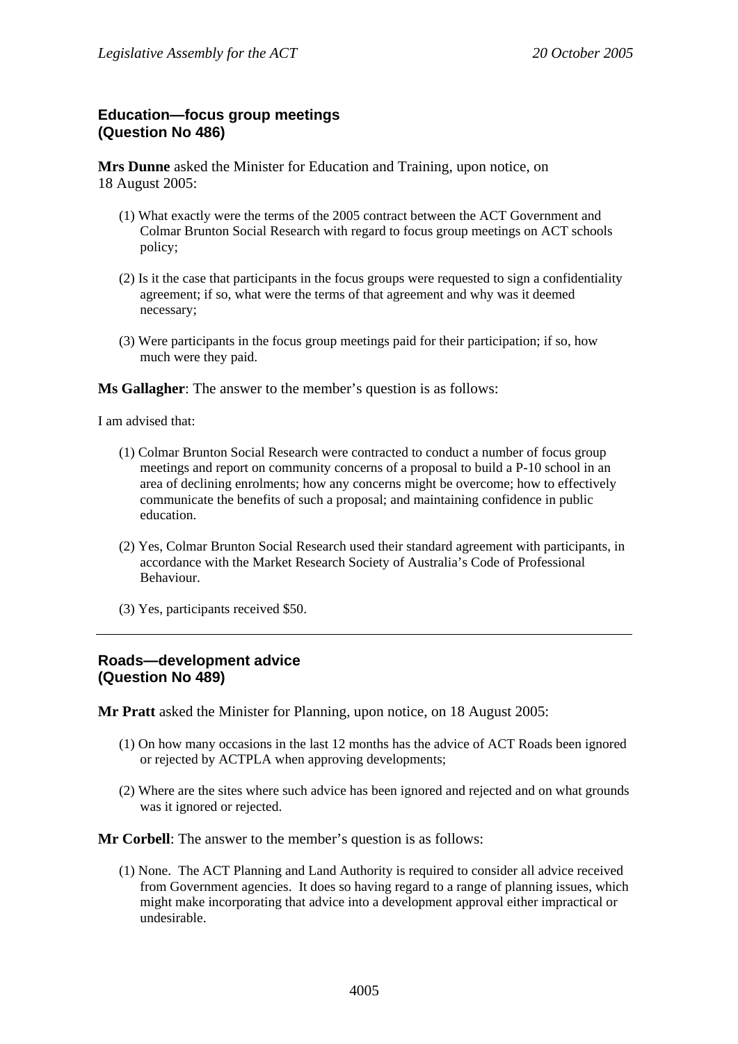### Education—focus group meetings (Question No 486)

**Mrs Dunne** asked the Minister for Education and Training, upon notice, on 18 August 2005:

(1) What exactly were the terms of the 2005 contract between the ACT Government and Colmar Brunton Social Research with regard to focus group meetings on ACT schools policy;

(2) Is it the case that participants in the focus groups were requested to sign a confidentiality agreement; if so, what were the terms of that agreement and why was it deemed necessary;

(3) Were participants in the focus group meetings paid for their participation; if so, how much were they paid.

**Ms Gallagher**: The answer to the member's question is as follows:

I am advised that:

(1) Colmar Brunton Social Research were contracted to conduct a number of focus group meetings and report on community concerns of a proposal to build a P-10 school in an area of declining enrolments; how any concerns might be overcome; how to effectively communicate the benefits of such a proposal; and maintaining confidence in public education.

(2) Yes, Colmar Brunton Social Research used their standard agreement with participants, in accordance with the Market Research Society of Australia's Code of Professional Behaviour.

(3) Yes, participants received $50.

---

### Roads—development advice (Question No 489)

**Mr Pratt** asked the Minister for Planning, upon notice, on 18 August 2005:

(1) On how many occasions in the last 12 months has the advice of ACT Roads been ignored or rejected by ACTPLA when approving developments;

(2) Where are the sites where such advice has been ignored and rejected and on what grounds was it ignored or rejected.

**Mr Corbell**: The answer to the member's question is as follows:

(1) None. The ACT Planning and Land Authority is required to consider all advice received from Government agencies. It does so having regard to a range of planning issues, which might make incorporating that advice into a development approval either impractical or undesirable.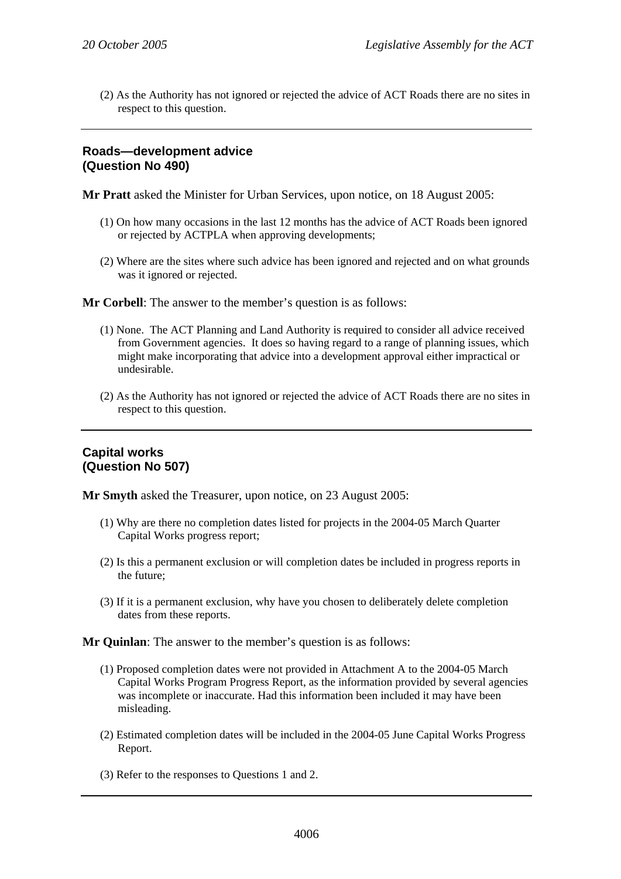(2) As the Authority has not ignored or rejected the advice of ACT Roads there are no sites in respect to this question.

---

### Roads—development advice
### (Question No 490)

**Mr Pratt** asked the Minister for Urban Services, upon notice, on 18 August 2005:

(1) On how many occasions in the last 12 months has the advice of ACT Roads been ignored or rejected by ACTPLA when approving developments;

(2) Where are the sites where such advice has been ignored and rejected and on what grounds was it ignored or rejected.

**Mr Corbell**: The answer to the member's question is as follows:

(1) None. The ACT Planning and Land Authority is required to consider all advice received from Government agencies. It does so having regard to a range of planning issues, which might make incorporating that advice into a development approval either impractical or undesirable.

(2) As the Authority has not ignored or rejected the advice of ACT Roads there are no sites in respect to this question.

---

### Capital works
### (Question No 507)

**Mr Smyth** asked the Treasurer, upon notice, on 23 August 2005:

(1) Why are there no completion dates listed for projects in the 2004-05 March Quarter Capital Works progress report;

(2) Is this a permanent exclusion or will completion dates be included in progress reports in the future;

(3) If it is a permanent exclusion, why have you chosen to deliberately delete completion dates from these reports.

**Mr Quinlan**: The answer to the member's question is as follows:

(1) Proposed completion dates were not provided in Attachment A to the 2004-05 March Capital Works Program Progress Report, as the information provided by several agencies was incomplete or inaccurate. Had this information been included it may have been misleading.

(2) Estimated completion dates will be included in the 2004-05 June Capital Works Progress Report.

(3) Refer to the responses to Questions 1 and 2.

---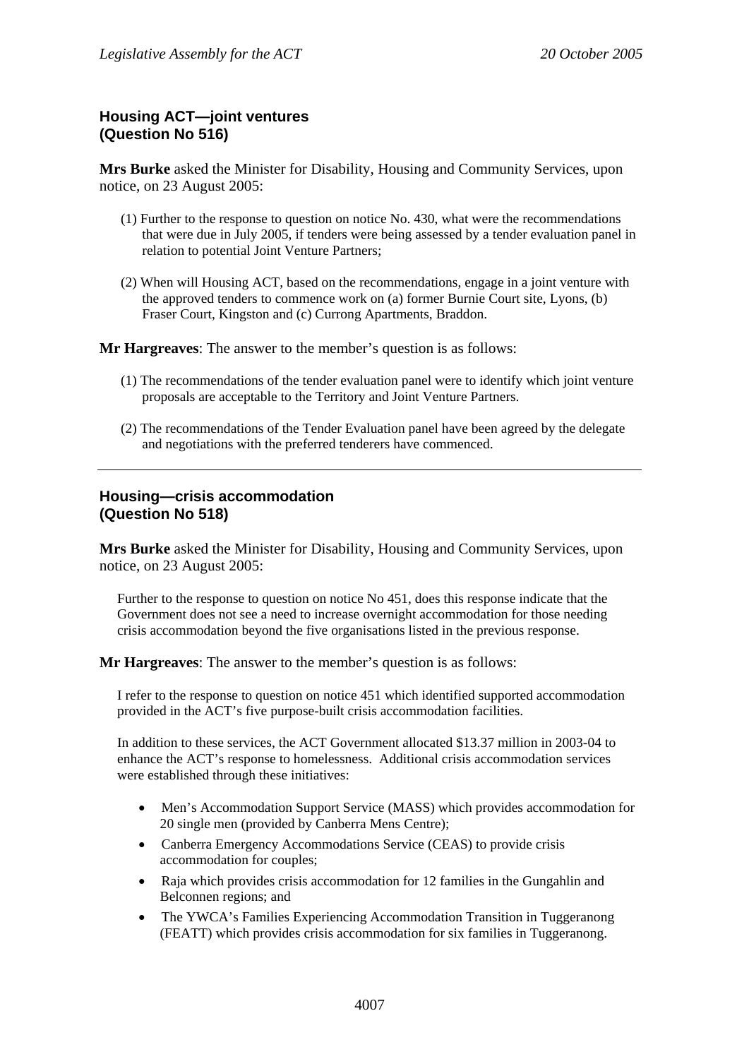## Housing ACT—joint ventures
## (Question No 516)

**Mrs Burke** asked the Minister for Disability, Housing and Community Services, upon notice, on 23 August 2005:

(1) Further to the response to question on notice No. 430, what were the recommendations that were due in July 2005, if tenders were being assessed by a tender evaluation panel in relation to potential Joint Venture Partners;

(2) When will Housing ACT, based on the recommendations, engage in a joint venture with the approved tenders to commence work on (a) former Burnie Court site, Lyons, (b) Fraser Court, Kingston and (c) Currong Apartments, Braddon.

**Mr Hargreaves**: The answer to the member's question is as follows:

(1) The recommendations of the tender evaluation panel were to identify which joint venture proposals are acceptable to the Territory and Joint Venture Partners.

(2) The recommendations of the Tender Evaluation panel have been agreed by the delegate and negotiations with the preferred tenderers have commenced.

---

## Housing—crisis accommodation
## (Question No 518)

**Mrs Burke** asked the Minister for Disability, Housing and Community Services, upon notice, on 23 August 2005:

Further to the response to question on notice No 451, does this response indicate that the Government does not see a need to increase overnight accommodation for those needing crisis accommodation beyond the five organisations listed in the previous response.

**Mr Hargreaves**: The answer to the member's question is as follows:

I refer to the response to question on notice 451 which identified supported accommodation provided in the ACT's five purpose-built crisis accommodation facilities.

In addition to these services, the ACT Government allocated $13.37 million in 2003-04 to enhance the ACT's response to homelessness. Additional crisis accommodation services were established through these initiatives:

- Men's Accommodation Support Service (MASS) which provides accommodation for 20 single men (provided by Canberra Mens Centre);
- Canberra Emergency Accommodations Service (CEAS) to provide crisis accommodation for couples;
- Raja which provides crisis accommodation for 12 families in the Gungahlin and Belconnen regions; and
- The YWCA's Families Experiencing Accommodation Transition in Tuggeranong (FEATT) which provides crisis accommodation for six families in Tuggeranong.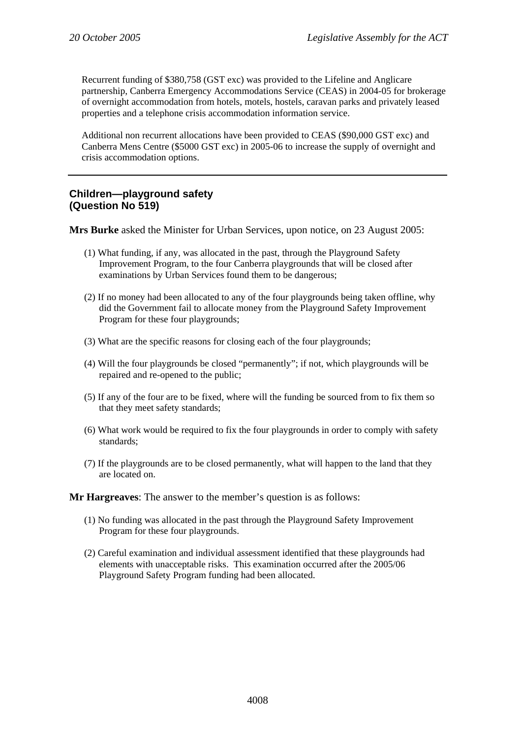Recurrent funding of $380,758 (GST exc) was provided to the Lifeline and Anglicare partnership, Canberra Emergency Accommodations Service (CEAS) in 2004-05 for brokerage of overnight accommodation from hotels, motels, hostels, caravan parks and privately leased properties and a telephone crisis accommodation information service.

Additional non recurrent allocations have been provided to CEAS ($90,000 GST exc) and Canberra Mens Centre ($5000 GST exc) in 2005-06 to increase the supply of overnight and crisis accommodation options.

---

## Children—playground safety (Question No 519)

**Mrs Burke** asked the Minister for Urban Services, upon notice, on 23 August 2005:

(1) What funding, if any, was allocated in the past, through the Playground Safety Improvement Program, to the four Canberra playgrounds that will be closed after examinations by Urban Services found them to be dangerous;

(2) If no money had been allocated to any of the four playgrounds being taken offline, why did the Government fail to allocate money from the Playground Safety Improvement Program for these four playgrounds;

(3) What are the specific reasons for closing each of the four playgrounds;

(4) Will the four playgrounds be closed "permanently"; if not, which playgrounds will be repaired and re-opened to the public;

(5) If any of the four are to be fixed, where will the funding be sourced from to fix them so that they meet safety standards;

(6) What work would be required to fix the four playgrounds in order to comply with safety standards;

(7) If the playgrounds are to be closed permanently, what will happen to the land that they are located on.

**Mr Hargreaves**: The answer to the member's question is as follows:

(1) No funding was allocated in the past through the Playground Safety Improvement Program for these four playgrounds.

(2) Careful examination and individual assessment identified that these playgrounds had elements with unacceptable risks. This examination occurred after the 2005/06 Playground Safety Program funding had been allocated.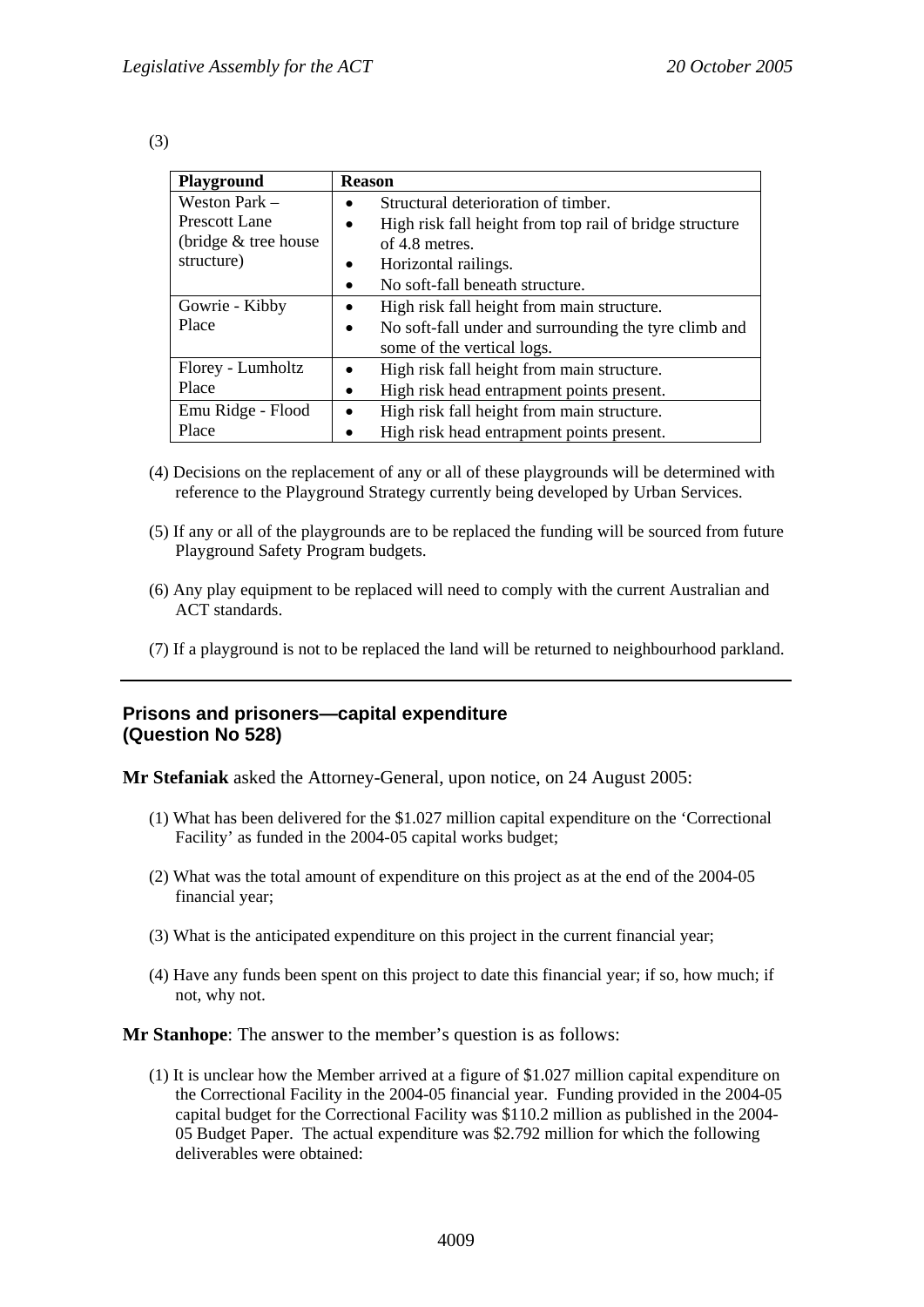(3)

| Playground | Reason |
|---|---|
| Weston Park – Prescott Lane (bridge & tree house structure) | • Structural deterioration of timber.<br>• High risk fall height from top rail of bridge structure of 4.8 metres.<br>• Horizontal railings.<br>• No soft-fall beneath structure. |
| Gowrie - Kibby Place | • High risk fall height from main structure.<br>• No soft-fall under and surrounding the tyre climb and some of the vertical logs. |
| Florey - Lumholtz Place | • High risk fall height from main structure.<br>• High risk head entrapment points present. |
| Emu Ridge - Flood Place | • High risk fall height from main structure.<br>• High risk head entrapment points present. |

(4) Decisions on the replacement of any or all of these playgrounds will be determined with reference to the Playground Strategy currently being developed by Urban Services.

(5) If any or all of the playgrounds are to be replaced the funding will be sourced from future Playground Safety Program budgets.

(6) Any play equipment to be replaced will need to comply with the current Australian and ACT standards.

(7) If a playground is not to be replaced the land will be returned to neighbourhood parkland.

---

## Prisons and prisoners—capital expenditure (Question No 528)

**Mr Stefaniak** asked the Attorney-General, upon notice, on 24 August 2005:

(1) What has been delivered for the $1.027 million capital expenditure on the 'Correctional Facility' as funded in the 2004-05 capital works budget;

(2) What was the total amount of expenditure on this project as at the end of the 2004-05 financial year;

(3) What is the anticipated expenditure on this project in the current financial year;

(4) Have any funds been spent on this project to date this financial year; if so, how much; if not, why not.

**Mr Stanhope**: The answer to the member's question is as follows:

(1) It is unclear how the Member arrived at a figure of $1.027 million capital expenditure on the Correctional Facility in the 2004-05 financial year. Funding provided in the 2004-05 capital budget for the Correctional Facility was $110.2 million as published in the 2004-05 Budget Paper. The actual expenditure was $2.792 million for which the following deliverables were obtained: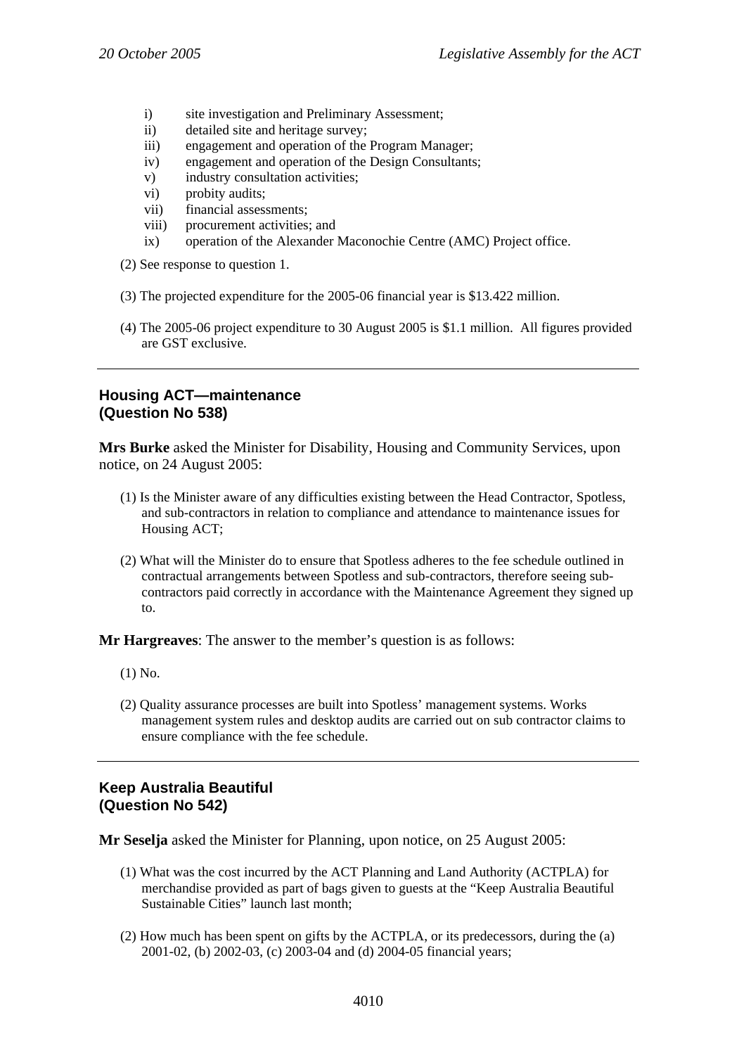i) site investigation and Preliminary Assessment;
ii) detailed site and heritage survey;
iii) engagement and operation of the Program Manager;
iv) engagement and operation of the Design Consultants;
v) industry consultation activities;
vi) probity audits;
vii) financial assessments;
viii) procurement activities; and
ix) operation of the Alexander Maconochie Centre (AMC) Project office.

(2) See response to question 1.

(3) The projected expenditure for the 2005-06 financial year is $13.422 million.

(4) The 2005-06 project expenditure to 30 August 2005 is $1.1 million. All figures provided are GST exclusive.

---

## Housing ACT—maintenance (Question No 538)

**Mrs Burke** asked the Minister for Disability, Housing and Community Services, upon notice, on 24 August 2005:

(1) Is the Minister aware of any difficulties existing between the Head Contractor, Spotless, and sub-contractors in relation to compliance and attendance to maintenance issues for Housing ACT;

(2) What will the Minister do to ensure that Spotless adheres to the fee schedule outlined in contractual arrangements between Spotless and sub-contractors, therefore seeing sub-contractors paid correctly in accordance with the Maintenance Agreement they signed up to.

**Mr Hargreaves**: The answer to the member's question is as follows:

(1) No.

(2) Quality assurance processes are built into Spotless' management systems. Works management system rules and desktop audits are carried out on sub contractor claims to ensure compliance with the fee schedule.

---

## Keep Australia Beautiful (Question No 542)

**Mr Seselja** asked the Minister for Planning, upon notice, on 25 August 2005:

(1) What was the cost incurred by the ACT Planning and Land Authority (ACTPLA) for merchandise provided as part of bags given to guests at the "Keep Australia Beautiful Sustainable Cities" launch last month;

(2) How much has been spent on gifts by the ACTPLA, or its predecessors, during the (a) 2001-02, (b) 2002-03, (c) 2003-04 and (d) 2004-05 financial years;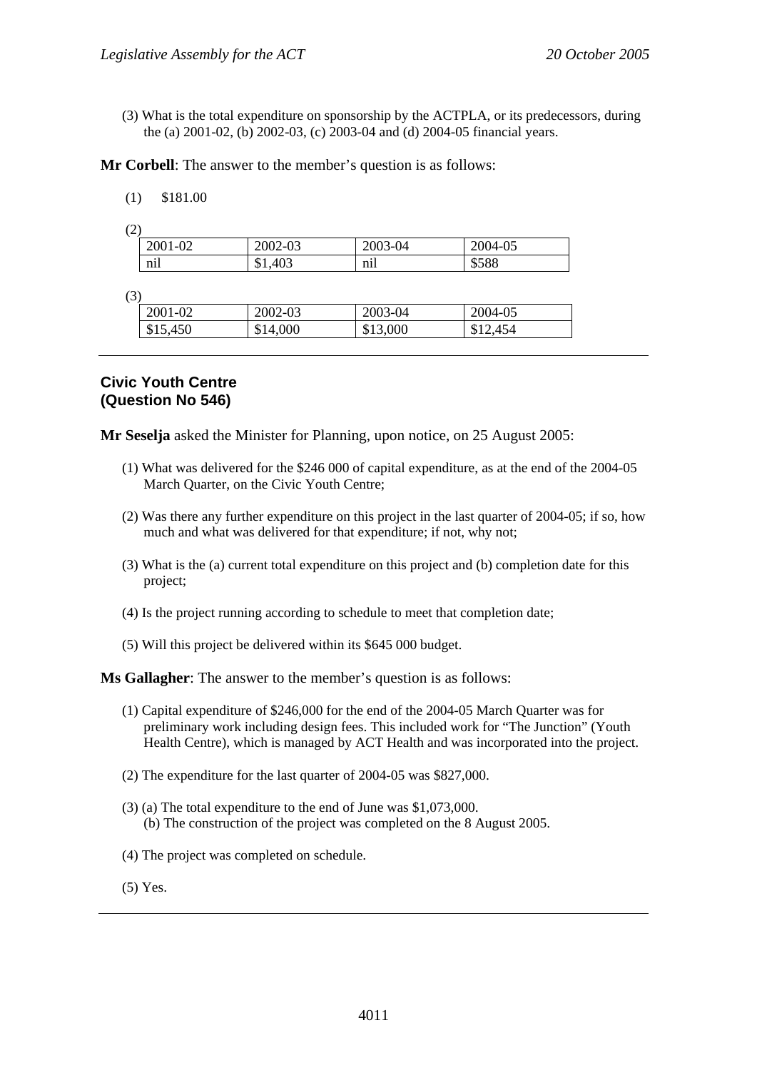(3) What is the total expenditure on sponsorship by the ACTPLA, or its predecessors, during the (a) 2001-02, (b) 2002-03, (c) 2003-04 and (d) 2004-05 financial years.

**Mr Corbell**: The answer to the member's question is as follows:

(1) $181.00

(2)

| 2001-02 | 2002-03 | 2003-04 | 2004-05 |
|---|---|---|---|
| nil | $1,403 | nil | $588 |

(3)

| 2001-02 | 2002-03 | 2003-04 | 2004-05 |
|---|---|---|---|
| $15,450 | $14,000 | $13,000 | $12,454 |

---

### Civic Youth Centre (Question No 546)

**Mr Seselja** asked the Minister for Planning, upon notice, on 25 August 2005:

(1) What was delivered for the $246 000 of capital expenditure, as at the end of the 2004-05 March Quarter, on the Civic Youth Centre;

(2) Was there any further expenditure on this project in the last quarter of 2004-05; if so, how much and what was delivered for that expenditure; if not, why not;

(3) What is the (a) current total expenditure on this project and (b) completion date for this project;

(4) Is the project running according to schedule to meet that completion date;

(5) Will this project be delivered within its $645 000 budget.

**Ms Gallagher**: The answer to the member's question is as follows:

(1) Capital expenditure of $246,000 for the end of the 2004-05 March Quarter was for preliminary work including design fees. This included work for "The Junction" (Youth Health Centre), which is managed by ACT Health and was incorporated into the project.

(2) The expenditure for the last quarter of 2004-05 was $827,000.

(3) (a) The total expenditure to the end of June was $1,073,000.
(b) The construction of the project was completed on the 8 August 2005.

(4) The project was completed on schedule.

(5) Yes.

---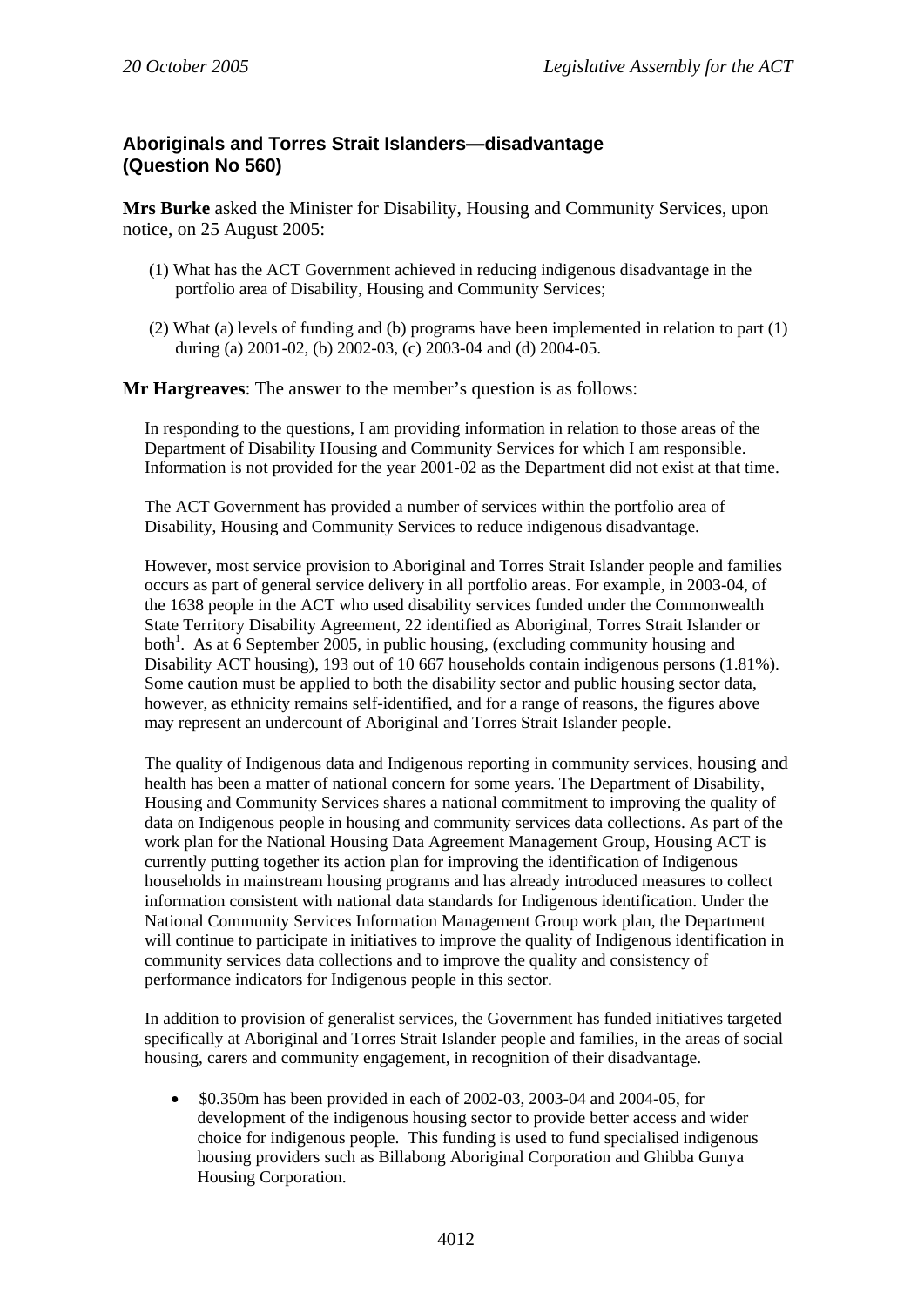## Aboriginals and Torres Strait Islanders—disadvantage (Question No 560)

**Mrs Burke** asked the Minister for Disability, Housing and Community Services, upon notice, on 25 August 2005:

(1) What has the ACT Government achieved in reducing indigenous disadvantage in the portfolio area of Disability, Housing and Community Services;

(2) What (a) levels of funding and (b) programs have been implemented in relation to part (1) during (a) 2001-02, (b) 2002-03, (c) 2003-04 and (d) 2004-05.

**Mr Hargreaves**: The answer to the member's question is as follows:

In responding to the questions, I am providing information in relation to those areas of the Department of Disability Housing and Community Services for which I am responsible. Information is not provided for the year 2001-02 as the Department did not exist at that time.

The ACT Government has provided a number of services within the portfolio area of Disability, Housing and Community Services to reduce indigenous disadvantage.

However, most service provision to Aboriginal and Torres Strait Islander people and families occurs as part of general service delivery in all portfolio areas. For example, in 2003-04, of the 1638 people in the ACT who used disability services funded under the Commonwealth State Territory Disability Agreement, 22 identified as Aboriginal, Torres Strait Islander or both[1]. As at 6 September 2005, in public housing, (excluding community housing and Disability ACT housing), 193 out of 10 667 households contain indigenous persons (1.81%). Some caution must be applied to both the disability sector and public housing sector data, however, as ethnicity remains self-identified, and for a range of reasons, the figures above may represent an undercount of Aboriginal and Torres Strait Islander people.

The quality of Indigenous data and Indigenous reporting in community services, housing and health has been a matter of national concern for some years. The Department of Disability, Housing and Community Services shares a national commitment to improving the quality of data on Indigenous people in housing and community services data collections. As part of the work plan for the National Housing Data Agreement Management Group, Housing ACT is currently putting together its action plan for improving the identification of Indigenous households in mainstream housing programs and has already introduced measures to collect information consistent with national data standards for Indigenous identification. Under the National Community Services Information Management Group work plan, the Department will continue to participate in initiatives to improve the quality of Indigenous identification in community services data collections and to improve the quality and consistency of performance indicators for Indigenous people in this sector.

In addition to provision of generalist services, the Government has funded initiatives targeted specifically at Aboriginal and Torres Strait Islander people and families, in the areas of social housing, carers and community engagement, in recognition of their disadvantage.

- $0.350m has been provided in each of 2002-03, 2003-04 and 2004-05, for development of the indigenous housing sector to provide better access and wider choice for indigenous people. This funding is used to fund specialised indigenous housing providers such as Billabong Aboriginal Corporation and Ghibba Gunya Housing Corporation.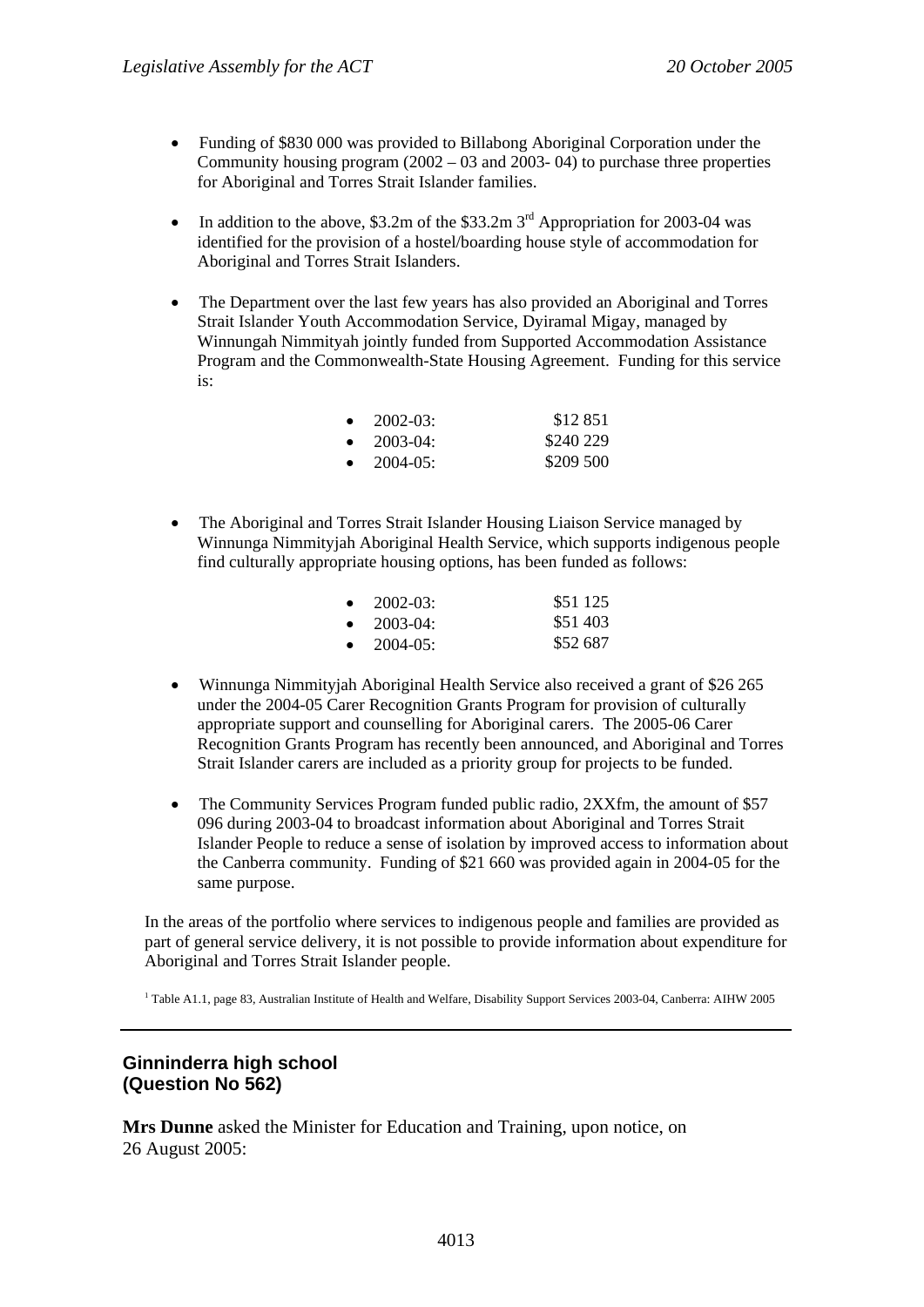- Funding of \$830 000 was provided to Billabong Aboriginal Corporation under the Community housing program (2002 – 03 and 2003- 04) to purchase three properties for Aboriginal and Torres Strait Islander families.

- In addition to the above, \$3.2m of the \$33.2m 3rd Appropriation for 2003-04 was identified for the provision of a hostel/boarding house style of accommodation for Aboriginal and Torres Strait Islanders.

- The Department over the last few years has also provided an Aboriginal and Torres Strait Islander Youth Accommodation Service, Dyiramal Migay, managed by Winnungah Nimmityah jointly funded from Supported Accommodation Assistance Program and the Commonwealth-State Housing Agreement. Funding for this service is:

  - 2002-03: \$12 851
  - 2003-04: \$240 229
  - 2004-05: \$209 500

- The Aboriginal and Torres Strait Islander Housing Liaison Service managed by Winnunga Nimmityjah Aboriginal Health Service, which supports indigenous people find culturally appropriate housing options, has been funded as follows:

  - 2002-03: \$51 125
  - 2003-04: \$51 403
  - 2004-05: \$52 687

- Winnunga Nimmityjah Aboriginal Health Service also received a grant of \$26 265 under the 2004-05 Carer Recognition Grants Program for provision of culturally appropriate support and counselling for Aboriginal carers. The 2005-06 Carer Recognition Grants Program has recently been announced, and Aboriginal and Torres Strait Islander carers are included as a priority group for projects to be funded.

- The Community Services Program funded public radio, 2XXfm, the amount of \$57 096 during 2003-04 to broadcast information about Aboriginal and Torres Strait Islander People to reduce a sense of isolation by improved access to information about the Canberra community. Funding of \$21 660 was provided again in 2004-05 for the same purpose.

In the areas of the portfolio where services to indigenous people and families are provided as part of general service delivery, it is not possible to provide information about expenditure for Aboriginal and Torres Strait Islander people.

[1] Table A1.1, page 83, Australian Institute of Health and Welfare, Disability Support Services 2003-04, Canberra: AIHW 2005

---

## Ginninderra high school
## (Question No 562)

**Mrs Dunne** asked the Minister for Education and Training, upon notice, on 26 August 2005: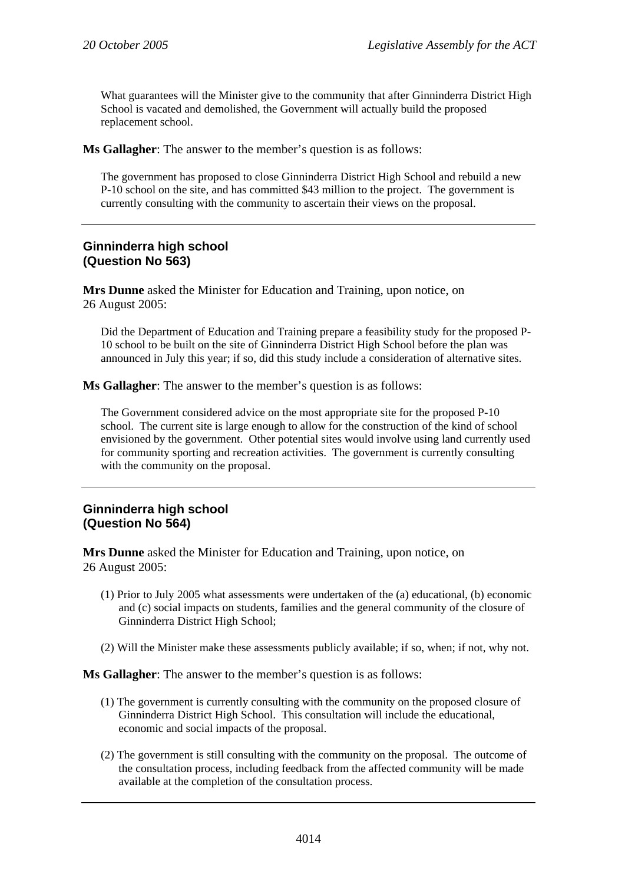What guarantees will the Minister give to the community that after Ginninderra District High School is vacated and demolished, the Government will actually build the proposed replacement school.

**Ms Gallagher**: The answer to the member's question is as follows:

The government has proposed to close Ginninderra District High School and rebuild a new P-10 school on the site, and has committed $43 million to the project. The government is currently consulting with the community to ascertain their views on the proposal.

---

## Ginninderra high school (Question No 563)

**Mrs Dunne** asked the Minister for Education and Training, upon notice, on 26 August 2005:

Did the Department of Education and Training prepare a feasibility study for the proposed P-10 school to be built on the site of Ginninderra District High School before the plan was announced in July this year; if so, did this study include a consideration of alternative sites.

**Ms Gallagher**: The answer to the member's question is as follows:

The Government considered advice on the most appropriate site for the proposed P-10 school. The current site is large enough to allow for the construction of the kind of school envisioned by the government. Other potential sites would involve using land currently used for community sporting and recreation activities. The government is currently consulting with the community on the proposal.

---

## Ginninderra high school (Question No 564)

**Mrs Dunne** asked the Minister for Education and Training, upon notice, on 26 August 2005:

(1) Prior to July 2005 what assessments were undertaken of the (a) educational, (b) economic and (c) social impacts on students, families and the general community of the closure of Ginninderra District High School;

(2) Will the Minister make these assessments publicly available; if so, when; if not, why not.

**Ms Gallagher**: The answer to the member's question is as follows:

(1) The government is currently consulting with the community on the proposed closure of Ginninderra District High School. This consultation will include the educational, economic and social impacts of the proposal.

(2) The government is still consulting with the community on the proposal. The outcome of the consultation process, including feedback from the affected community will be made available at the completion of the consultation process.

---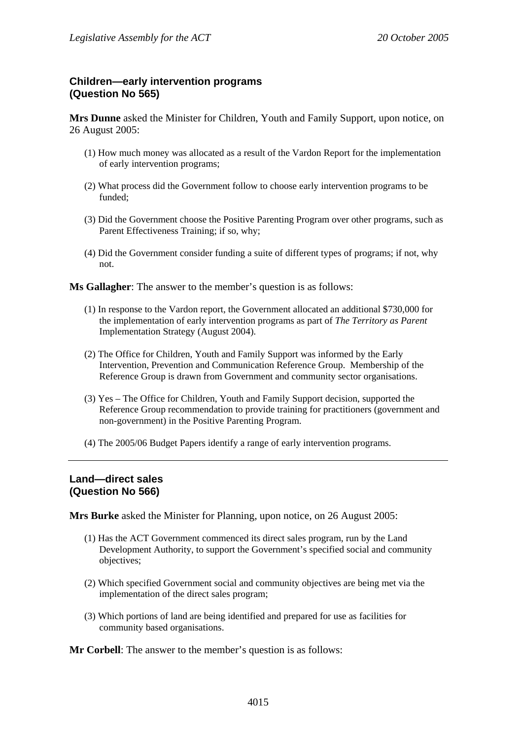## Children—early intervention programs (Question No 565)

**Mrs Dunne** asked the Minister for Children, Youth and Family Support, upon notice, on 26 August 2005:

(1) How much money was allocated as a result of the Vardon Report for the implementation of early intervention programs;

(2) What process did the Government follow to choose early intervention programs to be funded;

(3) Did the Government choose the Positive Parenting Program over other programs, such as Parent Effectiveness Training; if so, why;

(4) Did the Government consider funding a suite of different types of programs; if not, why not.

**Ms Gallagher**: The answer to the member's question is as follows:

(1) In response to the Vardon report, the Government allocated an additional $730,000 for the implementation of early intervention programs as part of *The Territory as Parent* Implementation Strategy (August 2004).

(2) The Office for Children, Youth and Family Support was informed by the Early Intervention, Prevention and Communication Reference Group. Membership of the Reference Group is drawn from Government and community sector organisations.

(3) Yes – The Office for Children, Youth and Family Support decision, supported the Reference Group recommendation to provide training for practitioners (government and non-government) in the Positive Parenting Program.

(4) The 2005/06 Budget Papers identify a range of early intervention programs.

---

## Land—direct sales (Question No 566)

**Mrs Burke** asked the Minister for Planning, upon notice, on 26 August 2005:

(1) Has the ACT Government commenced its direct sales program, run by the Land Development Authority, to support the Government's specified social and community objectives;

(2) Which specified Government social and community objectives are being met via the implementation of the direct sales program;

(3) Which portions of land are being identified and prepared for use as facilities for community based organisations.

**Mr Corbell**: The answer to the member's question is as follows: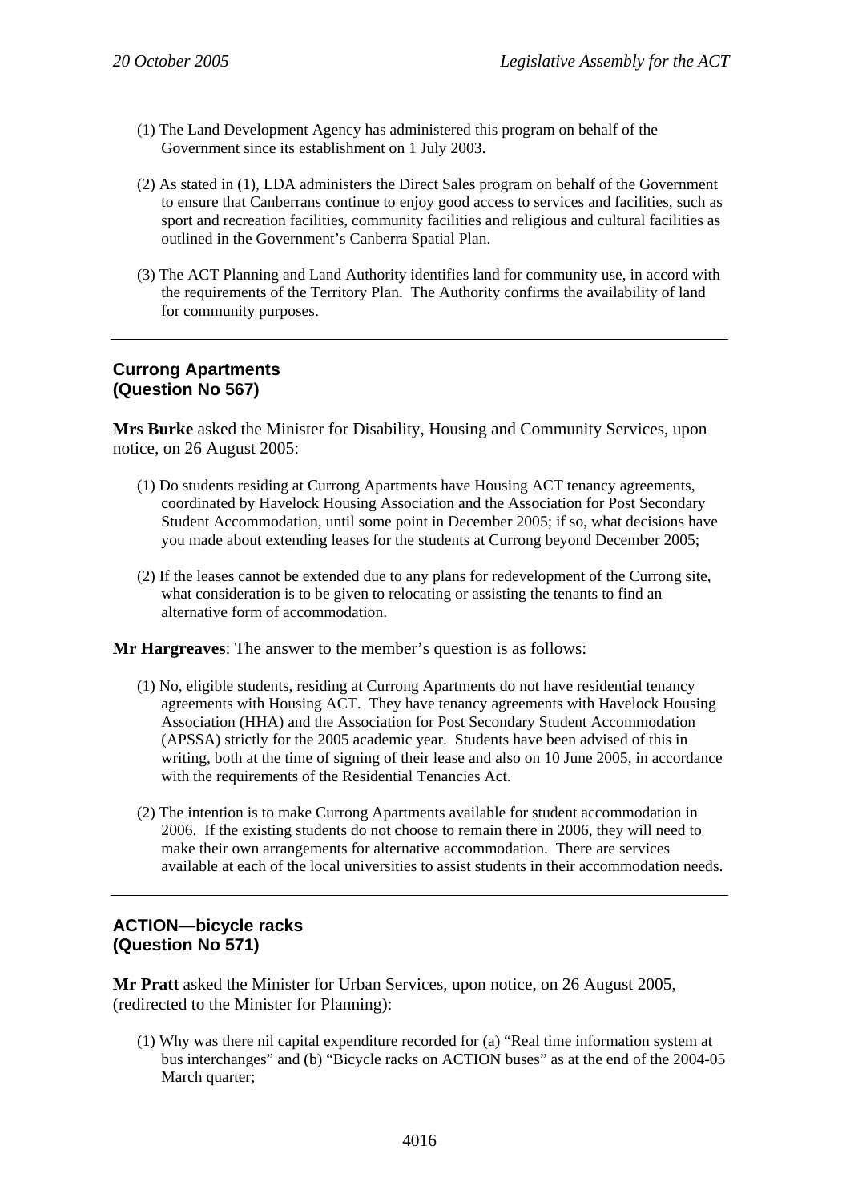(1) The Land Development Agency has administered this program on behalf of the Government since its establishment on 1 July 2003.

(2) As stated in (1), LDA administers the Direct Sales program on behalf of the Government to ensure that Canberrans continue to enjoy good access to services and facilities, such as sport and recreation facilities, community facilities and religious and cultural facilities as outlined in the Government's Canberra Spatial Plan.

(3) The ACT Planning and Land Authority identifies land for community use, in accord with the requirements of the Territory Plan. The Authority confirms the availability of land for community purposes.

---

## Currong Apartments
## (Question No 567)

**Mrs Burke** asked the Minister for Disability, Housing and Community Services, upon notice, on 26 August 2005:

(1) Do students residing at Currong Apartments have Housing ACT tenancy agreements, coordinated by Havelock Housing Association and the Association for Post Secondary Student Accommodation, until some point in December 2005; if so, what decisions have you made about extending leases for the students at Currong beyond December 2005;

(2) If the leases cannot be extended due to any plans for redevelopment of the Currong site, what consideration is to be given to relocating or assisting the tenants to find an alternative form of accommodation.

**Mr Hargreaves**: The answer to the member's question is as follows:

(1) No, eligible students, residing at Currong Apartments do not have residential tenancy agreements with Housing ACT. They have tenancy agreements with Havelock Housing Association (HHA) and the Association for Post Secondary Student Accommodation (APSSA) strictly for the 2005 academic year. Students have been advised of this in writing, both at the time of signing of their lease and also on 10 June 2005, in accordance with the requirements of the Residential Tenancies Act.

(2) The intention is to make Currong Apartments available for student accommodation in 2006. If the existing students do not choose to remain there in 2006, they will need to make their own arrangements for alternative accommodation. There are services available at each of the local universities to assist students in their accommodation needs.

---

## ACTION—bicycle racks
## (Question No 571)

**Mr Pratt** asked the Minister for Urban Services, upon notice, on 26 August 2005, (redirected to the Minister for Planning):

(1) Why was there nil capital expenditure recorded for (a) "Real time information system at bus interchanges" and (b) "Bicycle racks on ACTION buses" as at the end of the 2004-05 March quarter;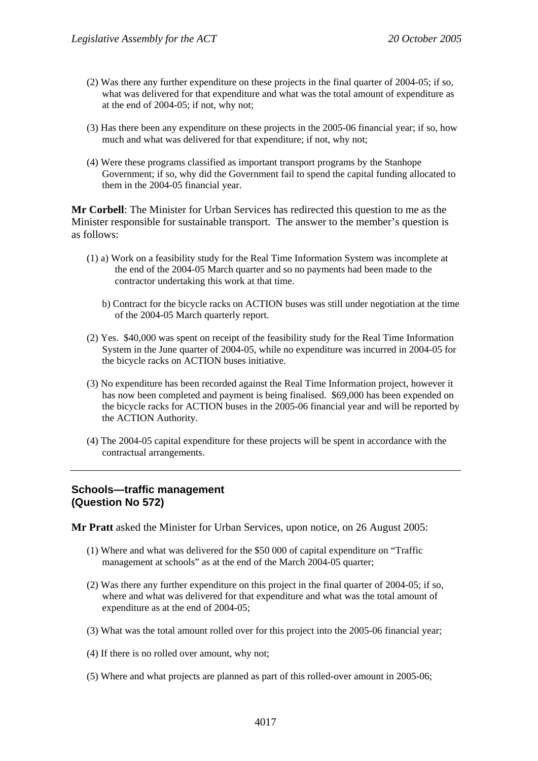(2) Was there any further expenditure on these projects in the final quarter of 2004-05; if so, what was delivered for that expenditure and what was the total amount of expenditure as at the end of 2004-05; if not, why not;

(3) Has there been any expenditure on these projects in the 2005-06 financial year; if so, how much and what was delivered for that expenditure; if not, why not;

(4) Were these programs classified as important transport programs by the Stanhope Government; if so, why did the Government fail to spend the capital funding allocated to them in the 2004-05 financial year.

**Mr Corbell**: The Minister for Urban Services has redirected this question to me as the Minister responsible for sustainable transport. The answer to the member's question is as follows:

(1) a) Work on a feasibility study for the Real Time Information System was incomplete at the end of the 2004-05 March quarter and so no payments had been made to the contractor undertaking this work at that time.

b) Contract for the bicycle racks on ACTION buses was still under negotiation at the time of the 2004-05 March quarterly report.

(2) Yes. $40,000 was spent on receipt of the feasibility study for the Real Time Information System in the June quarter of 2004-05, while no expenditure was incurred in 2004-05 for the bicycle racks on ACTION buses initiative.

(3) No expenditure has been recorded against the Real Time Information project, however it has now been completed and payment is being finalised. $69,000 has been expended on the bicycle racks for ACTION buses in the 2005-06 financial year and will be reported by the ACTION Authority.

(4) The 2004-05 capital expenditure for these projects will be spent in accordance with the contractual arrangements.

---

### Schools—traffic management (Question No 572)

**Mr Pratt** asked the Minister for Urban Services, upon notice, on 26 August 2005:

(1) Where and what was delivered for the $50 000 of capital expenditure on "Traffic management at schools" as at the end of the March 2004-05 quarter;

(2) Was there any further expenditure on this project in the final quarter of 2004-05; if so, where and what was delivered for that expenditure and what was the total amount of expenditure as at the end of 2004-05;

(3) What was the total amount rolled over for this project into the 2005-06 financial year;

(4) If there is no rolled over amount, why not;

(5) Where and what projects are planned as part of this rolled-over amount in 2005-06;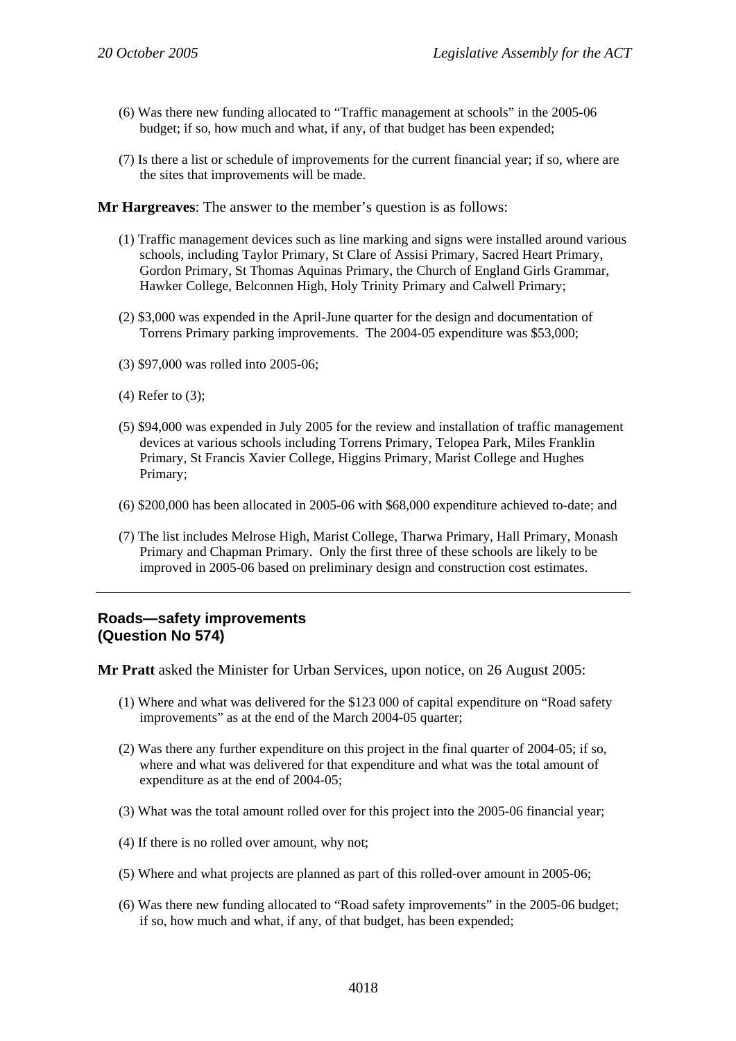(6) Was there new funding allocated to "Traffic management at schools" in the 2005-06 budget; if so, how much and what, if any, of that budget has been expended;

(7) Is there a list or schedule of improvements for the current financial year; if so, where are the sites that improvements will be made.

**Mr Hargreaves**: The answer to the member's question is as follows:

(1) Traffic management devices such as line marking and signs were installed around various schools, including Taylor Primary, St Clare of Assisi Primary, Sacred Heart Primary, Gordon Primary, St Thomas Aquinas Primary, the Church of England Girls Grammar, Hawker College, Belconnen High, Holy Trinity Primary and Calwell Primary;

(2) $3,000 was expended in the April-June quarter for the design and documentation of Torrens Primary parking improvements. The 2004-05 expenditure was $53,000;

(3) $97,000 was rolled into 2005-06;

(4) Refer to (3);

(5) $94,000 was expended in July 2005 for the review and installation of traffic management devices at various schools including Torrens Primary, Telopea Park, Miles Franklin Primary, St Francis Xavier College, Higgins Primary, Marist College and Hughes Primary;

(6) $200,000 has been allocated in 2005-06 with $68,000 expenditure achieved to-date; and

(7) The list includes Melrose High, Marist College, Tharwa Primary, Hall Primary, Monash Primary and Chapman Primary. Only the first three of these schools are likely to be improved in 2005-06 based on preliminary design and construction cost estimates.

---

## Roads—safety improvements
## (Question No 574)

**Mr Pratt** asked the Minister for Urban Services, upon notice, on 26 August 2005:

(1) Where and what was delivered for the $123 000 of capital expenditure on "Road safety improvements" as at the end of the March 2004-05 quarter;

(2) Was there any further expenditure on this project in the final quarter of 2004-05; if so, where and what was delivered for that expenditure and what was the total amount of expenditure as at the end of 2004-05;

(3) What was the total amount rolled over for this project into the 2005-06 financial year;

(4) If there is no rolled over amount, why not;

(5) Where and what projects are planned as part of this rolled-over amount in 2005-06;

(6) Was there new funding allocated to "Road safety improvements" in the 2005-06 budget; if so, how much and what, if any, of that budget, has been expended;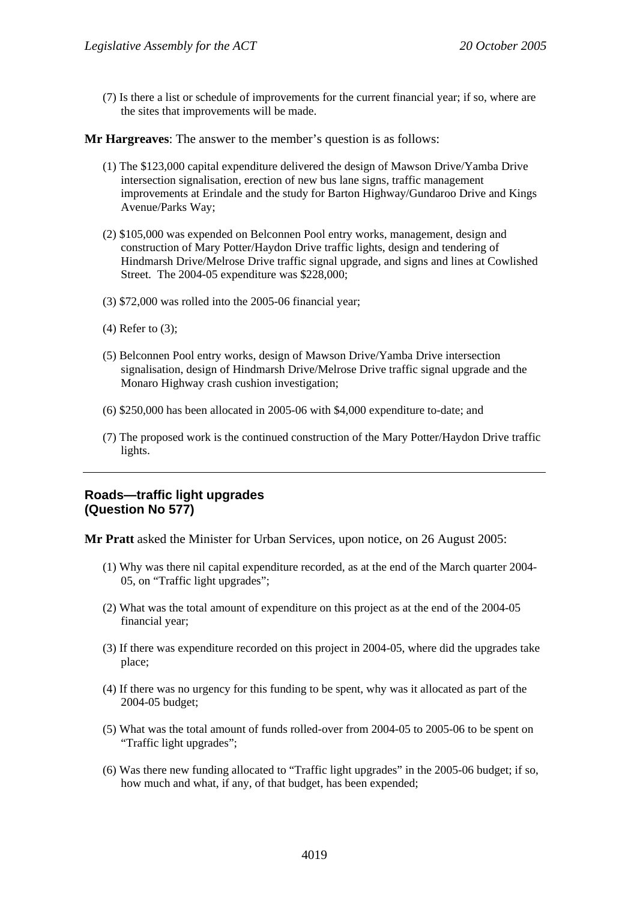(7) Is there a list or schedule of improvements for the current financial year; if so, where are the sites that improvements will be made.

**Mr Hargreaves**: The answer to the member's question is as follows:

(1) The $123,000 capital expenditure delivered the design of Mawson Drive/Yamba Drive intersection signalisation, erection of new bus lane signs, traffic management improvements at Erindale and the study for Barton Highway/Gundaroo Drive and Kings Avenue/Parks Way;

(2) $105,000 was expended on Belconnen Pool entry works, management, design and construction of Mary Potter/Haydon Drive traffic lights, design and tendering of Hindmarsh Drive/Melrose Drive traffic signal upgrade, and signs and lines at Cowlished Street. The 2004-05 expenditure was $228,000;

(3) $72,000 was rolled into the 2005-06 financial year;

(4) Refer to (3);

(5) Belconnen Pool entry works, design of Mawson Drive/Yamba Drive intersection signalisation, design of Hindmarsh Drive/Melrose Drive traffic signal upgrade and the Monaro Highway crash cushion investigation;

(6) $250,000 has been allocated in 2005-06 with $4,000 expenditure to-date; and

(7) The proposed work is the continued construction of the Mary Potter/Haydon Drive traffic lights.

---

## Roads—traffic light upgrades (Question No 577)

**Mr Pratt** asked the Minister for Urban Services, upon notice, on 26 August 2005:

(1) Why was there nil capital expenditure recorded, as at the end of the March quarter 2004-05, on "Traffic light upgrades";

(2) What was the total amount of expenditure on this project as at the end of the 2004-05 financial year;

(3) If there was expenditure recorded on this project in 2004-05, where did the upgrades take place;

(4) If there was no urgency for this funding to be spent, why was it allocated as part of the 2004-05 budget;

(5) What was the total amount of funds rolled-over from 2004-05 to 2005-06 to be spent on "Traffic light upgrades";

(6) Was there new funding allocated to "Traffic light upgrades" in the 2005-06 budget; if so, how much and what, if any, of that budget, has been expended;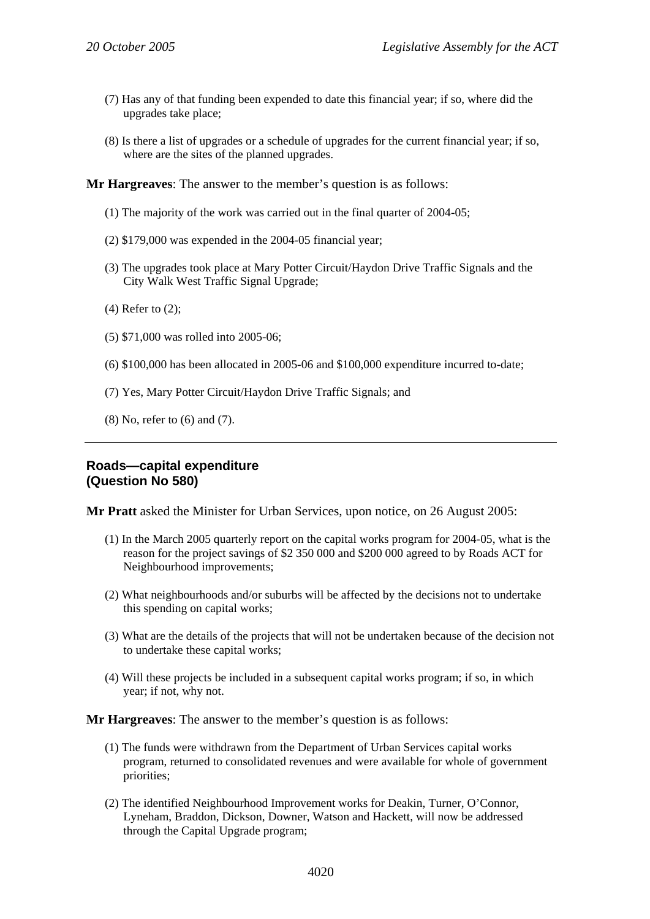(7) Has any of that funding been expended to date this financial year; if so, where did the upgrades take place;

(8) Is there a list of upgrades or a schedule of upgrades for the current financial year; if so, where are the sites of the planned upgrades.

**Mr Hargreaves**: The answer to the member's question is as follows:

(1) The majority of the work was carried out in the final quarter of 2004-05;

(2) $179,000 was expended in the 2004-05 financial year;

(3) The upgrades took place at Mary Potter Circuit/Haydon Drive Traffic Signals and the City Walk West Traffic Signal Upgrade;

(4) Refer to (2);

(5) $71,000 was rolled into 2005-06;

(6) $100,000 has been allocated in 2005-06 and $100,000 expenditure incurred to-date;

(7) Yes, Mary Potter Circuit/Haydon Drive Traffic Signals; and

(8) No, refer to (6) and (7).

---

### Roads—capital expenditure (Question No 580)

**Mr Pratt** asked the Minister for Urban Services, upon notice, on 26 August 2005:

(1) In the March 2005 quarterly report on the capital works program for 2004-05, what is the reason for the project savings of $2 350 000 and $200 000 agreed to by Roads ACT for Neighbourhood improvements;

(2) What neighbourhoods and/or suburbs will be affected by the decisions not to undertake this spending on capital works;

(3) What are the details of the projects that will not be undertaken because of the decision not to undertake these capital works;

(4) Will these projects be included in a subsequent capital works program; if so, in which year; if not, why not.

**Mr Hargreaves**: The answer to the member's question is as follows:

(1) The funds were withdrawn from the Department of Urban Services capital works program, returned to consolidated revenues and were available for whole of government priorities;

(2) The identified Neighbourhood Improvement works for Deakin, Turner, O'Connor, Lyneham, Braddon, Dickson, Downer, Watson and Hackett, will now be addressed through the Capital Upgrade program;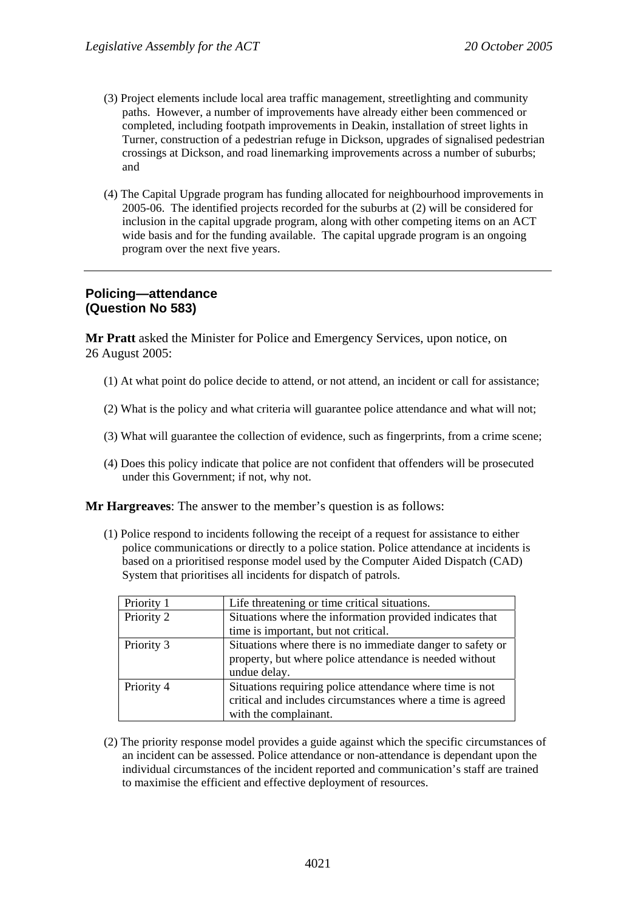(3) Project elements include local area traffic management, streetlighting and community paths. However, a number of improvements have already either been commenced or completed, including footpath improvements in Deakin, installation of street lights in Turner, construction of a pedestrian refuge in Dickson, upgrades of signalised pedestrian crossings at Dickson, and road linemarking improvements across a number of suburbs; and

(4) The Capital Upgrade program has funding allocated for neighbourhood improvements in 2005-06. The identified projects recorded for the suburbs at (2) will be considered for inclusion in the capital upgrade program, along with other competing items on an ACT wide basis and for the funding available. The capital upgrade program is an ongoing program over the next five years.

---

## Policing—attendance (Question No 583)

**Mr Pratt** asked the Minister for Police and Emergency Services, upon notice, on 26 August 2005:

(1) At what point do police decide to attend, or not attend, an incident or call for assistance;

(2) What is the policy and what criteria will guarantee police attendance and what will not;

(3) What will guarantee the collection of evidence, such as fingerprints, from a crime scene;

(4) Does this policy indicate that police are not confident that offenders will be prosecuted under this Government; if not, why not.

**Mr Hargreaves**: The answer to the member's question is as follows:

(1) Police respond to incidents following the receipt of a request for assistance to either police communications or directly to a police station. Police attendance at incidents is based on a prioritised response model used by the Computer Aided Dispatch (CAD) System that prioritises all incidents for dispatch of patrols.

| Priority | Description |
|---|---|
| Priority 1 | Life threatening or time critical situations. |
| Priority 2 | Situations where the information provided indicates that time is important, but not critical. |
| Priority 3 | Situations where there is no immediate danger to safety or property, but where police attendance is needed without undue delay. |
| Priority 4 | Situations requiring police attendance where time is not critical and includes circumstances where a time is agreed with the complainant. |

(2) The priority response model provides a guide against which the specific circumstances of an incident can be assessed. Police attendance or non-attendance is dependant upon the individual circumstances of the incident reported and communication's staff are trained to maximise the efficient and effective deployment of resources.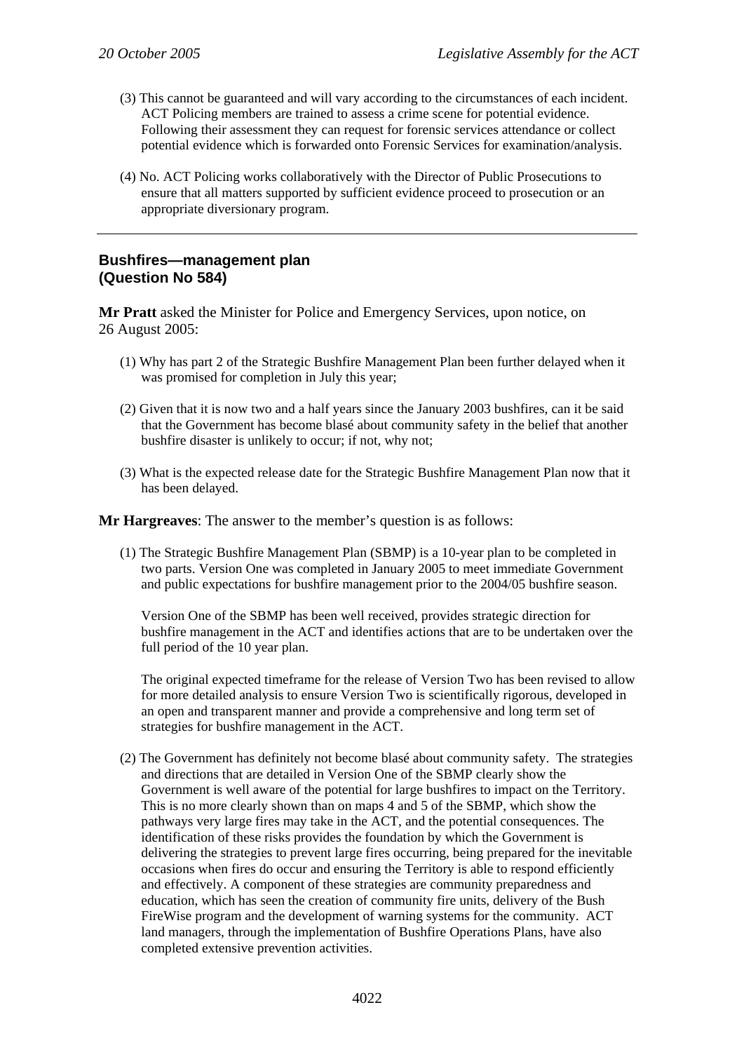(3) This cannot be guaranteed and will vary according to the circumstances of each incident. ACT Policing members are trained to assess a crime scene for potential evidence. Following their assessment they can request for forensic services attendance or collect potential evidence which is forwarded onto Forensic Services for examination/analysis.

(4) No. ACT Policing works collaboratively with the Director of Public Prosecutions to ensure that all matters supported by sufficient evidence proceed to prosecution or an appropriate diversionary program.

---

## Bushfires—management plan (Question No 584)

**Mr Pratt** asked the Minister for Police and Emergency Services, upon notice, on 26 August 2005:

(1) Why has part 2 of the Strategic Bushfire Management Plan been further delayed when it was promised for completion in July this year;

(2) Given that it is now two and a half years since the January 2003 bushfires, can it be said that the Government has become blasé about community safety in the belief that another bushfire disaster is unlikely to occur; if not, why not;

(3) What is the expected release date for the Strategic Bushfire Management Plan now that it has been delayed.

**Mr Hargreaves**: The answer to the member's question is as follows:

(1) The Strategic Bushfire Management Plan (SBMP) is a 10-year plan to be completed in two parts. Version One was completed in January 2005 to meet immediate Government and public expectations for bushfire management prior to the 2004/05 bushfire season.

Version One of the SBMP has been well received, provides strategic direction for bushfire management in the ACT and identifies actions that are to be undertaken over the full period of the 10 year plan.

The original expected timeframe for the release of Version Two has been revised to allow for more detailed analysis to ensure Version Two is scientifically rigorous, developed in an open and transparent manner and provide a comprehensive and long term set of strategies for bushfire management in the ACT.

(2) The Government has definitely not become blasé about community safety. The strategies and directions that are detailed in Version One of the SBMP clearly show the Government is well aware of the potential for large bushfires to impact on the Territory. This is no more clearly shown than on maps 4 and 5 of the SBMP, which show the pathways very large fires may take in the ACT, and the potential consequences. The identification of these risks provides the foundation by which the Government is delivering the strategies to prevent large fires occurring, being prepared for the inevitable occasions when fires do occur and ensuring the Territory is able to respond efficiently and effectively. A component of these strategies are community preparedness and education, which has seen the creation of community fire units, delivery of the Bush FireWise program and the development of warning systems for the community. ACT land managers, through the implementation of Bushfire Operations Plans, have also completed extensive prevention activities.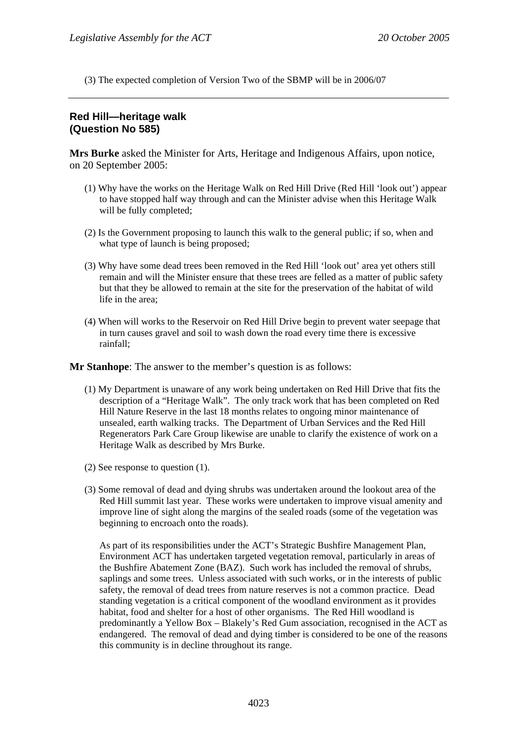(3) The expected completion of Version Two of the SBMP will be in 2006/07

---

## Red Hill—heritage walk (Question No 585)

**Mrs Burke** asked the Minister for Arts, Heritage and Indigenous Affairs, upon notice, on 20 September 2005:

(1) Why have the works on the Heritage Walk on Red Hill Drive (Red Hill 'look out') appear to have stopped half way through and can the Minister advise when this Heritage Walk will be fully completed;

(2) Is the Government proposing to launch this walk to the general public; if so, when and what type of launch is being proposed;

(3) Why have some dead trees been removed in the Red Hill 'look out' area yet others still remain and will the Minister ensure that these trees are felled as a matter of public safety but that they be allowed to remain at the site for the preservation of the habitat of wild life in the area;

(4) When will works to the Reservoir on Red Hill Drive begin to prevent water seepage that in turn causes gravel and soil to wash down the road every time there is excessive rainfall;

**Mr Stanhope**: The answer to the member's question is as follows:

(1) My Department is unaware of any work being undertaken on Red Hill Drive that fits the description of a "Heritage Walk". The only track work that has been completed on Red Hill Nature Reserve in the last 18 months relates to ongoing minor maintenance of unsealed, earth walking tracks. The Department of Urban Services and the Red Hill Regenerators Park Care Group likewise are unable to clarify the existence of work on a Heritage Walk as described by Mrs Burke.

(2) See response to question (1).

(3) Some removal of dead and dying shrubs was undertaken around the lookout area of the Red Hill summit last year. These works were undertaken to improve visual amenity and improve line of sight along the margins of the sealed roads (some of the vegetation was beginning to encroach onto the roads).

As part of its responsibilities under the ACT's Strategic Bushfire Management Plan, Environment ACT has undertaken targeted vegetation removal, particularly in areas of the Bushfire Abatement Zone (BAZ). Such work has included the removal of shrubs, saplings and some trees. Unless associated with such works, or in the interests of public safety, the removal of dead trees from nature reserves is not a common practice. Dead standing vegetation is a critical component of the woodland environment as it provides habitat, food and shelter for a host of other organisms. The Red Hill woodland is predominantly a Yellow Box – Blakely's Red Gum association, recognised in the ACT as endangered. The removal of dead and dying timber is considered to be one of the reasons this community is in decline throughout its range.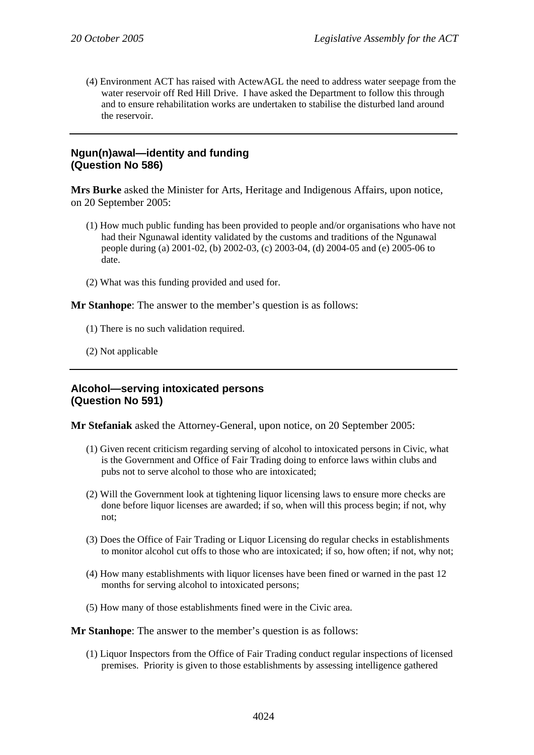(4) Environment ACT has raised with ActewAGL the need to address water seepage from the water reservoir off Red Hill Drive. I have asked the Department to follow this through and to ensure rehabilitation works are undertaken to stabilise the disturbed land around the reservoir.

---

### Ngun(n)awal—identity and funding (Question No 586)

**Mrs Burke** asked the Minister for Arts, Heritage and Indigenous Affairs, upon notice, on 20 September 2005:

(1) How much public funding has been provided to people and/or organisations who have not had their Ngunawal identity validated by the customs and traditions of the Ngunawal people during (a) 2001-02, (b) 2002-03, (c) 2003-04, (d) 2004-05 and (e) 2005-06 to date.

(2) What was this funding provided and used for.

**Mr Stanhope**: The answer to the member's question is as follows:

(1) There is no such validation required.

(2) Not applicable

---

### Alcohol—serving intoxicated persons (Question No 591)

**Mr Stefaniak** asked the Attorney-General, upon notice, on 20 September 2005:

(1) Given recent criticism regarding serving of alcohol to intoxicated persons in Civic, what is the Government and Office of Fair Trading doing to enforce laws within clubs and pubs not to serve alcohol to those who are intoxicated;

(2) Will the Government look at tightening liquor licensing laws to ensure more checks are done before liquor licenses are awarded; if so, when will this process begin; if not, why not;

(3) Does the Office of Fair Trading or Liquor Licensing do regular checks in establishments to monitor alcohol cut offs to those who are intoxicated; if so, how often; if not, why not;

(4) How many establishments with liquor licenses have been fined or warned in the past 12 months for serving alcohol to intoxicated persons;

(5) How many of those establishments fined were in the Civic area.

**Mr Stanhope**: The answer to the member's question is as follows:

(1) Liquor Inspectors from the Office of Fair Trading conduct regular inspections of licensed premises. Priority is given to those establishments by assessing intelligence gathered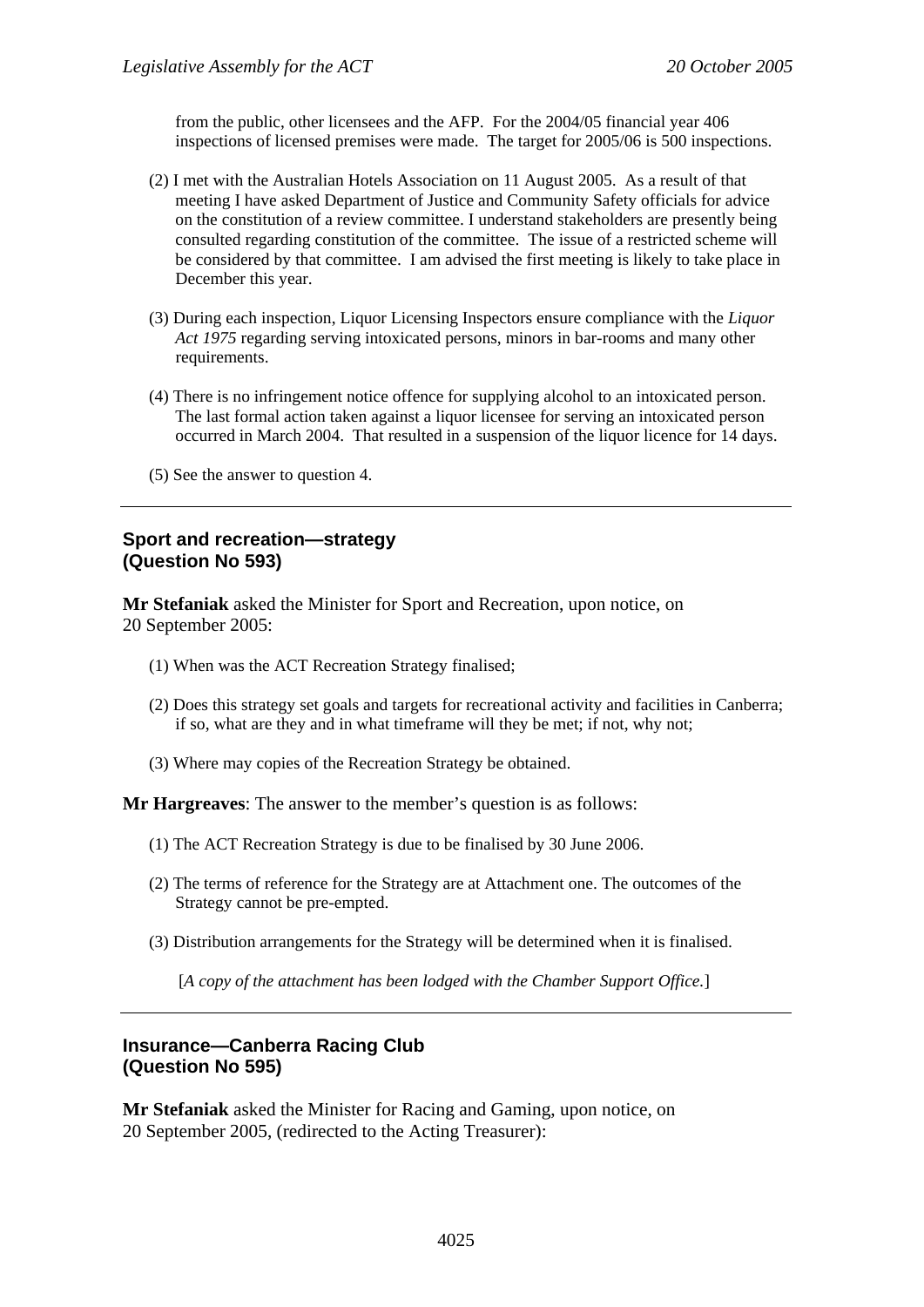from the public, other licensees and the AFP. For the 2004/05 financial year 406 inspections of licensed premises were made. The target for 2005/06 is 500 inspections.

(2) I met with the Australian Hotels Association on 11 August 2005. As a result of that meeting I have asked Department of Justice and Community Safety officials for advice on the constitution of a review committee. I understand stakeholders are presently being consulted regarding constitution of the committee. The issue of a restricted scheme will be considered by that committee. I am advised the first meeting is likely to take place in December this year.

(3) During each inspection, Liquor Licensing Inspectors ensure compliance with the *Liquor Act 1975* regarding serving intoxicated persons, minors in bar-rooms and many other requirements.

(4) There is no infringement notice offence for supplying alcohol to an intoxicated person. The last formal action taken against a liquor licensee for serving an intoxicated person occurred in March 2004. That resulted in a suspension of the liquor licence for 14 days.

(5) See the answer to question 4.

---

## Sport and recreation—strategy (Question No 593)

**Mr Stefaniak** asked the Minister for Sport and Recreation, upon notice, on 20 September 2005:

(1) When was the ACT Recreation Strategy finalised;

(2) Does this strategy set goals and targets for recreational activity and facilities in Canberra; if so, what are they and in what timeframe will they be met; if not, why not;

(3) Where may copies of the Recreation Strategy be obtained.

**Mr Hargreaves**: The answer to the member's question is as follows:

(1) The ACT Recreation Strategy is due to be finalised by 30 June 2006.

(2) The terms of reference for the Strategy are at Attachment one. The outcomes of the Strategy cannot be pre-empted.

(3) Distribution arrangements for the Strategy will be determined when it is finalised.

[*A copy of the attachment has been lodged with the Chamber Support Office.*]

---

## Insurance—Canberra Racing Club (Question No 595)

**Mr Stefaniak** asked the Minister for Racing and Gaming, upon notice, on 20 September 2005, (redirected to the Acting Treasurer):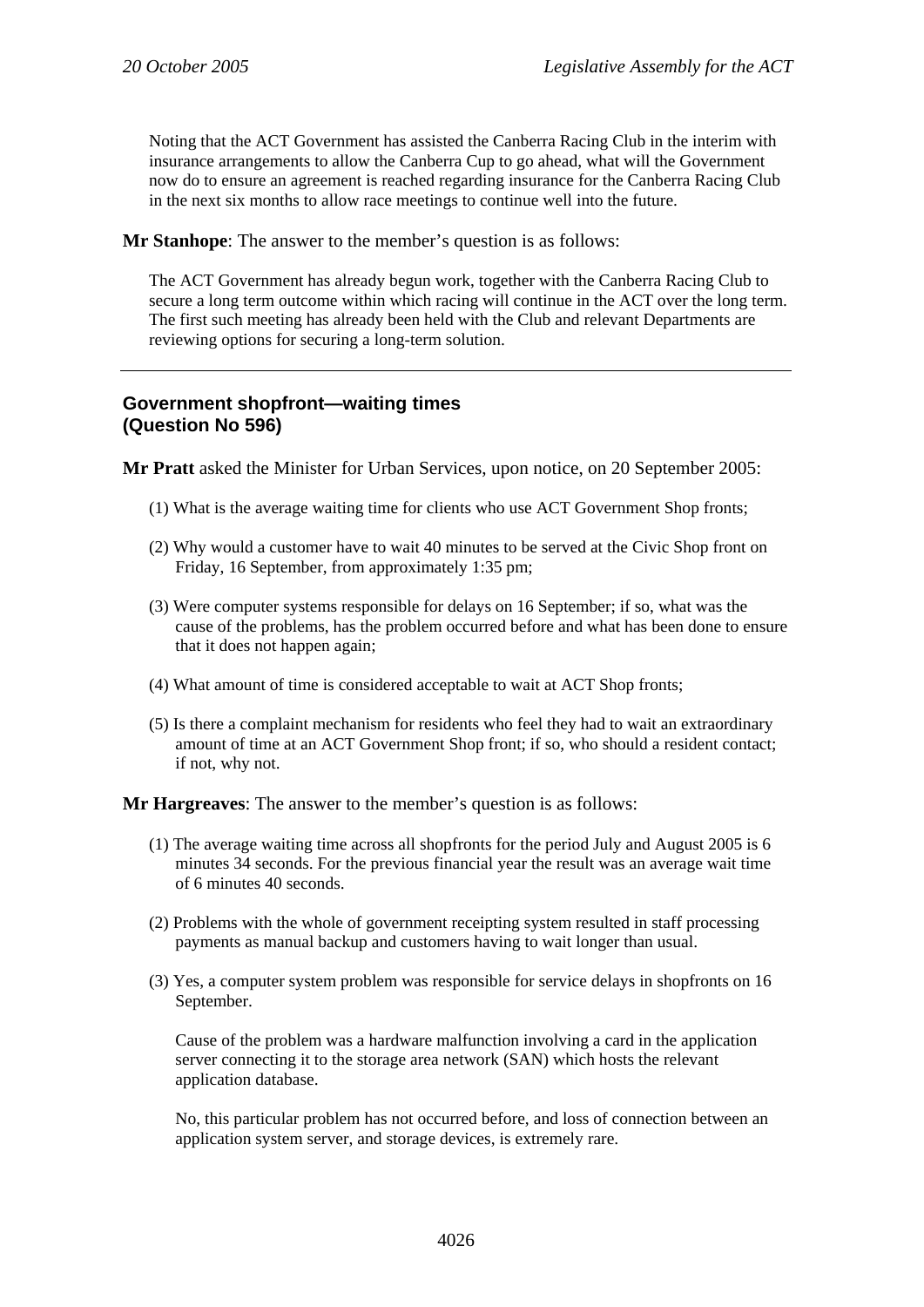Noting that the ACT Government has assisted the Canberra Racing Club in the interim with insurance arrangements to allow the Canberra Cup to go ahead, what will the Government now do to ensure an agreement is reached regarding insurance for the Canberra Racing Club in the next six months to allow race meetings to continue well into the future.

**Mr Stanhope**: The answer to the member's question is as follows:

The ACT Government has already begun work, together with the Canberra Racing Club to secure a long term outcome within which racing will continue in the ACT over the long term. The first such meeting has already been held with the Club and relevant Departments are reviewing options for securing a long-term solution.

---

### Government shopfront—waiting times (Question No 596)

**Mr Pratt** asked the Minister for Urban Services, upon notice, on 20 September 2005:

(1) What is the average waiting time for clients who use ACT Government Shop fronts;

(2) Why would a customer have to wait 40 minutes to be served at the Civic Shop front on Friday, 16 September, from approximately 1:35 pm;

(3) Were computer systems responsible for delays on 16 September; if so, what was the cause of the problems, has the problem occurred before and what has been done to ensure that it does not happen again;

(4) What amount of time is considered acceptable to wait at ACT Shop fronts;

(5) Is there a complaint mechanism for residents who feel they had to wait an extraordinary amount of time at an ACT Government Shop front; if so, who should a resident contact; if not, why not.

**Mr Hargreaves**: The answer to the member's question is as follows:

(1) The average waiting time across all shopfronts for the period July and August 2005 is 6 minutes 34 seconds. For the previous financial year the result was an average wait time of 6 minutes 40 seconds.

(2) Problems with the whole of government receipting system resulted in staff processing payments as manual backup and customers having to wait longer than usual.

(3) Yes, a computer system problem was responsible for service delays in shopfronts on 16 September.

Cause of the problem was a hardware malfunction involving a card in the application server connecting it to the storage area network (SAN) which hosts the relevant application database.

No, this particular problem has not occurred before, and loss of connection between an application system server, and storage devices, is extremely rare.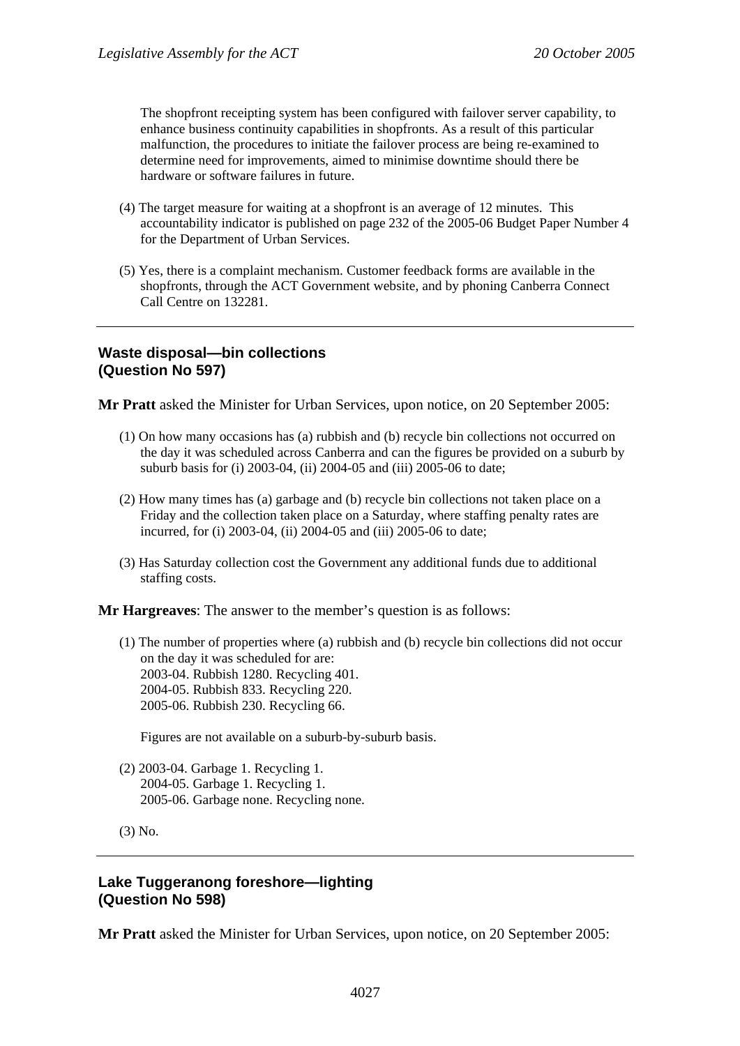The shopfront receipting system has been configured with failover server capability, to enhance business continuity capabilities in shopfronts. As a result of this particular malfunction, the procedures to initiate the failover process are being re-examined to determine need for improvements, aimed to minimise downtime should there be hardware or software failures in future.

(4) The target measure for waiting at a shopfront is an average of 12 minutes. This accountability indicator is published on page 232 of the 2005-06 Budget Paper Number 4 for the Department of Urban Services.

(5) Yes, there is a complaint mechanism. Customer feedback forms are available in the shopfronts, through the ACT Government website, and by phoning Canberra Connect Call Centre on 132281.

---

### Waste disposal—bin collections (Question No 597)

**Mr Pratt** asked the Minister for Urban Services, upon notice, on 20 September 2005:

(1) On how many occasions has (a) rubbish and (b) recycle bin collections not occurred on the day it was scheduled across Canberra and can the figures be provided on a suburb by suburb basis for (i) 2003-04, (ii) 2004-05 and (iii) 2005-06 to date;

(2) How many times has (a) garbage and (b) recycle bin collections not taken place on a Friday and the collection taken place on a Saturday, where staffing penalty rates are incurred, for (i) 2003-04, (ii) 2004-05 and (iii) 2005-06 to date;

(3) Has Saturday collection cost the Government any additional funds due to additional staffing costs.

**Mr Hargreaves**: The answer to the member's question is as follows:

(1) The number of properties where (a) rubbish and (b) recycle bin collections did not occur on the day it was scheduled for are:
2003-04. Rubbish 1280. Recycling 401.
2004-05. Rubbish 833. Recycling 220.
2005-06. Rubbish 230. Recycling 66.

Figures are not available on a suburb-by-suburb basis.

(2) 2003-04. Garbage 1. Recycling 1.
2004-05. Garbage 1. Recycling 1.
2005-06. Garbage none. Recycling none.

(3) No.

---

### Lake Tuggeranong foreshore—lighting (Question No 598)

**Mr Pratt** asked the Minister for Urban Services, upon notice, on 20 September 2005: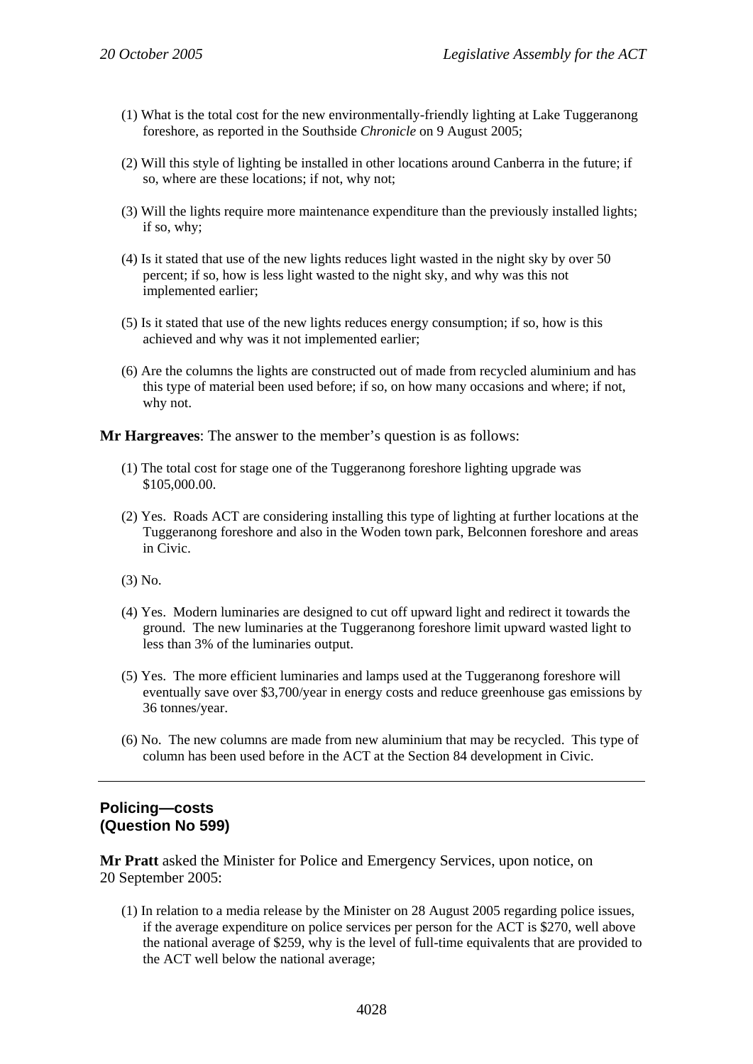(1) What is the total cost for the new environmentally-friendly lighting at Lake Tuggeranong foreshore, as reported in the Southside *Chronicle* on 9 August 2005;

(2) Will this style of lighting be installed in other locations around Canberra in the future; if so, where are these locations; if not, why not;

(3) Will the lights require more maintenance expenditure than the previously installed lights; if so, why;

(4) Is it stated that use of the new lights reduces light wasted in the night sky by over 50 percent; if so, how is less light wasted to the night sky, and why was this not implemented earlier;

(5) Is it stated that use of the new lights reduces energy consumption; if so, how is this achieved and why was it not implemented earlier;

(6) Are the columns the lights are constructed out of made from recycled aluminium and has this type of material been used before; if so, on how many occasions and where; if not, why not.

**Mr Hargreaves**: The answer to the member's question is as follows:

(1) The total cost for stage one of the Tuggeranong foreshore lighting upgrade was $105,000.00.

(2) Yes. Roads ACT are considering installing this type of lighting at further locations at the Tuggeranong foreshore and also in the Woden town park, Belconnen foreshore and areas in Civic.

(3) No.

(4) Yes. Modern luminaries are designed to cut off upward light and redirect it towards the ground. The new luminaries at the Tuggeranong foreshore limit upward wasted light to less than 3% of the luminaries output.

(5) Yes. The more efficient luminaries and lamps used at the Tuggeranong foreshore will eventually save over $3,700/year in energy costs and reduce greenhouse gas emissions by 36 tonnes/year.

(6) No. The new columns are made from new aluminium that may be recycled. This type of column has been used before in the ACT at the Section 84 development in Civic.

---

## Policing—costs (Question No 599)

**Mr Pratt** asked the Minister for Police and Emergency Services, upon notice, on 20 September 2005:

(1) In relation to a media release by the Minister on 28 August 2005 regarding police issues, if the average expenditure on police services per person for the ACT is $270, well above the national average of $259, why is the level of full-time equivalents that are provided to the ACT well below the national average;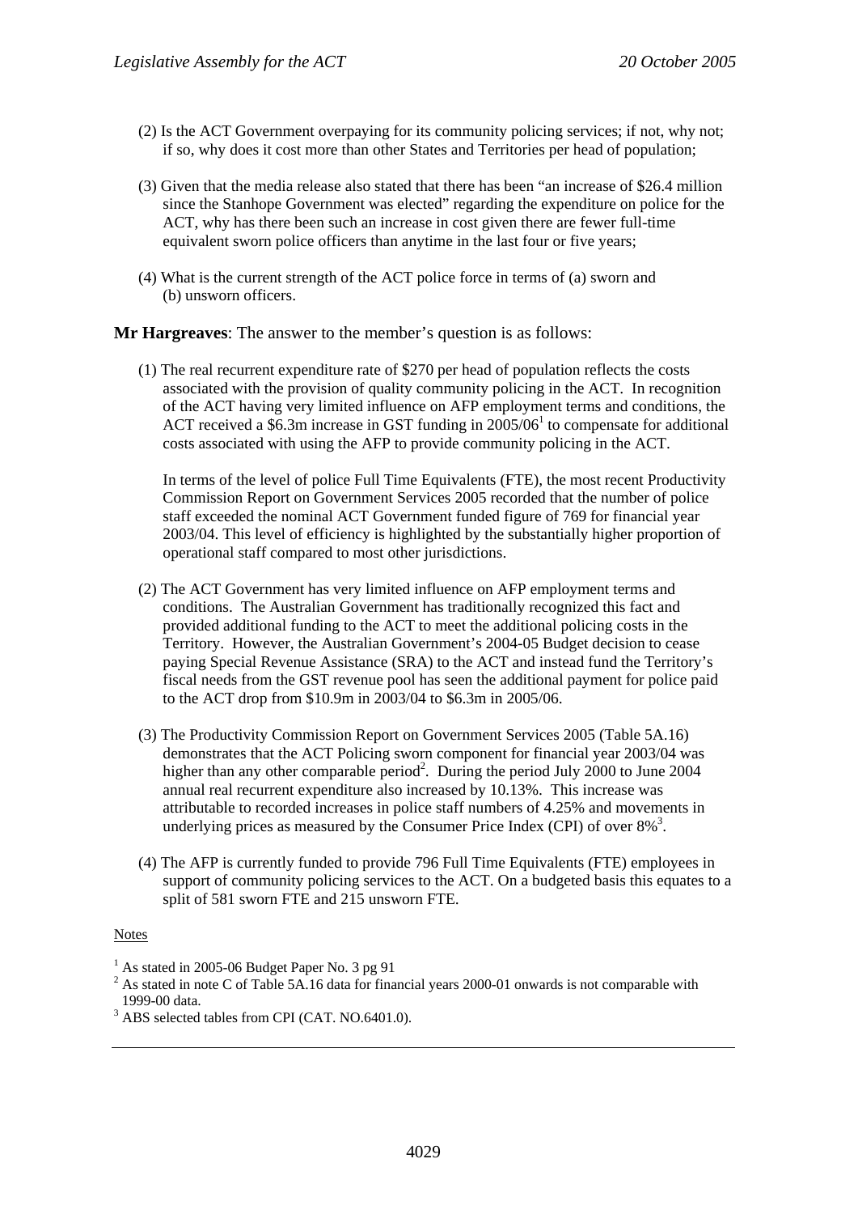(2) Is the ACT Government overpaying for its community policing services; if not, why not; if so, why does it cost more than other States and Territories per head of population;

(3) Given that the media release also stated that there has been "an increase of $26.4 million since the Stanhope Government was elected" regarding the expenditure on police for the ACT, why has there been such an increase in cost given there are fewer full-time equivalent sworn police officers than anytime in the last four or five years;

(4) What is the current strength of the ACT police force in terms of (a) sworn and (b) unsworn officers.

**Mr Hargreaves**: The answer to the member's question is as follows:

(1) The real recurrent expenditure rate of $270 per head of population reflects the costs associated with the provision of quality community policing in the ACT. In recognition of the ACT having very limited influence on AFP employment terms and conditions, the ACT received a $6.3m increase in GST funding in 2005/06[1] to compensate for additional costs associated with using the AFP to provide community policing in the ACT.

In terms of the level of police Full Time Equivalents (FTE), the most recent Productivity Commission Report on Government Services 2005 recorded that the number of police staff exceeded the nominal ACT Government funded figure of 769 for financial year 2003/04. This level of efficiency is highlighted by the substantially higher proportion of operational staff compared to most other jurisdictions.

(2) The ACT Government has very limited influence on AFP employment terms and conditions. The Australian Government has traditionally recognized this fact and provided additional funding to the ACT to meet the additional policing costs in the Territory. However, the Australian Government's 2004-05 Budget decision to cease paying Special Revenue Assistance (SRA) to the ACT and instead fund the Territory's fiscal needs from the GST revenue pool has seen the additional payment for police paid to the ACT drop from $10.9m in 2003/04 to $6.3m in 2005/06.

(3) The Productivity Commission Report on Government Services 2005 (Table 5A.16) demonstrates that the ACT Policing sworn component for financial year 2003/04 was higher than any other comparable period[2]. During the period July 2000 to June 2004 annual real recurrent expenditure also increased by 10.13%. This increase was attributable to recorded increases in police staff numbers of 4.25% and movements in underlying prices as measured by the Consumer Price Index (CPI) of over 8%[3].

(4) The AFP is currently funded to provide 796 Full Time Equivalents (FTE) employees in support of community policing services to the ACT. On a budgeted basis this equates to a split of 581 sworn FTE and 215 unsworn FTE.

Notes

[1] As stated in 2005-06 Budget Paper No. 3 pg 91

[2] As stated in note C of Table 5A.16 data for financial years 2000-01 onwards is not comparable with 1999-00 data.

[3] ABS selected tables from CPI (CAT. NO.6401.0).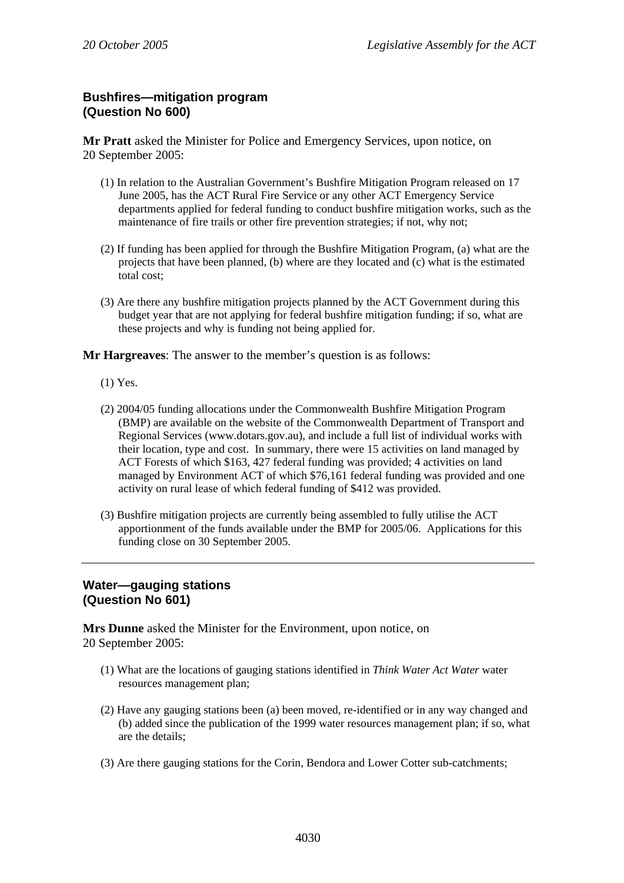## Bushfires—mitigation program (Question No 600)

**Mr Pratt** asked the Minister for Police and Emergency Services, upon notice, on 20 September 2005:

(1) In relation to the Australian Government's Bushfire Mitigation Program released on 17 June 2005, has the ACT Rural Fire Service or any other ACT Emergency Service departments applied for federal funding to conduct bushfire mitigation works, such as the maintenance of fire trails or other fire prevention strategies; if not, why not;

(2) If funding has been applied for through the Bushfire Mitigation Program, (a) what are the projects that have been planned, (b) where are they located and (c) what is the estimated total cost;

(3) Are there any bushfire mitigation projects planned by the ACT Government during this budget year that are not applying for federal bushfire mitigation funding; if so, what are these projects and why is funding not being applied for.

**Mr Hargreaves**: The answer to the member's question is as follows:

(1) Yes.

(2) 2004/05 funding allocations under the Commonwealth Bushfire Mitigation Program (BMP) are available on the website of the Commonwealth Department of Transport and Regional Services (www.dotars.gov.au), and include a full list of individual works with their location, type and cost. In summary, there were 15 activities on land managed by ACT Forests of which $163, 427 federal funding was provided; 4 activities on land managed by Environment ACT of which $76,161 federal funding was provided and one activity on rural lease of which federal funding of $412 was provided.

(3) Bushfire mitigation projects are currently being assembled to fully utilise the ACT apportionment of the funds available under the BMP for 2005/06. Applications for this funding close on 30 September 2005.

---

## Water—gauging stations (Question No 601)

**Mrs Dunne** asked the Minister for the Environment, upon notice, on 20 September 2005:

(1) What are the locations of gauging stations identified in *Think Water Act Water* water resources management plan;

(2) Have any gauging stations been (a) been moved, re-identified or in any way changed and (b) added since the publication of the 1999 water resources management plan; if so, what are the details;

(3) Are there gauging stations for the Corin, Bendora and Lower Cotter sub-catchments;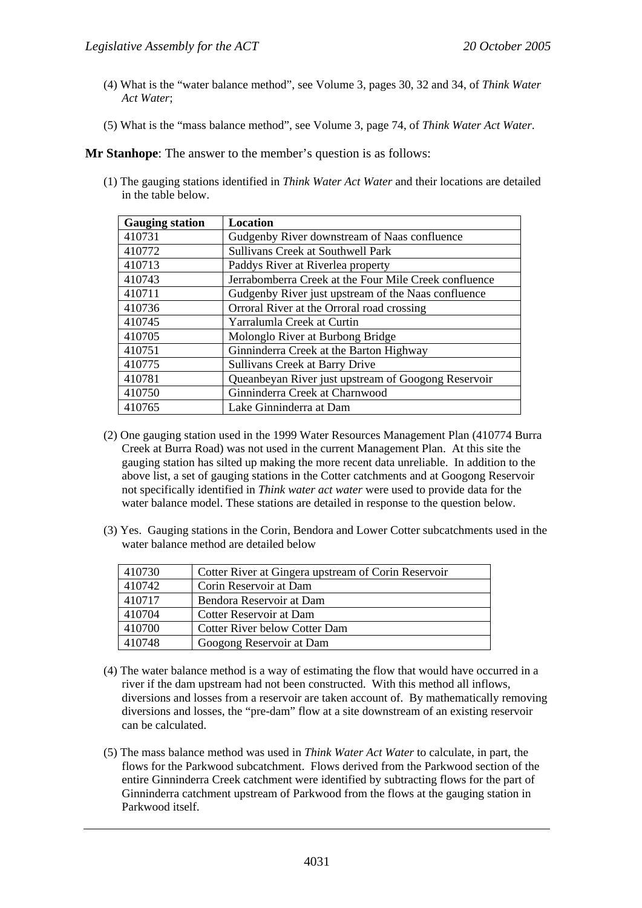(4) What is the "water balance method", see Volume 3, pages 30, 32 and 34, of *Think Water Act Water*;

(5) What is the "mass balance method", see Volume 3, page 74, of *Think Water Act Water*.

**Mr Stanhope**: The answer to the member's question is as follows:

(1) The gauging stations identified in *Think Water Act Water* and their locations are detailed in the table below.

| Gauging station | Location |
|---|---|
| 410731 | Gudgenby River downstream of Naas confluence |
| 410772 | Sullivans Creek at Southwell Park |
| 410713 | Paddys River at Riverlea property |
| 410743 | Jerrabomberra Creek at the Four Mile Creek confluence |
| 410711 | Gudgenby River just upstream of the Naas confluence |
| 410736 | Orroral River at the Orroral road crossing |
| 410745 | Yarralumla Creek at Curtin |
| 410705 | Molonglo River at Burbong Bridge |
| 410751 | Ginninderra Creek at the Barton Highway |
| 410775 | Sullivans Creek at Barry Drive |
| 410781 | Queanbeyan River just upstream of Googong Reservoir |
| 410750 | Ginninderra Creek at Charnwood |
| 410765 | Lake Ginninderra at Dam |

(2) One gauging station used in the 1999 Water Resources Management Plan (410774 Burra Creek at Burra Road) was not used in the current Management Plan. At this site the gauging station has silted up making the more recent data unreliable. In addition to the above list, a set of gauging stations in the Cotter catchments and at Googong Reservoir not specifically identified in *Think water act water* were used to provide data for the water balance model. These stations are detailed in response to the question below.

(3) Yes. Gauging stations in the Corin, Bendora and Lower Cotter subcatchments used in the water balance method are detailed below

| | |
|---|---|
| 410730 | Cotter River at Gingera upstream of Corin Reservoir |
| 410742 | Corin Reservoir at Dam |
| 410717 | Bendora Reservoir at Dam |
| 410704 | Cotter Reservoir at Dam |
| 410700 | Cotter River below Cotter Dam |
| 410748 | Googong Reservoir at Dam |

(4) The water balance method is a way of estimating the flow that would have occurred in a river if the dam upstream had not been constructed. With this method all inflows, diversions and losses from a reservoir are taken account of. By mathematically removing diversions and losses, the "pre-dam" flow at a site downstream of an existing reservoir can be calculated.

(5) The mass balance method was used in *Think Water Act Water* to calculate, in part, the flows for the Parkwood subcatchment. Flows derived from the Parkwood section of the entire Ginninderra Creek catchment were identified by subtracting flows for the part of Ginninderra catchment upstream of Parkwood from the flows at the gauging station in Parkwood itself.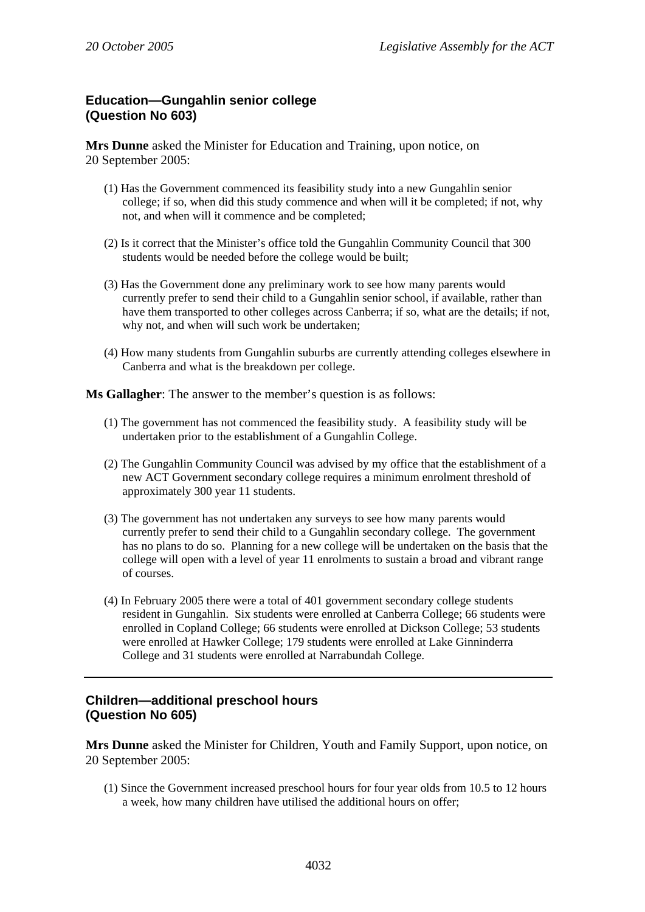## Education—Gungahlin senior college (Question No 603)

**Mrs Dunne** asked the Minister for Education and Training, upon notice, on 20 September 2005:

(1) Has the Government commenced its feasibility study into a new Gungahlin senior college; if so, when did this study commence and when will it be completed; if not, why not, and when will it commence and be completed;

(2) Is it correct that the Minister's office told the Gungahlin Community Council that 300 students would be needed before the college would be built;

(3) Has the Government done any preliminary work to see how many parents would currently prefer to send their child to a Gungahlin senior school, if available, rather than have them transported to other colleges across Canberra; if so, what are the details; if not, why not, and when will such work be undertaken;

(4) How many students from Gungahlin suburbs are currently attending colleges elsewhere in Canberra and what is the breakdown per college.

**Ms Gallagher**: The answer to the member's question is as follows:

(1) The government has not commenced the feasibility study. A feasibility study will be undertaken prior to the establishment of a Gungahlin College.

(2) The Gungahlin Community Council was advised by my office that the establishment of a new ACT Government secondary college requires a minimum enrolment threshold of approximately 300 year 11 students.

(3) The government has not undertaken any surveys to see how many parents would currently prefer to send their child to a Gungahlin secondary college. The government has no plans to do so. Planning for a new college will be undertaken on the basis that the college will open with a level of year 11 enrolments to sustain a broad and vibrant range of courses.

(4) In February 2005 there were a total of 401 government secondary college students resident in Gungahlin. Six students were enrolled at Canberra College; 66 students were enrolled in Copland College; 66 students were enrolled at Dickson College; 53 students were enrolled at Hawker College; 179 students were enrolled at Lake Ginninderra College and 31 students were enrolled at Narrabundah College.

---

## Children—additional preschool hours (Question No 605)

**Mrs Dunne** asked the Minister for Children, Youth and Family Support, upon notice, on 20 September 2005:

(1) Since the Government increased preschool hours for four year olds from 10.5 to 12 hours a week, how many children have utilised the additional hours on offer;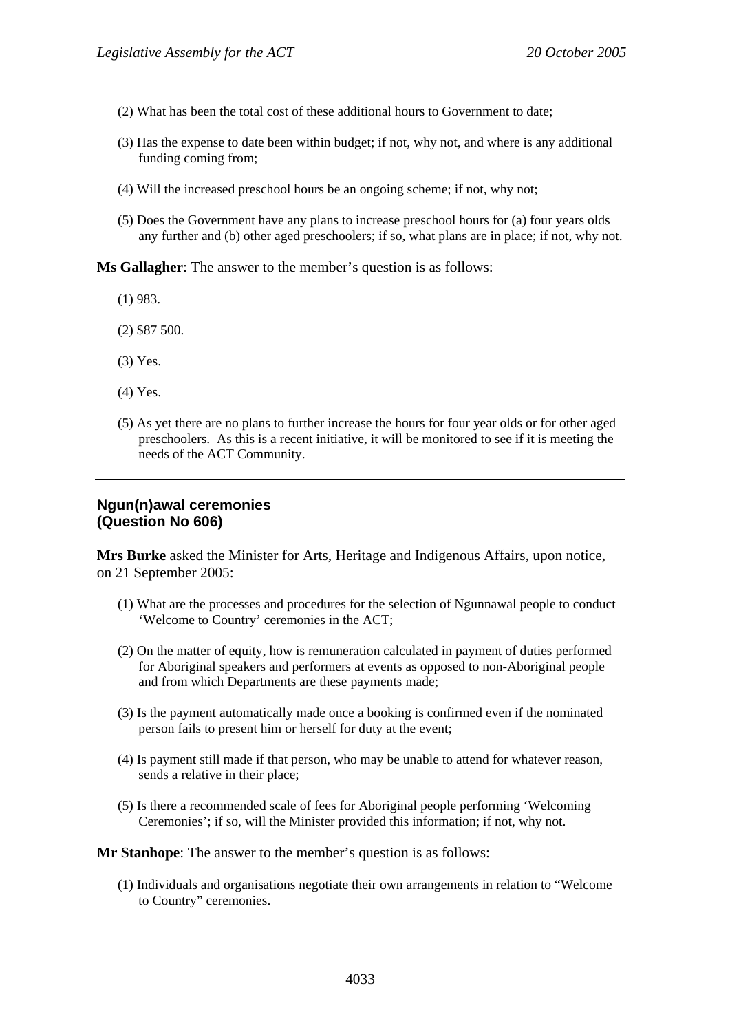(2) What has been the total cost of these additional hours to Government to date;

(3) Has the expense to date been within budget; if not, why not, and where is any additional funding coming from;

(4) Will the increased preschool hours be an ongoing scheme; if not, why not;

(5) Does the Government have any plans to increase preschool hours for (a) four years olds any further and (b) other aged preschoolers; if so, what plans are in place; if not, why not.

**Ms Gallagher**: The answer to the member's question is as follows:

(1) 983.

(2) $87 500.

(3) Yes.

(4) Yes.

(5) As yet there are no plans to further increase the hours for four year olds or for other aged preschoolers. As this is a recent initiative, it will be monitored to see if it is meeting the needs of the ACT Community.

---

## Ngun(n)awal ceremonies (Question No 606)

**Mrs Burke** asked the Minister for Arts, Heritage and Indigenous Affairs, upon notice, on 21 September 2005:

(1) What are the processes and procedures for the selection of Ngunnawal people to conduct 'Welcome to Country' ceremonies in the ACT;

(2) On the matter of equity, how is remuneration calculated in payment of duties performed for Aboriginal speakers and performers at events as opposed to non-Aboriginal people and from which Departments are these payments made;

(3) Is the payment automatically made once a booking is confirmed even if the nominated person fails to present him or herself for duty at the event;

(4) Is payment still made if that person, who may be unable to attend for whatever reason, sends a relative in their place;

(5) Is there a recommended scale of fees for Aboriginal people performing 'Welcoming Ceremonies'; if so, will the Minister provided this information; if not, why not.

**Mr Stanhope**: The answer to the member's question is as follows:

(1) Individuals and organisations negotiate their own arrangements in relation to "Welcome to Country" ceremonies.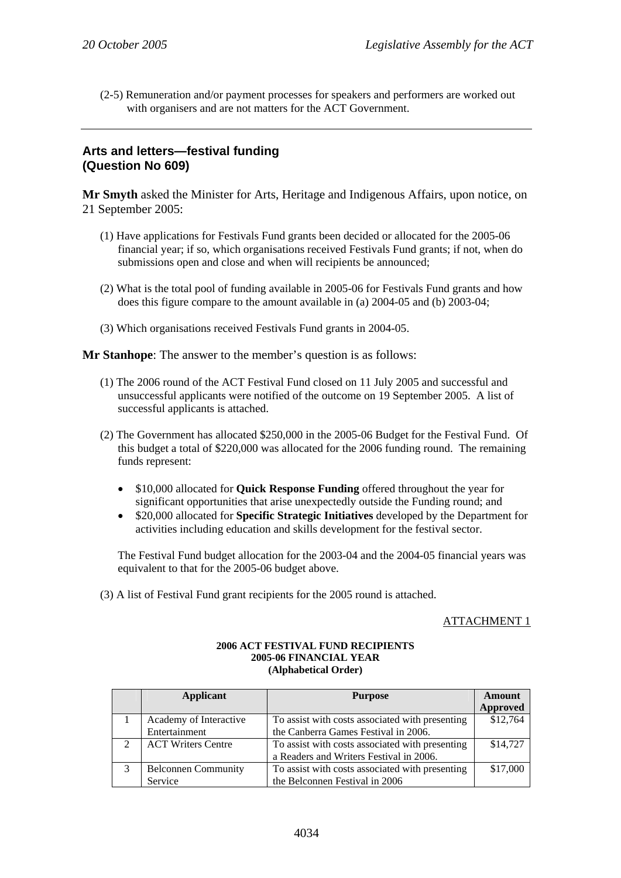(2-5) Remuneration and/or payment processes for speakers and performers are worked out with organisers and are not matters for the ACT Government.

---

## Arts and letters—festival funding (Question No 609)

**Mr Smyth** asked the Minister for Arts, Heritage and Indigenous Affairs, upon notice, on 21 September 2005:

(1) Have applications for Festivals Fund grants been decided or allocated for the 2005-06 financial year; if so, which organisations received Festivals Fund grants; if not, when do submissions open and close and when will recipients be announced;

(2) What is the total pool of funding available in 2005-06 for Festivals Fund grants and how does this figure compare to the amount available in (a) 2004-05 and (b) 2003-04;

(3) Which organisations received Festivals Fund grants in 2004-05.

**Mr Stanhope**: The answer to the member's question is as follows:

(1) The 2006 round of the ACT Festival Fund closed on 11 July 2005 and successful and unsuccessful applicants were notified of the outcome on 19 September 2005. A list of successful applicants is attached.

(2) The Government has allocated $250,000 in the 2005-06 Budget for the Festival Fund. Of this budget a total of $220,000 was allocated for the 2006 funding round. The remaining funds represent:

- $10,000 allocated for **Quick Response Funding** offered throughout the year for significant opportunities that arise unexpectedly outside the Funding round; and
- $20,000 allocated for **Specific Strategic Initiatives** developed by the Department for activities including education and skills development for the festival sector.

The Festival Fund budget allocation for the 2003-04 and the 2004-05 financial years was equivalent to that for the 2005-06 budget above.

(3) A list of Festival Fund grant recipients for the 2005 round is attached.

ATTACHMENT 1

**2006 ACT FESTIVAL FUND RECIPIENTS**
**2005-06 FINANCIAL YEAR**
**(Alphabetical Order)**

| | Applicant | Purpose | Amount Approved |
|---|---|---|---|
| 1 | Academy of Interactive Entertainment | To assist with costs associated with presenting the Canberra Games Festival in 2006. | $12,764 |
| 2 | ACT Writers Centre | To assist with costs associated with presenting a Readers and Writers Festival in 2006. | $14,727 |
| 3 | Belconnen Community Service | To assist with costs associated with presenting the Belconnen Festival in 2006 | $17,000 |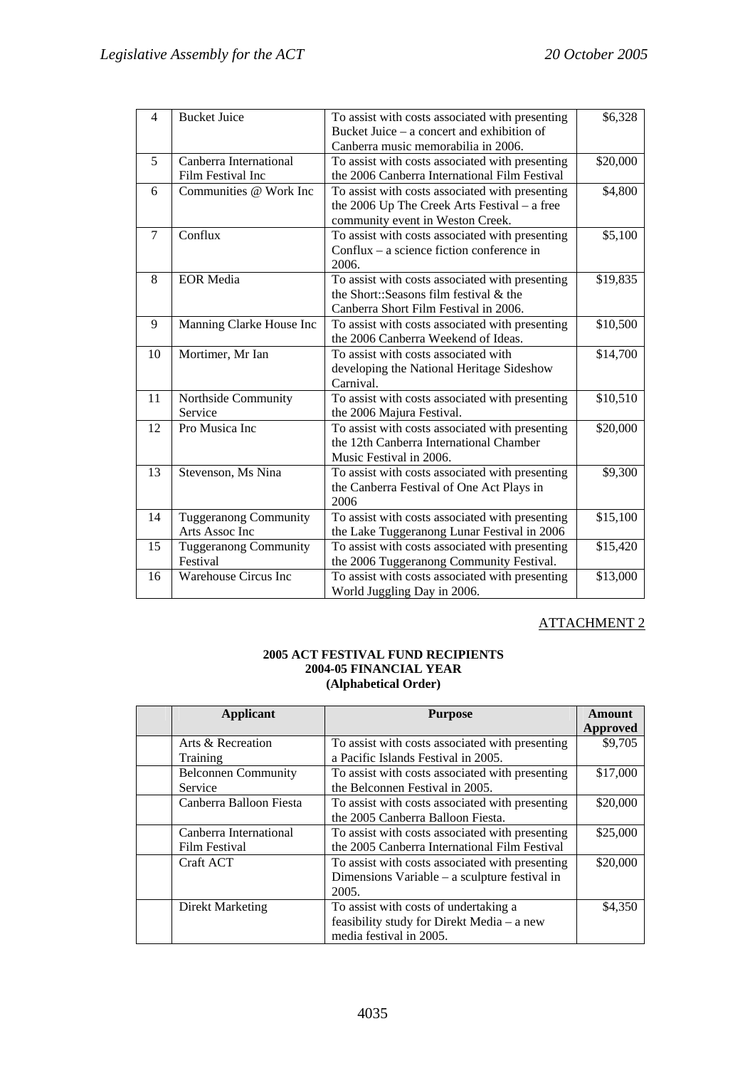| 4 | Bucket Juice | To assist with costs associated with presenting Bucket Juice – a concert and exhibition of Canberra music memorabilia in 2006. | $6,328 |
|---|---|---|---|
| 5 | Canberra International Film Festival Inc | To assist with costs associated with presenting the 2006 Canberra International Film Festival | $20,000 |
| 6 | Communities @ Work Inc | To assist with costs associated with presenting the 2006 Up The Creek Arts Festival – a free community event in Weston Creek. | $4,800 |
| 7 | Conflux | To assist with costs associated with presenting Conflux – a science fiction conference in 2006. | $5,100 |
| 8 | EOR Media | To assist with costs associated with presenting the Short::Seasons film festival & the Canberra Short Film Festival in 2006. | $19,835 |
| 9 | Manning Clarke House Inc | To assist with costs associated with presenting the 2006 Canberra Weekend of Ideas. | $10,500 |
| 10 | Mortimer, Mr Ian | To assist with costs associated with developing the National Heritage Sideshow Carnival. | $14,700 |
| 11 | Northside Community Service | To assist with costs associated with presenting the 2006 Majura Festival. | $10,510 |
| 12 | Pro Musica Inc | To assist with costs associated with presenting the 12th Canberra International Chamber Music Festival in 2006. | $20,000 |
| 13 | Stevenson, Ms Nina | To assist with costs associated with presenting the Canberra Festival of One Act Plays in 2006 | $9,300 |
| 14 | Tuggeranong Community Arts Assoc Inc | To assist with costs associated with presenting the Lake Tuggeranong Lunar Festival in 2006 | $15,100 |
| 15 | Tuggeranong Community Festival | To assist with costs associated with presenting the 2006 Tuggeranong Community Festival. | $15,420 |
| 16 | Warehouse Circus Inc | To assist with costs associated with presenting World Juggling Day in 2006. | $13,000 |

ATTACHMENT 2

**2005 ACT FESTIVAL FUND RECIPIENTS**
**2004-05 FINANCIAL YEAR**
**(Alphabetical Order)**

| | Applicant | Purpose | Amount Approved |
|---|---|---|---|
| | Arts & Recreation Training | To assist with costs associated with presenting a Pacific Islands Festival in 2005. | $9,705 |
| | Belconnen Community Service | To assist with costs associated with presenting the Belconnen Festival in 2005. | $17,000 |
| | Canberra Balloon Fiesta | To assist with costs associated with presenting the 2005 Canberra Balloon Fiesta. | $20,000 |
| | Canberra International Film Festival | To assist with costs associated with presenting the 2005 Canberra International Film Festival | $25,000 |
| | Craft ACT | To assist with costs associated with presenting Dimensions Variable – a sculpture festival in 2005. | $20,000 |
| | Direkt Marketing | To assist with costs of undertaking a feasibility study for Direkt Media – a new media festival in 2005. | $4,350 |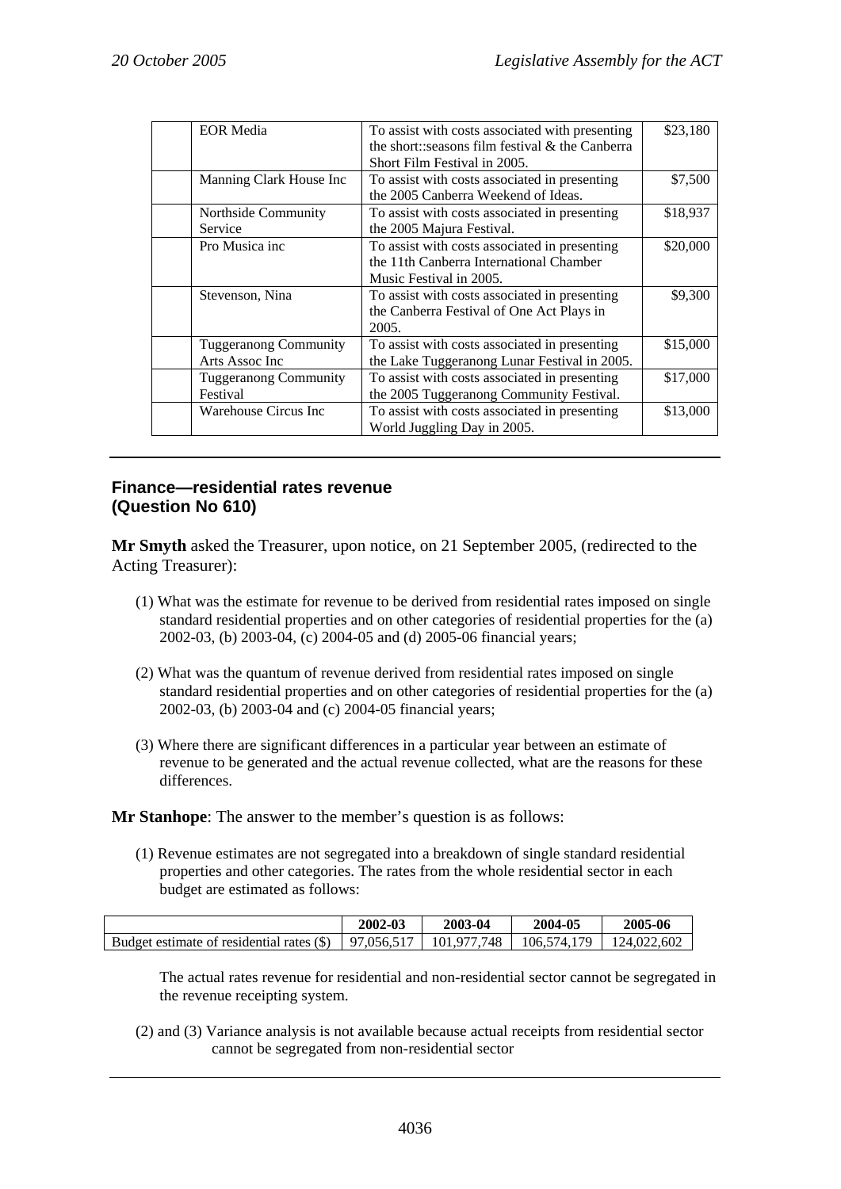| | EOR Media | To assist with costs associated with presenting the short::seasons film festival & the Canberra Short Film Festival in 2005. | $23,180 |
|---|---|---|---|
| | Manning Clark House Inc | To assist with costs associated in presenting the 2005 Canberra Weekend of Ideas. | $7,500 |
| | Northside Community Service | To assist with costs associated in presenting the 2005 Majura Festival. | $18,937 |
| | Pro Musica inc | To assist with costs associated in presenting the 11th Canberra International Chamber Music Festival in 2005. | $20,000 |
| | Stevenson, Nina | To assist with costs associated in presenting the Canberra Festival of One Act Plays in 2005. | $9,300 |
| | Tuggeranong Community Arts Assoc Inc | To assist with costs associated in presenting the Lake Tuggeranong Lunar Festival in 2005. | $15,000 |
| | Tuggeranong Community Festival | To assist with costs associated in presenting the 2005 Tuggeranong Community Festival. | $17,000 |
| | Warehouse Circus Inc | To assist with costs associated in presenting World Juggling Day in 2005. | $13,000 |

## Finance—residential rates revenue (Question No 610)

**Mr Smyth** asked the Treasurer, upon notice, on 21 September 2005, (redirected to the Acting Treasurer):

(1) What was the estimate for revenue to be derived from residential rates imposed on single standard residential properties and on other categories of residential properties for the (a) 2002-03, (b) 2003-04, (c) 2004-05 and (d) 2005-06 financial years;

(2) What was the quantum of revenue derived from residential rates imposed on single standard residential properties and on other categories of residential properties for the (a) 2002-03, (b) 2003-04 and (c) 2004-05 financial years;

(3) Where there are significant differences in a particular year between an estimate of revenue to be generated and the actual revenue collected, what are the reasons for these differences.

**Mr Stanhope**: The answer to the member's question is as follows:

(1) Revenue estimates are not segregated into a breakdown of single standard residential properties and other categories. The rates from the whole residential sector in each budget are estimated as follows:

| | 2002-03 | 2003-04 | 2004-05 | 2005-06 |
|---|---|---|---|---|
| Budget estimate of residential rates ($) | 97,056,517 | 101,977,748 | 106,574,179 | 124,022,602 |

The actual rates revenue for residential and non-residential sector cannot be segregated in the revenue receipting system.

(2) and (3) Variance analysis is not available because actual receipts from residential sector cannot be segregated from non-residential sector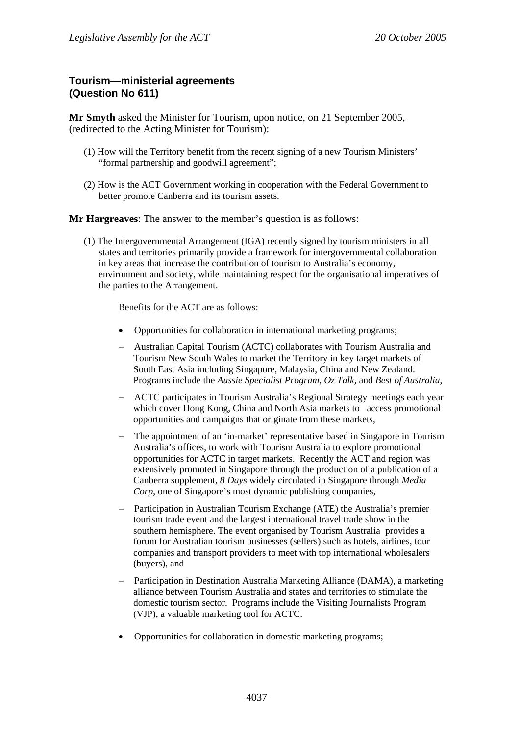### Tourism—ministerial agreements
### (Question No 611)

**Mr Smyth** asked the Minister for Tourism, upon notice, on 21 September 2005, (redirected to the Acting Minister for Tourism):

(1) How will the Territory benefit from the recent signing of a new Tourism Ministers' "formal partnership and goodwill agreement";

(2) How is the ACT Government working in cooperation with the Federal Government to better promote Canberra and its tourism assets.

**Mr Hargreaves**: The answer to the member's question is as follows:

(1) The Intergovernmental Arrangement (IGA) recently signed by tourism ministers in all states and territories primarily provide a framework for intergovernmental collaboration in key areas that increase the contribution of tourism to Australia's economy, environment and society, while maintaining respect for the organisational imperatives of the parties to the Arrangement.

Benefits for the ACT are as follows:

- Opportunities for collaboration in international marketing programs;
  - Australian Capital Tourism (ACTC) collaborates with Tourism Australia and Tourism New South Wales to market the Territory in key target markets of South East Asia including Singapore, Malaysia, China and New Zealand. Programs include the *Aussie Specialist Program, Oz Talk,* and *Best of Australia*,
  - ACTC participates in Tourism Australia's Regional Strategy meetings each year which cover Hong Kong, China and North Asia markets to access promotional opportunities and campaigns that originate from these markets,
  - The appointment of an 'in-market' representative based in Singapore in Tourism Australia's offices, to work with Tourism Australia to explore promotional opportunities for ACTC in target markets. Recently the ACT and region was extensively promoted in Singapore through the production of a publication of a Canberra supplement, *8 Days* widely circulated in Singapore through *Media Corp*, one of Singapore's most dynamic publishing companies,
  - Participation in Australian Tourism Exchange (ATE) the Australia's premier tourism trade event and the largest international travel trade show in the southern hemisphere. The event organised by Tourism Australia provides a forum for Australian tourism businesses (sellers) such as hotels, airlines, tour companies and transport providers to meet with top international wholesalers (buyers), and
  - Participation in Destination Australia Marketing Alliance (DAMA), a marketing alliance between Tourism Australia and states and territories to stimulate the domestic tourism sector. Programs include the Visiting Journalists Program (VJP), a valuable marketing tool for ACTC.
- Opportunities for collaboration in domestic marketing programs;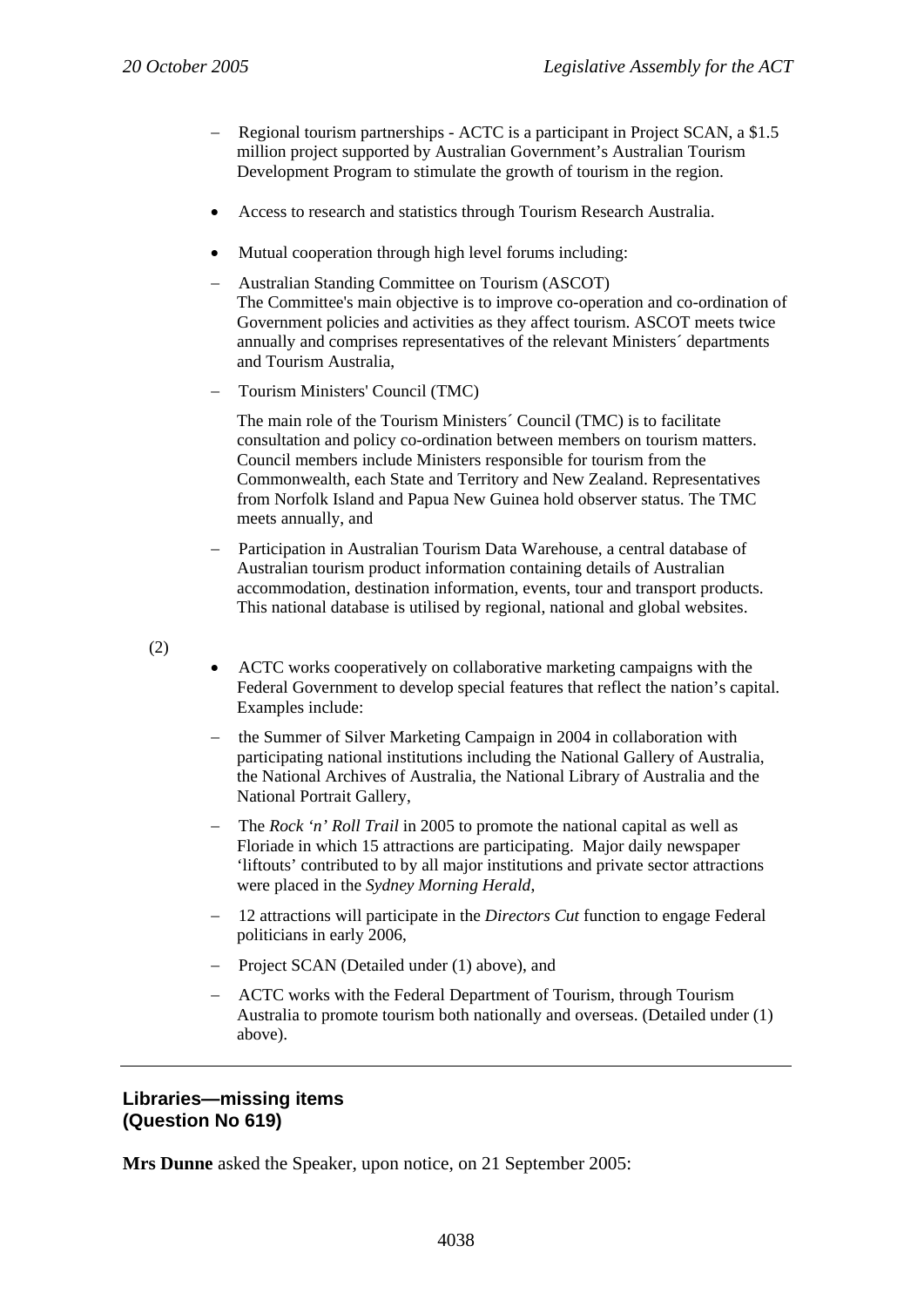- Regional tourism partnerships - ACTC is a participant in Project SCAN, a $1.5 million project supported by Australian Government's Australian Tourism Development Program to stimulate the growth of tourism in the region.

- Access to research and statistics through Tourism Research Australia.

- Mutual cooperation through high level forums including:

  - Australian Standing Committee on Tourism (ASCOT)
    The Committee's main objective is to improve co-operation and co-ordination of Government policies and activities as they affect tourism. ASCOT meets twice annually and comprises representatives of the relevant Ministers´ departments and Tourism Australia,

  - Tourism Ministers' Council (TMC)

    The main role of the Tourism Ministers´ Council (TMC) is to facilitate consultation and policy co-ordination between members on tourism matters. Council members include Ministers responsible for tourism from the Commonwealth, each State and Territory and New Zealand. Representatives from Norfolk Island and Papua New Guinea hold observer status. The TMC meets annually, and

  - Participation in Australian Tourism Data Warehouse, a central database of Australian tourism product information containing details of Australian accommodation, destination information, events, tour and transport products. This national database is utilised by regional, national and global websites.

(2)

- ACTC works cooperatively on collaborative marketing campaigns with the Federal Government to develop special features that reflect the nation's capital. Examples include:

  - the Summer of Silver Marketing Campaign in 2004 in collaboration with participating national institutions including the National Gallery of Australia, the National Archives of Australia, the National Library of Australia and the National Portrait Gallery,

  - The *Rock 'n' Roll Trail* in 2005 to promote the national capital as well as Floriade in which 15 attractions are participating. Major daily newspaper 'liftouts' contributed to by all major institutions and private sector attractions were placed in the *Sydney Morning Herald*,

  - 12 attractions will participate in the *Directors Cut* function to engage Federal politicians in early 2006,

  - Project SCAN (Detailed under (1) above), and

  - ACTC works with the Federal Department of Tourism, through Tourism Australia to promote tourism both nationally and overseas. (Detailed under (1) above).

---

## Libraries—missing items (Question No 619)

**Mrs Dunne** asked the Speaker, upon notice, on 21 September 2005: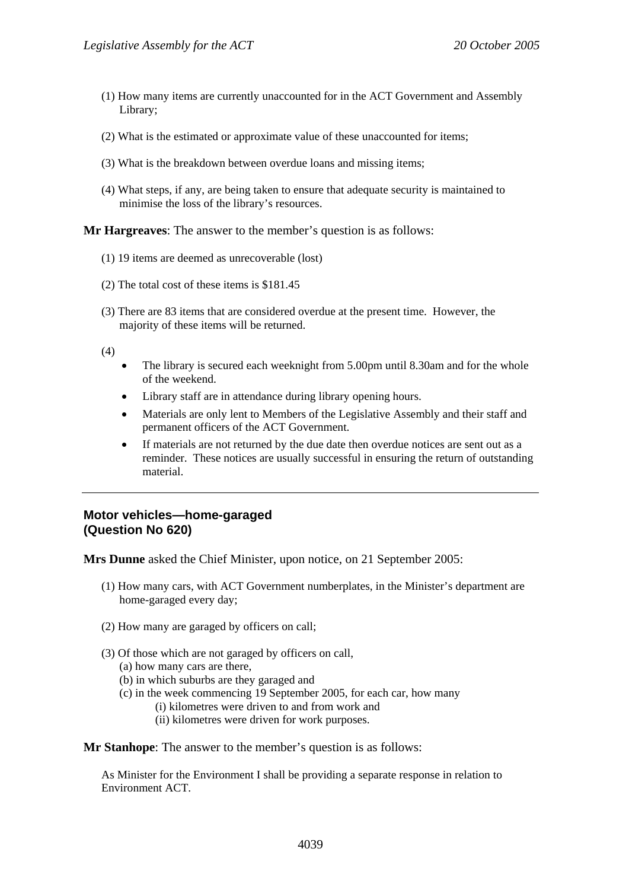(1) How many items are currently unaccounted for in the ACT Government and Assembly Library;

(2) What is the estimated or approximate value of these unaccounted for items;

(3) What is the breakdown between overdue loans and missing items;

(4) What steps, if any, are being taken to ensure that adequate security is maintained to minimise the loss of the library's resources.

**Mr Hargreaves**: The answer to the member's question is as follows:

(1) 19 items are deemed as unrecoverable (lost)

(2) The total cost of these items is $181.45

(3) There are 83 items that are considered overdue at the present time. However, the majority of these items will be returned.

(4)

- The library is secured each weeknight from 5.00pm until 8.30am and for the whole of the weekend.
- Library staff are in attendance during library opening hours.
- Materials are only lent to Members of the Legislative Assembly and their staff and permanent officers of the ACT Government.
- If materials are not returned by the due date then overdue notices are sent out as a reminder. These notices are usually successful in ensuring the return of outstanding material.

---

## Motor vehicles—home-garaged (Question No 620)

**Mrs Dunne** asked the Chief Minister, upon notice, on 21 September 2005:

(1) How many cars, with ACT Government numberplates, in the Minister's department are home-garaged every day;

(2) How many are garaged by officers on call;

(3) Of those which are not garaged by officers on call,
  (a) how many cars are there,
  (b) in which suburbs are they garaged and
  (c) in the week commencing 19 September 2005, for each car, how many
    (i) kilometres were driven to and from work and
    (ii) kilometres were driven for work purposes.

**Mr Stanhope**: The answer to the member's question is as follows:

As Minister for the Environment I shall be providing a separate response in relation to Environment ACT.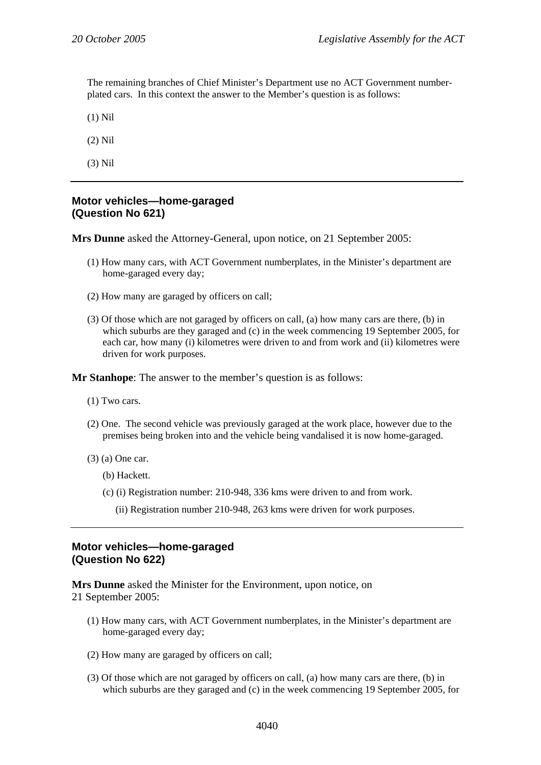The remaining branches of Chief Minister's Department use no ACT Government number-plated cars. In this context the answer to the Member's question is as follows:

(1) Nil

(2) Nil

(3) Nil

---

## Motor vehicles—home-garaged (Question No 621)

**Mrs Dunne** asked the Attorney-General, upon notice, on 21 September 2005:

(1) How many cars, with ACT Government numberplates, in the Minister's department are home-garaged every day;

(2) How many are garaged by officers on call;

(3) Of those which are not garaged by officers on call, (a) how many cars are there, (b) in which suburbs are they garaged and (c) in the week commencing 19 September 2005, for each car, how many (i) kilometres were driven to and from work and (ii) kilometres were driven for work purposes.

**Mr Stanhope**: The answer to the member's question is as follows:

(1) Two cars.

(2) One. The second vehicle was previously garaged at the work place, however due to the premises being broken into and the vehicle being vandalised it is now home-garaged.

(3) (a) One car.

(b) Hackett.

(c) (i) Registration number: 210-948, 336 kms were driven to and from work.

(ii) Registration number 210-948, 263 kms were driven for work purposes.

---

## Motor vehicles—home-garaged (Question No 622)

**Mrs Dunne** asked the Minister for the Environment, upon notice, on 21 September 2005:

(1) How many cars, with ACT Government numberplates, in the Minister's department are home-garaged every day;

(2) How many are garaged by officers on call;

(3) Of those which are not garaged by officers on call, (a) how many cars are there, (b) in which suburbs are they garaged and (c) in the week commencing 19 September 2005, for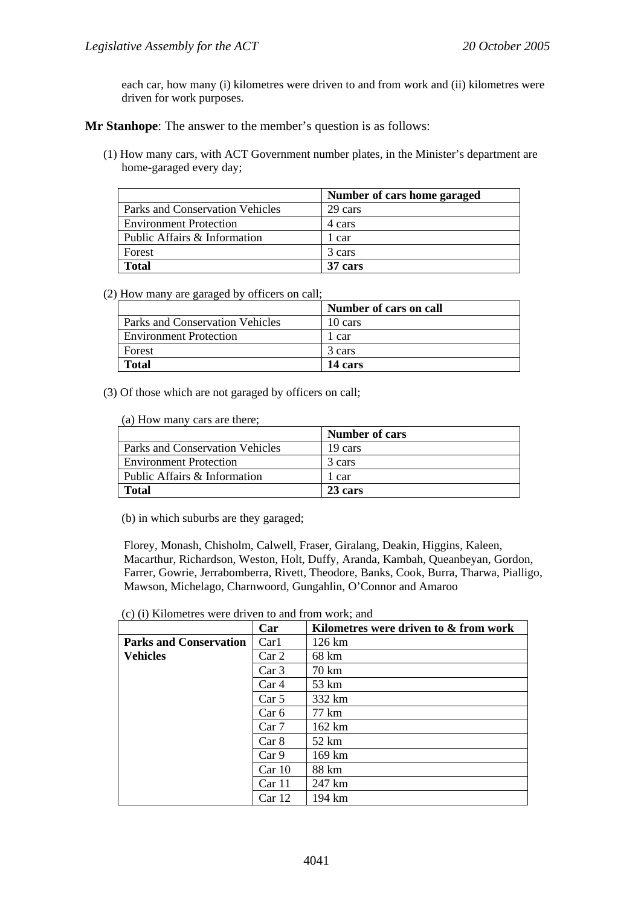each car, how many (i) kilometres were driven to and from work and (ii) kilometres were driven for work purposes.

**Mr Stanhope**: The answer to the member's question is as follows:

(1) How many cars, with ACT Government number plates, in the Minister's department are home-garaged every day;

| | Number of cars home garaged |
|---|---|
| Parks and Conservation Vehicles | 29 cars |
| Environment Protection | 4 cars |
| Public Affairs & Information | 1 car |
| Forest | 3 cars |
| **Total** | **37 cars** |

(2) How many are garaged by officers on call;

| | Number of cars on call |
|---|---|
| Parks and Conservation Vehicles | 10 cars |
| Environment Protection | 1 car |
| Forest | 3 cars |
| **Total** | **14 cars** |

(3) Of those which are not garaged by officers on call;

(a) How many cars are there;

| | Number of cars |
|---|---|
| Parks and Conservation Vehicles | 19 cars |
| Environment Protection | 3 cars |
| Public Affairs & Information | 1 car |
| **Total** | **23 cars** |

(b) in which suburbs are they garaged;

Florey, Monash, Chisholm, Calwell, Fraser, Giralang, Deakin, Higgins, Kaleen, Macarthur, Richardson, Weston, Holt, Duffy, Aranda, Kambah, Queanbeyan, Gordon, Farrer, Gowrie, Jerrabomberra, Rivett, Theodore, Banks, Cook, Burra, Tharwa, Pialligo, Mawson, Michelago, Charnwoord, Gungahlin, O'Connor and Amaroo

(c) (i) Kilometres were driven to and from work; and

| | Car | Kilometres were driven to & from work |
|---|---|---|
| **Parks and Conservation Vehicles** | Car1 | 126 km |
| | Car 2 | 68 km |
| | Car 3 | 70 km |
| | Car 4 | 53 km |
| | Car 5 | 332 km |
| | Car 6 | 77 km |
| | Car 7 | 162 km |
| | Car 8 | 52 km |
| | Car 9 | 169 km |
| | Car 10 | 88 km |
| | Car 11 | 247 km |
| | Car 12 | 194 km |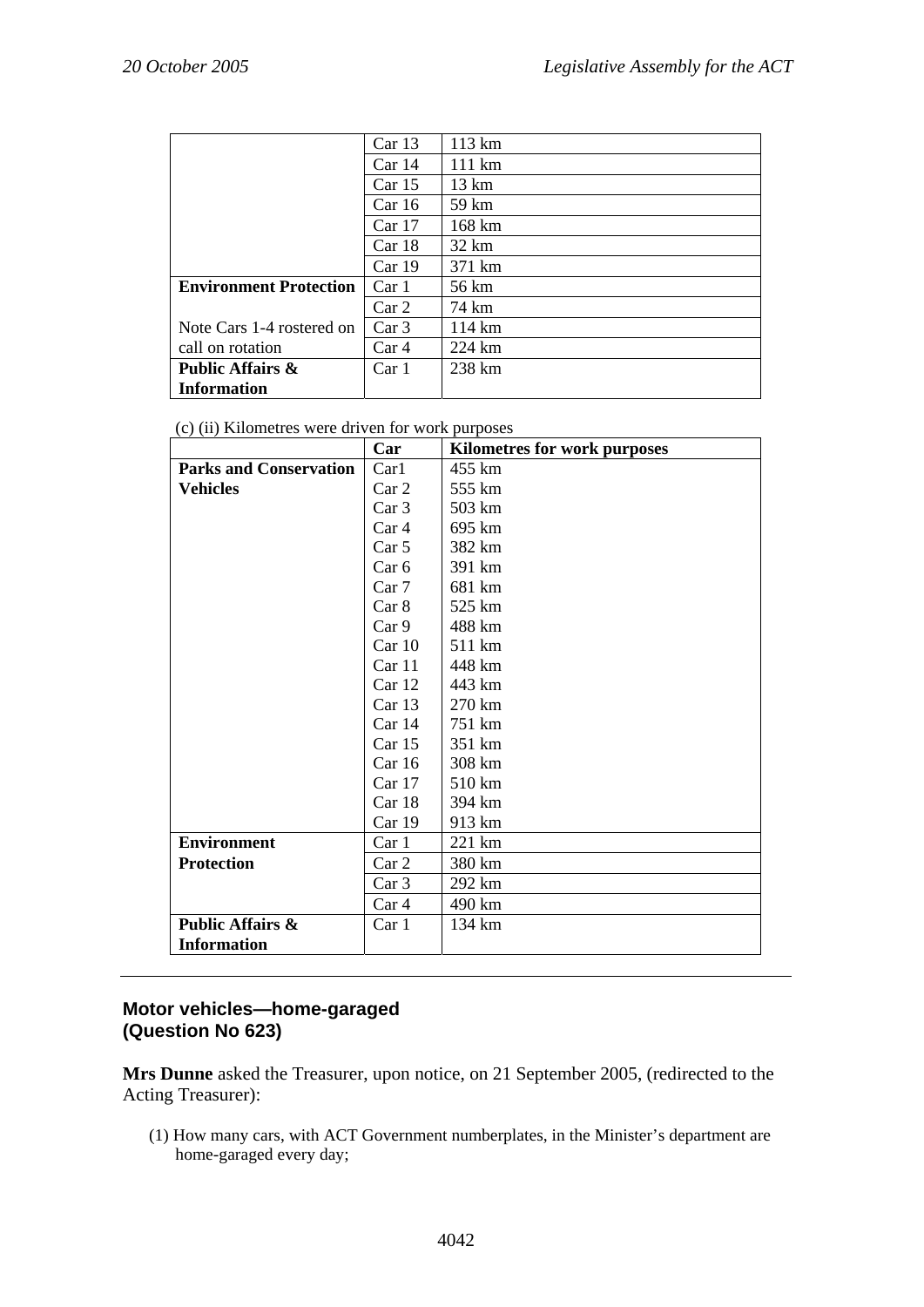| | | |
|---|---|---|
| | Car 13 | 113 km |
| | Car 14 | 111 km |
| | Car 15 | 13 km |
| | Car 16 | 59 km |
| | Car 17 | 168 km |
| | Car 18 | 32 km |
| | Car 19 | 371 km |
| **Environment Protection** | Car 1 | 56 km |
| | Car 2 | 74 km |
| Note Cars 1-4 rostered on call on rotation | Car 3 | 114 km |
| | Car 4 | 224 km |
| **Public Affairs & Information** | Car 1 | 238 km |

(c) (ii) Kilometres were driven for work purposes

| | Car | Kilometres for work purposes |
|---|---|---|
| **Parks and Conservation Vehicles** | Car1 | 455 km |
| | Car 2 | 555 km |
| | Car 3 | 503 km |
| | Car 4 | 695 km |
| | Car 5 | 382 km |
| | Car 6 | 391 km |
| | Car 7 | 681 km |
| | Car 8 | 525 km |
| | Car 9 | 488 km |
| | Car 10 | 511 km |
| | Car 11 | 448 km |
| | Car 12 | 443 km |
| | Car 13 | 270 km |
| | Car 14 | 751 km |
| | Car 15 | 351 km |
| | Car 16 | 308 km |
| | Car 17 | 510 km |
| | Car 18 | 394 km |
| | Car 19 | 913 km |
| **Environment Protection** | Car 1 | 221 km |
| | Car 2 | 380 km |
| | Car 3 | 292 km |
| | Car 4 | 490 km |
| **Public Affairs & Information** | Car 1 | 134 km |

---

## Motor vehicles—home-garaged (Question No 623)

**Mrs Dunne** asked the Treasurer, upon notice, on 21 September 2005, (redirected to the Acting Treasurer):

(1) How many cars, with ACT Government numberplates, in the Minister's department are home-garaged every day;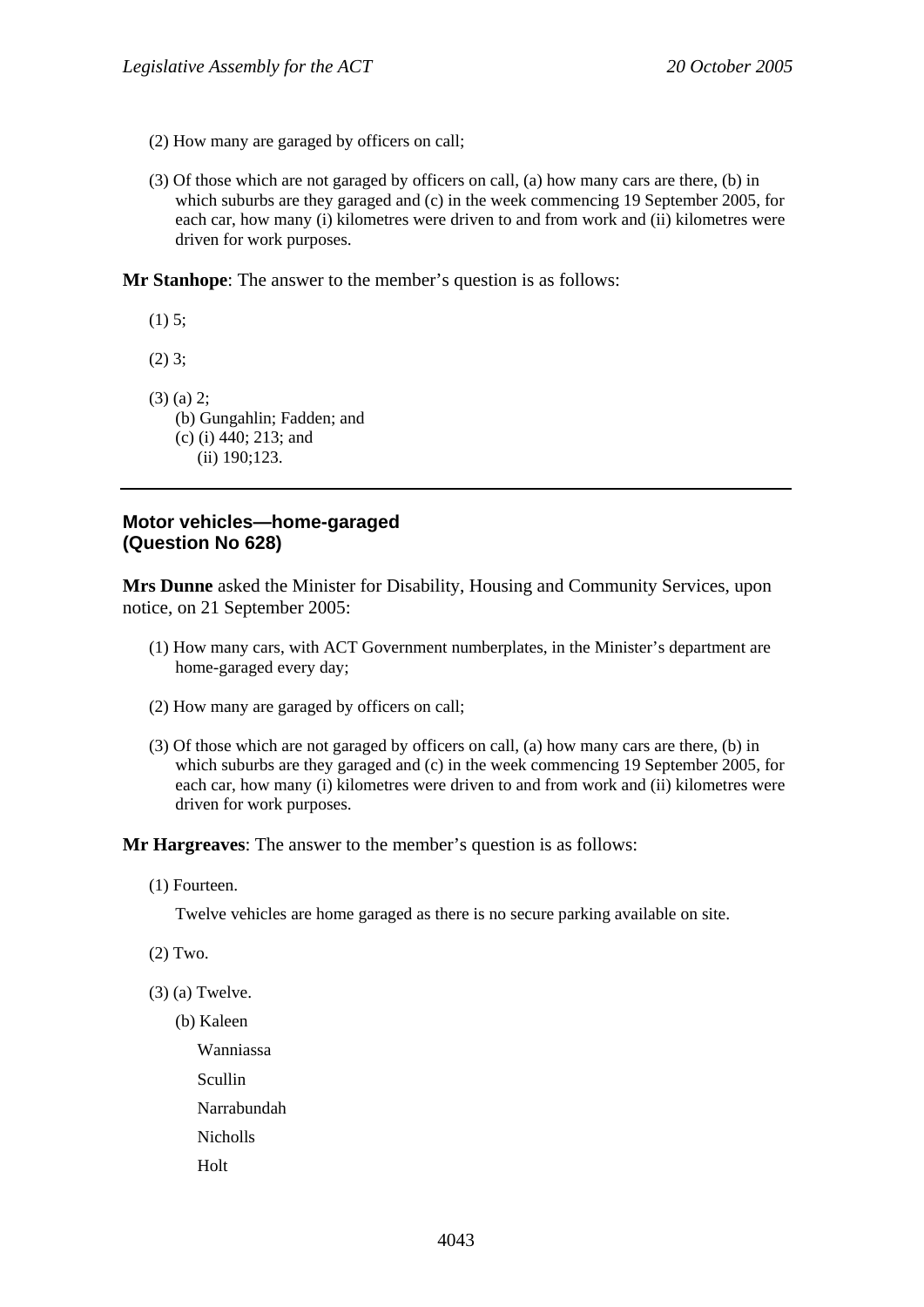(2) How many are garaged by officers on call;

(3) Of those which are not garaged by officers on call, (a) how many cars are there, (b) in which suburbs are they garaged and (c) in the week commencing 19 September 2005, for each car, how many (i) kilometres were driven to and from work and (ii) kilometres were driven for work purposes.

**Mr Stanhope**: The answer to the member's question is as follows:

(1) 5;

(2) 3;

(3) (a) 2;
(b) Gungahlin; Fadden; and
(c) (i) 440; 213; and
(ii) 190;123.

---

## Motor vehicles—home-garaged (Question No 628)

**Mrs Dunne** asked the Minister for Disability, Housing and Community Services, upon notice, on 21 September 2005:

(1) How many cars, with ACT Government numberplates, in the Minister's department are home-garaged every day;

(2) How many are garaged by officers on call;

(3) Of those which are not garaged by officers on call, (a) how many cars are there, (b) in which suburbs are they garaged and (c) in the week commencing 19 September 2005, for each car, how many (i) kilometres were driven to and from work and (ii) kilometres were driven for work purposes.

**Mr Hargreaves**: The answer to the member's question is as follows:

(1) Fourteen.

Twelve vehicles are home garaged as there is no secure parking available on site.

(2) Two.

(3) (a) Twelve.

(b) Kaleen

Wanniassa

Scullin

Narrabundah

Nicholls

Holt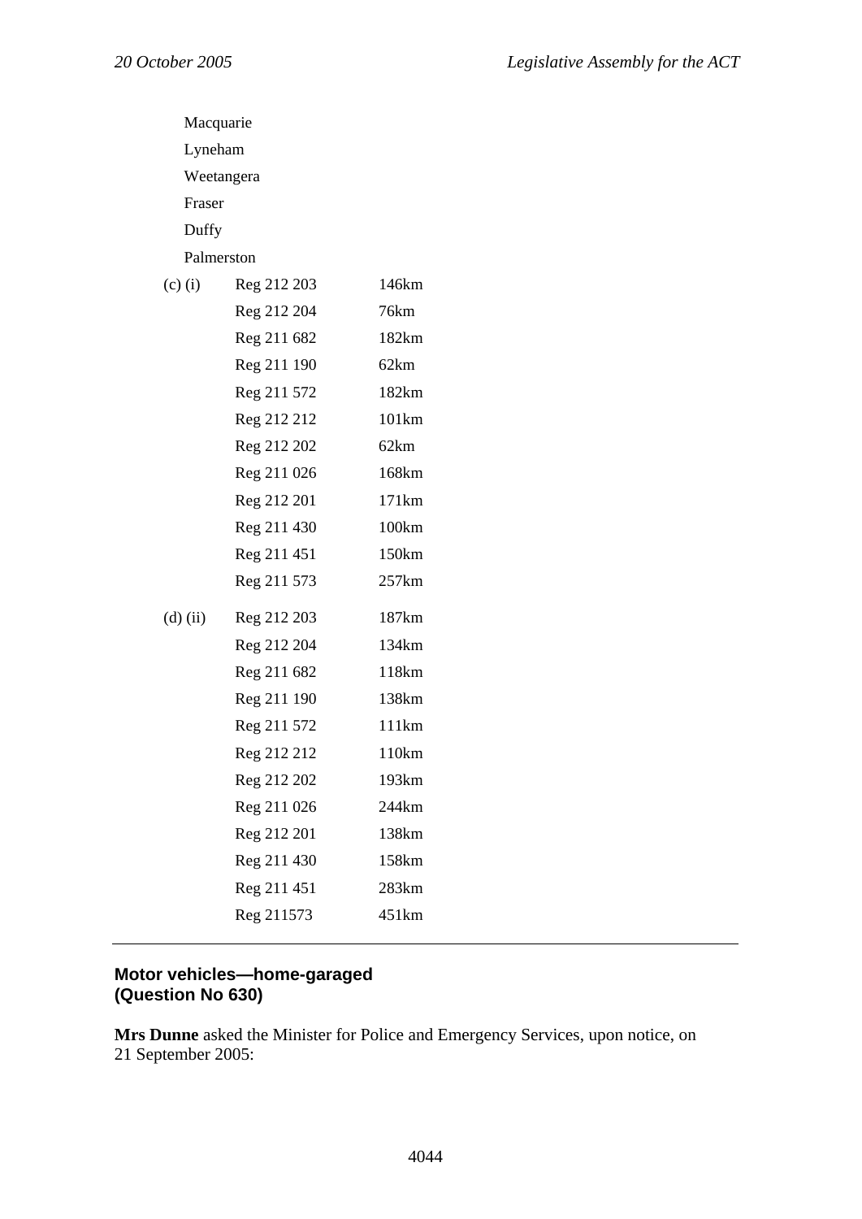Macquarie

Lyneham

Weetangera

Fraser

Duffy

Palmerston

| | | |
|---|---|---|
| (c) (i) | Reg 212 203 | 146km |
| | Reg 212 204 | 76km |
| | Reg 211 682 | 182km |
| | Reg 211 190 | 62km |
| | Reg 211 572 | 182km |
| | Reg 212 212 | 101km |
| | Reg 212 202 | 62km |
| | Reg 211 026 | 168km |
| | Reg 212 201 | 171km |
| | Reg 211 430 | 100km |
| | Reg 211 451 | 150km |
| | Reg 211 573 | 257km |
| (d) (ii) | Reg 212 203 | 187km |
| | Reg 212 204 | 134km |
| | Reg 211 682 | 118km |
| | Reg 211 190 | 138km |
| | Reg 211 572 | 111km |
| | Reg 212 212 | 110km |
| | Reg 212 202 | 193km |
| | Reg 211 026 | 244km |
| | Reg 212 201 | 138km |
| | Reg 211 430 | 158km |
| | Reg 211 451 | 283km |
| | Reg 211573 | 451km |

---

### Motor vehicles—home-garaged (Question No 630)

**Mrs Dunne** asked the Minister for Police and Emergency Services, upon notice, on 21 September 2005: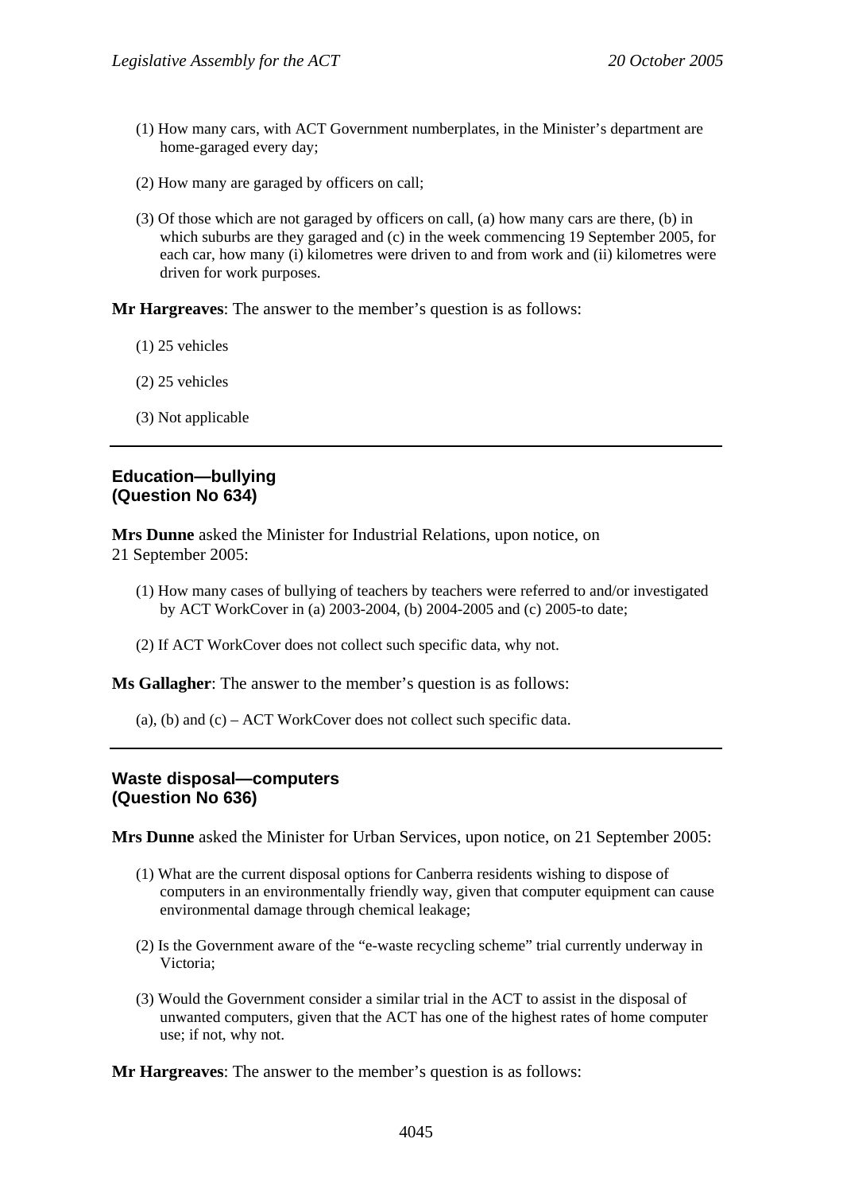(1) How many cars, with ACT Government numberplates, in the Minister's department are home-garaged every day;

(2) How many are garaged by officers on call;

(3) Of those which are not garaged by officers on call, (a) how many cars are there, (b) in which suburbs are they garaged and (c) in the week commencing 19 September 2005, for each car, how many (i) kilometres were driven to and from work and (ii) kilometres were driven for work purposes.

**Mr Hargreaves**: The answer to the member's question is as follows:

(1) 25 vehicles

(2) 25 vehicles

(3) Not applicable

---

### Education—bullying (Question No 634)

**Mrs Dunne** asked the Minister for Industrial Relations, upon notice, on 21 September 2005:

(1) How many cases of bullying of teachers by teachers were referred to and/or investigated by ACT WorkCover in (a) 2003-2004, (b) 2004-2005 and (c) 2005-to date;

(2) If ACT WorkCover does not collect such specific data, why not.

**Ms Gallagher**: The answer to the member's question is as follows:

(a), (b) and (c) – ACT WorkCover does not collect such specific data.

---

### Waste disposal—computers (Question No 636)

**Mrs Dunne** asked the Minister for Urban Services, upon notice, on 21 September 2005:

(1) What are the current disposal options for Canberra residents wishing to dispose of computers in an environmentally friendly way, given that computer equipment can cause environmental damage through chemical leakage;

(2) Is the Government aware of the "e-waste recycling scheme" trial currently underway in Victoria;

(3) Would the Government consider a similar trial in the ACT to assist in the disposal of unwanted computers, given that the ACT has one of the highest rates of home computer use; if not, why not.

**Mr Hargreaves**: The answer to the member's question is as follows: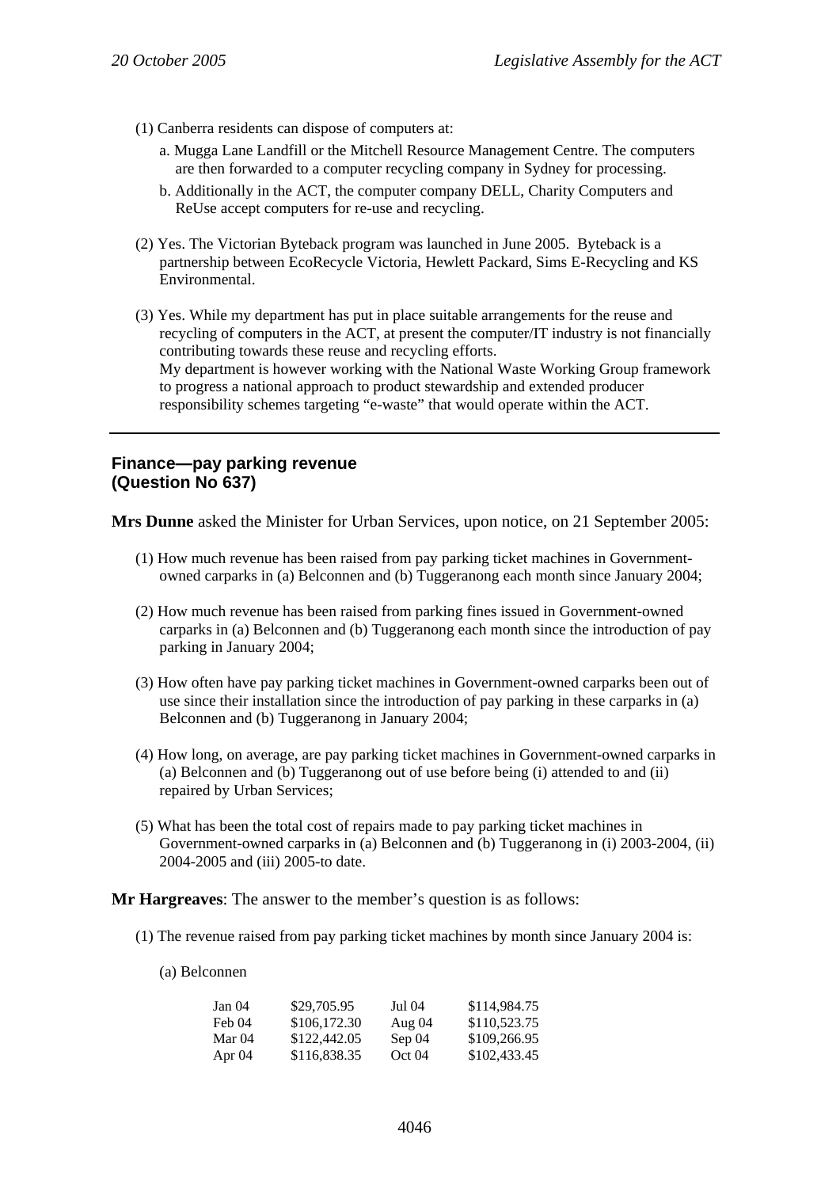(1) Canberra residents can dispose of computers at:

a. Mugga Lane Landfill or the Mitchell Resource Management Centre. The computers are then forwarded to a computer recycling company in Sydney for processing.

b. Additionally in the ACT, the computer company DELL, Charity Computers and ReUse accept computers for re-use and recycling.

(2) Yes. The Victorian Byteback program was launched in June 2005. Byteback is a partnership between EcoRecycle Victoria, Hewlett Packard, Sims E-Recycling and KS Environmental.

(3) Yes. While my department has put in place suitable arrangements for the reuse and recycling of computers in the ACT, at present the computer/IT industry is not financially contributing towards these reuse and recycling efforts.
My department is however working with the National Waste Working Group framework to progress a national approach to product stewardship and extended producer responsibility schemes targeting "e-waste" that would operate within the ACT.

---

## Finance—pay parking revenue (Question No 637)

**Mrs Dunne** asked the Minister for Urban Services, upon notice, on 21 September 2005:

(1) How much revenue has been raised from pay parking ticket machines in Government-owned carparks in (a) Belconnen and (b) Tuggeranong each month since January 2004;

(2) How much revenue has been raised from parking fines issued in Government-owned carparks in (a) Belconnen and (b) Tuggeranong each month since the introduction of pay parking in January 2004;

(3) How often have pay parking ticket machines in Government-owned carparks been out of use since their installation since the introduction of pay parking in these carparks in (a) Belconnen and (b) Tuggeranong in January 2004;

(4) How long, on average, are pay parking ticket machines in Government-owned carparks in (a) Belconnen and (b) Tuggeranong out of use before being (i) attended to and (ii) repaired by Urban Services;

(5) What has been the total cost of repairs made to pay parking ticket machines in Government-owned carparks in (a) Belconnen and (b) Tuggeranong in (i) 2003-2004, (ii) 2004-2005 and (iii) 2005-to date.

**Mr Hargreaves**: The answer to the member's question is as follows:

(1) The revenue raised from pay parking ticket machines by month since January 2004 is:

(a) Belconnen

| | | | |
|---|---|---|---|
| Jan 04 | $29,705.95 | Jul 04 | $114,984.75 |
| Feb 04 | $106,172.30 | Aug 04 | $110,523.75 |
| Mar 04 | $122,442.05 | Sep 04 | $109,266.95 |
| Apr 04 | $116,838.35 | Oct 04 | $102,433.45 |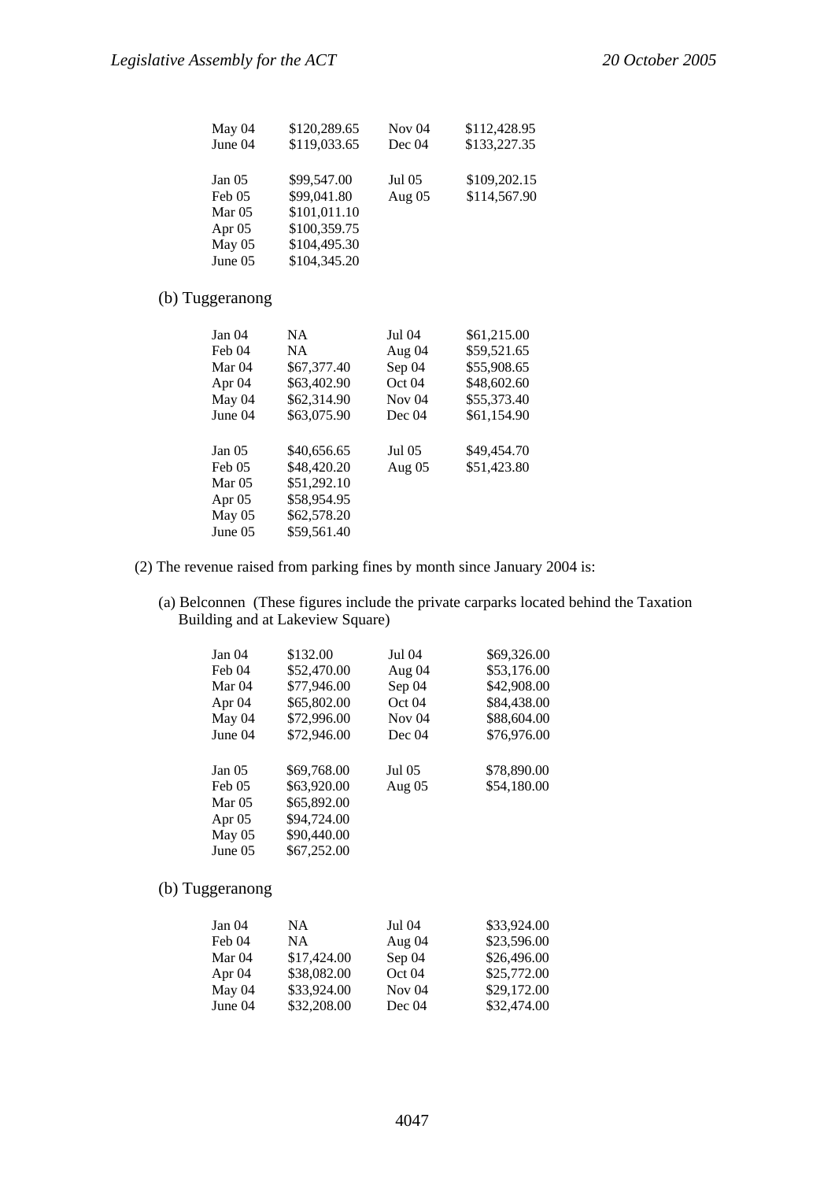| | | | |
|---|---|---|---|
| May 04 | $120,289.65 | Nov 04 | $112,428.95 |
| June 04 | $119,033.65 | Dec 04 | $133,227.35 |
| | | | |
| Jan 05 | $99,547.00 | Jul 05 | $109,202.15 |
| Feb 05 | $99,041.80 | Aug 05 | $114,567.90 |
| Mar 05 | $101,011.10 | | |
| Apr 05 | $100,359.75 | | |
| May 05 | $104,495.30 | | |
| June 05 | $104,345.20 | | |

(b) Tuggeranong

| | | | |
|---|---|---|---|
| Jan 04 | NA | Jul 04 | $61,215.00 |
| Feb 04 | NA | Aug 04 | $59,521.65 |
| Mar 04 | $67,377.40 | Sep 04 | $55,908.65 |
| Apr 04 | $63,402.90 | Oct 04 | $48,602.60 |
| May 04 | $62,314.90 | Nov 04 | $55,373.40 |
| June 04 | $63,075.90 | Dec 04 | $61,154.90 |
| | | | |
| Jan 05 | $40,656.65 | Jul 05 | $49,454.70 |
| Feb 05 | $48,420.20 | Aug 05 | $51,423.80 |
| Mar 05 | $51,292.10 | | |
| Apr 05 | $58,954.95 | | |
| May 05 | $62,578.20 | | |
| June 05 | $59,561.40 | | |

(2) The revenue raised from parking fines by month since January 2004 is:

(a) Belconnen (These figures include the private carparks located behind the Taxation Building and at Lakeview Square)

| | | | |
|---|---|---|---|
| Jan 04 | $132.00 | Jul 04 | $69,326.00 |
| Feb 04 | $52,470.00 | Aug 04 | $53,176.00 |
| Mar 04 | $77,946.00 | Sep 04 | $42,908.00 |
| Apr 04 | $65,802.00 | Oct 04 | $84,438.00 |
| May 04 | $72,996.00 | Nov 04 | $88,604.00 |
| June 04 | $72,946.00 | Dec 04 | $76,976.00 |
| | | | |
| Jan 05 | $69,768.00 | Jul 05 | $78,890.00 |
| Feb 05 | $63,920.00 | Aug 05 | $54,180.00 |
| Mar 05 | $65,892.00 | | |
| Apr 05 | $94,724.00 | | |
| May 05 | $90,440.00 | | |
| June 05 | $67,252.00 | | |

(b) Tuggeranong

| | | | |
|---|---|---|---|
| Jan 04 | NA | Jul 04 | $33,924.00 |
| Feb 04 | NA | Aug 04 | $23,596.00 |
| Mar 04 | $17,424.00 | Sep 04 | $26,496.00 |
| Apr 04 | $38,082.00 | Oct 04 | $25,772.00 |
| May 04 | $33,924.00 | Nov 04 | $29,172.00 |
| June 04 | $32,208.00 | Dec 04 | $32,474.00 |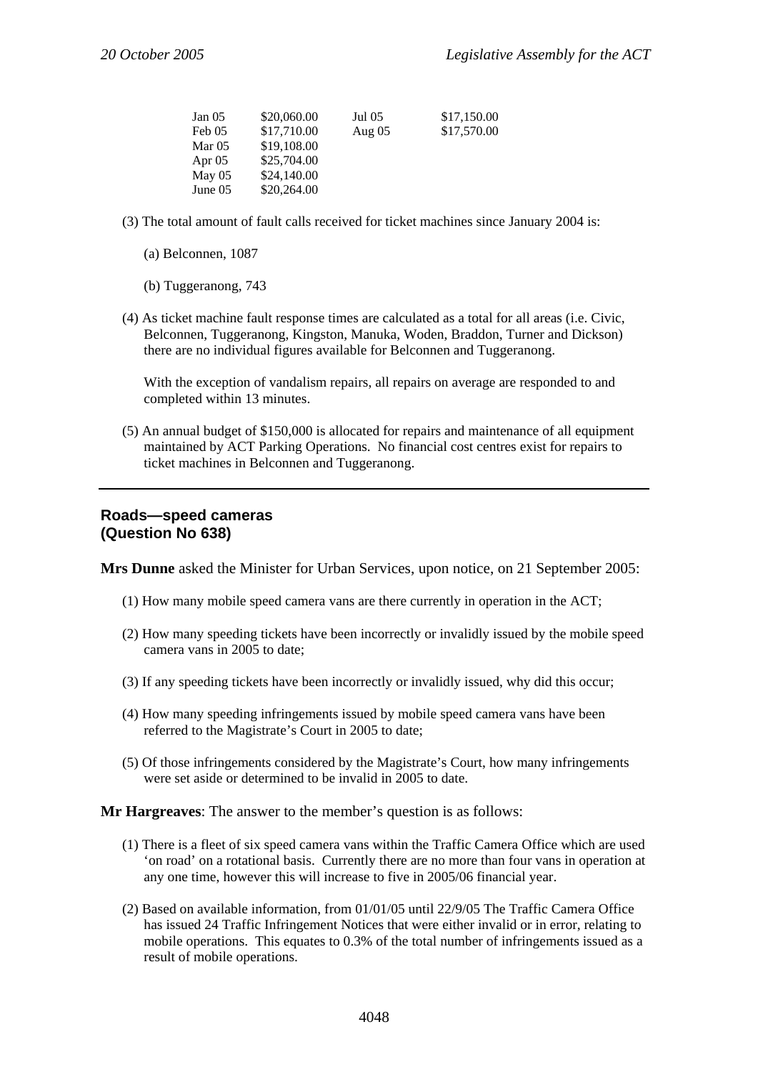| | | | |
|---|---|---|---|
| Jan 05 | $20,060.00 | Jul 05 | $17,150.00 |
| Feb 05 | $17,710.00 | Aug 05 | $17,570.00 |
| Mar 05 | $19,108.00 | | |
| Apr 05 | $25,704.00 | | |
| May 05 | $24,140.00 | | |
| June 05 | $20,264.00 | | |

(3) The total amount of fault calls received for ticket machines since January 2004 is:

(a) Belconnen, 1087

(b) Tuggeranong, 743

(4) As ticket machine fault response times are calculated as a total for all areas (i.e. Civic, Belconnen, Tuggeranong, Kingston, Manuka, Woden, Braddon, Turner and Dickson) there are no individual figures available for Belconnen and Tuggeranong.

With the exception of vandalism repairs, all repairs on average are responded to and completed within 13 minutes.

(5) An annual budget of $150,000 is allocated for repairs and maintenance of all equipment maintained by ACT Parking Operations. No financial cost centres exist for repairs to ticket machines in Belconnen and Tuggeranong.

---

## Roads—speed cameras
## (Question No 638)

**Mrs Dunne** asked the Minister for Urban Services, upon notice, on 21 September 2005:

(1) How many mobile speed camera vans are there currently in operation in the ACT;

(2) How many speeding tickets have been incorrectly or invalidly issued by the mobile speed camera vans in 2005 to date;

(3) If any speeding tickets have been incorrectly or invalidly issued, why did this occur;

(4) How many speeding infringements issued by mobile speed camera vans have been referred to the Magistrate's Court in 2005 to date;

(5) Of those infringements considered by the Magistrate's Court, how many infringements were set aside or determined to be invalid in 2005 to date.

**Mr Hargreaves**: The answer to the member's question is as follows:

(1) There is a fleet of six speed camera vans within the Traffic Camera Office which are used 'on road' on a rotational basis. Currently there are no more than four vans in operation at any one time, however this will increase to five in 2005/06 financial year.

(2) Based on available information, from 01/01/05 until 22/9/05 The Traffic Camera Office has issued 24 Traffic Infringement Notices that were either invalid or in error, relating to mobile operations. This equates to 0.3% of the total number of infringements issued as a result of mobile operations.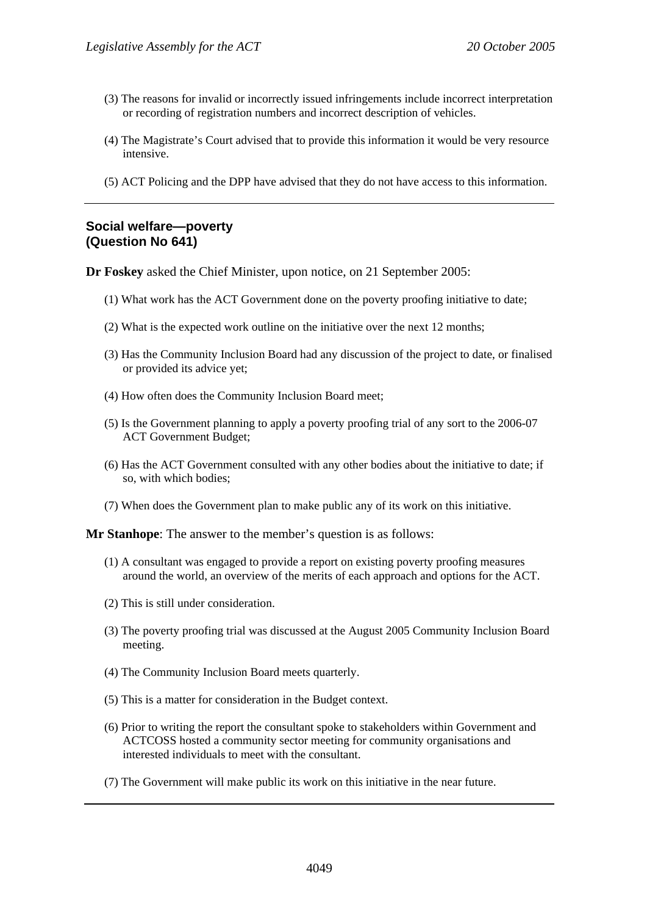(3) The reasons for invalid or incorrectly issued infringements include incorrect interpretation or recording of registration numbers and incorrect description of vehicles.

(4) The Magistrate's Court advised that to provide this information it would be very resource intensive.

(5) ACT Policing and the DPP have advised that they do not have access to this information.

---

## Social welfare—poverty (Question No 641)

**Dr Foskey** asked the Chief Minister, upon notice, on 21 September 2005:

(1) What work has the ACT Government done on the poverty proofing initiative to date;

(2) What is the expected work outline on the initiative over the next 12 months;

(3) Has the Community Inclusion Board had any discussion of the project to date, or finalised or provided its advice yet;

(4) How often does the Community Inclusion Board meet;

(5) Is the Government planning to apply a poverty proofing trial of any sort to the 2006-07 ACT Government Budget;

(6) Has the ACT Government consulted with any other bodies about the initiative to date; if so, with which bodies;

(7) When does the Government plan to make public any of its work on this initiative.

**Mr Stanhope**: The answer to the member's question is as follows:

(1) A consultant was engaged to provide a report on existing poverty proofing measures around the world, an overview of the merits of each approach and options for the ACT.

(2) This is still under consideration.

(3) The poverty proofing trial was discussed at the August 2005 Community Inclusion Board meeting.

(4) The Community Inclusion Board meets quarterly.

(5) This is a matter for consideration in the Budget context.

(6) Prior to writing the report the consultant spoke to stakeholders within Government and ACTCOSS hosted a community sector meeting for community organisations and interested individuals to meet with the consultant.

(7) The Government will make public its work on this initiative in the near future.

---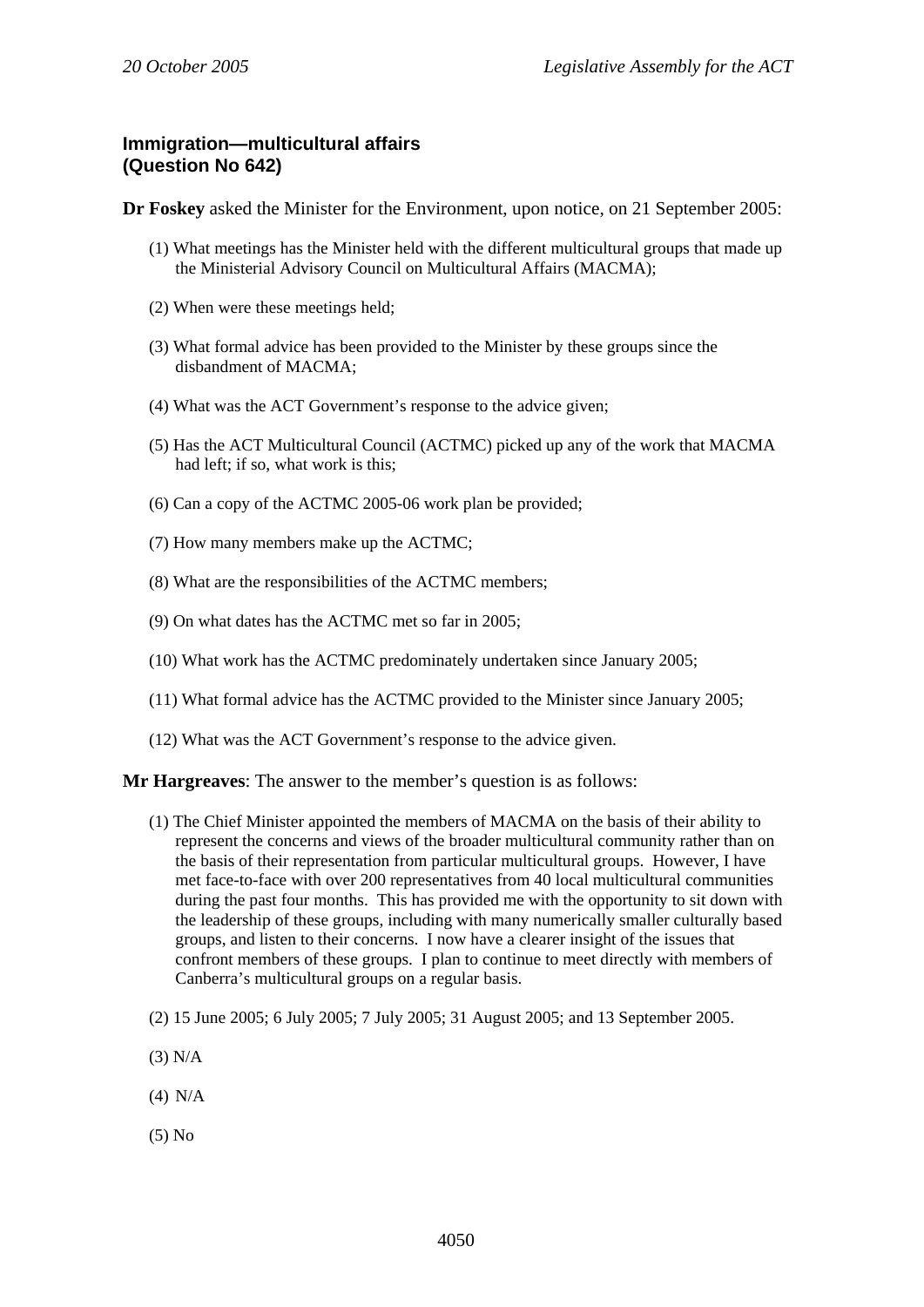### Immigration—multicultural affairs (Question No 642)

**Dr Foskey** asked the Minister for the Environment, upon notice, on 21 September 2005:

(1) What meetings has the Minister held with the different multicultural groups that made up the Ministerial Advisory Council on Multicultural Affairs (MACMA);

(2) When were these meetings held;

(3) What formal advice has been provided to the Minister by these groups since the disbandment of MACMA;

(4) What was the ACT Government's response to the advice given;

(5) Has the ACT Multicultural Council (ACTMC) picked up any of the work that MACMA had left; if so, what work is this;

(6) Can a copy of the ACTMC 2005-06 work plan be provided;

(7) How many members make up the ACTMC;

(8) What are the responsibilities of the ACTMC members;

(9) On what dates has the ACTMC met so far in 2005;

(10) What work has the ACTMC predominately undertaken since January 2005;

(11) What formal advice has the ACTMC provided to the Minister since January 2005;

(12) What was the ACT Government's response to the advice given.

**Mr Hargreaves**: The answer to the member's question is as follows:

(1) The Chief Minister appointed the members of MACMA on the basis of their ability to represent the concerns and views of the broader multicultural community rather than on the basis of their representation from particular multicultural groups. However, I have met face-to-face with over 200 representatives from 40 local multicultural communities during the past four months. This has provided me with the opportunity to sit down with the leadership of these groups, including with many numerically smaller culturally based groups, and listen to their concerns. I now have a clearer insight of the issues that confront members of these groups. I plan to continue to meet directly with members of Canberra's multicultural groups on a regular basis.

(2) 15 June 2005; 6 July 2005; 7 July 2005; 31 August 2005; and 13 September 2005.

(3) N/A

(4) N/A

(5) No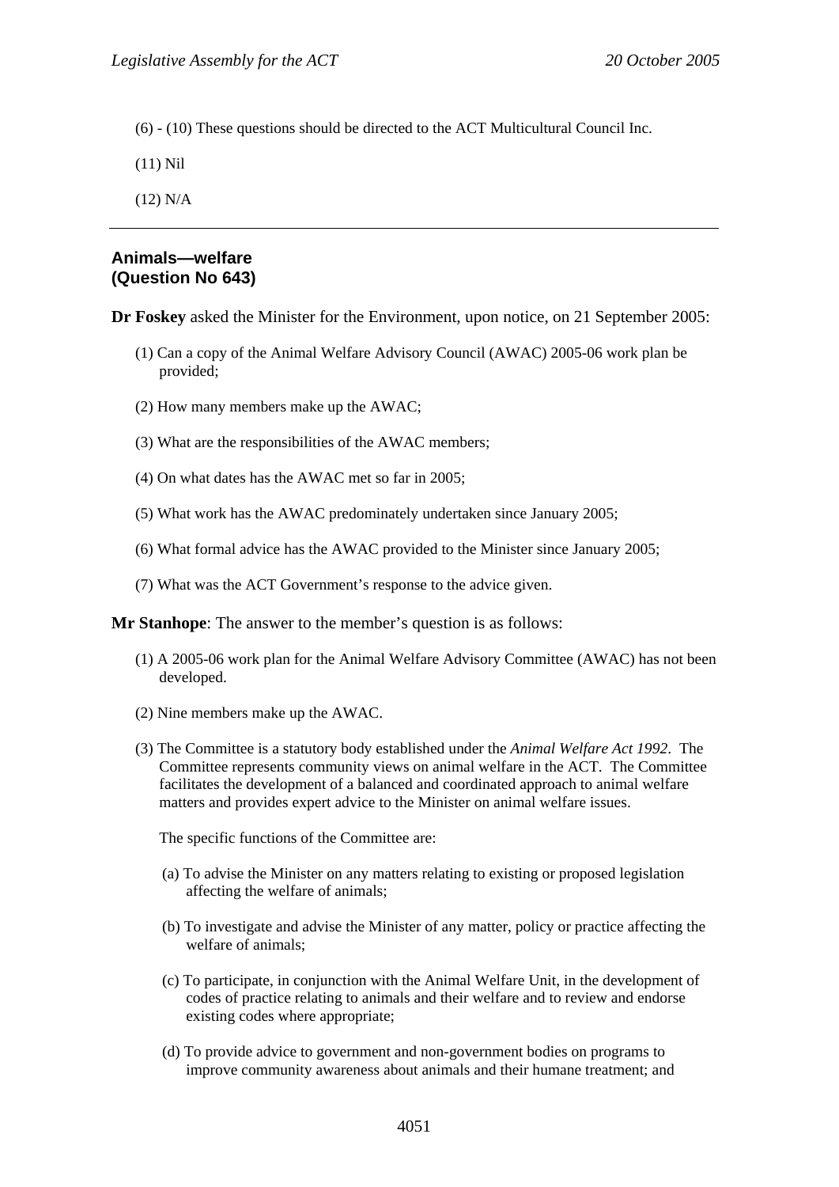(6) - (10) These questions should be directed to the ACT Multicultural Council Inc.

(11) Nil

(12) N/A

---

**Animals—welfare**
**(Question No 643)**

**Dr Foskey** asked the Minister for the Environment, upon notice, on 21 September 2005:

(1) Can a copy of the Animal Welfare Advisory Council (AWAC) 2005-06 work plan be provided;

(2) How many members make up the AWAC;

(3) What are the responsibilities of the AWAC members;

(4) On what dates has the AWAC met so far in 2005;

(5) What work has the AWAC predominately undertaken since January 2005;

(6) What formal advice has the AWAC provided to the Minister since January 2005;

(7) What was the ACT Government's response to the advice given.

**Mr Stanhope**: The answer to the member's question is as follows:

(1) A 2005-06 work plan for the Animal Welfare Advisory Committee (AWAC) has not been developed.

(2) Nine members make up the AWAC.

(3) The Committee is a statutory body established under the *Animal Welfare Act 1992*. The Committee represents community views on animal welfare in the ACT. The Committee facilitates the development of a balanced and coordinated approach to animal welfare matters and provides expert advice to the Minister on animal welfare issues.

The specific functions of the Committee are:

(a) To advise the Minister on any matters relating to existing or proposed legislation affecting the welfare of animals;

(b) To investigate and advise the Minister of any matter, policy or practice affecting the welfare of animals;

(c) To participate, in conjunction with the Animal Welfare Unit, in the development of codes of practice relating to animals and their welfare and to review and endorse existing codes where appropriate;

(d) To provide advice to government and non-government bodies on programs to improve community awareness about animals and their humane treatment; and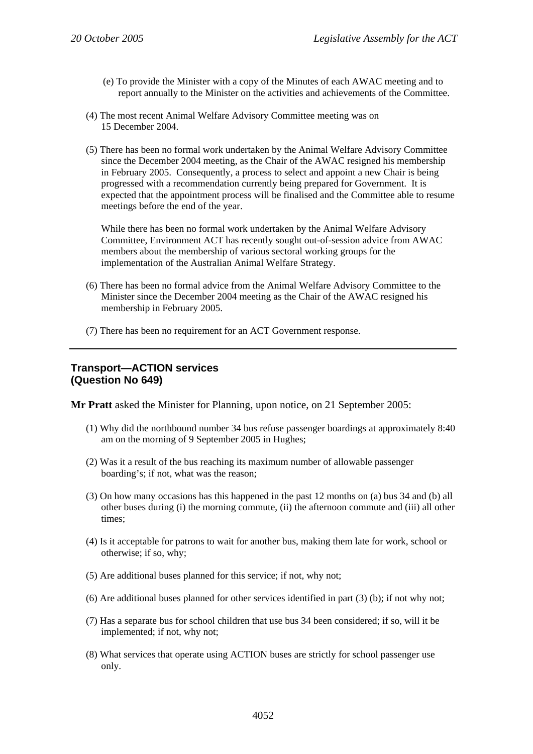(e) To provide the Minister with a copy of the Minutes of each AWAC meeting and to report annually to the Minister on the activities and achievements of the Committee.

(4) The most recent Animal Welfare Advisory Committee meeting was on 15 December 2004.

(5) There has been no formal work undertaken by the Animal Welfare Advisory Committee since the December 2004 meeting, as the Chair of the AWAC resigned his membership in February 2005. Consequently, a process to select and appoint a new Chair is being progressed with a recommendation currently being prepared for Government. It is expected that the appointment process will be finalised and the Committee able to resume meetings before the end of the year.

While there has been no formal work undertaken by the Animal Welfare Advisory Committee, Environment ACT has recently sought out-of-session advice from AWAC members about the membership of various sectoral working groups for the implementation of the Australian Animal Welfare Strategy.

(6) There has been no formal advice from the Animal Welfare Advisory Committee to the Minister since the December 2004 meeting as the Chair of the AWAC resigned his membership in February 2005.

(7) There has been no requirement for an ACT Government response.

---

## Transport—ACTION services (Question No 649)

**Mr Pratt** asked the Minister for Planning, upon notice, on 21 September 2005:

(1) Why did the northbound number 34 bus refuse passenger boardings at approximately 8:40 am on the morning of 9 September 2005 in Hughes;

(2) Was it a result of the bus reaching its maximum number of allowable passenger boarding's; if not, what was the reason;

(3) On how many occasions has this happened in the past 12 months on (a) bus 34 and (b) all other buses during (i) the morning commute, (ii) the afternoon commute and (iii) all other times;

(4) Is it acceptable for patrons to wait for another bus, making them late for work, school or otherwise; if so, why;

(5) Are additional buses planned for this service; if not, why not;

(6) Are additional buses planned for other services identified in part (3) (b); if not why not;

(7) Has a separate bus for school children that use bus 34 been considered; if so, will it be implemented; if not, why not;

(8) What services that operate using ACTION buses are strictly for school passenger use only.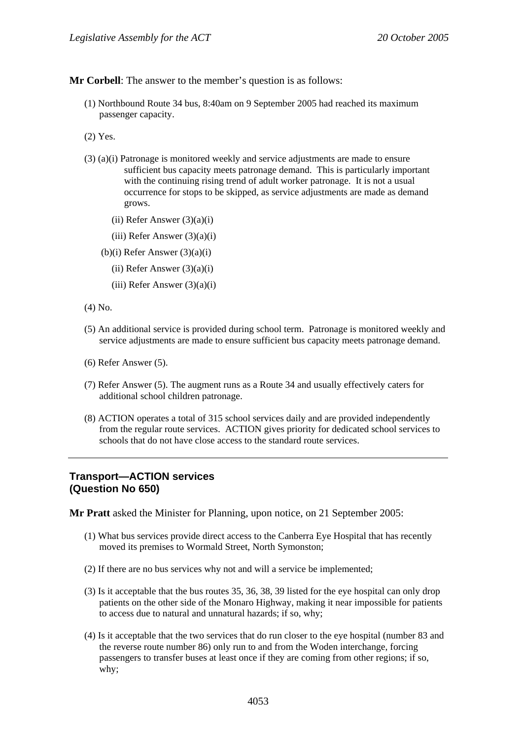**Mr Corbell**: The answer to the member's question is as follows:

(1) Northbound Route 34 bus, 8:40am on 9 September 2005 had reached its maximum passenger capacity.

(2) Yes.

(3) (a)(i) Patronage is monitored weekly and service adjustments are made to ensure sufficient bus capacity meets patronage demand. This is particularly important with the continuing rising trend of adult worker patronage. It is not a usual occurrence for stops to be skipped, as service adjustments are made as demand grows.

(ii) Refer Answer (3)(a)(i)

(iii) Refer Answer (3)(a)(i)

(b)(i) Refer Answer (3)(a)(i)

(ii) Refer Answer (3)(a)(i)

(iii) Refer Answer (3)(a)(i)

(4) No.

(5) An additional service is provided during school term. Patronage is monitored weekly and service adjustments are made to ensure sufficient bus capacity meets patronage demand.

(6) Refer Answer (5).

(7) Refer Answer (5). The augment runs as a Route 34 and usually effectively caters for additional school children patronage.

(8) ACTION operates a total of 315 school services daily and are provided independently from the regular route services. ACTION gives priority for dedicated school services to schools that do not have close access to the standard route services.

---

## Transport—ACTION services (Question No 650)

**Mr Pratt** asked the Minister for Planning, upon notice, on 21 September 2005:

(1) What bus services provide direct access to the Canberra Eye Hospital that has recently moved its premises to Wormald Street, North Symonston;

(2) If there are no bus services why not and will a service be implemented;

(3) Is it acceptable that the bus routes 35, 36, 38, 39 listed for the eye hospital can only drop patients on the other side of the Monaro Highway, making it near impossible for patients to access due to natural and unnatural hazards; if so, why;

(4) Is it acceptable that the two services that do run closer to the eye hospital (number 83 and the reverse route number 86) only run to and from the Woden interchange, forcing passengers to transfer buses at least once if they are coming from other regions; if so, why;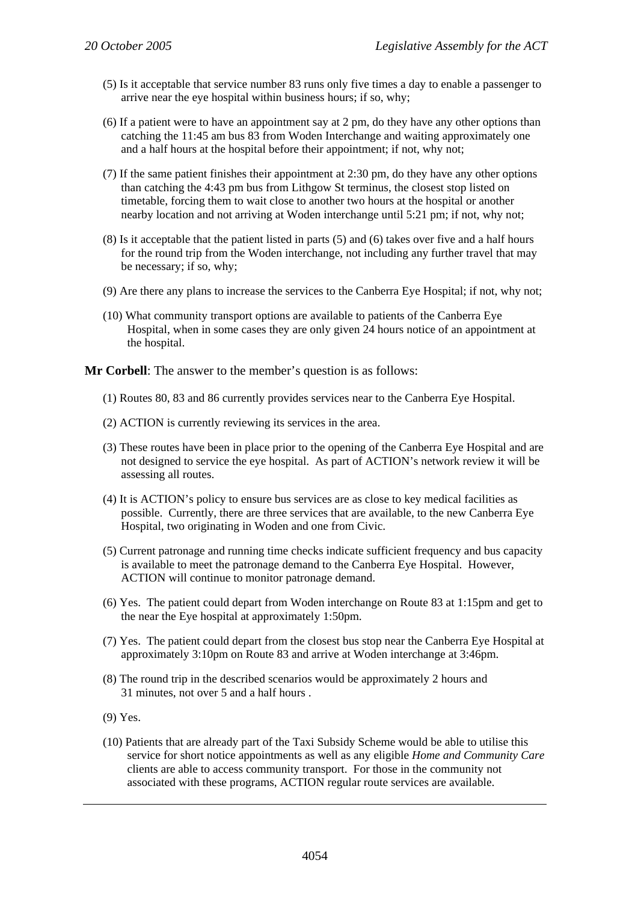(5) Is it acceptable that service number 83 runs only five times a day to enable a passenger to arrive near the eye hospital within business hours; if so, why;

(6) If a patient were to have an appointment say at 2 pm, do they have any other options than catching the 11:45 am bus 83 from Woden Interchange and waiting approximately one and a half hours at the hospital before their appointment; if not, why not;

(7) If the same patient finishes their appointment at 2:30 pm, do they have any other options than catching the 4:43 pm bus from Lithgow St terminus, the closest stop listed on timetable, forcing them to wait close to another two hours at the hospital or another nearby location and not arriving at Woden interchange until 5:21 pm; if not, why not;

(8) Is it acceptable that the patient listed in parts (5) and (6) takes over five and a half hours for the round trip from the Woden interchange, not including any further travel that may be necessary; if so, why;

(9) Are there any plans to increase the services to the Canberra Eye Hospital; if not, why not;

(10) What community transport options are available to patients of the Canberra Eye Hospital, when in some cases they are only given 24 hours notice of an appointment at the hospital.

**Mr Corbell**: The answer to the member's question is as follows:

(1) Routes 80, 83 and 86 currently provides services near to the Canberra Eye Hospital.

(2) ACTION is currently reviewing its services in the area.

(3) These routes have been in place prior to the opening of the Canberra Eye Hospital and are not designed to service the eye hospital. As part of ACTION's network review it will be assessing all routes.

(4) It is ACTION's policy to ensure bus services are as close to key medical facilities as possible. Currently, there are three services that are available, to the new Canberra Eye Hospital, two originating in Woden and one from Civic.

(5) Current patronage and running time checks indicate sufficient frequency and bus capacity is available to meet the patronage demand to the Canberra Eye Hospital. However, ACTION will continue to monitor patronage demand.

(6) Yes. The patient could depart from Woden interchange on Route 83 at 1:15pm and get to the near the Eye hospital at approximately 1:50pm.

(7) Yes. The patient could depart from the closest bus stop near the Canberra Eye Hospital at approximately 3:10pm on Route 83 and arrive at Woden interchange at 3:46pm.

(8) The round trip in the described scenarios would be approximately 2 hours and 31 minutes, not over 5 and a half hours .

(9) Yes.

(10) Patients that are already part of the Taxi Subsidy Scheme would be able to utilise this service for short notice appointments as well as any eligible *Home and Community Care* clients are able to access community transport. For those in the community not associated with these programs, ACTION regular route services are available.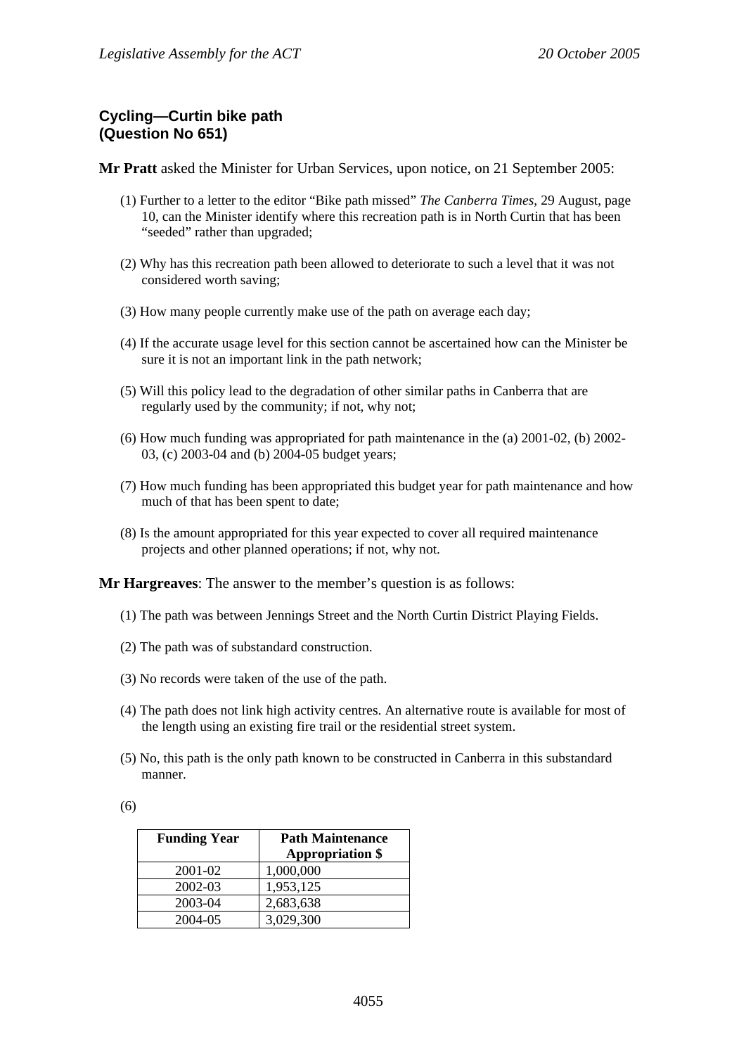## Cycling—Curtin bike path (Question No 651)

**Mr Pratt** asked the Minister for Urban Services, upon notice, on 21 September 2005:

(1) Further to a letter to the editor "Bike path missed" *The Canberra Times*, 29 August, page 10, can the Minister identify where this recreation path is in North Curtin that has been "seeded" rather than upgraded;

(2) Why has this recreation path been allowed to deteriorate to such a level that it was not considered worth saving;

(3) How many people currently make use of the path on average each day;

(4) If the accurate usage level for this section cannot be ascertained how can the Minister be sure it is not an important link in the path network;

(5) Will this policy lead to the degradation of other similar paths in Canberra that are regularly used by the community; if not, why not;

(6) How much funding was appropriated for path maintenance in the (a) 2001-02, (b) 2002-03, (c) 2003-04 and (b) 2004-05 budget years;

(7) How much funding has been appropriated this budget year for path maintenance and how much of that has been spent to date;

(8) Is the amount appropriated for this year expected to cover all required maintenance projects and other planned operations; if not, why not.

**Mr Hargreaves**: The answer to the member's question is as follows:

(1) The path was between Jennings Street and the North Curtin District Playing Fields.

(2) The path was of substandard construction.

(3) No records were taken of the use of the path.

(4) The path does not link high activity centres. An alternative route is available for most of the length using an existing fire trail or the residential street system.

(5) No, this path is the only path known to be constructed in Canberra in this substandard manner.

(6)

| Funding Year | Path Maintenance Appropriation $ |
|---|---|
| 2001-02 | 1,000,000 |
| 2002-03 | 1,953,125 |
| 2003-04 | 2,683,638 |
| 2004-05 | 3,029,300 |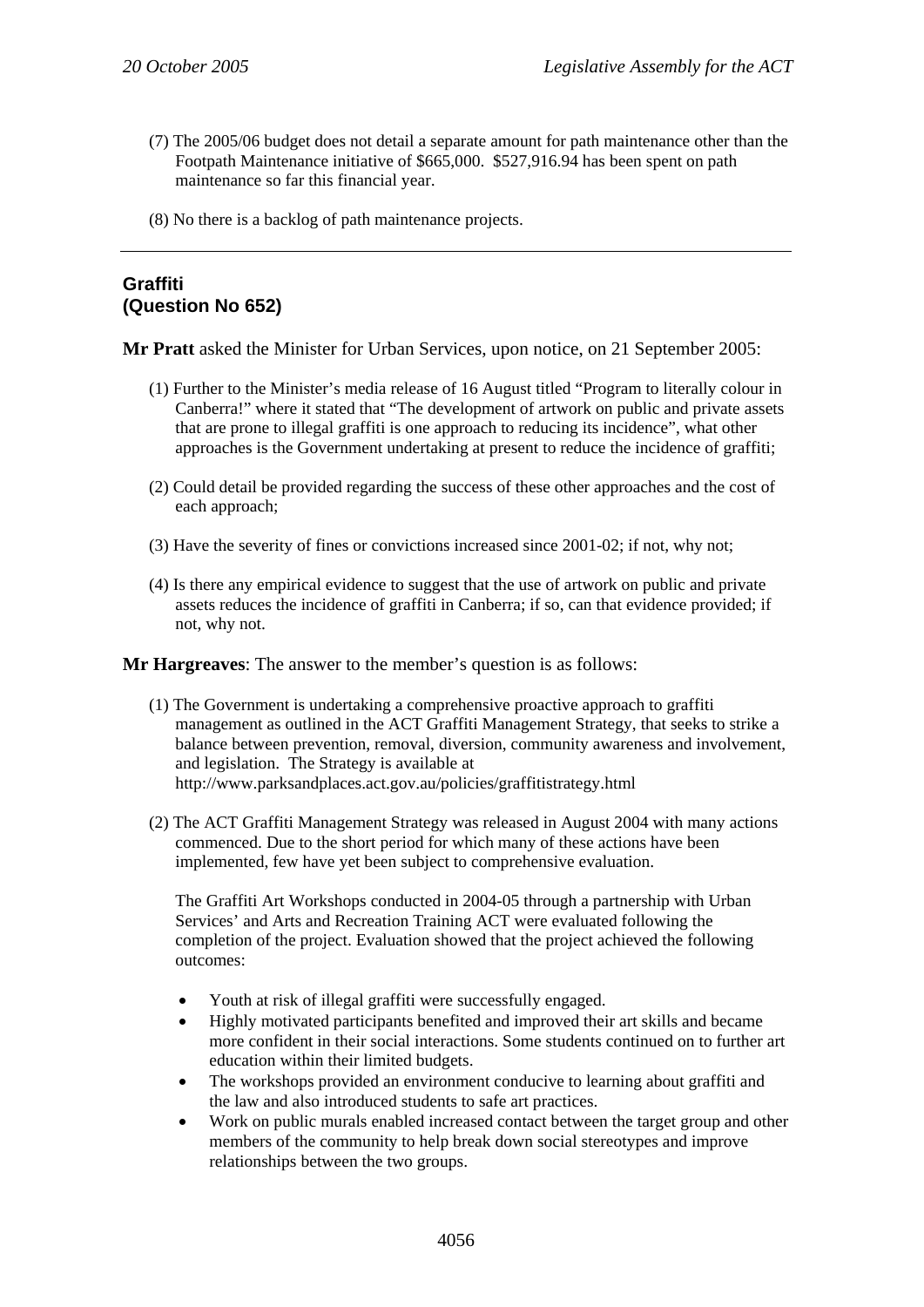(7) The 2005/06 budget does not detail a separate amount for path maintenance other than the Footpath Maintenance initiative of $665,000. $527,916.94 has been spent on path maintenance so far this financial year.

(8) No there is a backlog of path maintenance projects.

---

## Graffiti
## (Question No 652)

**Mr Pratt** asked the Minister for Urban Services, upon notice, on 21 September 2005:

(1) Further to the Minister's media release of 16 August titled "Program to literally colour in Canberra!" where it stated that "The development of artwork on public and private assets that are prone to illegal graffiti is one approach to reducing its incidence", what other approaches is the Government undertaking at present to reduce the incidence of graffiti;

(2) Could detail be provided regarding the success of these other approaches and the cost of each approach;

(3) Have the severity of fines or convictions increased since 2001-02; if not, why not;

(4) Is there any empirical evidence to suggest that the use of artwork on public and private assets reduces the incidence of graffiti in Canberra; if so, can that evidence provided; if not, why not.

**Mr Hargreaves**: The answer to the member's question is as follows:

(1) The Government is undertaking a comprehensive proactive approach to graffiti management as outlined in the ACT Graffiti Management Strategy, that seeks to strike a balance between prevention, removal, diversion, community awareness and involvement, and legislation. The Strategy is available at http://www.parksandplaces.act.gov.au/policies/graffitistrategy.html

(2) The ACT Graffiti Management Strategy was released in August 2004 with many actions commenced. Due to the short period for which many of these actions have been implemented, few have yet been subject to comprehensive evaluation.

The Graffiti Art Workshops conducted in 2004-05 through a partnership with Urban Services' and Arts and Recreation Training ACT were evaluated following the completion of the project. Evaluation showed that the project achieved the following outcomes:

- Youth at risk of illegal graffiti were successfully engaged.
- Highly motivated participants benefited and improved their art skills and became more confident in their social interactions. Some students continued on to further art education within their limited budgets.
- The workshops provided an environment conducive to learning about graffiti and the law and also introduced students to safe art practices.
- Work on public murals enabled increased contact between the target group and other members of the community to help break down social stereotypes and improve relationships between the two groups.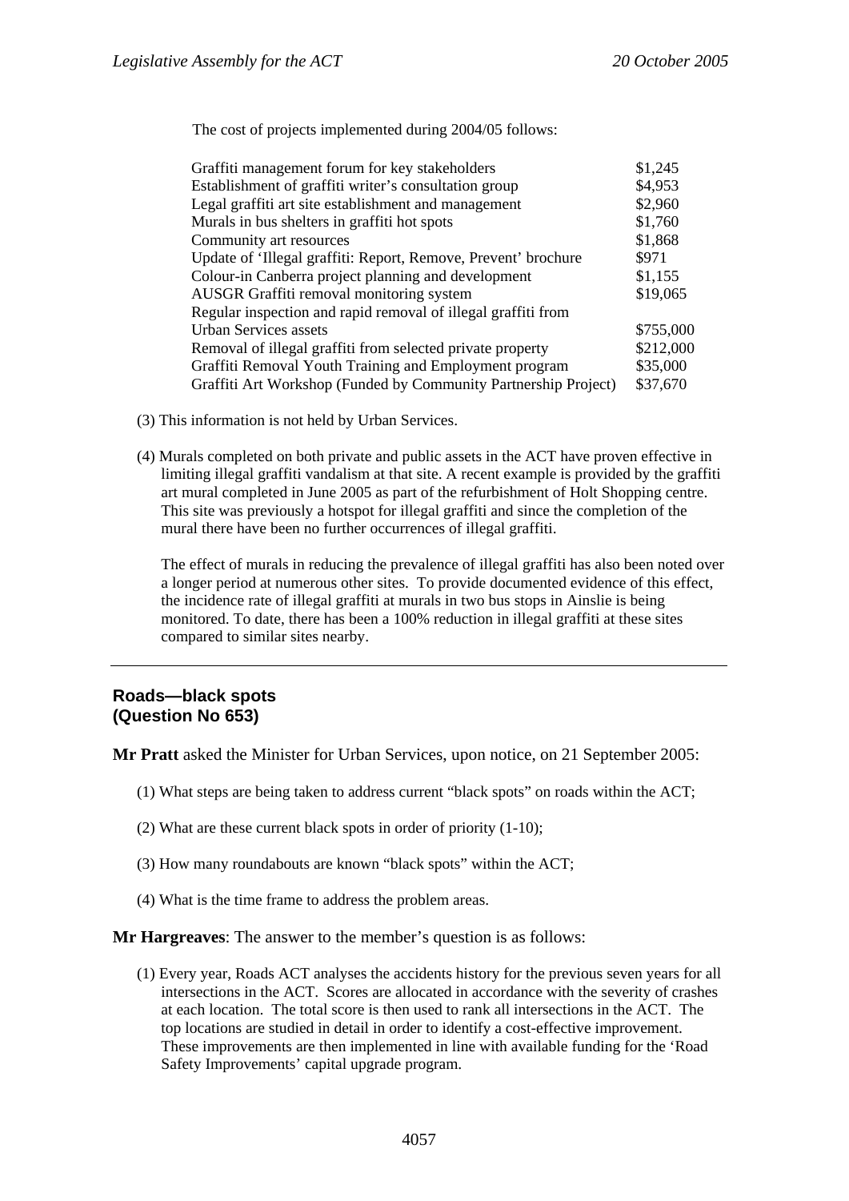The cost of projects implemented during 2004/05 follows:

| | |
|---|---|
| Graffiti management forum for key stakeholders | $1,245 |
| Establishment of graffiti writer's consultation group | $4,953 |
| Legal graffiti art site establishment and management | $2,960 |
| Murals in bus shelters in graffiti hot spots | $1,760 |
| Community art resources | $1,868 |
| Update of 'Illegal graffiti: Report, Remove, Prevent' brochure | $971 |
| Colour-in Canberra project planning and development | $1,155 |
| AUSGR Graffiti removal monitoring system | $19,065 |
| Regular inspection and rapid removal of illegal graffiti from Urban Services assets | $755,000 |
| Removal of illegal graffiti from selected private property | $212,000 |
| Graffiti Removal Youth Training and Employment program | $35,000 |
| Graffiti Art Workshop (Funded by Community Partnership Project) | $37,670 |

(3) This information is not held by Urban Services.

(4) Murals completed on both private and public assets in the ACT have proven effective in limiting illegal graffiti vandalism at that site. A recent example is provided by the graffiti art mural completed in June 2005 as part of the refurbishment of Holt Shopping centre. This site was previously a hotspot for illegal graffiti and since the completion of the mural there have been no further occurrences of illegal graffiti.

The effect of murals in reducing the prevalence of illegal graffiti has also been noted over a longer period at numerous other sites. To provide documented evidence of this effect, the incidence rate of illegal graffiti at murals in two bus stops in Ainslie is being monitored. To date, there has been a 100% reduction in illegal graffiti at these sites compared to similar sites nearby.

---

## Roads—black spots
## (Question No 653)

**Mr Pratt** asked the Minister for Urban Services, upon notice, on 21 September 2005:

(1) What steps are being taken to address current "black spots" on roads within the ACT;

(2) What are these current black spots in order of priority (1-10);

(3) How many roundabouts are known "black spots" within the ACT;

(4) What is the time frame to address the problem areas.

**Mr Hargreaves**: The answer to the member's question is as follows:

(1) Every year, Roads ACT analyses the accidents history for the previous seven years for all intersections in the ACT. Scores are allocated in accordance with the severity of crashes at each location. The total score is then used to rank all intersections in the ACT. The top locations are studied in detail in order to identify a cost-effective improvement. These improvements are then implemented in line with available funding for the 'Road Safety Improvements' capital upgrade program.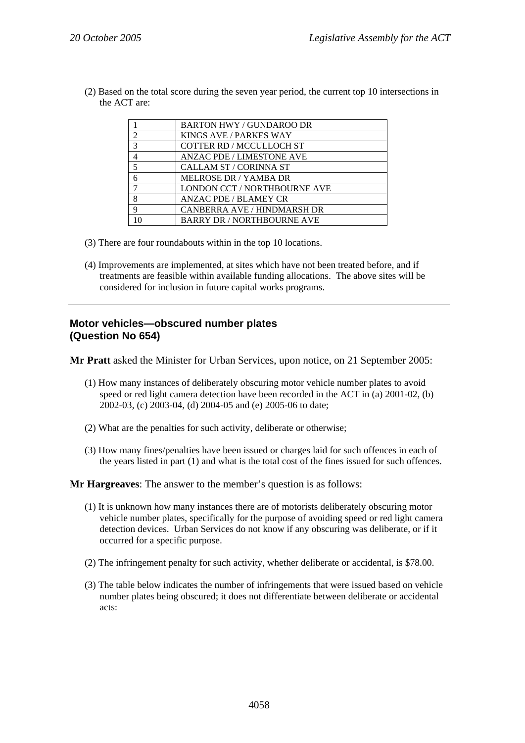(2) Based on the total score during the seven year period, the current top 10 intersections in the ACT are:

| | |
|---|---|
| 1 | BARTON HWY / GUNDAROO DR |
| 2 | KINGS AVE / PARKES WAY |
| 3 | COTTER RD / MCCULLOCH ST |
| 4 | ANZAC PDE / LIMESTONE AVE |
| 5 | CALLAM ST / CORINNA ST |
| 6 | MELROSE DR / YAMBA DR |
| 7 | LONDON CCT / NORTHBOURNE AVE |
| 8 | ANZAC PDE / BLAMEY CR |
| 9 | CANBERRA AVE / HINDMARSH DR |
| 10 | BARRY DR / NORTHBOURNE AVE |

(3) There are four roundabouts within in the top 10 locations.

(4) Improvements are implemented, at sites which have not been treated before, and if treatments are feasible within available funding allocations. The above sites will be considered for inclusion in future capital works programs.

---

## Motor vehicles—obscured number plates (Question No 654)

**Mr Pratt** asked the Minister for Urban Services, upon notice, on 21 September 2005:

(1) How many instances of deliberately obscuring motor vehicle number plates to avoid speed or red light camera detection have been recorded in the ACT in (a) 2001-02, (b) 2002-03, (c) 2003-04, (d) 2004-05 and (e) 2005-06 to date;

(2) What are the penalties for such activity, deliberate or otherwise;

(3) How many fines/penalties have been issued or charges laid for such offences in each of the years listed in part (1) and what is the total cost of the fines issued for such offences.

**Mr Hargreaves**: The answer to the member's question is as follows:

(1) It is unknown how many instances there are of motorists deliberately obscuring motor vehicle number plates, specifically for the purpose of avoiding speed or red light camera detection devices. Urban Services do not know if any obscuring was deliberate, or if it occurred for a specific purpose.

(2) The infringement penalty for such activity, whether deliberate or accidental, is $78.00.

(3) The table below indicates the number of infringements that were issued based on vehicle number plates being obscured; it does not differentiate between deliberate or accidental acts: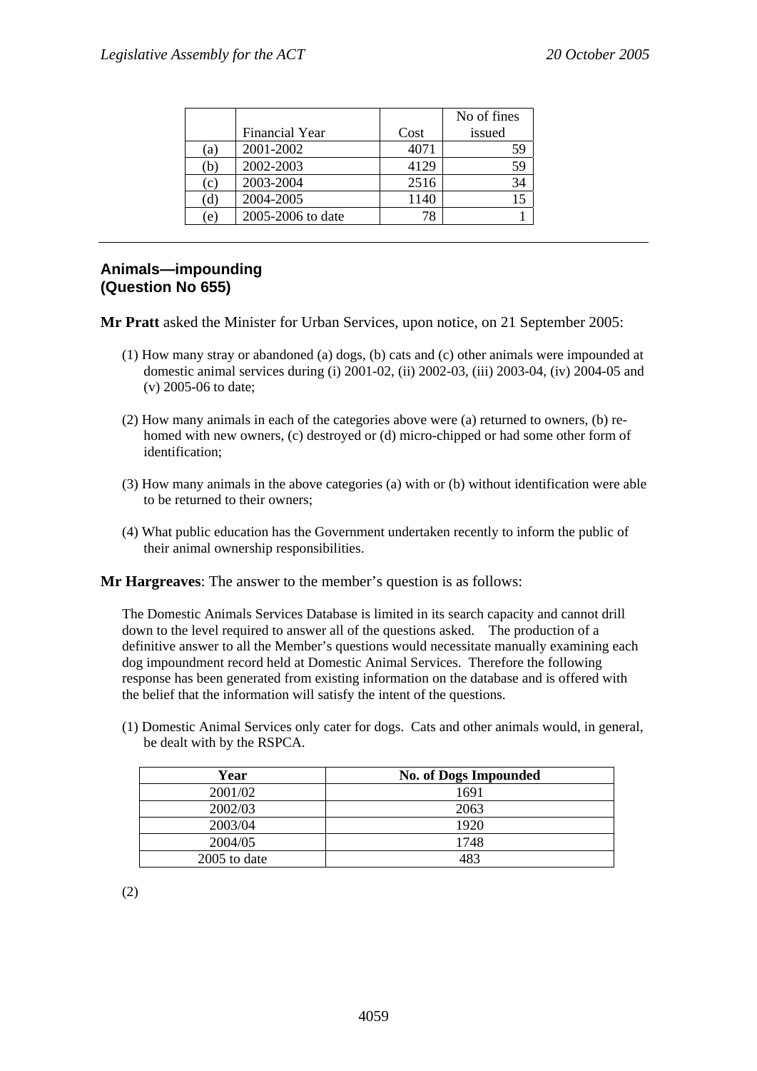| | Financial Year | Cost | No of fines issued |
|---|---|---|---|
| (a) | 2001-2002 | 4071 | 59 |
| (b) | 2002-2003 | 4129 | 59 |
| (c) | 2003-2004 | 2516 | 34 |
| (d) | 2004-2005 | 1140 | 15 |
| (e) | 2005-2006 to date | 78 | 1 |

---

## Animals—impounding
## (Question No 655)

**Mr Pratt** asked the Minister for Urban Services, upon notice, on 21 September 2005:

(1) How many stray or abandoned (a) dogs, (b) cats and (c) other animals were impounded at domestic animal services during (i) 2001-02, (ii) 2002-03, (iii) 2003-04, (iv) 2004-05 and (v) 2005-06 to date;

(2) How many animals in each of the categories above were (a) returned to owners, (b) re-homed with new owners, (c) destroyed or (d) micro-chipped or had some other form of identification;

(3) How many animals in the above categories (a) with or (b) without identification were able to be returned to their owners;

(4) What public education has the Government undertaken recently to inform the public of their animal ownership responsibilities.

**Mr Hargreaves**: The answer to the member's question is as follows:

The Domestic Animals Services Database is limited in its search capacity and cannot drill down to the level required to answer all of the questions asked. The production of a definitive answer to all the Member's questions would necessitate manually examining each dog impoundment record held at Domestic Animal Services. Therefore the following response has been generated from existing information on the database and is offered with the belief that the information will satisfy the intent of the questions.

(1) Domestic Animal Services only cater for dogs. Cats and other animals would, in general, be dealt with by the RSPCA.

| Year | No. of Dogs Impounded |
|---|---|
| 2001/02 | 1691 |
| 2002/03 | 2063 |
| 2003/04 | 1920 |
| 2004/05 | 1748 |
| 2005 to date | 483 |

(2)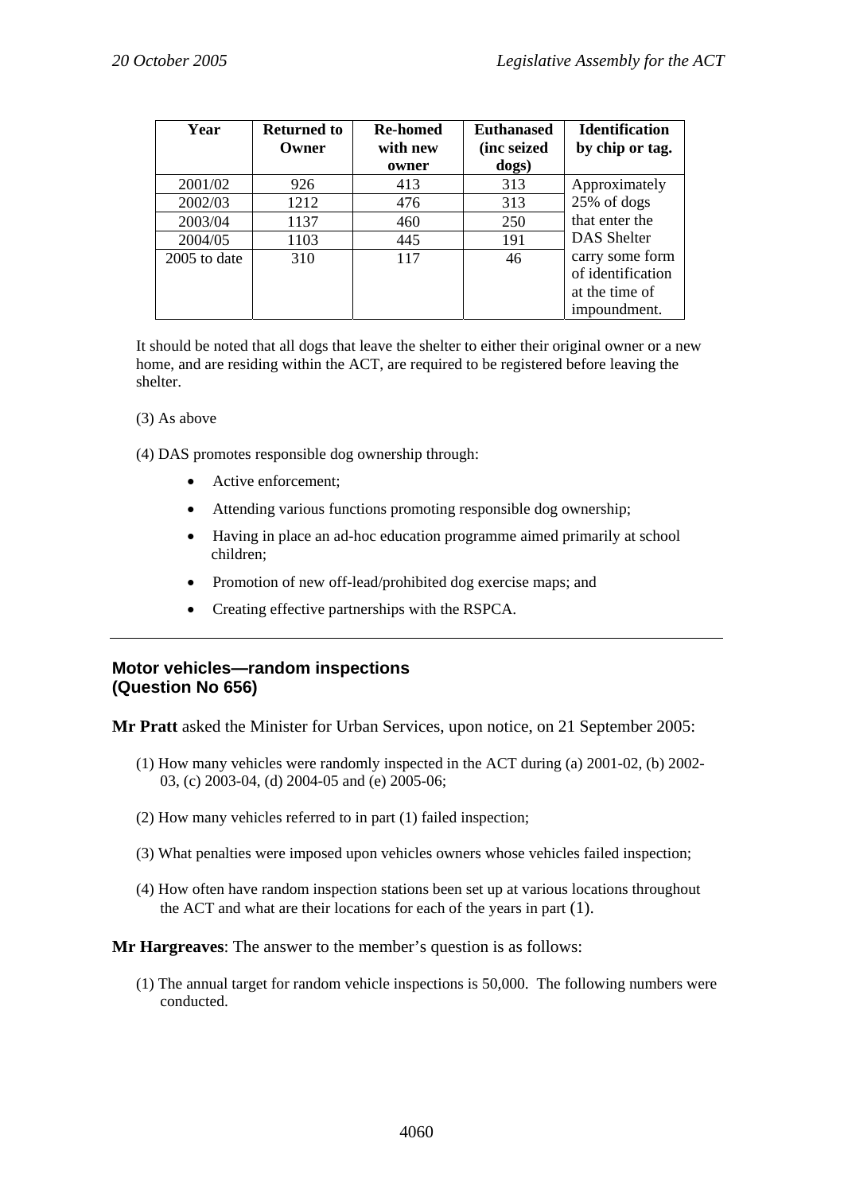| Year | Returned to Owner | Re-homed with new owner | Euthanased (inc seized dogs) | Identification by chip or tag. |
|---|---|---|---|---|
| 2001/02 | 926 | 413 | 313 | Approximately 25% of dogs that enter the DAS Shelter carry some form of identification at the time of impoundment. |
| 2002/03 | 1212 | 476 | 313 | |
| 2003/04 | 1137 | 460 | 250 | |
| 2004/05 | 1103 | 445 | 191 | |
| 2005 to date | 310 | 117 | 46 | |

It should be noted that all dogs that leave the shelter to either their original owner or a new home, and are residing within the ACT, are required to be registered before leaving the shelter.

(3) As above

(4) DAS promotes responsible dog ownership through:

- Active enforcement;
- Attending various functions promoting responsible dog ownership;
- Having in place an ad-hoc education programme aimed primarily at school children;
- Promotion of new off-lead/prohibited dog exercise maps; and
- Creating effective partnerships with the RSPCA.

---

## Motor vehicles—random inspections (Question No 656)

**Mr Pratt** asked the Minister for Urban Services, upon notice, on 21 September 2005:

(1) How many vehicles were randomly inspected in the ACT during (a) 2001-02, (b) 2002-03, (c) 2003-04, (d) 2004-05 and (e) 2005-06;

(2) How many vehicles referred to in part (1) failed inspection;

(3) What penalties were imposed upon vehicles owners whose vehicles failed inspection;

(4) How often have random inspection stations been set up at various locations throughout the ACT and what are their locations for each of the years in part (1).

**Mr Hargreaves**: The answer to the member's question is as follows:

(1) The annual target for random vehicle inspections is 50,000. The following numbers were conducted.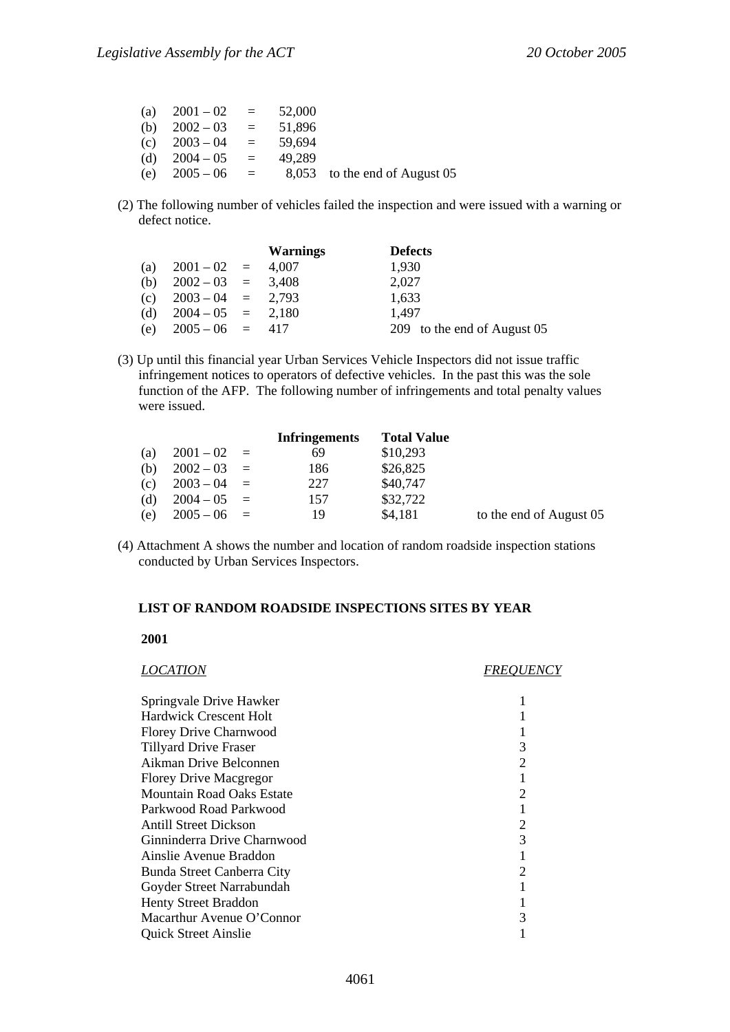| | | | | |
|---|---|---|---|---|
| (a) | 2001 – 02 | = | 52,000 | |
| (b) | 2002 – 03 | = | 51,896 | |
| (c) | 2003 – 04 | = | 59,694 | |
| (d) | 2004 – 05 | = | 49,289 | |
| (e) | 2005 – 06 | = | 8,053 | to the end of August 05 |

(2) The following number of vehicles failed the inspection and were issued with a warning or defect notice.

| | | | Warnings | Defects |
|---|---|---|---|---|
| (a) | 2001 – 02 | = | 4,007 | 1,930 |
| (b) | 2002 – 03 | = | 3,408 | 2,027 |
| (c) | 2003 – 04 | = | 2,793 | 1,633 |
| (d) | 2004 – 05 | = | 2,180 | 1,497 |
| (e) | 2005 – 06 | = | 417 | 209 to the end of August 05 |

(3) Up until this financial year Urban Services Vehicle Inspectors did not issue traffic infringement notices to operators of defective vehicles. In the past this was the sole function of the AFP. The following number of infringements and total penalty values were issued.

| | | | Infringements | Total Value | |
|---|---|---|---|---|---|
| (a) | 2001 – 02 | = | 69 | $10,293 | |
| (b) | 2002 – 03 | = | 186 | $26,825 | |
| (c) | 2003 – 04 | = | 227 | $40,747 | |
| (d) | 2004 – 05 | = | 157 | $32,722 | |
| (e) | 2005 – 06 | = | 19 | $4,181 | to the end of August 05 |

(4) Attachment A shows the number and location of random roadside inspection stations conducted by Urban Services Inspectors.

**LIST OF RANDOM ROADSIDE INSPECTIONS SITES BY YEAR**

**2001**

| *LOCATION* | *FREQUENCY* |
|---|---|
| Springvale Drive Hawker | 1 |
| Hardwick Crescent Holt | 1 |
| Florey Drive Charnwood | 1 |
| Tillyard Drive Fraser | 3 |
| Aikman Drive Belconnen | 2 |
| Florey Drive Macgregor | 1 |
| Mountain Road Oaks Estate | 2 |
| Parkwood Road Parkwood | 1 |
| Antill Street Dickson | 2 |
| Ginninderra Drive Charnwood | 3 |
| Ainslie Avenue Braddon | 1 |
| Bunda Street Canberra City | 2 |
| Goyder Street Narrabundah | 1 |
| Henty Street Braddon | 1 |
| Macarthur Avenue O'Connor | 3 |
| Quick Street Ainslie | 1 |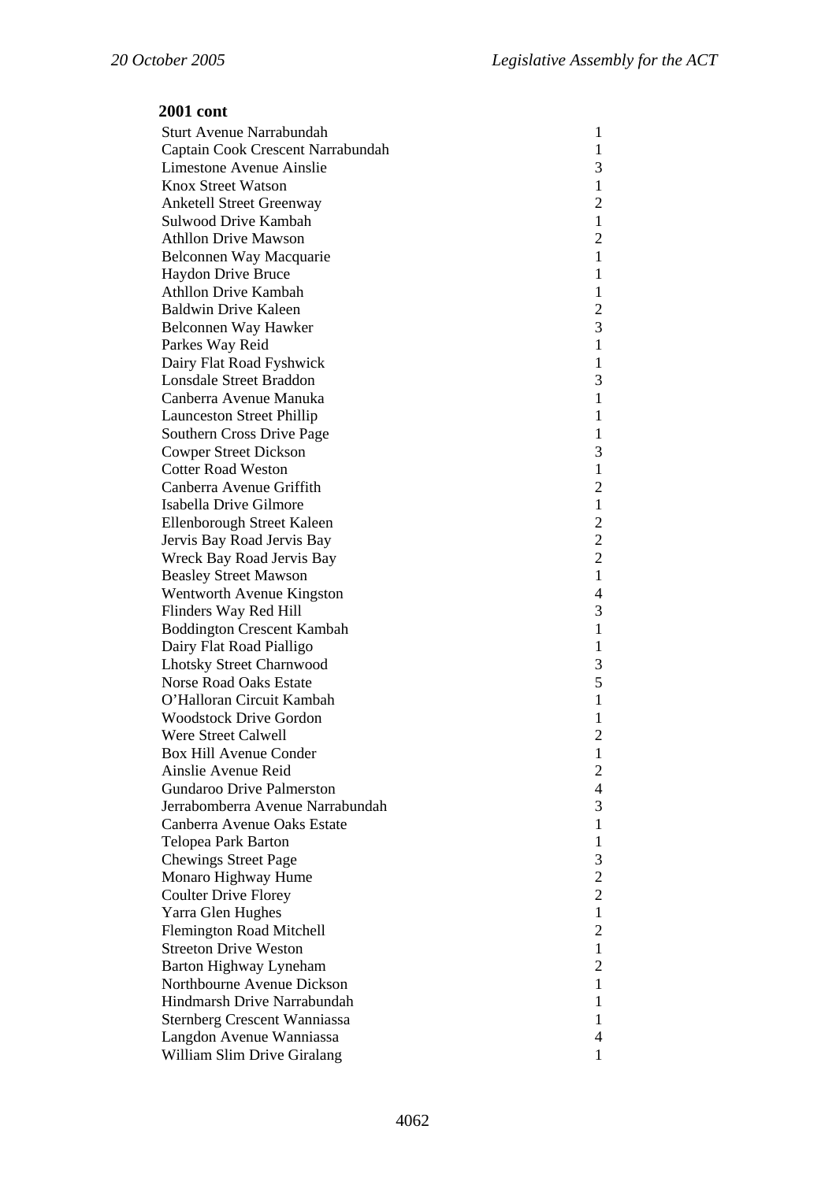**2001 cont**

| | |
|---|---|
| Sturt Avenue Narrabundah | 1 |
| Captain Cook Crescent Narrabundah | 1 |
| Limestone Avenue Ainslie | 3 |
| Knox Street Watson | 1 |
| Anketell Street Greenway | 2 |
| Sulwood Drive Kambah | 1 |
| Athllon Drive Mawson | 2 |
| Belconnen Way Macquarie | 1 |
| Haydon Drive Bruce | 1 |
| Athllon Drive Kambah | 1 |
| Baldwin Drive Kaleen | 2 |
| Belconnen Way Hawker | 3 |
| Parkes Way Reid | 1 |
| Dairy Flat Road Fyshwick | 1 |
| Lonsdale Street Braddon | 3 |
| Canberra Avenue Manuka | 1 |
| Launceston Street Phillip | 1 |
| Southern Cross Drive Page | 1 |
| Cowper Street Dickson | 3 |
| Cotter Road Weston | 1 |
| Canberra Avenue Griffith | 2 |
| Isabella Drive Gilmore | 1 |
| Ellenborough Street Kaleen | 2 |
| Jervis Bay Road Jervis Bay | 2 |
| Wreck Bay Road Jervis Bay | 2 |
| Beasley Street Mawson | 1 |
| Wentworth Avenue Kingston | 4 |
| Flinders Way Red Hill | 3 |
| Boddington Crescent Kambah | 1 |
| Dairy Flat Road Pialligo | 1 |
| Lhotsky Street Charnwood | 3 |
| Norse Road Oaks Estate | 5 |
| O'Halloran Circuit Kambah | 1 |
| Woodstock Drive Gordon | 1 |
| Were Street Calwell | 2 |
| Box Hill Avenue Conder | 1 |
| Ainslie Avenue Reid | 2 |
| Gundaroo Drive Palmerston | 4 |
| Jerrabomberra Avenue Narrabundah | 3 |
| Canberra Avenue Oaks Estate | 1 |
| Telopea Park Barton | 1 |
| Chewings Street Page | 3 |
| Monaro Highway Hume | 2 |
| Coulter Drive Florey | 2 |
| Yarra Glen Hughes | 1 |
| Flemington Road Mitchell | 2 |
| Streeton Drive Weston | 1 |
| Barton Highway Lyneham | 2 |
| Northbourne Avenue Dickson | 1 |
| Hindmarsh Drive Narrabundah | 1 |
| Sternberg Crescent Wanniassa | 1 |
| Langdon Avenue Wanniassa | 4 |
| William Slim Drive Giralang | 1 |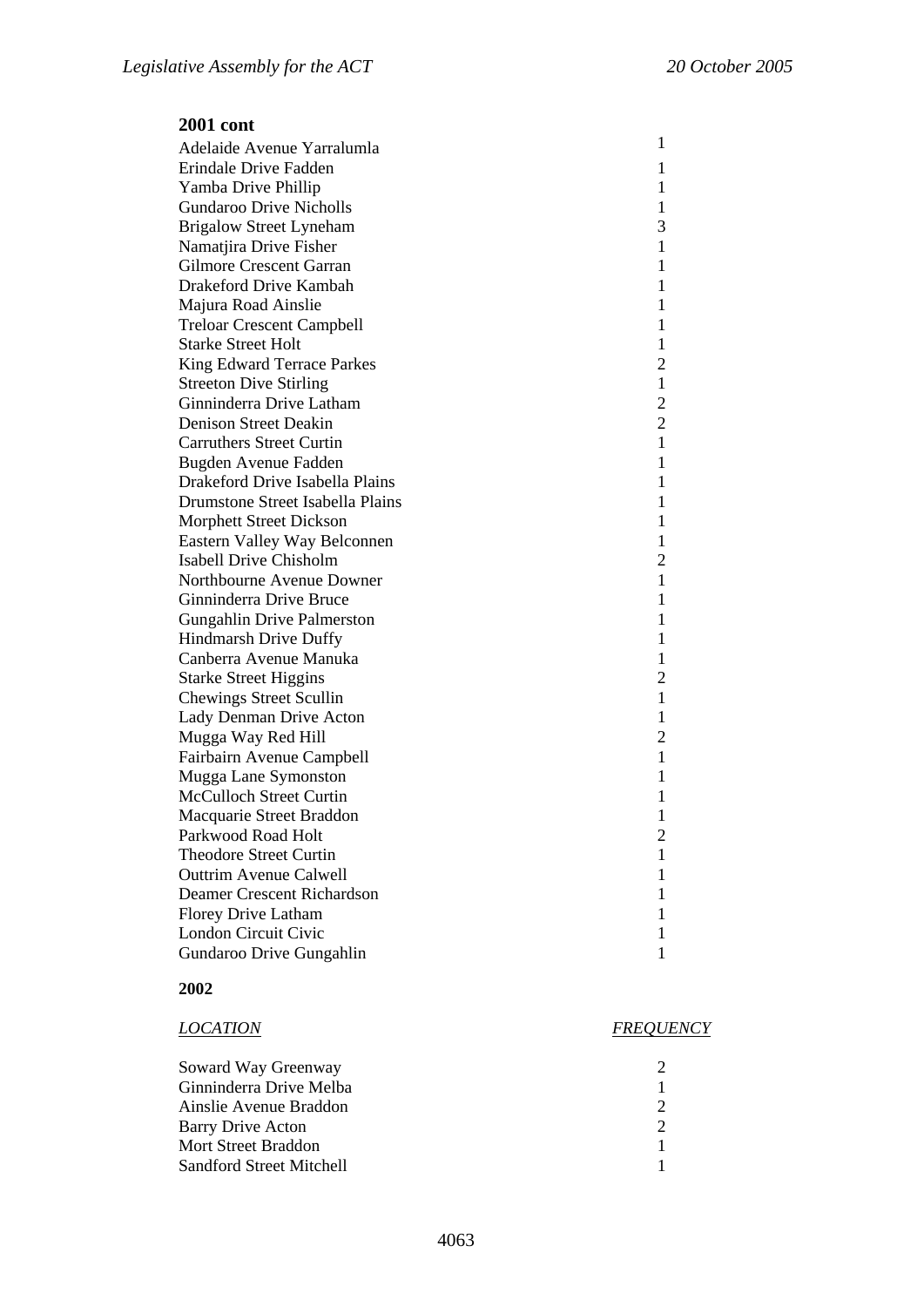**2001 cont**

| | |
|---|---|
| Adelaide Avenue Yarralumla | 1 |
| Erindale Drive Fadden | 1 |
| Yamba Drive Phillip | 1 |
| Gundaroo Drive Nicholls | 1 |
| Brigalow Street Lyneham | 3 |
| Namatjira Drive Fisher | 1 |
| Gilmore Crescent Garran | 1 |
| Drakeford Drive Kambah | 1 |
| Majura Road Ainslie | 1 |
| Treloar Crescent Campbell | 1 |
| Starke Street Holt | 1 |
| King Edward Terrace Parkes | 2 |
| Streeton Dive Stirling | 1 |
| Ginninderra Drive Latham | 2 |
| Denison Street Deakin | 2 |
| Carruthers Street Curtin | 1 |
| Bugden Avenue Fadden | 1 |
| Drakeford Drive Isabella Plains | 1 |
| Drumstone Street Isabella Plains | 1 |
| Morphett Street Dickson | 1 |
| Eastern Valley Way Belconnen | 1 |
| Isabell Drive Chisholm | 2 |
| Northbourne Avenue Downer | 1 |
| Ginninderra Drive Bruce | 1 |
| Gungahlin Drive Palmerston | 1 |
| Hindmarsh Drive Duffy | 1 |
| Canberra Avenue Manuka | 1 |
| Starke Street Higgins | 2 |
| Chewings Street Scullin | 1 |
| Lady Denman Drive Acton | 1 |
| Mugga Way Red Hill | 2 |
| Fairbairn Avenue Campbell | 1 |
| Mugga Lane Symonston | 1 |
| McCulloch Street Curtin | 1 |
| Macquarie Street Braddon | 1 |
| Parkwood Road Holt | 2 |
| Theodore Street Curtin | 1 |
| Outtrim Avenue Calwell | 1 |
| Deamer Crescent Richardson | 1 |
| Florey Drive Latham | 1 |
| London Circuit Civic | 1 |
| Gundaroo Drive Gungahlin | 1 |

**2002**

| *LOCATION* | *FREQUENCY* |
|---|---|
| Soward Way Greenway | 2 |
| Ginninderra Drive Melba | 1 |
| Ainslie Avenue Braddon | 2 |
| Barry Drive Acton | 2 |
| Mort Street Braddon | 1 |
| Sandford Street Mitchell | 1 |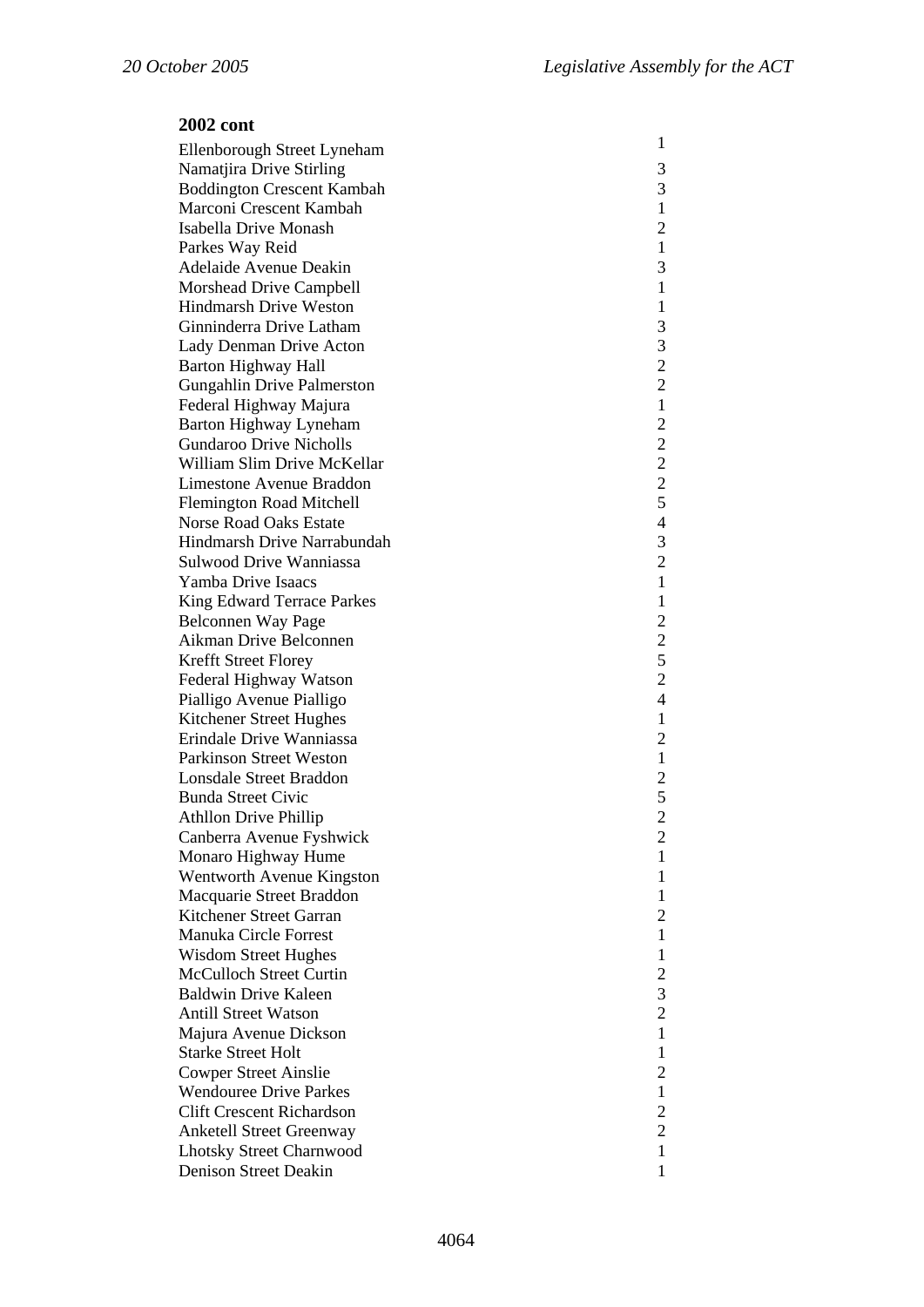**2002 cont**

| | |
|---|---|
| Ellenborough Street Lyneham | 1 |
| Namatjira Drive Stirling | 3 |
| Boddington Crescent Kambah | 3 |
| Marconi Crescent Kambah | 1 |
| Isabella Drive Monash | 2 |
| Parkes Way Reid | 1 |
| Adelaide Avenue Deakin | 3 |
| Morshead Drive Campbell | 1 |
| Hindmarsh Drive Weston | 1 |
| Ginninderra Drive Latham | 3 |
| Lady Denman Drive Acton | 3 |
| Barton Highway Hall | 2 |
| Gungahlin Drive Palmerston | 2 |
| Federal Highway Majura | 1 |
| Barton Highway Lyneham | 2 |
| Gundaroo Drive Nicholls | 2 |
| William Slim Drive McKellar | 2 |
| Limestone Avenue Braddon | 2 |
| Flemington Road Mitchell | 5 |
| Norse Road Oaks Estate | 4 |
| Hindmarsh Drive Narrabundah | 3 |
| Sulwood Drive Wanniassa | 2 |
| Yamba Drive Isaacs | 1 |
| King Edward Terrace Parkes | 1 |
| Belconnen Way Page | 2 |
| Aikman Drive Belconnen | 2 |
| Krefft Street Florey | 5 |
| Federal Highway Watson | 2 |
| Pialligo Avenue Pialligo | 4 |
| Kitchener Street Hughes | 1 |
| Erindale Drive Wanniassa | 2 |
| Parkinson Street Weston | 1 |
| Lonsdale Street Braddon | 2 |
| Bunda Street Civic | 5 |
| Athllon Drive Phillip | 2 |
| Canberra Avenue Fyshwick | 2 |
| Monaro Highway Hume | 1 |
| Wentworth Avenue Kingston | 1 |
| Macquarie Street Braddon | 1 |
| Kitchener Street Garran | 2 |
| Manuka Circle Forrest | 1 |
| Wisdom Street Hughes | 1 |
| McCulloch Street Curtin | 2 |
| Baldwin Drive Kaleen | 3 |
| Antill Street Watson | 2 |
| Majura Avenue Dickson | 1 |
| Starke Street Holt | 1 |
| Cowper Street Ainslie | 2 |
| Wendouree Drive Parkes | 1 |
| Clift Crescent Richardson | 2 |
| Anketell Street Greenway | 2 |
| Lhotsky Street Charnwood | 1 |
| Denison Street Deakin | 1 |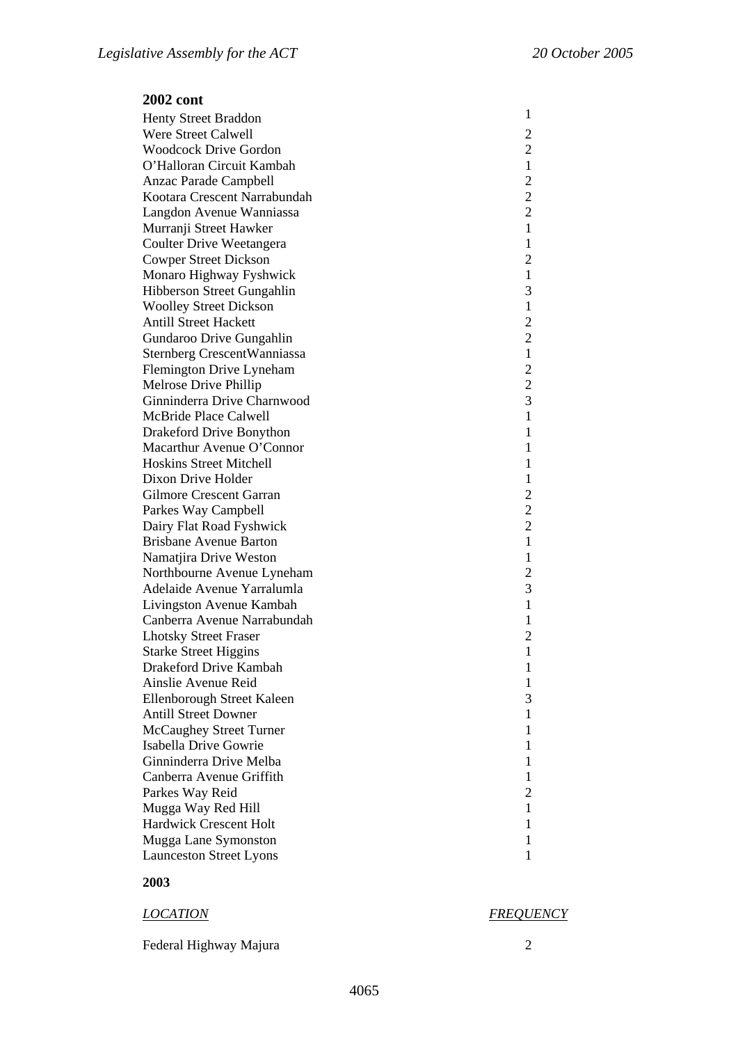**2002 cont**

| | |
|---|---|
| Henty Street Braddon | 1 |
| Were Street Calwell | 2 |
| Woodcock Drive Gordon | 2 |
| O'Halloran Circuit Kambah | 1 |
| Anzac Parade Campbell | 2 |
| Kootara Crescent Narrabundah | 2 |
| Langdon Avenue Wanniassa | 2 |
| Murranji Street Hawker | 1 |
| Coulter Drive Weetangera | 1 |
| Cowper Street Dickson | 2 |
| Monaro Highway Fyshwick | 1 |
| Hibberson Street Gungahlin | 3 |
| Woolley Street Dickson | 1 |
| Antill Street Hackett | 2 |
| Gundaroo Drive Gungahlin | 2 |
| Sternberg CrescentWanniassa | 1 |
| Flemington Drive Lyneham | 2 |
| Melrose Drive Phillip | 2 |
| Ginninderra Drive Charnwood | 3 |
| McBride Place Calwell | 1 |
| Drakeford Drive Bonython | 1 |
| Macarthur Avenue O'Connor | 1 |
| Hoskins Street Mitchell | 1 |
| Dixon Drive Holder | 1 |
| Gilmore Crescent Garran | 2 |
| Parkes Way Campbell | 2 |
| Dairy Flat Road Fyshwick | 2 |
| Brisbane Avenue Barton | 1 |
| Namatjira Drive Weston | 1 |
| Northbourne Avenue Lyneham | 2 |
| Adelaide Avenue Yarralumla | 3 |
| Livingston Avenue Kambah | 1 |
| Canberra Avenue Narrabundah | 1 |
| Lhotsky Street Fraser | 2 |
| Starke Street Higgins | 1 |
| Drakeford Drive Kambah | 1 |
| Ainslie Avenue Reid | 1 |
| Ellenborough Street Kaleen | 3 |
| Antill Street Downer | 1 |
| McCaughey Street Turner | 1 |
| Isabella Drive Gowrie | 1 |
| Ginninderra Drive Melba | 1 |
| Canberra Avenue Griffith | 1 |
| Parkes Way Reid | 2 |
| Mugga Way Red Hill | 1 |
| Hardwick Crescent Holt | 1 |
| Mugga Lane Symonston | 1 |
| Launceston Street Lyons | 1 |

**2003**

| *LOCATION* | *FREQUENCY* |
|---|---|
| Federal Highway Majura | 2 |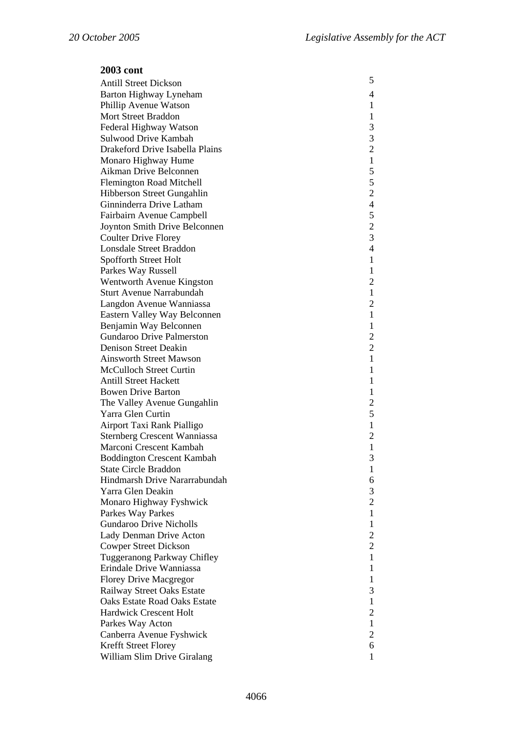**2003 cont**

| | |
|---|---|
| Antill Street Dickson | 5 |
| Barton Highway Lyneham | 4 |
| Phillip Avenue Watson | 1 |
| Mort Street Braddon | 1 |
| Federal Highway Watson | 3 |
| Sulwood Drive Kambah | 3 |
| Drakeford Drive Isabella Plains | 2 |
| Monaro Highway Hume | 1 |
| Aikman Drive Belconnen | 5 |
| Flemington Road Mitchell | 5 |
| Hibberson Street Gungahlin | 2 |
| Ginninderra Drive Latham | 4 |
| Fairbairn Avenue Campbell | 5 |
| Joynton Smith Drive Belconnen | 2 |
| Coulter Drive Florey | 3 |
| Lonsdale Street Braddon | 4 |
| Spofforth Street Holt | 1 |
| Parkes Way Russell | 1 |
| Wentworth Avenue Kingston | 2 |
| Sturt Avenue Narrabundah | 1 |
| Langdon Avenue Wanniassa | 2 |
| Eastern Valley Way Belconnen | 1 |
| Benjamin Way Belconnen | 1 |
| Gundaroo Drive Palmerston | 2 |
| Denison Street Deakin | 2 |
| Ainsworth Street Mawson | 1 |
| McCulloch Street Curtin | 1 |
| Antill Street Hackett | 1 |
| Bowen Drive Barton | 1 |
| The Valley Avenue Gungahlin | 2 |
| Yarra Glen Curtin | 5 |
| Airport Taxi Rank Pialligo | 1 |
| Sternberg Crescent Wanniassa | 2 |
| Marconi Crescent Kambah | 1 |
| Boddington Crescent Kambah | 3 |
| State Circle Braddon | 1 |
| Hindmarsh Drive Nararrabundah | 6 |
| Yarra Glen Deakin | 3 |
| Monaro Highway Fyshwick | 2 |
| Parkes Way Parkes | 1 |
| Gundaroo Drive Nicholls | 1 |
| Lady Denman Drive Acton | 2 |
| Cowper Street Dickson | 2 |
| Tuggeranong Parkway Chifley | 1 |
| Erindale Drive Wanniassa | 1 |
| Florey Drive Macgregor | 1 |
| Railway Street Oaks Estate | 3 |
| Oaks Estate Road Oaks Estate | 1 |
| Hardwick Crescent Holt | 2 |
| Parkes Way Acton | 1 |
| Canberra Avenue Fyshwick | 2 |
| Krefft Street Florey | 6 |
| William Slim Drive Giralang | 1 |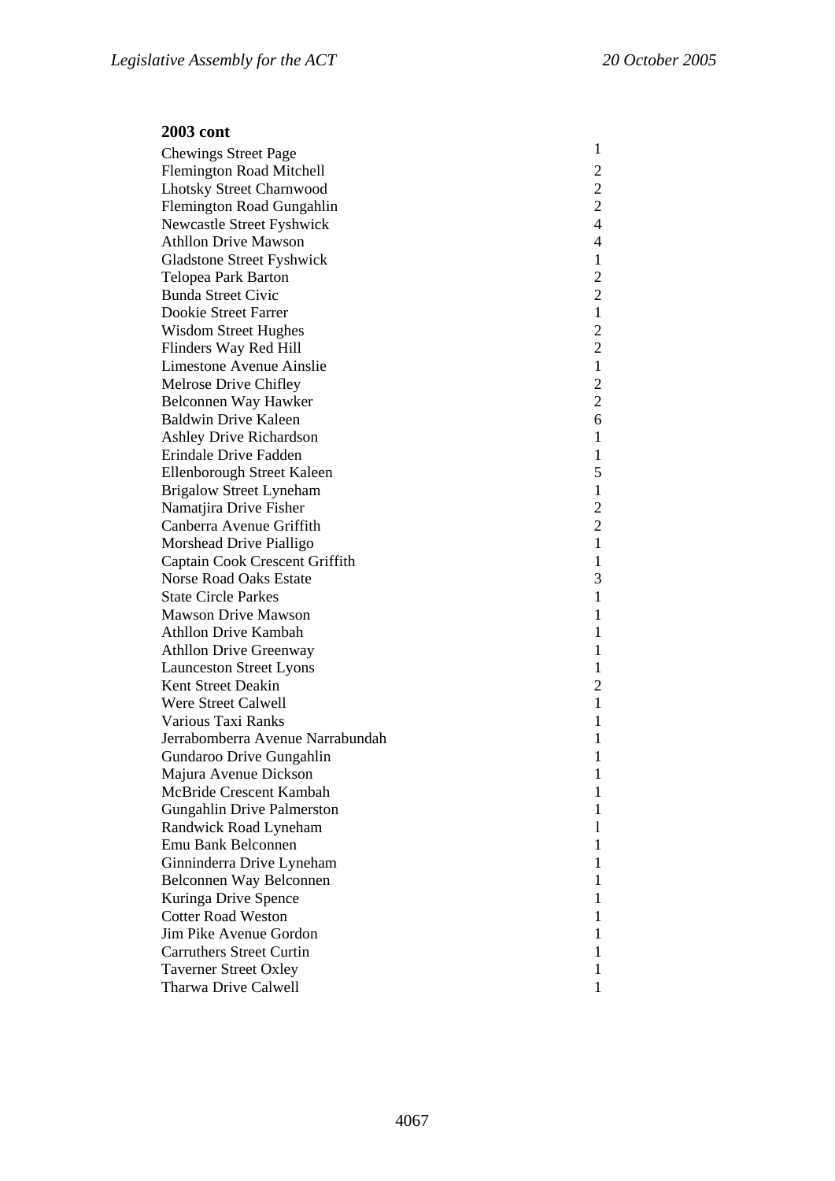**2003 cont**

| | |
|---|---|
| Chewings Street Page | 1 |
| Flemington Road Mitchell | 2 |
| Lhotsky Street Charnwood | 2 |
| Flemington Road Gungahlin | 2 |
| Newcastle Street Fyshwick | 4 |
| Athllon Drive Mawson | 4 |
| Gladstone Street Fyshwick | 1 |
| Telopea Park Barton | 2 |
| Bunda Street Civic | 2 |
| Dookie Street Farrer | 1 |
| Wisdom Street Hughes | 2 |
| Flinders Way Red Hill | 2 |
| Limestone Avenue Ainslie | 1 |
| Melrose Drive Chifley | 2 |
| Belconnen Way Hawker | 2 |
| Baldwin Drive Kaleen | 6 |
| Ashley Drive Richardson | 1 |
| Erindale Drive Fadden | 1 |
| Ellenborough Street Kaleen | 5 |
| Brigalow Street Lyneham | 1 |
| Namatjira Drive Fisher | 2 |
| Canberra Avenue Griffith | 2 |
| Morshead Drive Pialligo | 1 |
| Captain Cook Crescent Griffith | 1 |
| Norse Road Oaks Estate | 3 |
| State Circle Parkes | 1 |
| Mawson Drive Mawson | 1 |
| Athllon Drive Kambah | 1 |
| Athllon Drive Greenway | 1 |
| Launceston Street Lyons | 1 |
| Kent Street Deakin | 2 |
| Were Street Calwell | 1 |
| Various Taxi Ranks | 1 |
| Jerrabomberra Avenue Narrabundah | 1 |
| Gundaroo Drive Gungahlin | 1 |
| Majura Avenue Dickson | 1 |
| McBride Crescent Kambah | 1 |
| Gungahlin Drive Palmerston | 1 |
| Randwick Road Lyneham | 1 |
| Emu Bank Belconnen | 1 |
| Ginninderra Drive Lyneham | 1 |
| Belconnen Way Belconnen | 1 |
| Kuringa Drive Spence | 1 |
| Cotter Road Weston | 1 |
| Jim Pike Avenue Gordon | 1 |
| Carruthers Street Curtin | 1 |
| Taverner Street Oxley | 1 |
| Tharwa Drive Calwell | 1 |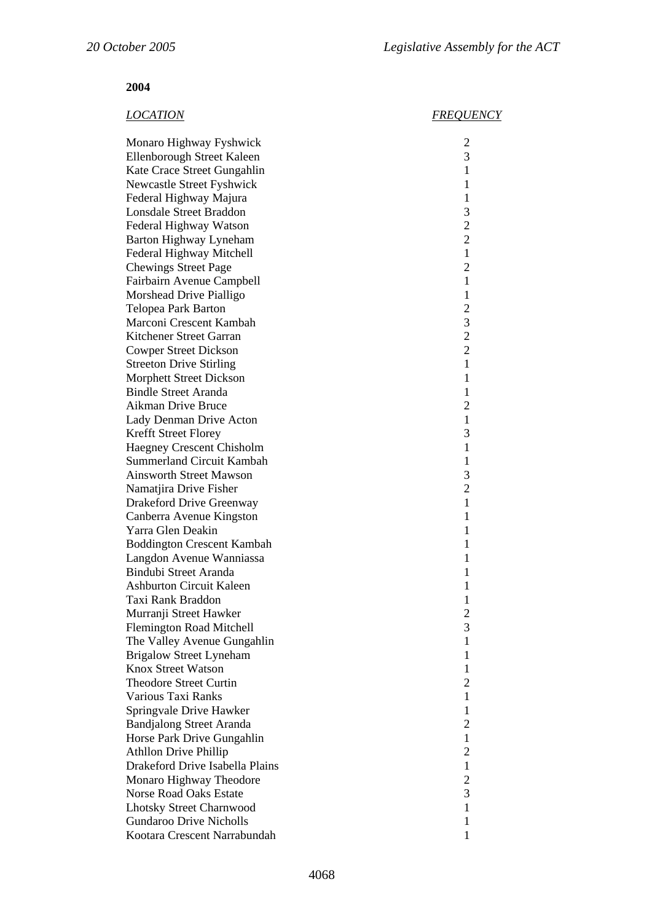**2004**

| *LOCATION* | *FREQUENCY* |
|---|---|
| Monaro Highway Fyshwick | 2 |
| Ellenborough Street Kaleen | 3 |
| Kate Crace Street Gungahlin | 1 |
| Newcastle Street Fyshwick | 1 |
| Federal Highway Majura | 1 |
| Lonsdale Street Braddon | 3 |
| Federal Highway Watson | 2 |
| Barton Highway Lyneham | 2 |
| Federal Highway Mitchell | 1 |
| Chewings Street Page | 2 |
| Fairbairn Avenue Campbell | 1 |
| Morshead Drive Pialligo | 1 |
| Telopea Park Barton | 2 |
| Marconi Crescent Kambah | 3 |
| Kitchener Street Garran | 2 |
| Cowper Street Dickson | 2 |
| Streeton Drive Stirling | 1 |
| Morphett Street Dickson | 1 |
| Bindle Street Aranda | 1 |
| Aikman Drive Bruce | 2 |
| Lady Denman Drive Acton | 1 |
| Krefft Street Florey | 3 |
| Haegney Crescent Chisholm | 1 |
| Summerland Circuit Kambah | 1 |
| Ainsworth Street Mawson | 3 |
| Namatjira Drive Fisher | 2 |
| Drakeford Drive Greenway | 1 |
| Canberra Avenue Kingston | 1 |
| Yarra Glen Deakin | 1 |
| Boddington Crescent Kambah | 1 |
| Langdon Avenue Wanniassa | 1 |
| Bindubi Street Aranda | 1 |
| Ashburton Circuit Kaleen | 1 |
| Taxi Rank Braddon | 1 |
| Murranji Street Hawker | 2 |
| Flemington Road Mitchell | 3 |
| The Valley Avenue Gungahlin | 1 |
| Brigalow Street Lyneham | 1 |
| Knox Street Watson | 1 |
| Theodore Street Curtin | 2 |
| Various Taxi Ranks | 1 |
| Springvale Drive Hawker | 1 |
| Bandjalong Street Aranda | 2 |
| Horse Park Drive Gungahlin | 1 |
| Athllon Drive Phillip | 2 |
| Drakeford Drive Isabella Plains | 1 |
| Monaro Highway Theodore | 2 |
| Norse Road Oaks Estate | 3 |
| Lhotsky Street Charnwood | 1 |
| Gundaroo Drive Nicholls | 1 |
| Kootara Crescent Narrabundah | 1 |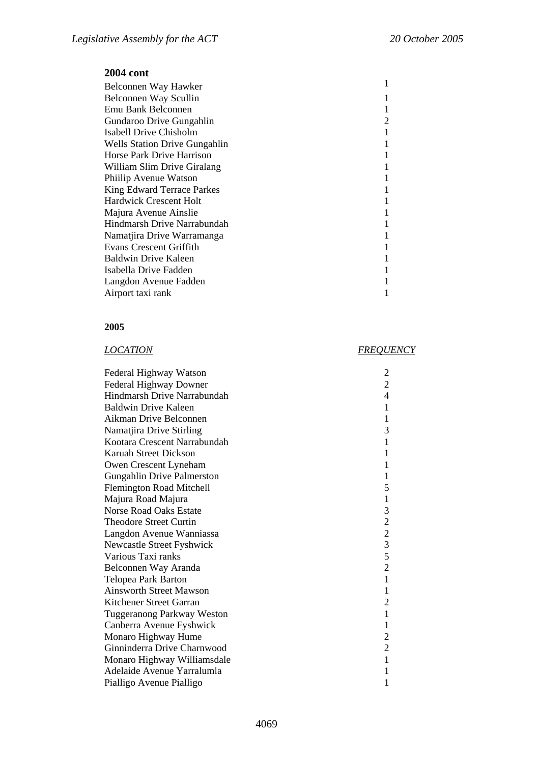**2004 cont**

| | |
|---|---|
| Belconnen Way Hawker | 1 |
| Belconnen Way Scullin | 1 |
| Emu Bank Belconnen | 1 |
| Gundaroo Drive Gungahlin | 2 |
| Isabell Drive Chisholm | 1 |
| Wells Station Drive Gungahlin | 1 |
| Horse Park Drive Harrison | 1 |
| William Slim Drive Giralang | 1 |
| Phiilip Avenue Watson | 1 |
| King Edward Terrace Parkes | 1 |
| Hardwick Crescent Holt | 1 |
| Majura Avenue Ainslie | 1 |
| Hindmarsh Drive Narrabundah | 1 |
| Namatjira Drive Warramanga | 1 |
| Evans Crescent Griffith | 1 |
| Baldwin Drive Kaleen | 1 |
| Isabella Drive Fadden | 1 |
| Langdon Avenue Fadden | 1 |
| Airport taxi rank | 1 |

**2005**

| *LOCATION* | *FREQUENCY* |
|---|---|
| Federal Highway Watson | 2 |
| Federal Highway Downer | 2 |
| Hindmarsh Drive Narrabundah | 4 |
| Baldwin Drive Kaleen | 1 |
| Aikman Drive Belconnen | 1 |
| Namatjira Drive Stirling | 3 |
| Kootara Crescent Narrabundah | 1 |
| Karuah Street Dickson | 1 |
| Owen Crescent Lyneham | 1 |
| Gungahlin Drive Palmerston | 1 |
| Flemington Road Mitchell | 5 |
| Majura Road Majura | 1 |
| Norse Road Oaks Estate | 3 |
| Theodore Street Curtin | 2 |
| Langdon Avenue Wanniassa | 2 |
| Newcastle Street Fyshwick | 3 |
| Various Taxi ranks | 5 |
| Belconnen Way Aranda | 2 |
| Telopea Park Barton | 1 |
| Ainsworth Street Mawson | 1 |
| Kitchener Street Garran | 2 |
| Tuggeranong Parkway Weston | 1 |
| Canberra Avenue Fyshwick | 1 |
| Monaro Highway Hume | 2 |
| Ginninderra Drive Charnwood | 2 |
| Monaro Highway Williamsdale | 1 |
| Adelaide Avenue Yarralumla | 1 |
| Pialligo Avenue Pialligo | 1 |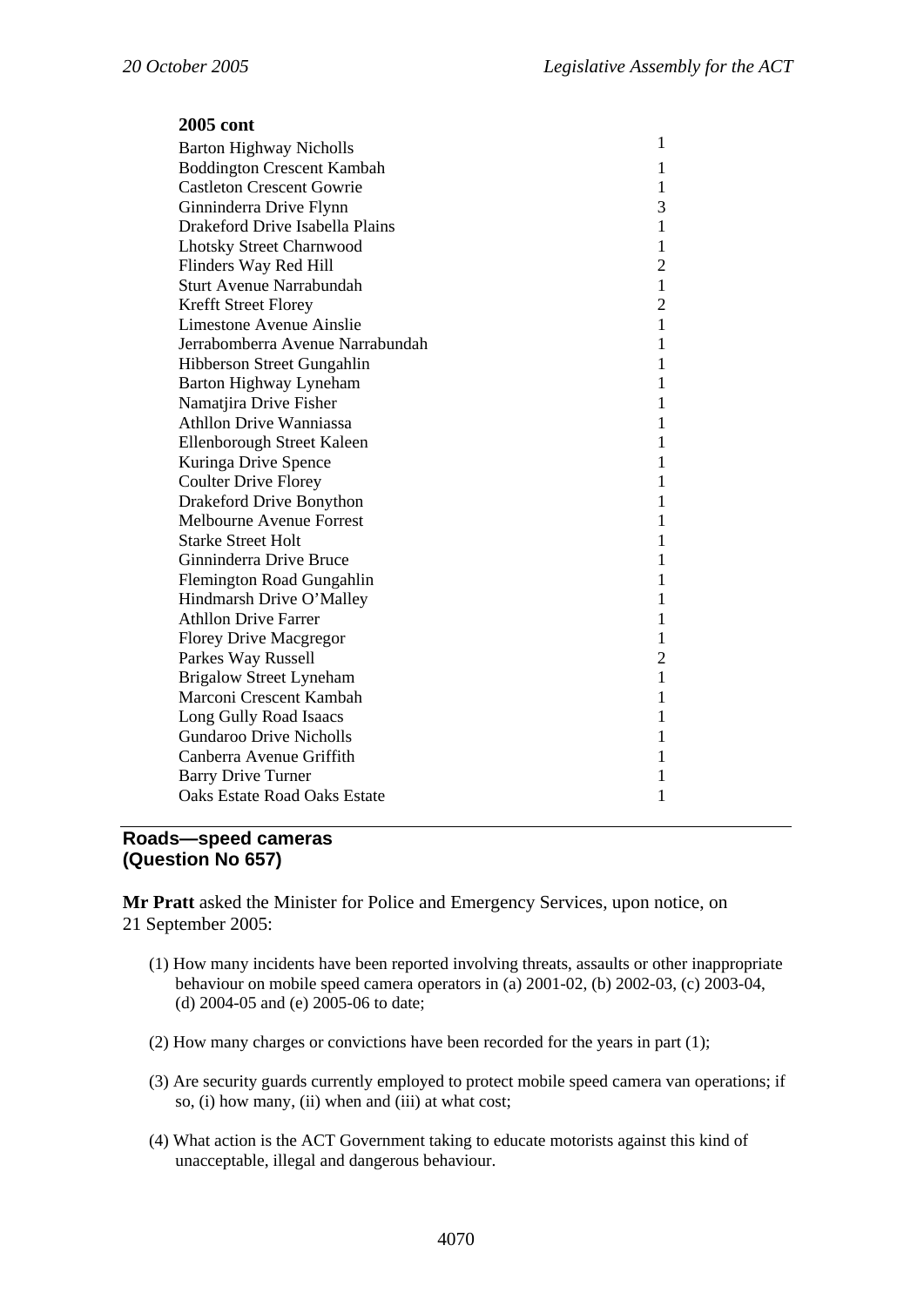**2005 cont**

| | |
|---|---|
| Barton Highway Nicholls | 1 |
| Boddington Crescent Kambah | 1 |
| Castleton Crescent Gowrie | 1 |
| Ginninderra Drive Flynn | 3 |
| Drakeford Drive Isabella Plains | 1 |
| Lhotsky Street Charnwood | 1 |
| Flinders Way Red Hill | 2 |
| Sturt Avenue Narrabundah | 1 |
| Krefft Street Florey | 2 |
| Limestone Avenue Ainslie | 1 |
| Jerrabomberra Avenue Narrabundah | 1 |
| Hibberson Street Gungahlin | 1 |
| Barton Highway Lyneham | 1 |
| Namatjira Drive Fisher | 1 |
| Athllon Drive Wanniassa | 1 |
| Ellenborough Street Kaleen | 1 |
| Kuringa Drive Spence | 1 |
| Coulter Drive Florey | 1 |
| Drakeford Drive Bonython | 1 |
| Melbourne Avenue Forrest | 1 |
| Starke Street Holt | 1 |
| Ginninderra Drive Bruce | 1 |
| Flemington Road Gungahlin | 1 |
| Hindmarsh Drive O'Malley | 1 |
| Athllon Drive Farrer | 1 |
| Florey Drive Macgregor | 1 |
| Parkes Way Russell | 2 |
| Brigalow Street Lyneham | 1 |
| Marconi Crescent Kambah | 1 |
| Long Gully Road Isaacs | 1 |
| Gundaroo Drive Nicholls | 1 |
| Canberra Avenue Griffith | 1 |
| Barry Drive Turner | 1 |
| Oaks Estate Road Oaks Estate | 1 |

## Roads—speed cameras
## (Question No 657)

**Mr Pratt** asked the Minister for Police and Emergency Services, upon notice, on 21 September 2005:

(1) How many incidents have been reported involving threats, assaults or other inappropriate behaviour on mobile speed camera operators in (a) 2001-02, (b) 2002-03, (c) 2003-04, (d) 2004-05 and (e) 2005-06 to date;

(2) How many charges or convictions have been recorded for the years in part (1);

(3) Are security guards currently employed to protect mobile speed camera van operations; if so, (i) how many, (ii) when and (iii) at what cost;

(4) What action is the ACT Government taking to educate motorists against this kind of unacceptable, illegal and dangerous behaviour.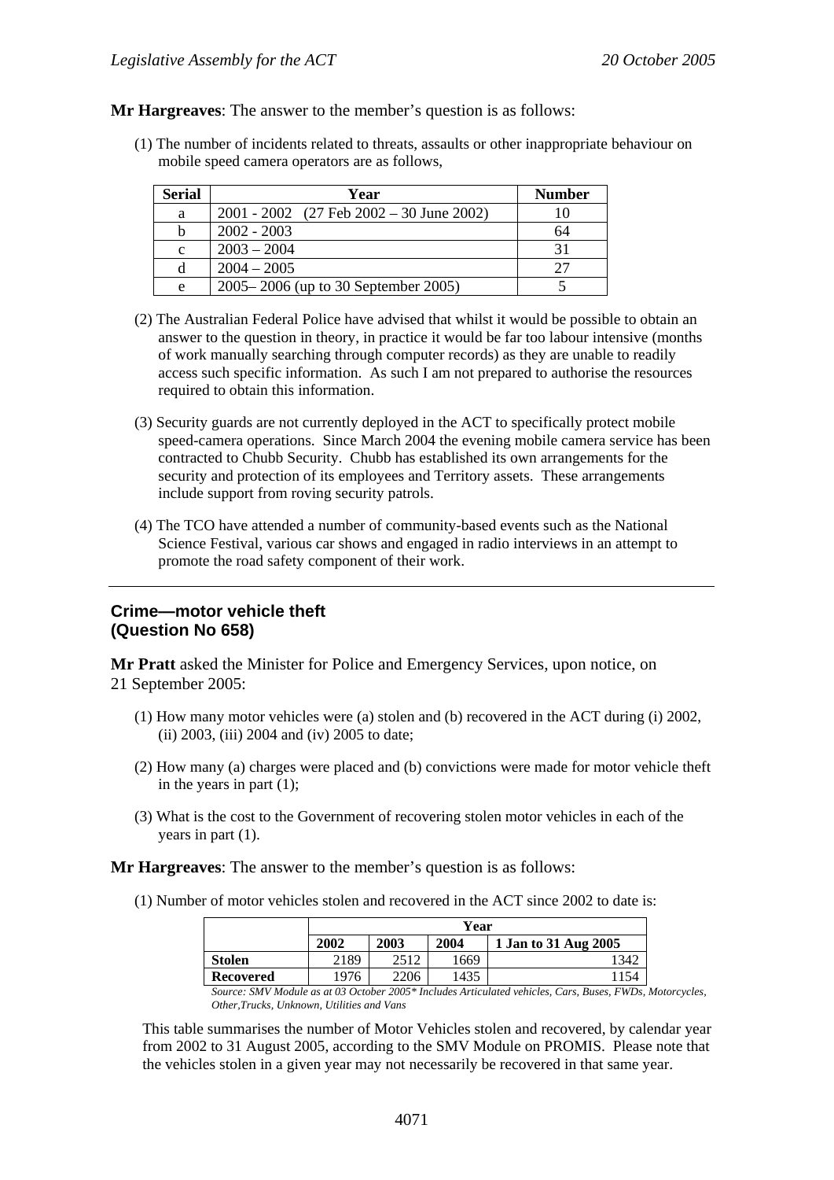**Mr Hargreaves**: The answer to the member's question is as follows:

(1) The number of incidents related to threats, assaults or other inappropriate behaviour on mobile speed camera operators are as follows,

| Serial | Year | Number |
|---|---|---|
| a | 2001 - 2002 (27 Feb 2002 – 30 June 2002) | 10 |
| b | 2002 - 2003 | 64 |
| c | 2003 – 2004 | 31 |
| d | 2004 – 2005 | 27 |
| e | 2005– 2006 (up to 30 September 2005) | 5 |

(2) The Australian Federal Police have advised that whilst it would be possible to obtain an answer to the question in theory, in practice it would be far too labour intensive (months of work manually searching through computer records) as they are unable to readily access such specific information. As such I am not prepared to authorise the resources required to obtain this information.

(3) Security guards are not currently deployed in the ACT to specifically protect mobile speed-camera operations. Since March 2004 the evening mobile camera service has been contracted to Chubb Security. Chubb has established its own arrangements for the security and protection of its employees and Territory assets. These arrangements include support from roving security patrols.

(4) The TCO have attended a number of community-based events such as the National Science Festival, various car shows and engaged in radio interviews in an attempt to promote the road safety component of their work.

---

## Crime—motor vehicle theft (Question No 658)

**Mr Pratt** asked the Minister for Police and Emergency Services, upon notice, on 21 September 2005:

(1) How many motor vehicles were (a) stolen and (b) recovered in the ACT during (i) 2002, (ii) 2003, (iii) 2004 and (iv) 2005 to date;

(2) How many (a) charges were placed and (b) convictions were made for motor vehicle theft in the years in part (1);

(3) What is the cost to the Government of recovering stolen motor vehicles in each of the years in part (1).

**Mr Hargreaves**: The answer to the member's question is as follows:

(1) Number of motor vehicles stolen and recovered in the ACT since 2002 to date is:

| | Year | | | |
|---|---|---|---|---|
| | **2002** | **2003** | **2004** | **1 Jan to 31 Aug 2005** |
| **Stolen** | 2189 | 2512 | 1669 | 1342 |
| **Recovered** | 1976 | 2206 | 1435 | 1154 |

*Source: SMV Module as at 03 October 2005\* Includes Articulated vehicles, Cars, Buses, FWDs, Motorcycles, Other,Trucks, Unknown, Utilities and Vans*

This table summarises the number of Motor Vehicles stolen and recovered, by calendar year from 2002 to 31 August 2005, according to the SMV Module on PROMIS. Please note that the vehicles stolen in a given year may not necessarily be recovered in that same year.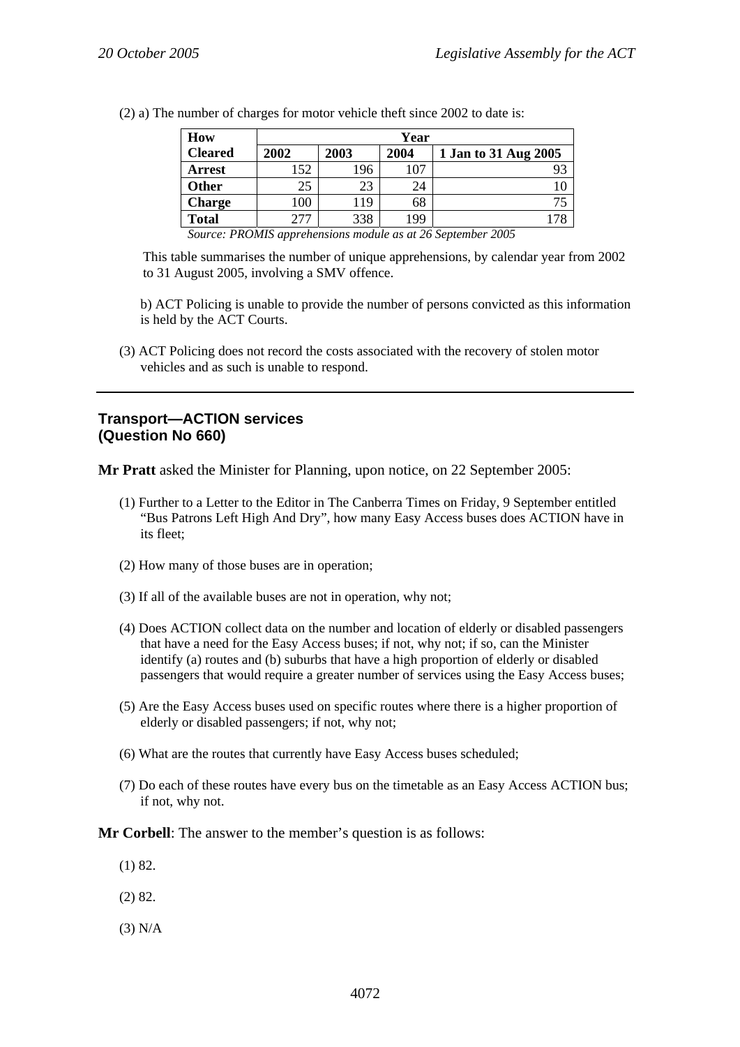(2) a) The number of charges for motor vehicle theft since 2002 to date is:

| How Cleared | Year | | | |
|---|---|---|---|---|
| | 2002 | 2003 | 2004 | 1 Jan to 31 Aug 2005 |
| **Arrest** | 152 | 196 | 107 | 93 |
| **Other** | 25 | 23 | 24 | 10 |
| **Charge** | 100 | 119 | 68 | 75 |
| **Total** | 277 | 338 | 199 | 178 |

*Source: PROMIS apprehensions module as at 26 September 2005*

This table summarises the number of unique apprehensions, by calendar year from 2002 to 31 August 2005, involving a SMV offence.

b) ACT Policing is unable to provide the number of persons convicted as this information is held by the ACT Courts.

(3) ACT Policing does not record the costs associated with the recovery of stolen motor vehicles and as such is unable to respond.

---

## Transport—ACTION services
## (Question No 660)

**Mr Pratt** asked the Minister for Planning, upon notice, on 22 September 2005:

(1) Further to a Letter to the Editor in The Canberra Times on Friday, 9 September entitled "Bus Patrons Left High And Dry", how many Easy Access buses does ACTION have in its fleet;

(2) How many of those buses are in operation;

(3) If all of the available buses are not in operation, why not;

(4) Does ACTION collect data on the number and location of elderly or disabled passengers that have a need for the Easy Access buses; if not, why not; if so, can the Minister identify (a) routes and (b) suburbs that have a high proportion of elderly or disabled passengers that would require a greater number of services using the Easy Access buses;

(5) Are the Easy Access buses used on specific routes where there is a higher proportion of elderly or disabled passengers; if not, why not;

(6) What are the routes that currently have Easy Access buses scheduled;

(7) Do each of these routes have every bus on the timetable as an Easy Access ACTION bus; if not, why not.

**Mr Corbell**: The answer to the member's question is as follows:

(1) 82.

(2) 82.

(3) N/A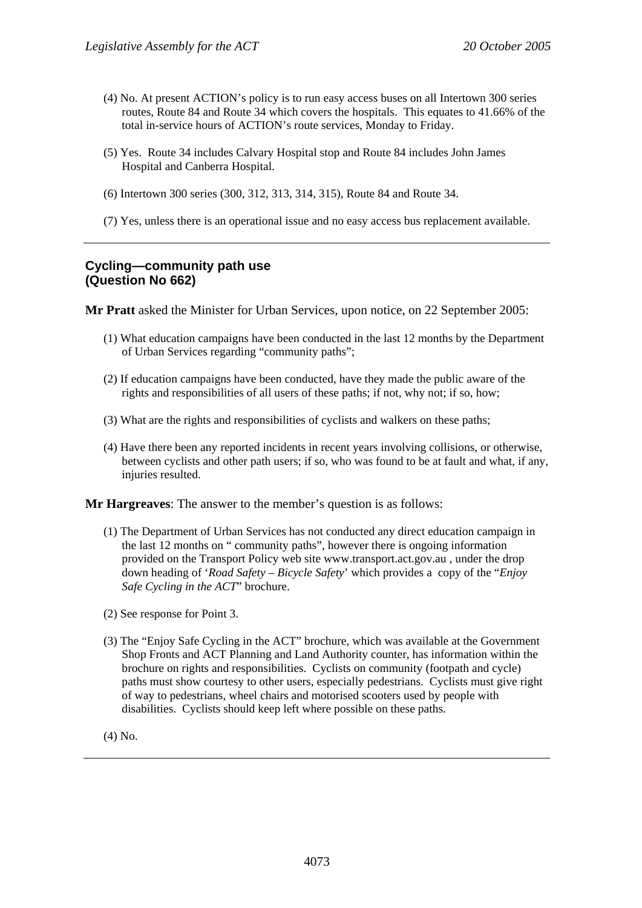(4) No. At present ACTION's policy is to run easy access buses on all Intertown 300 series routes, Route 84 and Route 34 which covers the hospitals. This equates to 41.66% of the total in-service hours of ACTION's route services, Monday to Friday.

(5) Yes. Route 34 includes Calvary Hospital stop and Route 84 includes John James Hospital and Canberra Hospital.

(6) Intertown 300 series (300, 312, 313, 314, 315), Route 84 and Route 34.

(7) Yes, unless there is an operational issue and no easy access bus replacement available.

---

## Cycling—community path use (Question No 662)

**Mr Pratt** asked the Minister for Urban Services, upon notice, on 22 September 2005:

(1) What education campaigns have been conducted in the last 12 months by the Department of Urban Services regarding "community paths";

(2) If education campaigns have been conducted, have they made the public aware of the rights and responsibilities of all users of these paths; if not, why not; if so, how;

(3) What are the rights and responsibilities of cyclists and walkers on these paths;

(4) Have there been any reported incidents in recent years involving collisions, or otherwise, between cyclists and other path users; if so, who was found to be at fault and what, if any, injuries resulted.

**Mr Hargreaves**: The answer to the member's question is as follows:

(1) The Department of Urban Services has not conducted any direct education campaign in the last 12 months on " community paths", however there is ongoing information provided on the Transport Policy web site www.transport.act.gov.au , under the drop down heading of '*Road Safety – Bicycle Safety*' which provides a copy of the "*Enjoy Safe Cycling in the ACT*" brochure.

(2) See response for Point 3.

(3) The "Enjoy Safe Cycling in the ACT" brochure, which was available at the Government Shop Fronts and ACT Planning and Land Authority counter, has information within the brochure on rights and responsibilities. Cyclists on community (footpath and cycle) paths must show courtesy to other users, especially pedestrians. Cyclists must give right of way to pedestrians, wheel chairs and motorised scooters used by people with disabilities. Cyclists should keep left where possible on these paths.

(4) No.

---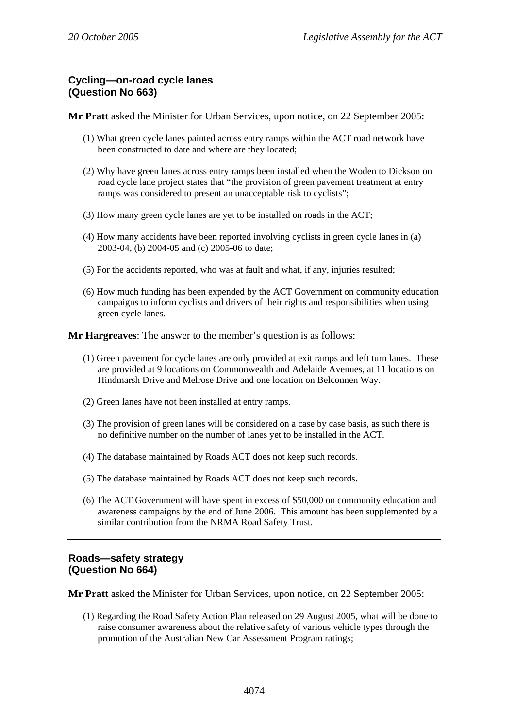### Cycling—on-road cycle lanes
### (Question No 663)

**Mr Pratt** asked the Minister for Urban Services, upon notice, on 22 September 2005:

(1) What green cycle lanes painted across entry ramps within the ACT road network have been constructed to date and where are they located;

(2) Why have green lanes across entry ramps been installed when the Woden to Dickson on road cycle lane project states that "the provision of green pavement treatment at entry ramps was considered to present an unacceptable risk to cyclists";

(3) How many green cycle lanes are yet to be installed on roads in the ACT;

(4) How many accidents have been reported involving cyclists in green cycle lanes in (a) 2003-04, (b) 2004-05 and (c) 2005-06 to date;

(5) For the accidents reported, who was at fault and what, if any, injuries resulted;

(6) How much funding has been expended by the ACT Government on community education campaigns to inform cyclists and drivers of their rights and responsibilities when using green cycle lanes.

**Mr Hargreaves**: The answer to the member's question is as follows:

(1) Green pavement for cycle lanes are only provided at exit ramps and left turn lanes. These are provided at 9 locations on Commonwealth and Adelaide Avenues, at 11 locations on Hindmarsh Drive and Melrose Drive and one location on Belconnen Way.

(2) Green lanes have not been installed at entry ramps.

(3) The provision of green lanes will be considered on a case by case basis, as such there is no definitive number on the number of lanes yet to be installed in the ACT.

(4) The database maintained by Roads ACT does not keep such records.

(5) The database maintained by Roads ACT does not keep such records.

(6) The ACT Government will have spent in excess of $50,000 on community education and awareness campaigns by the end of June 2006. This amount has been supplemented by a similar contribution from the NRMA Road Safety Trust.

---

### Roads—safety strategy
### (Question No 664)

**Mr Pratt** asked the Minister for Urban Services, upon notice, on 22 September 2005:

(1) Regarding the Road Safety Action Plan released on 29 August 2005, what will be done to raise consumer awareness about the relative safety of various vehicle types through the promotion of the Australian New Car Assessment Program ratings;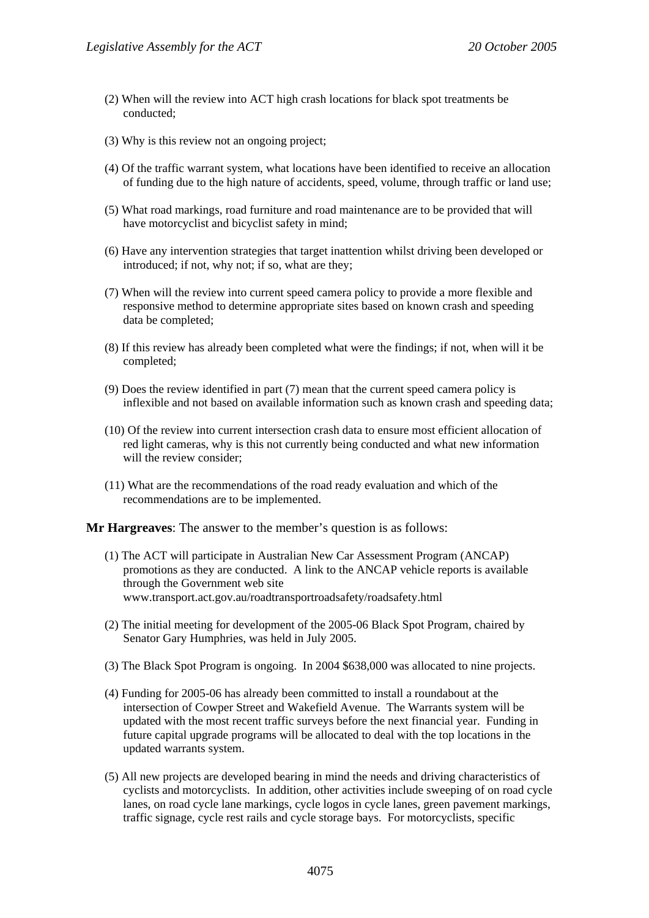(2) When will the review into ACT high crash locations for black spot treatments be conducted;

(3) Why is this review not an ongoing project;

(4) Of the traffic warrant system, what locations have been identified to receive an allocation of funding due to the high nature of accidents, speed, volume, through traffic or land use;

(5) What road markings, road furniture and road maintenance are to be provided that will have motorcyclist and bicyclist safety in mind;

(6) Have any intervention strategies that target inattention whilst driving been developed or introduced; if not, why not; if so, what are they;

(7) When will the review into current speed camera policy to provide a more flexible and responsive method to determine appropriate sites based on known crash and speeding data be completed;

(8) If this review has already been completed what were the findings; if not, when will it be completed;

(9) Does the review identified in part (7) mean that the current speed camera policy is inflexible and not based on available information such as known crash and speeding data;

(10) Of the review into current intersection crash data to ensure most efficient allocation of red light cameras, why is this not currently being conducted and what new information will the review consider;

(11) What are the recommendations of the road ready evaluation and which of the recommendations are to be implemented.

**Mr Hargreaves**: The answer to the member's question is as follows:

(1) The ACT will participate in Australian New Car Assessment Program (ANCAP) promotions as they are conducted. A link to the ANCAP vehicle reports is available through the Government web site www.transport.act.gov.au/roadtransportroadsafety/roadsafety.html

(2) The initial meeting for development of the 2005-06 Black Spot Program, chaired by Senator Gary Humphries, was held in July 2005.

(3) The Black Spot Program is ongoing. In 2004 $638,000 was allocated to nine projects.

(4) Funding for 2005-06 has already been committed to install a roundabout at the intersection of Cowper Street and Wakefield Avenue. The Warrants system will be updated with the most recent traffic surveys before the next financial year. Funding in future capital upgrade programs will be allocated to deal with the top locations in the updated warrants system.

(5) All new projects are developed bearing in mind the needs and driving characteristics of cyclists and motorcyclists. In addition, other activities include sweeping of on road cycle lanes, on road cycle lane markings, cycle logos in cycle lanes, green pavement markings, traffic signage, cycle rest rails and cycle storage bays. For motorcyclists, specific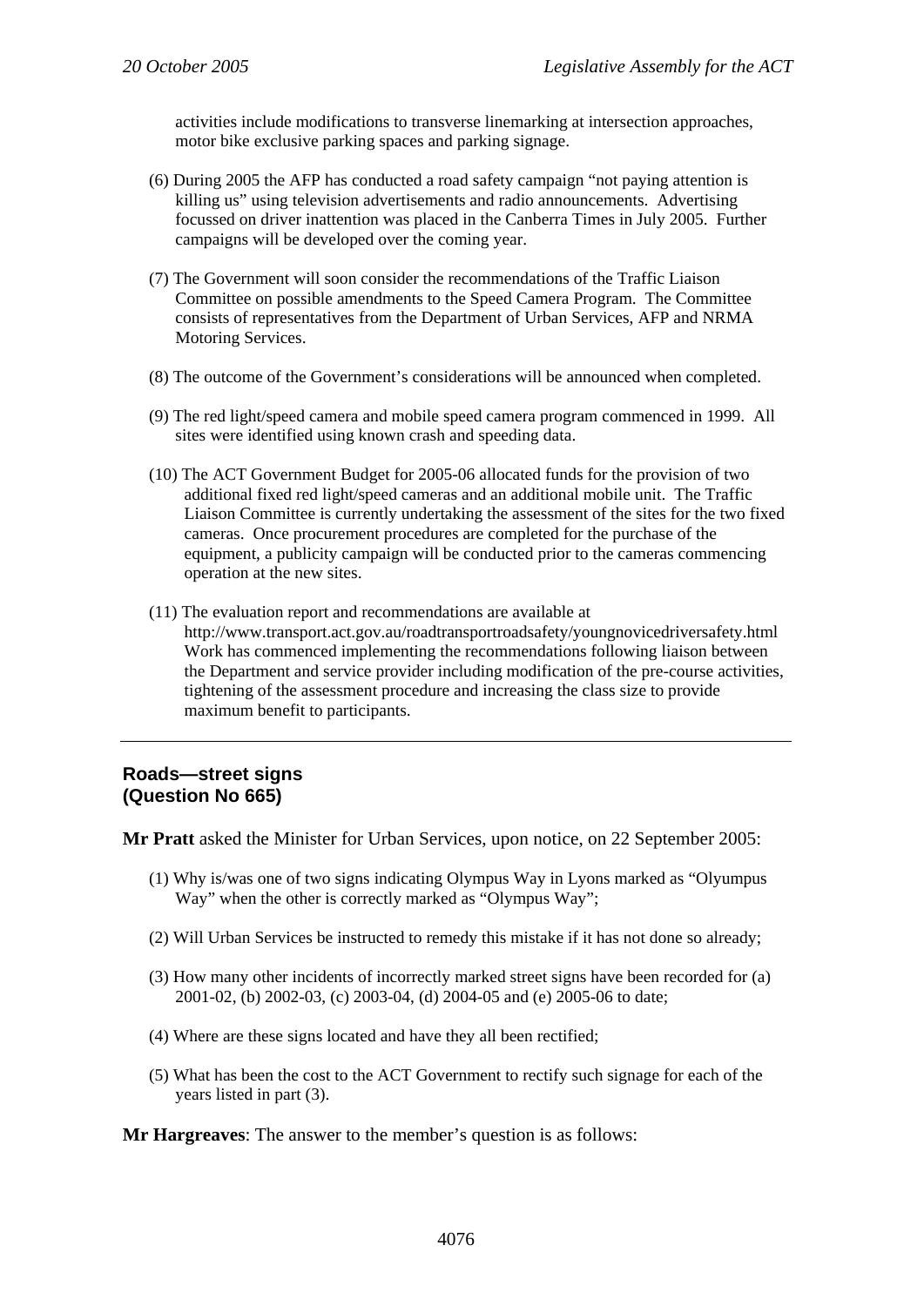activities include modifications to transverse linemarking at intersection approaches, motor bike exclusive parking spaces and parking signage.

(6) During 2005 the AFP has conducted a road safety campaign "not paying attention is killing us" using television advertisements and radio announcements. Advertising focussed on driver inattention was placed in the Canberra Times in July 2005. Further campaigns will be developed over the coming year.

(7) The Government will soon consider the recommendations of the Traffic Liaison Committee on possible amendments to the Speed Camera Program. The Committee consists of representatives from the Department of Urban Services, AFP and NRMA Motoring Services.

(8) The outcome of the Government's considerations will be announced when completed.

(9) The red light/speed camera and mobile speed camera program commenced in 1999. All sites were identified using known crash and speeding data.

(10) The ACT Government Budget for 2005-06 allocated funds for the provision of two additional fixed red light/speed cameras and an additional mobile unit. The Traffic Liaison Committee is currently undertaking the assessment of the sites for the two fixed cameras. Once procurement procedures are completed for the purchase of the equipment, a publicity campaign will be conducted prior to the cameras commencing operation at the new sites.

(11) The evaluation report and recommendations are available at http://www.transport.act.gov.au/roadtransportroadsafety/youngnovicedriversafety.html Work has commenced implementing the recommendations following liaison between the Department and service provider including modification of the pre-course activities, tightening of the assessment procedure and increasing the class size to provide maximum benefit to participants.

---

## Roads—street signs
## (Question No 665)

**Mr Pratt** asked the Minister for Urban Services, upon notice, on 22 September 2005:

(1) Why is/was one of two signs indicating Olympus Way in Lyons marked as "Olyumpus Way" when the other is correctly marked as "Olympus Way";

(2) Will Urban Services be instructed to remedy this mistake if it has not done so already;

(3) How many other incidents of incorrectly marked street signs have been recorded for (a) 2001-02, (b) 2002-03, (c) 2003-04, (d) 2004-05 and (e) 2005-06 to date;

(4) Where are these signs located and have they all been rectified;

(5) What has been the cost to the ACT Government to rectify such signage for each of the years listed in part (3).

**Mr Hargreaves**: The answer to the member's question is as follows: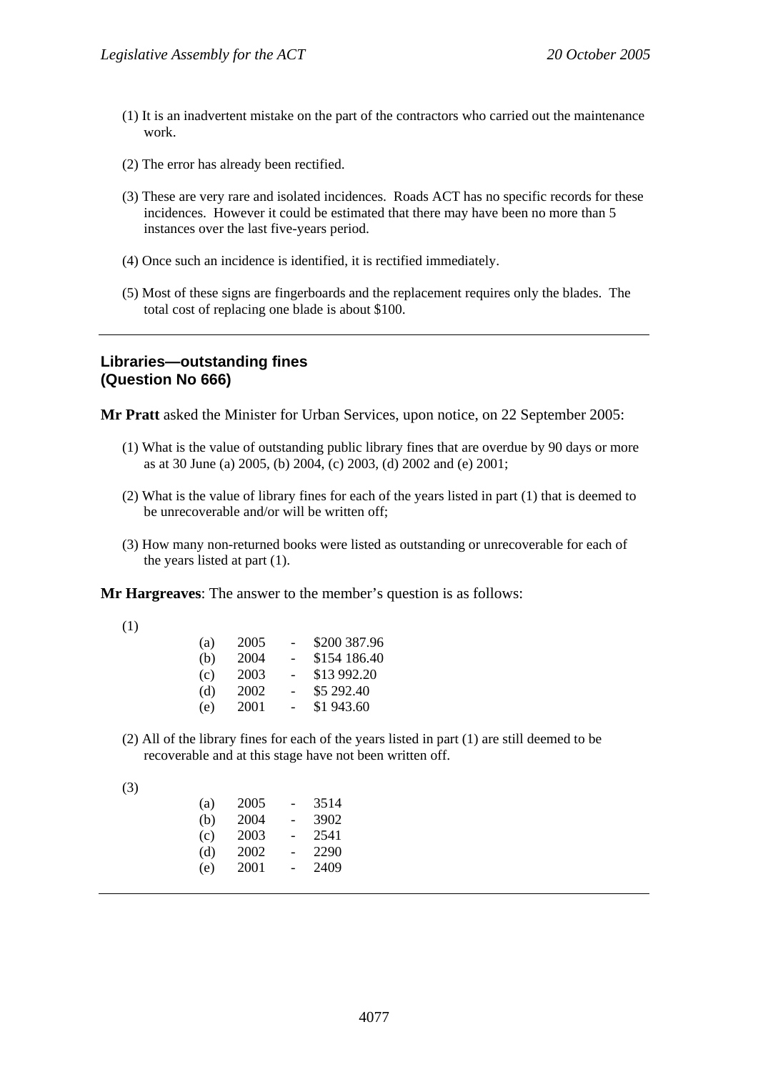(1) It is an inadvertent mistake on the part of the contractors who carried out the maintenance work.

(2) The error has already been rectified.

(3) These are very rare and isolated incidences. Roads ACT has no specific records for these incidences. However it could be estimated that there may have been no more than 5 instances over the last five-years period.

(4) Once such an incidence is identified, it is rectified immediately.

(5) Most of these signs are fingerboards and the replacement requires only the blades. The total cost of replacing one blade is about $100.

---

## Libraries—outstanding fines (Question No 666)

**Mr Pratt** asked the Minister for Urban Services, upon notice, on 22 September 2005:

(1) What is the value of outstanding public library fines that are overdue by 90 days or more as at 30 June (a) 2005, (b) 2004, (c) 2003, (d) 2002 and (e) 2001;

(2) What is the value of library fines for each of the years listed in part (1) that is deemed to be unrecoverable and/or will be written off;

(3) How many non-returned books were listed as outstanding or unrecoverable for each of the years listed at part (1).

**Mr Hargreaves**: The answer to the member's question is as follows:

(1)

| | | | |
|---|---|---|---|
| (a) | 2005 | - | $200 387.96 |
| (b) | 2004 | - | $154 186.40 |
| (c) | 2003 | - | $13 992.20 |
| (d) | 2002 | - | $5 292.40 |
| (e) | 2001 | - | $1 943.60 |

(2) All of the library fines for each of the years listed in part (1) are still deemed to be recoverable and at this stage have not been written off.

(3)

| | | | |
|---|---|---|---|
| (a) | 2005 | - | 3514 |
| (b) | 2004 | - | 3902 |
| (c) | 2003 | - | 2541 |
| (d) | 2002 | - | 2290 |
| (e) | 2001 | - | 2409 |

---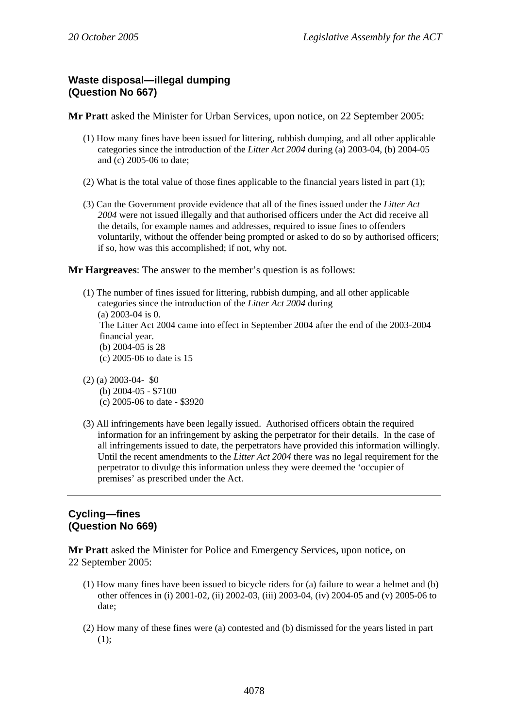## Waste disposal—illegal dumping (Question No 667)

**Mr Pratt** asked the Minister for Urban Services, upon notice, on 22 September 2005:

(1) How many fines have been issued for littering, rubbish dumping, and all other applicable categories since the introduction of the *Litter Act 2004* during (a) 2003-04, (b) 2004-05 and (c) 2005-06 to date;

(2) What is the total value of those fines applicable to the financial years listed in part (1);

(3) Can the Government provide evidence that all of the fines issued under the *Litter Act 2004* were not issued illegally and that authorised officers under the Act did receive all the details, for example names and addresses, required to issue fines to offenders voluntarily, without the offender being prompted or asked to do so by authorised officers; if so, how was this accomplished; if not, why not.

**Mr Hargreaves**: The answer to the member's question is as follows:

(1) The number of fines issued for littering, rubbish dumping, and all other applicable categories since the introduction of the *Litter Act 2004* during
(a) 2003-04 is 0.
The Litter Act 2004 came into effect in September 2004 after the end of the 2003-2004 financial year.
(b) 2004-05 is 28
(c) 2005-06 to date is 15

(2) (a) 2003-04- $0
(b) 2004-05 - $7100
(c) 2005-06 to date - $3920

(3) All infringements have been legally issued. Authorised officers obtain the required information for an infringement by asking the perpetrator for their details. In the case of all infringements issued to date, the perpetrators have provided this information willingly. Until the recent amendments to the *Litter Act 2004* there was no legal requirement for the perpetrator to divulge this information unless they were deemed the 'occupier of premises' as prescribed under the Act.

---

## Cycling—fines (Question No 669)

**Mr Pratt** asked the Minister for Police and Emergency Services, upon notice, on 22 September 2005:

(1) How many fines have been issued to bicycle riders for (a) failure to wear a helmet and (b) other offences in (i) 2001-02, (ii) 2002-03, (iii) 2003-04, (iv) 2004-05 and (v) 2005-06 to date;

(2) How many of these fines were (a) contested and (b) dismissed for the years listed in part (1);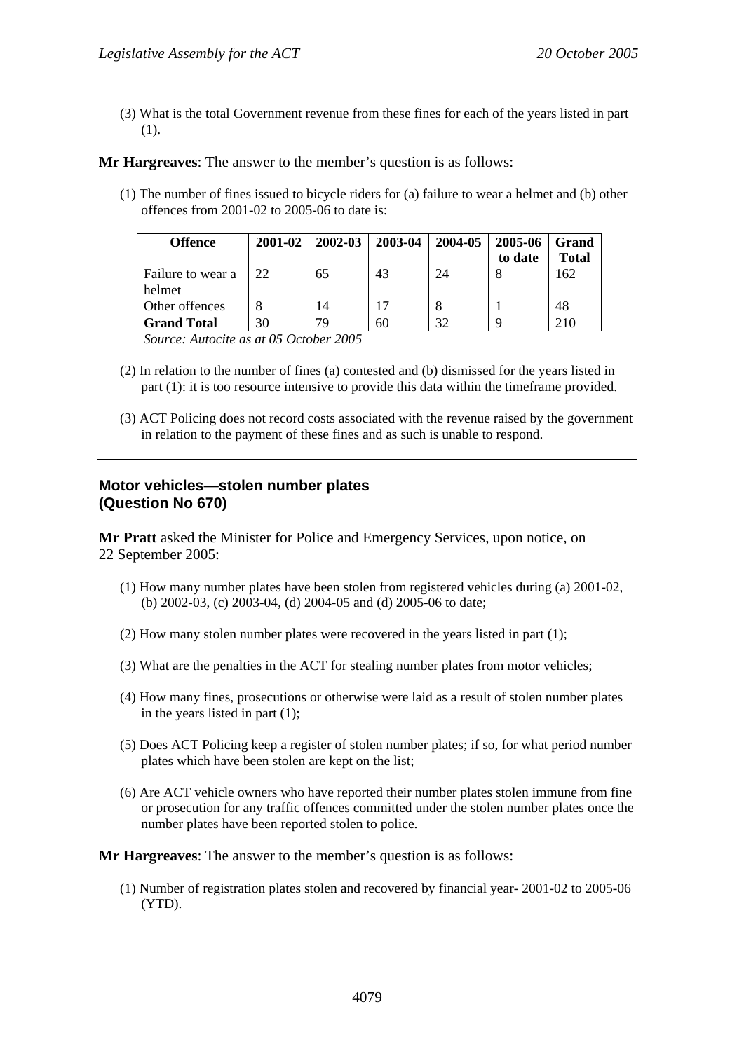(3) What is the total Government revenue from these fines for each of the years listed in part (1).

**Mr Hargreaves**: The answer to the member's question is as follows:

(1) The number of fines issued to bicycle riders for (a) failure to wear a helmet and (b) other offences from 2001-02 to 2005-06 to date is:

| **Offence** | **2001-02** | **2002-03** | **2003-04** | **2004-05** | **2005-06 to date** | **Grand Total** |
|---|---|---|---|---|---|---|
| Failure to wear a helmet | 22 | 65 | 43 | 24 | 8 | 162 |
| Other offences | 8 | 14 | 17 | 8 | 1 | 48 |
| **Grand Total** | 30 | 79 | 60 | 32 | 9 | 210 |

*Source: Autocite as at 05 October 2005*

(2) In relation to the number of fines (a) contested and (b) dismissed for the years listed in part (1): it is too resource intensive to provide this data within the timeframe provided.

(3) ACT Policing does not record costs associated with the revenue raised by the government in relation to the payment of these fines and as such is unable to respond.

---

## Motor vehicles—stolen number plates (Question No 670)

**Mr Pratt** asked the Minister for Police and Emergency Services, upon notice, on 22 September 2005:

(1) How many number plates have been stolen from registered vehicles during (a) 2001-02, (b) 2002-03, (c) 2003-04, (d) 2004-05 and (d) 2005-06 to date;

(2) How many stolen number plates were recovered in the years listed in part (1);

(3) What are the penalties in the ACT for stealing number plates from motor vehicles;

(4) How many fines, prosecutions or otherwise were laid as a result of stolen number plates in the years listed in part (1);

(5) Does ACT Policing keep a register of stolen number plates; if so, for what period number plates which have been stolen are kept on the list;

(6) Are ACT vehicle owners who have reported their number plates stolen immune from fine or prosecution for any traffic offences committed under the stolen number plates once the number plates have been reported stolen to police.

**Mr Hargreaves**: The answer to the member's question is as follows:

(1) Number of registration plates stolen and recovered by financial year- 2001-02 to 2005-06 (YTD).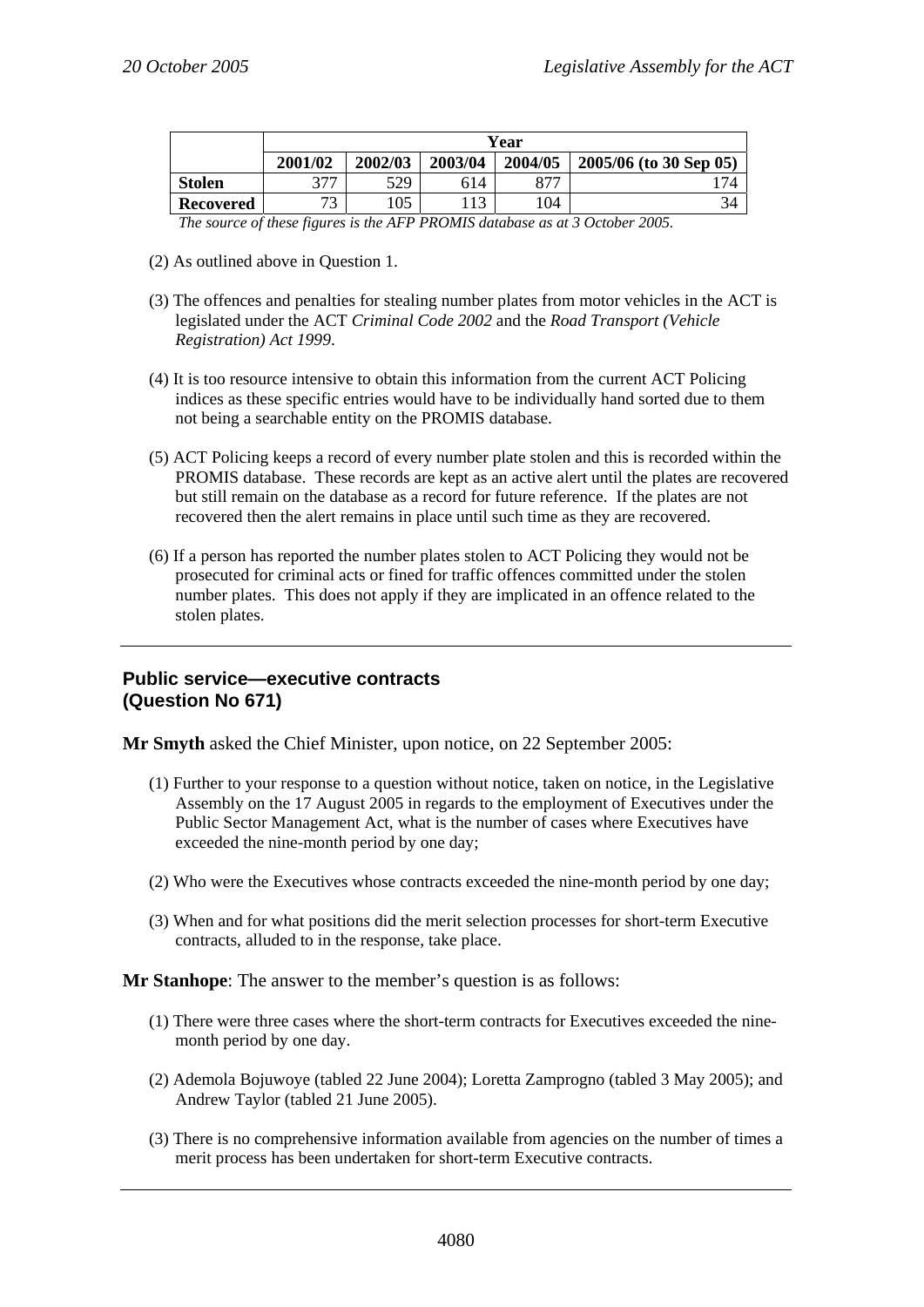| | Year | | | | |
|---|---|---|---|---|---|
| | 2001/02 | 2002/03 | 2003/04 | 2004/05 | 2005/06 (to 30 Sep 05) |
| **Stolen** | 377 | 529 | 614 | 877 | 174 |
| **Recovered** | 73 | 105 | 113 | 104 | 34 |

*The source of these figures is the AFP PROMIS database as at 3 October 2005.*

(2) As outlined above in Question 1.

(3) The offences and penalties for stealing number plates from motor vehicles in the ACT is legislated under the ACT *Criminal Code 2002* and the *Road Transport (Vehicle Registration) Act 1999*.

(4) It is too resource intensive to obtain this information from the current ACT Policing indices as these specific entries would have to be individually hand sorted due to them not being a searchable entity on the PROMIS database.

(5) ACT Policing keeps a record of every number plate stolen and this is recorded within the PROMIS database. These records are kept as an active alert until the plates are recovered but still remain on the database as a record for future reference. If the plates are not recovered then the alert remains in place until such time as they are recovered.

(6) If a person has reported the number plates stolen to ACT Policing they would not be prosecuted for criminal acts or fined for traffic offences committed under the stolen number plates. This does not apply if they are implicated in an offence related to the stolen plates.

---

## Public service—executive contracts (Question No 671)

**Mr Smyth** asked the Chief Minister, upon notice, on 22 September 2005:

(1) Further to your response to a question without notice, taken on notice, in the Legislative Assembly on the 17 August 2005 in regards to the employment of Executives under the Public Sector Management Act, what is the number of cases where Executives have exceeded the nine-month period by one day;

(2) Who were the Executives whose contracts exceeded the nine-month period by one day;

(3) When and for what positions did the merit selection processes for short-term Executive contracts, alluded to in the response, take place.

**Mr Stanhope**: The answer to the member's question is as follows:

(1) There were three cases where the short-term contracts for Executives exceeded the nine-month period by one day.

(2) Ademola Bojuwoye (tabled 22 June 2004); Loretta Zamprogno (tabled 3 May 2005); and Andrew Taylor (tabled 21 June 2005).

(3) There is no comprehensive information available from agencies on the number of times a merit process has been undertaken for short-term Executive contracts.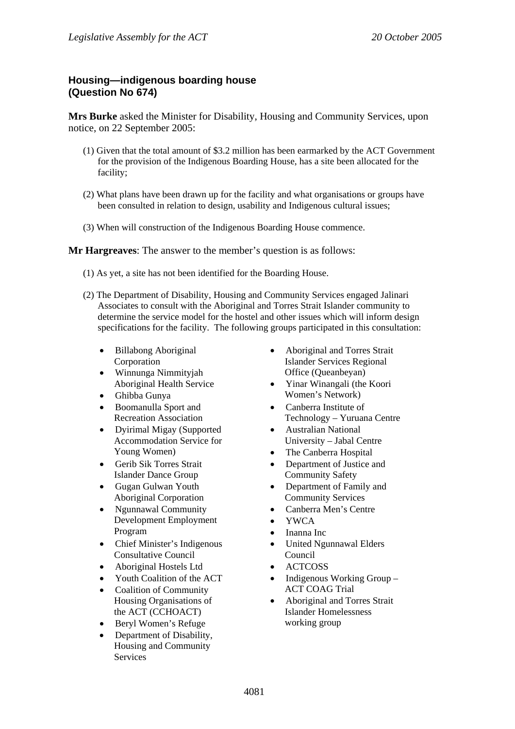### Housing—indigenous boarding house (Question No 674)

**Mrs Burke** asked the Minister for Disability, Housing and Community Services, upon notice, on 22 September 2005:

(1) Given that the total amount of $3.2 million has been earmarked by the ACT Government for the provision of the Indigenous Boarding House, has a site been allocated for the facility;

(2) What plans have been drawn up for the facility and what organisations or groups have been consulted in relation to design, usability and Indigenous cultural issues;

(3) When will construction of the Indigenous Boarding House commence.

**Mr Hargreaves**: The answer to the member's question is as follows:

(1) As yet, a site has not been identified for the Boarding House.

(2) The Department of Disability, Housing and Community Services engaged Jalinari Associates to consult with the Aboriginal and Torres Strait Islander community to determine the service model for the hostel and other issues which will inform design specifications for the facility. The following groups participated in this consultation:

- Billabong Aboriginal Corporation
- Winnunga Nimmityjah Aboriginal Health Service
- Ghibba Gunya
- Boomanulla Sport and Recreation Association
- Dyirimal Migay (Supported Accommodation Service for Young Women)
- Gerib Sik Torres Strait Islander Dance Group
- Gugan Gulwan Youth Aboriginal Corporation
- Ngunnawal Community Development Employment Program
- Chief Minister's Indigenous Consultative Council
- Aboriginal Hostels Ltd
- Youth Coalition of the ACT
- Coalition of Community Housing Organisations of the ACT (CCHOACT)
- Beryl Women's Refuge
- Department of Disability, Housing and Community Services
- Aboriginal and Torres Strait Islander Services Regional Office (Queanbeyan)
- Yinar Winangali (the Koori Women's Network)
- Canberra Institute of Technology – Yuruana Centre
- Australian National University – Jabal Centre
- The Canberra Hospital
- Department of Justice and Community Safety
- Department of Family and Community Services
- Canberra Men's Centre
- YWCA
- Inanna Inc
- United Ngunnawal Elders Council
- ACTCOSS
- Indigenous Working Group – ACT COAG Trial
- Aboriginal and Torres Strait Islander Homelessness working group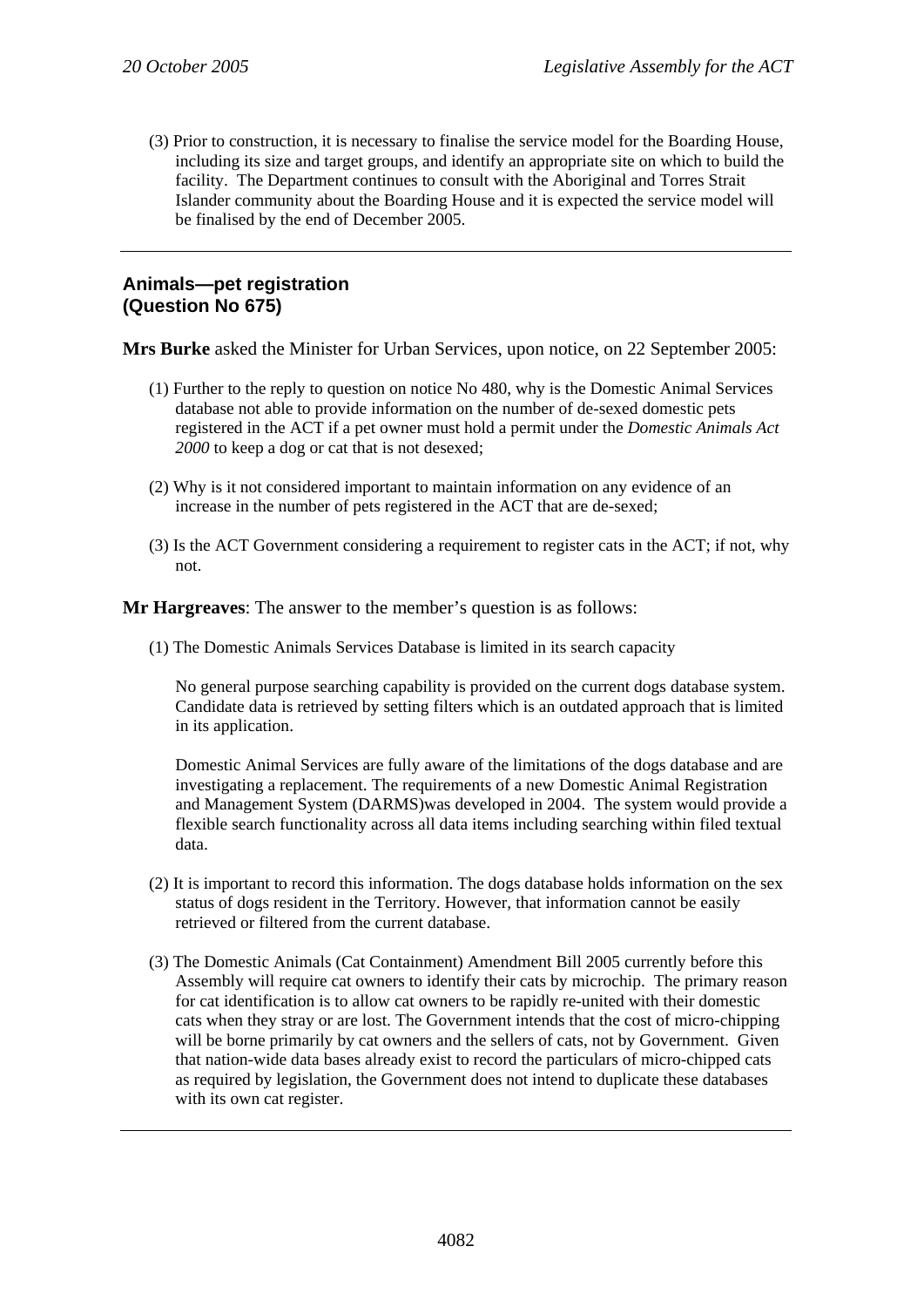(3) Prior to construction, it is necessary to finalise the service model for the Boarding House, including its size and target groups, and identify an appropriate site on which to build the facility. The Department continues to consult with the Aboriginal and Torres Strait Islander community about the Boarding House and it is expected the service model will be finalised by the end of December 2005.

---

## Animals—pet registration
## (Question No 675)

**Mrs Burke** asked the Minister for Urban Services, upon notice, on 22 September 2005:

(1) Further to the reply to question on notice No 480, why is the Domestic Animal Services database not able to provide information on the number of de-sexed domestic pets registered in the ACT if a pet owner must hold a permit under the *Domestic Animals Act 2000* to keep a dog or cat that is not desexed;

(2) Why is it not considered important to maintain information on any evidence of an increase in the number of pets registered in the ACT that are de-sexed;

(3) Is the ACT Government considering a requirement to register cats in the ACT; if not, why not.

**Mr Hargreaves**: The answer to the member's question is as follows:

(1) The Domestic Animals Services Database is limited in its search capacity

No general purpose searching capability is provided on the current dogs database system. Candidate data is retrieved by setting filters which is an outdated approach that is limited in its application.

Domestic Animal Services are fully aware of the limitations of the dogs database and are investigating a replacement. The requirements of a new Domestic Animal Registration and Management System (DARMS)was developed in 2004. The system would provide a flexible search functionality across all data items including searching within filed textual data.

(2) It is important to record this information. The dogs database holds information on the sex status of dogs resident in the Territory. However, that information cannot be easily retrieved or filtered from the current database.

(3) The Domestic Animals (Cat Containment) Amendment Bill 2005 currently before this Assembly will require cat owners to identify their cats by microchip. The primary reason for cat identification is to allow cat owners to be rapidly re-united with their domestic cats when they stray or are lost. The Government intends that the cost of micro-chipping will be borne primarily by cat owners and the sellers of cats, not by Government. Given that nation-wide data bases already exist to record the particulars of micro-chipped cats as required by legislation, the Government does not intend to duplicate these databases with its own cat register.

---